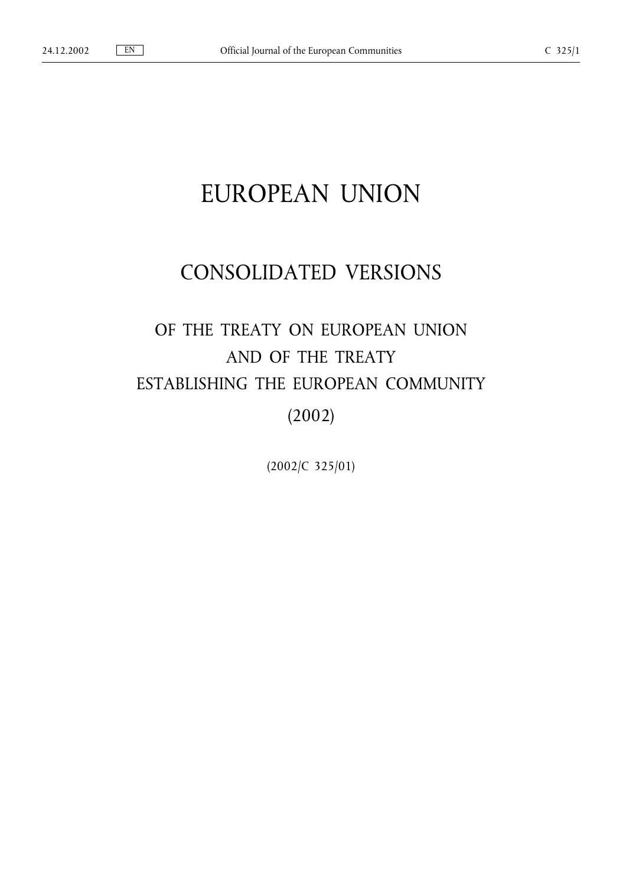# EUROPEAN UNION

## CONSOLIDATED VERSIONS

## OF THE TREATY ON EUROPEAN UNION AND OF THE TREATY ESTABLISHING THE EUROPEAN COMMUNITY (2002)

(2002/C 325/01)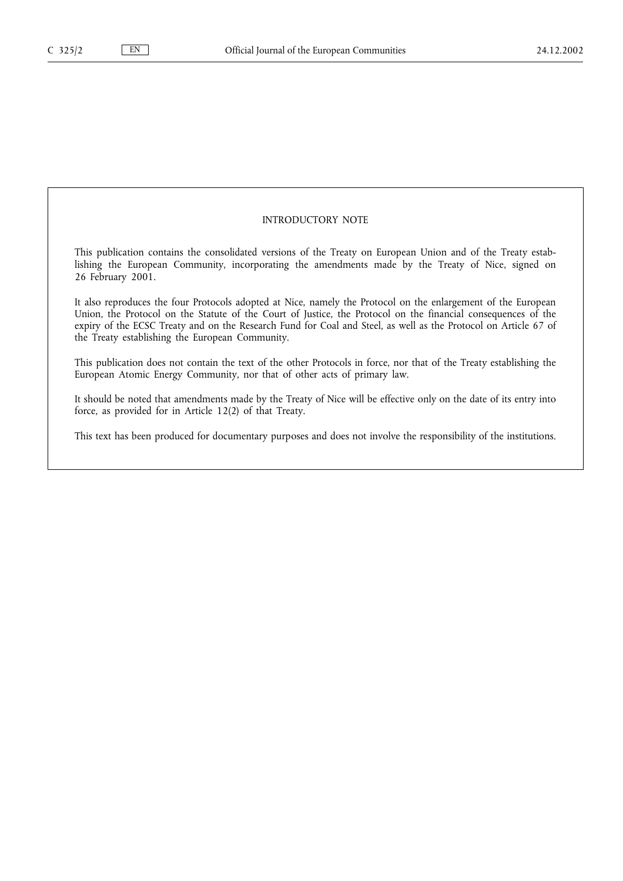## INTRODUCTORY NOTE

This publication contains the consolidated versions of the Treaty on European Union and of the Treaty establishing the European Community, incorporating the amendments made by the Treaty of Nice, signed on 26 February 2001.

It also reproduces the four Protocols adopted at Nice, namely the Protocol on the enlargement of the European Union, the Protocol on the Statute of the Court of Justice, the Protocol on the financial consequences of the expiry of the ECSC Treaty and on the Research Fund for Coal and Steel, as well as the Protocol on Article 67 of the Treaty establishing the European Community.

This publication does not contain the text of the other Protocols in force, nor that of the Treaty establishing the European Atomic Energy Community, nor that of other acts of primary law.

It should be noted that amendments made by the Treaty of Nice will be effective only on the date of its entry into force, as provided for in Article 12(2) of that Treaty.

This text has been produced for documentary purposes and does not involve the responsibility of the institutions.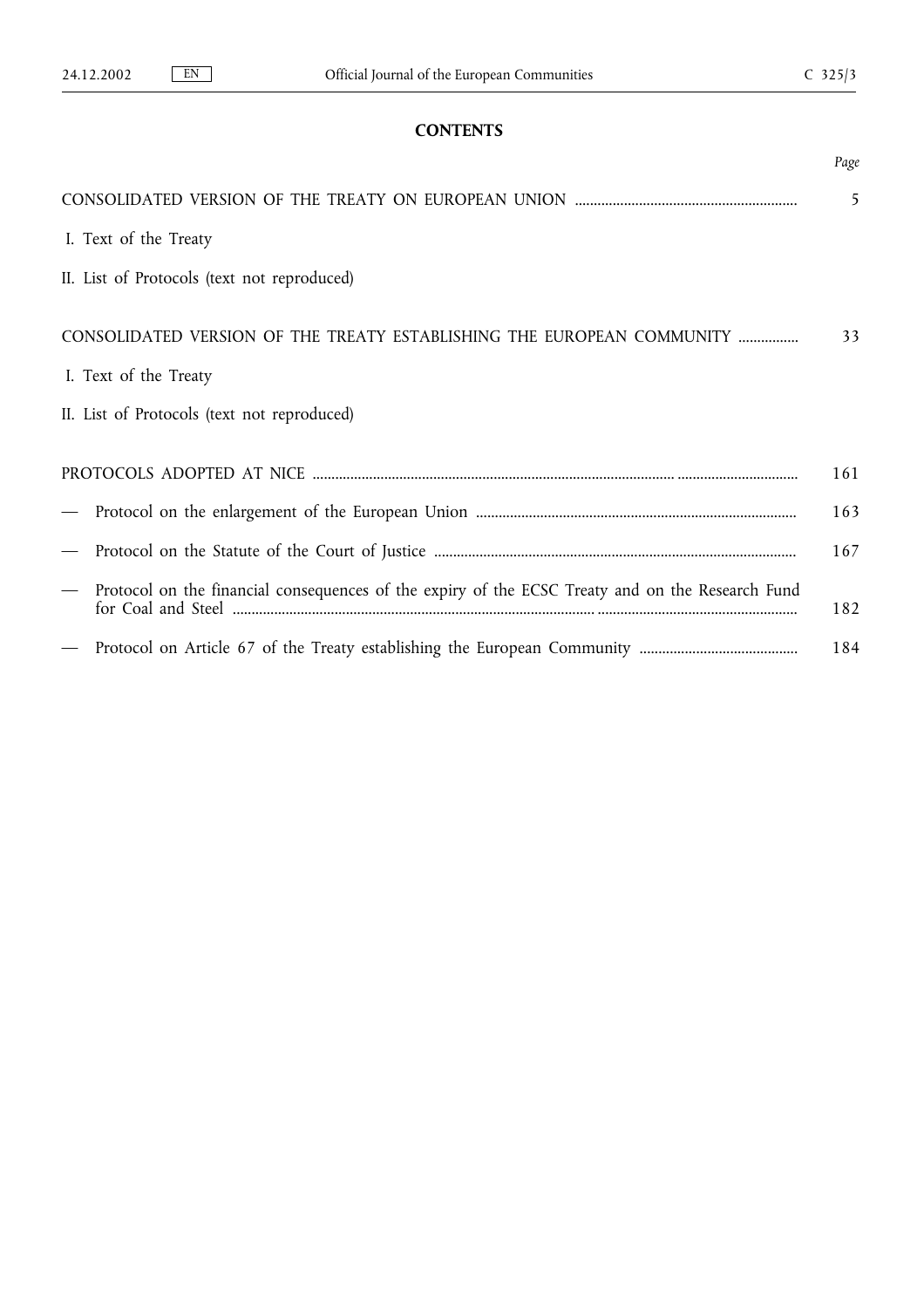# CONTENTS

| | Page |
|---|---|
| CONSOLIDATED VERSION OF THE TREATY ON EUROPEAN UNION | 5 |
| I. Text of the Treaty | |
| II. List of Protocols (text not reproduced) | |
| CONSOLIDATED VERSION OF THE TREATY ESTABLISHING THE EUROPEAN COMMUNITY | 33 |
| I. Text of the Treaty | |
| II. List of Protocols (text not reproduced) | |
| PROTOCOLS ADOPTED AT NICE | 161 |
| — Protocol on the enlargement of the European Union | 163 |
| — Protocol on the Statute of the Court of Justice | 167 |
| — Protocol on the financial consequences of the expiry of the ECSC Treaty and on the Research Fund for Coal and Steel | 182 |
| — Protocol on Article 67 of the Treaty establishing the European Community | 184 |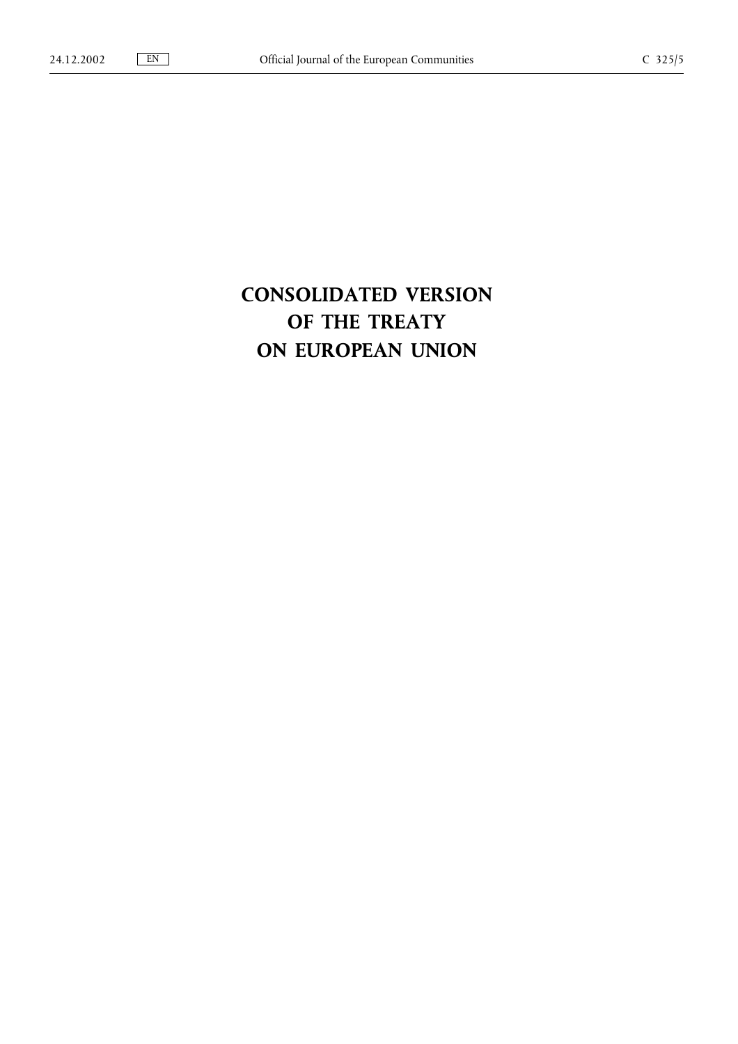# CONSOLIDATED VERSION OF THE TREATY ON EUROPEAN UNION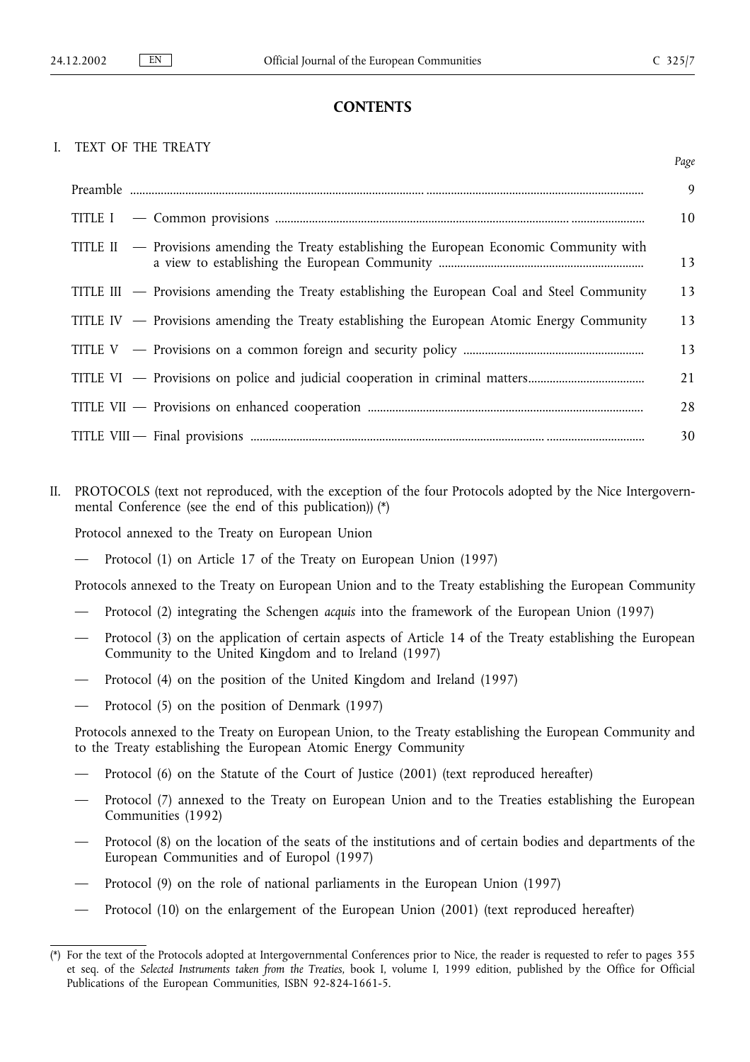## CONTENTS

I. TEXT OF THE TREATY

| | Page |
|---|---|
| Preamble | 9 |
| TITLE I — Common provisions | 10 |
| TITLE II — Provisions amending the Treaty establishing the European Economic Community with a view to establishing the European Community | 13 |
| TITLE III — Provisions amending the Treaty establishing the European Coal and Steel Community | 13 |
| TITLE IV — Provisions amending the Treaty establishing the European Atomic Energy Community | 13 |
| TITLE V — Provisions on a common foreign and security policy | 13 |
| TITLE VI — Provisions on police and judicial cooperation in criminal matters | 21 |
| TITLE VII — Provisions on enhanced cooperation | 28 |
| TITLE VIII — Final provisions | 30 |

II. PROTOCOLS (text not reproduced, with the exception of the four Protocols adopted by the Nice Intergovernmental Conference (see the end of this publication)) (*)

Protocol annexed to the Treaty on European Union

— Protocol (1) on Article 17 of the Treaty on European Union (1997)

Protocols annexed to the Treaty on European Union and to the Treaty establishing the European Community

— Protocol (2) integrating the Schengen *acquis* into the framework of the European Union (1997)

— Protocol (3) on the application of certain aspects of Article 14 of the Treaty establishing the European Community to the United Kingdom and to Ireland (1997)

— Protocol (4) on the position of the United Kingdom and Ireland (1997)

— Protocol (5) on the position of Denmark (1997)

Protocols annexed to the Treaty on European Union, to the Treaty establishing the European Community and to the Treaty establishing the European Atomic Energy Community

— Protocol (6) on the Statute of the Court of Justice (2001) (text reproduced hereafter)

— Protocol (7) annexed to the Treaty on European Union and to the Treaties establishing the European Communities (1992)

— Protocol (8) on the location of the seats of the institutions and of certain bodies and departments of the European Communities and of Europol (1997)

— Protocol (9) on the role of national parliaments in the European Union (1997)

— Protocol (10) on the enlargement of the European Union (2001) (text reproduced hereafter)

---

(*) For the text of the Protocols adopted at Intergovernmental Conferences prior to Nice, the reader is requested to refer to pages 355 et seq. of the *Selected Instruments taken from the Treaties*, book I, volume I, 1999 edition, published by the Office for Official Publications of the European Communities, ISBN 92-824-1661-5.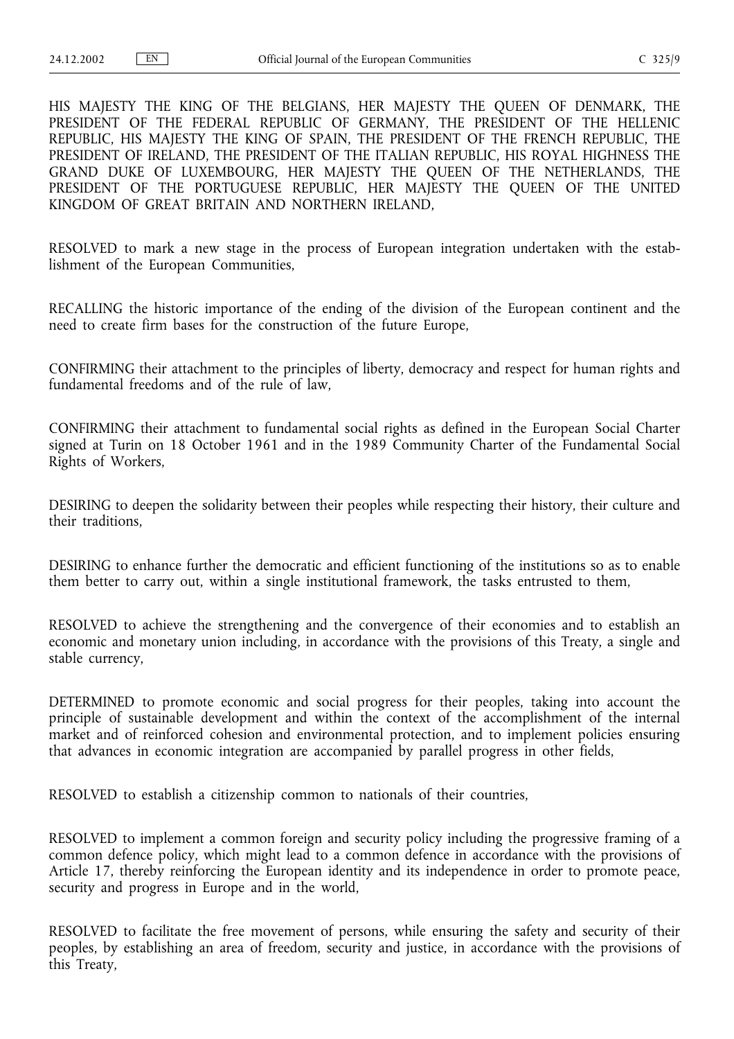HIS MAJESTY THE KING OF THE BELGIANS, HER MAJESTY THE QUEEN OF DENMARK, THE PRESIDENT OF THE FEDERAL REPUBLIC OF GERMANY, THE PRESIDENT OF THE HELLENIC REPUBLIC, HIS MAJESTY THE KING OF SPAIN, THE PRESIDENT OF THE FRENCH REPUBLIC, THE PRESIDENT OF IRELAND, THE PRESIDENT OF THE ITALIAN REPUBLIC, HIS ROYAL HIGHNESS THE GRAND DUKE OF LUXEMBOURG, HER MAJESTY THE QUEEN OF THE NETHERLANDS, THE PRESIDENT OF THE PORTUGUESE REPUBLIC, HER MAJESTY THE QUEEN OF THE UNITED KINGDOM OF GREAT BRITAIN AND NORTHERN IRELAND,

RESOLVED to mark a new stage in the process of European integration undertaken with the establishment of the European Communities,

RECALLING the historic importance of the ending of the division of the European continent and the need to create firm bases for the construction of the future Europe,

CONFIRMING their attachment to the principles of liberty, democracy and respect for human rights and fundamental freedoms and of the rule of law,

CONFIRMING their attachment to fundamental social rights as defined in the European Social Charter signed at Turin on 18 October 1961 and in the 1989 Community Charter of the Fundamental Social Rights of Workers,

DESIRING to deepen the solidarity between their peoples while respecting their history, their culture and their traditions,

DESIRING to enhance further the democratic and efficient functioning of the institutions so as to enable them better to carry out, within a single institutional framework, the tasks entrusted to them,

RESOLVED to achieve the strengthening and the convergence of their economies and to establish an economic and monetary union including, in accordance with the provisions of this Treaty, a single and stable currency,

DETERMINED to promote economic and social progress for their peoples, taking into account the principle of sustainable development and within the context of the accomplishment of the internal market and of reinforced cohesion and environmental protection, and to implement policies ensuring that advances in economic integration are accompanied by parallel progress in other fields,

RESOLVED to establish a citizenship common to nationals of their countries,

RESOLVED to implement a common foreign and security policy including the progressive framing of a common defence policy, which might lead to a common defence in accordance with the provisions of Article 17, thereby reinforcing the European identity and its independence in order to promote peace, security and progress in Europe and in the world,

RESOLVED to facilitate the free movement of persons, while ensuring the safety and security of their peoples, by establishing an area of freedom, security and justice, in accordance with the provisions of this Treaty,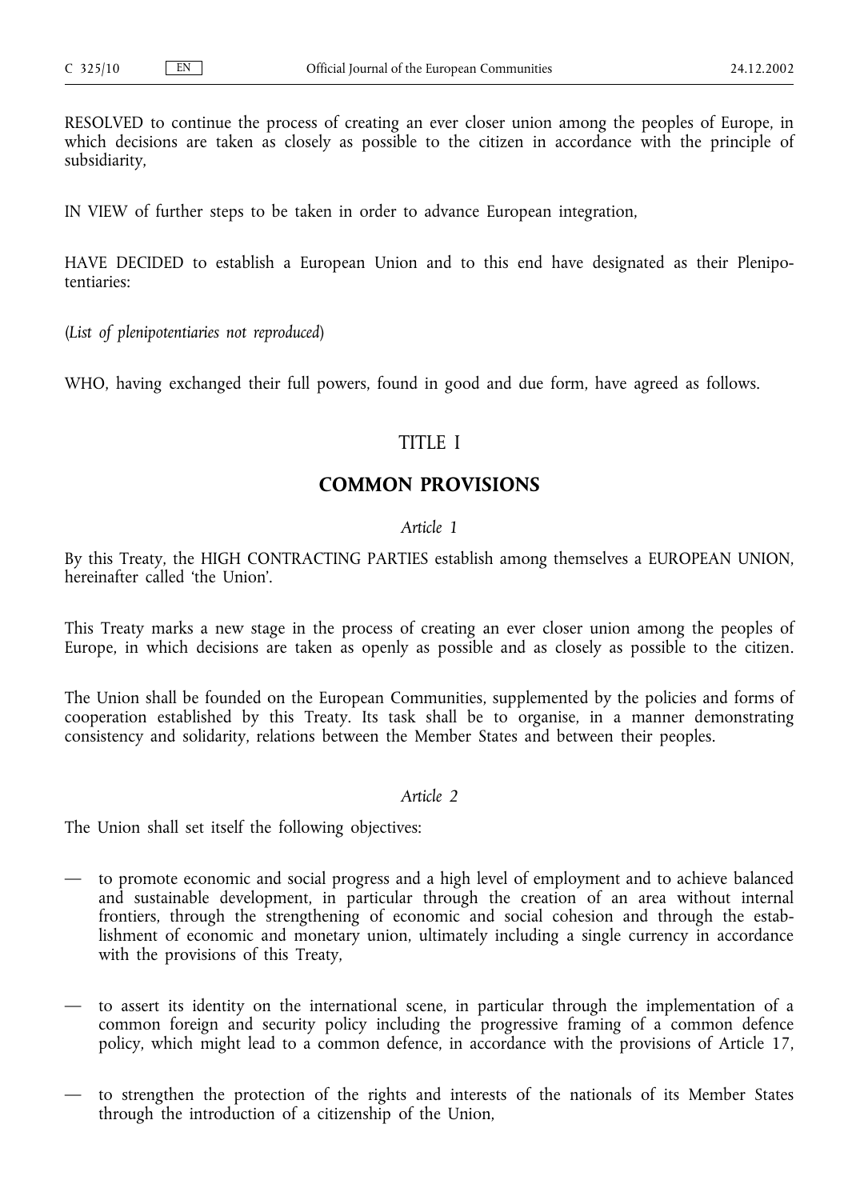RESOLVED to continue the process of creating an ever closer union among the peoples of Europe, in which decisions are taken as closely as possible to the citizen in accordance with the principle of subsidiarity,

IN VIEW of further steps to be taken in order to advance European integration,

HAVE DECIDED to establish a European Union and to this end have designated as their Plenipotentiaries:

(*List of plenipotentiaries not reproduced*)

WHO, having exchanged their full powers, found in good and due form, have agreed as follows.

# TITLE I

# COMMON PROVISIONS

*Article 1*

By this Treaty, the HIGH CONTRACTING PARTIES establish among themselves a EUROPEAN UNION, hereinafter called 'the Union'.

This Treaty marks a new stage in the process of creating an ever closer union among the peoples of Europe, in which decisions are taken as openly as possible and as closely as possible to the citizen.

The Union shall be founded on the European Communities, supplemented by the policies and forms of cooperation established by this Treaty. Its task shall be to organise, in a manner demonstrating consistency and solidarity, relations between the Member States and between their peoples.

*Article 2*

The Union shall set itself the following objectives:

— to promote economic and social progress and a high level of employment and to achieve balanced and sustainable development, in particular through the creation of an area without internal frontiers, through the strengthening of economic and social cohesion and through the establishment of economic and monetary union, ultimately including a single currency in accordance with the provisions of this Treaty,

— to assert its identity on the international scene, in particular through the implementation of a common foreign and security policy including the progressive framing of a common defence policy, which might lead to a common defence, in accordance with the provisions of Article 17,

— to strengthen the protection of the rights and interests of the nationals of its Member States through the introduction of a citizenship of the Union,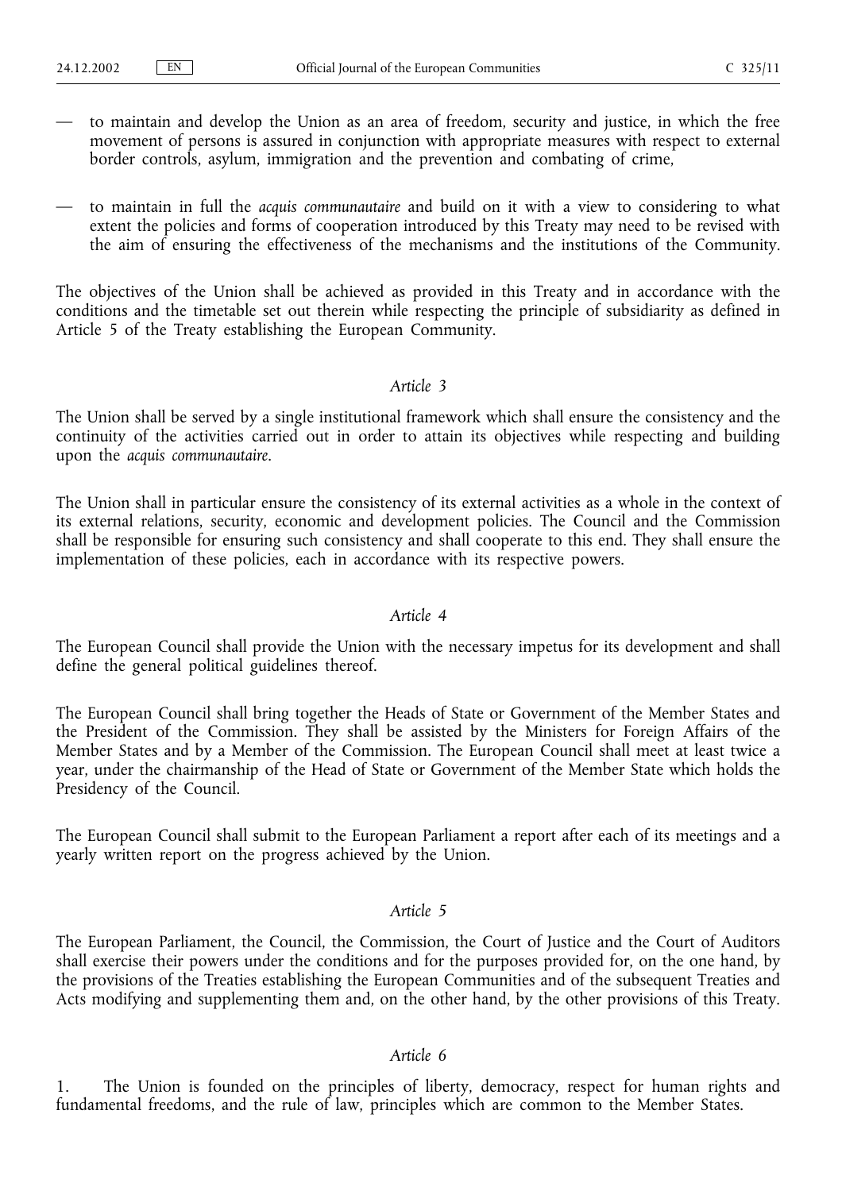— to maintain and develop the Union as an area of freedom, security and justice, in which the free movement of persons is assured in conjunction with appropriate measures with respect to external border controls, asylum, immigration and the prevention and combating of crime,

— to maintain in full the *acquis communautaire* and build on it with a view to considering to what extent the policies and forms of cooperation introduced by this Treaty may need to be revised with the aim of ensuring the effectiveness of the mechanisms and the institutions of the Community.

The objectives of the Union shall be achieved as provided in this Treaty and in accordance with the conditions and the timetable set out therein while respecting the principle of subsidiarity as defined in Article 5 of the Treaty establishing the European Community.

*Article 3*

The Union shall be served by a single institutional framework which shall ensure the consistency and the continuity of the activities carried out in order to attain its objectives while respecting and building upon the *acquis communautaire*.

The Union shall in particular ensure the consistency of its external activities as a whole in the context of its external relations, security, economic and development policies. The Council and the Commission shall be responsible for ensuring such consistency and shall cooperate to this end. They shall ensure the implementation of these policies, each in accordance with its respective powers.

*Article 4*

The European Council shall provide the Union with the necessary impetus for its development and shall define the general political guidelines thereof.

The European Council shall bring together the Heads of State or Government of the Member States and the President of the Commission. They shall be assisted by the Ministers for Foreign Affairs of the Member States and by a Member of the Commission. The European Council shall meet at least twice a year, under the chairmanship of the Head of State or Government of the Member State which holds the Presidency of the Council.

The European Council shall submit to the European Parliament a report after each of its meetings and a yearly written report on the progress achieved by the Union.

*Article 5*

The European Parliament, the Council, the Commission, the Court of Justice and the Court of Auditors shall exercise their powers under the conditions and for the purposes provided for, on the one hand, by the provisions of the Treaties establishing the European Communities and of the subsequent Treaties and Acts modifying and supplementing them and, on the other hand, by the other provisions of this Treaty.

*Article 6*

1. The Union is founded on the principles of liberty, democracy, respect for human rights and fundamental freedoms, and the rule of law, principles which are common to the Member States.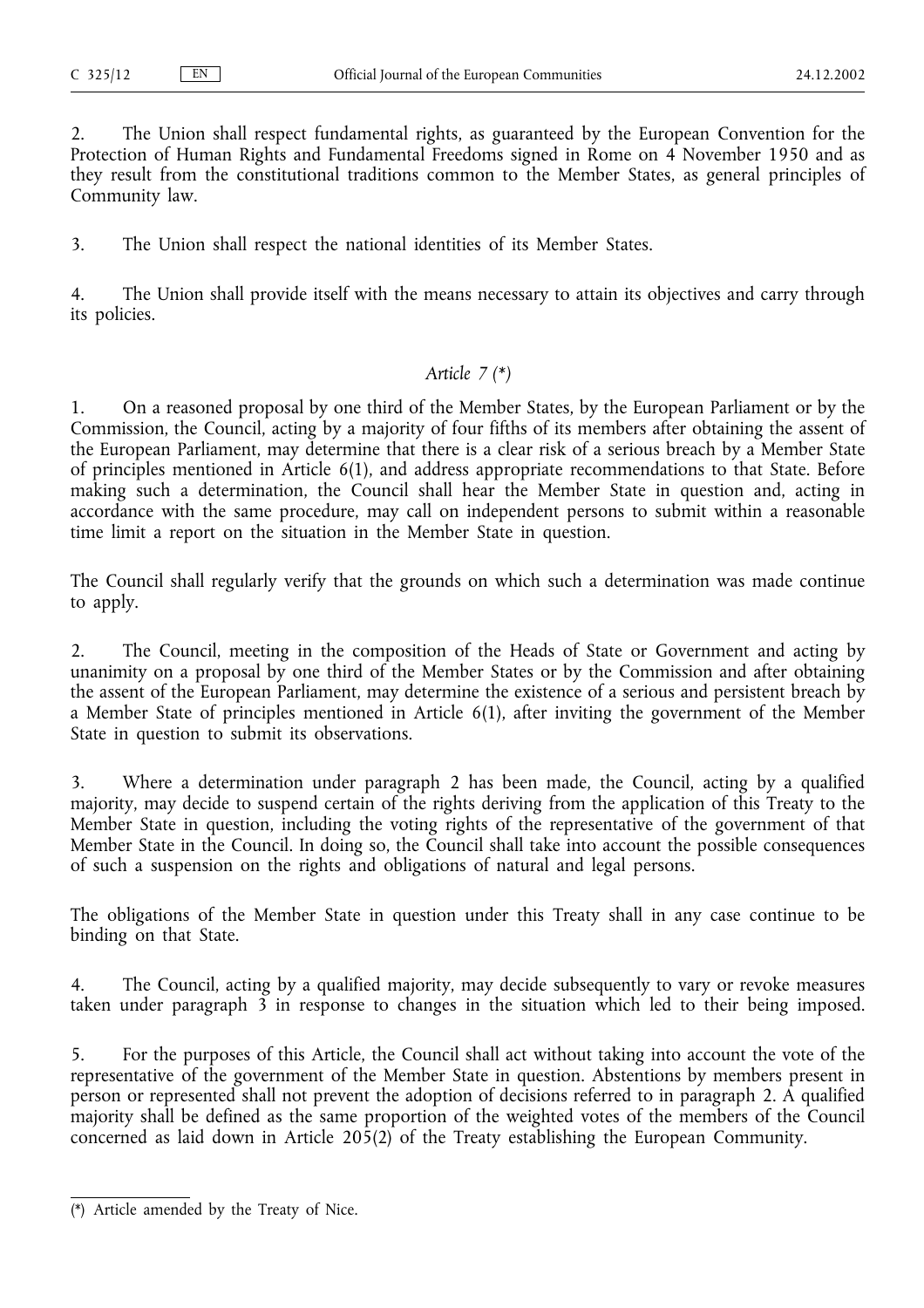2. The Union shall respect fundamental rights, as guaranteed by the European Convention for the Protection of Human Rights and Fundamental Freedoms signed in Rome on 4 November 1950 and as they result from the constitutional traditions common to the Member States, as general principles of Community law.

3. The Union shall respect the national identities of its Member States.

4. The Union shall provide itself with the means necessary to attain its objectives and carry through its policies.

### *Article 7 (\*)*

1. On a reasoned proposal by one third of the Member States, by the European Parliament or by the Commission, the Council, acting by a majority of four fifths of its members after obtaining the assent of the European Parliament, may determine that there is a clear risk of a serious breach by a Member State of principles mentioned in Article 6(1), and address appropriate recommendations to that State. Before making such a determination, the Council shall hear the Member State in question and, acting in accordance with the same procedure, may call on independent persons to submit within a reasonable time limit a report on the situation in the Member State in question.

The Council shall regularly verify that the grounds on which such a determination was made continue to apply.

2. The Council, meeting in the composition of the Heads of State or Government and acting by unanimity on a proposal by one third of the Member States or by the Commission and after obtaining the assent of the European Parliament, may determine the existence of a serious and persistent breach by a Member State of principles mentioned in Article 6(1), after inviting the government of the Member State in question to submit its observations.

3. Where a determination under paragraph 2 has been made, the Council, acting by a qualified majority, may decide to suspend certain of the rights deriving from the application of this Treaty to the Member State in question, including the voting rights of the representative of the government of that Member State in the Council. In doing so, the Council shall take into account the possible consequences of such a suspension on the rights and obligations of natural and legal persons.

The obligations of the Member State in question under this Treaty shall in any case continue to be binding on that State.

4. The Council, acting by a qualified majority, may decide subsequently to vary or revoke measures taken under paragraph 3 in response to changes in the situation which led to their being imposed.

5. For the purposes of this Article, the Council shall act without taking into account the vote of the representative of the government of the Member State in question. Abstentions by members present in person or represented shall not prevent the adoption of decisions referred to in paragraph 2. A qualified majority shall be defined as the same proportion of the weighted votes of the members of the Council concerned as laid down in Article 205(2) of the Treaty establishing the European Community.

(\*) Article amended by the Treaty of Nice.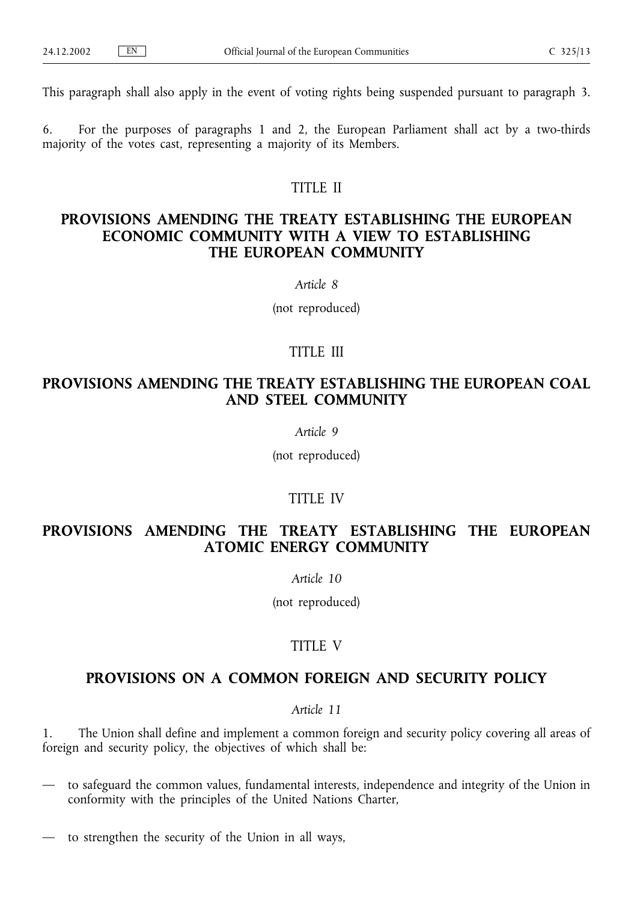This paragraph shall also apply in the event of voting rights being suspended pursuant to paragraph 3.

6. For the purposes of paragraphs 1 and 2, the European Parliament shall act by a two-thirds majority of the votes cast, representing a majority of its Members.

## TITLE II

## PROVISIONS AMENDING THE TREATY ESTABLISHING THE EUROPEAN ECONOMIC COMMUNITY WITH A VIEW TO ESTABLISHING THE EUROPEAN COMMUNITY

*Article 8*

(not reproduced)

## TITLE III

## PROVISIONS AMENDING THE TREATY ESTABLISHING THE EUROPEAN COAL AND STEEL COMMUNITY

*Article 9*

(not reproduced)

## TITLE IV

## PROVISIONS AMENDING THE TREATY ESTABLISHING THE EUROPEAN ATOMIC ENERGY COMMUNITY

*Article 10*

(not reproduced)

## TITLE V

## PROVISIONS ON A COMMON FOREIGN AND SECURITY POLICY

*Article 11*

1. The Union shall define and implement a common foreign and security policy covering all areas of foreign and security policy, the objectives of which shall be:

— to safeguard the common values, fundamental interests, independence and integrity of the Union in conformity with the principles of the United Nations Charter,

— to strengthen the security of the Union in all ways,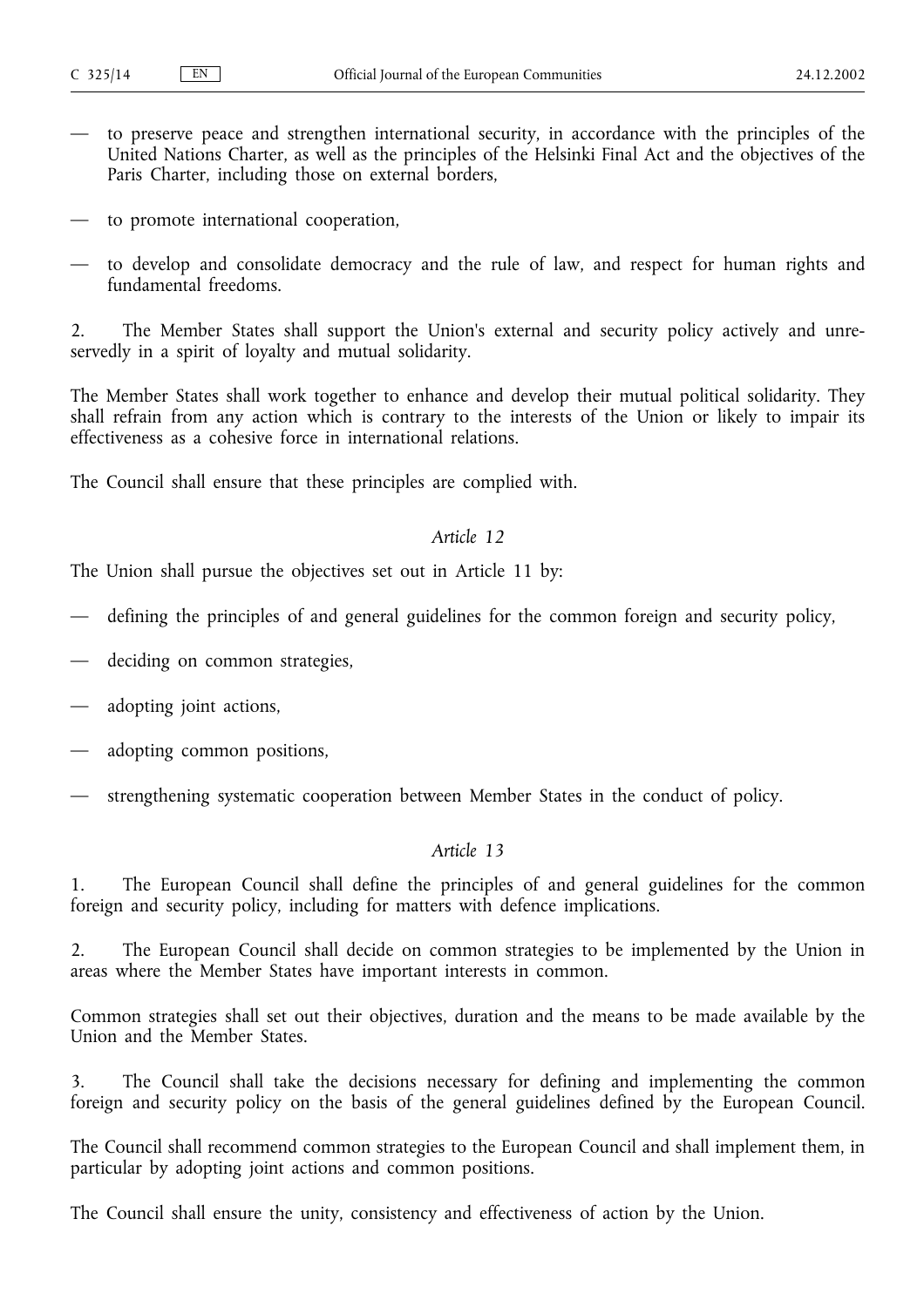— to preserve peace and strengthen international security, in accordance with the principles of the United Nations Charter, as well as the principles of the Helsinki Final Act and the objectives of the Paris Charter, including those on external borders,

— to promote international cooperation,

— to develop and consolidate democracy and the rule of law, and respect for human rights and fundamental freedoms.

2. The Member States shall support the Union's external and security policy actively and unreservedly in a spirit of loyalty and mutual solidarity.

The Member States shall work together to enhance and develop their mutual political solidarity. They shall refrain from any action which is contrary to the interests of the Union or likely to impair its effectiveness as a cohesive force in international relations.

The Council shall ensure that these principles are complied with.

*Article 12*

The Union shall pursue the objectives set out in Article 11 by:

— defining the principles of and general guidelines for the common foreign and security policy,

— deciding on common strategies,

— adopting joint actions,

— adopting common positions,

— strengthening systematic cooperation between Member States in the conduct of policy.

*Article 13*

1. The European Council shall define the principles of and general guidelines for the common foreign and security policy, including for matters with defence implications.

2. The European Council shall decide on common strategies to be implemented by the Union in areas where the Member States have important interests in common.

Common strategies shall set out their objectives, duration and the means to be made available by the Union and the Member States.

3. The Council shall take the decisions necessary for defining and implementing the common foreign and security policy on the basis of the general guidelines defined by the European Council.

The Council shall recommend common strategies to the European Council and shall implement them, in particular by adopting joint actions and common positions.

The Council shall ensure the unity, consistency and effectiveness of action by the Union.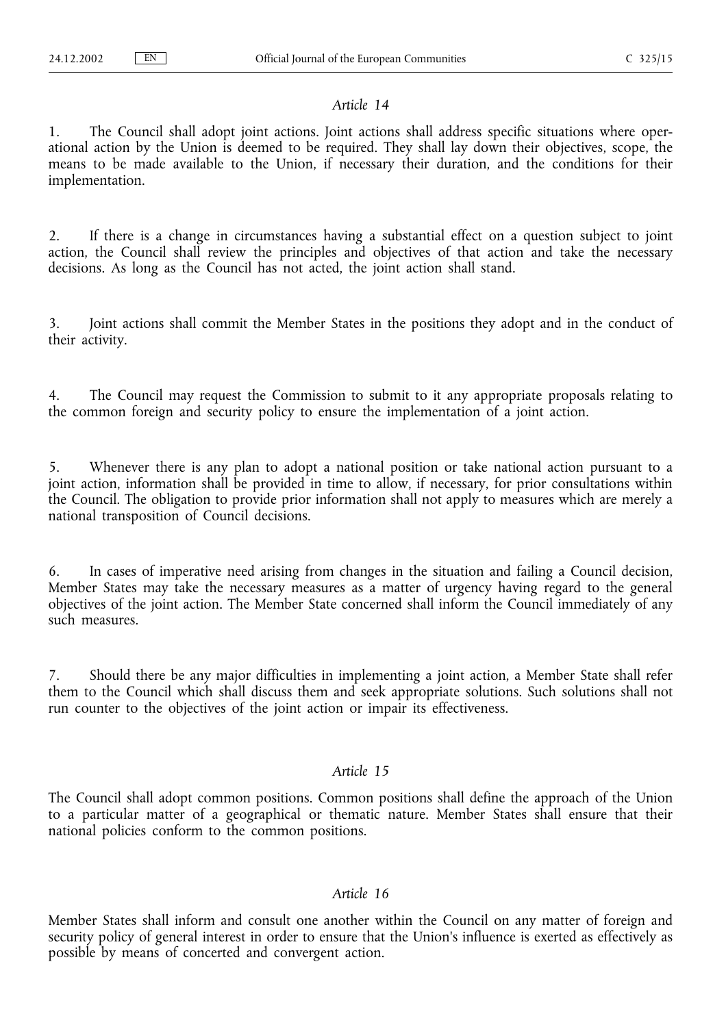*Article 14*

1. The Council shall adopt joint actions. Joint actions shall address specific situations where operational action by the Union is deemed to be required. They shall lay down their objectives, scope, the means to be made available to the Union, if necessary their duration, and the conditions for their implementation.

2. If there is a change in circumstances having a substantial effect on a question subject to joint action, the Council shall review the principles and objectives of that action and take the necessary decisions. As long as the Council has not acted, the joint action shall stand.

3. Joint actions shall commit the Member States in the positions they adopt and in the conduct of their activity.

4. The Council may request the Commission to submit to it any appropriate proposals relating to the common foreign and security policy to ensure the implementation of a joint action.

5. Whenever there is any plan to adopt a national position or take national action pursuant to a joint action, information shall be provided in time to allow, if necessary, for prior consultations within the Council. The obligation to provide prior information shall not apply to measures which are merely a national transposition of Council decisions.

6. In cases of imperative need arising from changes in the situation and failing a Council decision, Member States may take the necessary measures as a matter of urgency having regard to the general objectives of the joint action. The Member State concerned shall inform the Council immediately of any such measures.

7. Should there be any major difficulties in implementing a joint action, a Member State shall refer them to the Council which shall discuss them and seek appropriate solutions. Such solutions shall not run counter to the objectives of the joint action or impair its effectiveness.

*Article 15*

The Council shall adopt common positions. Common positions shall define the approach of the Union to a particular matter of a geographical or thematic nature. Member States shall ensure that their national policies conform to the common positions.

*Article 16*

Member States shall inform and consult one another within the Council on any matter of foreign and security policy of general interest in order to ensure that the Union's influence is exerted as effectively as possible by means of concerted and convergent action.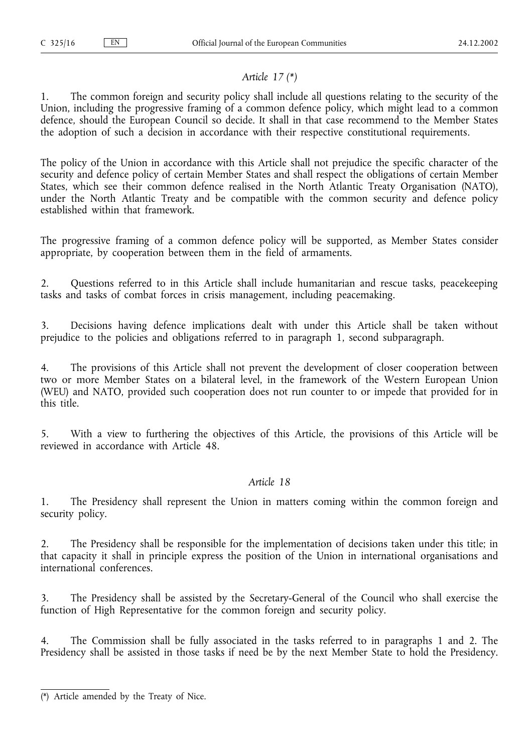*Article 17 (\*)*

1. The common foreign and security policy shall include all questions relating to the security of the Union, including the progressive framing of a common defence policy, which might lead to a common defence, should the European Council so decide. It shall in that case recommend to the Member States the adoption of such a decision in accordance with their respective constitutional requirements.

The policy of the Union in accordance with this Article shall not prejudice the specific character of the security and defence policy of certain Member States and shall respect the obligations of certain Member States, which see their common defence realised in the North Atlantic Treaty Organisation (NATO), under the North Atlantic Treaty and be compatible with the common security and defence policy established within that framework.

The progressive framing of a common defence policy will be supported, as Member States consider appropriate, by cooperation between them in the field of armaments.

2. Questions referred to in this Article shall include humanitarian and rescue tasks, peacekeeping tasks and tasks of combat forces in crisis management, including peacemaking.

3. Decisions having defence implications dealt with under this Article shall be taken without prejudice to the policies and obligations referred to in paragraph 1, second subparagraph.

4. The provisions of this Article shall not prevent the development of closer cooperation between two or more Member States on a bilateral level, in the framework of the Western European Union (WEU) and NATO, provided such cooperation does not run counter to or impede that provided for in this title.

5. With a view to furthering the objectives of this Article, the provisions of this Article will be reviewed in accordance with Article 48.

*Article 18*

1. The Presidency shall represent the Union in matters coming within the common foreign and security policy.

2. The Presidency shall be responsible for the implementation of decisions taken under this title; in that capacity it shall in principle express the position of the Union in international organisations and international conferences.

3. The Presidency shall be assisted by the Secretary-General of the Council who shall exercise the function of High Representative for the common foreign and security policy.

4. The Commission shall be fully associated in the tasks referred to in paragraphs 1 and 2. The Presidency shall be assisted in those tasks if need be by the next Member State to hold the Presidency.

---

(\*) Article amended by the Treaty of Nice.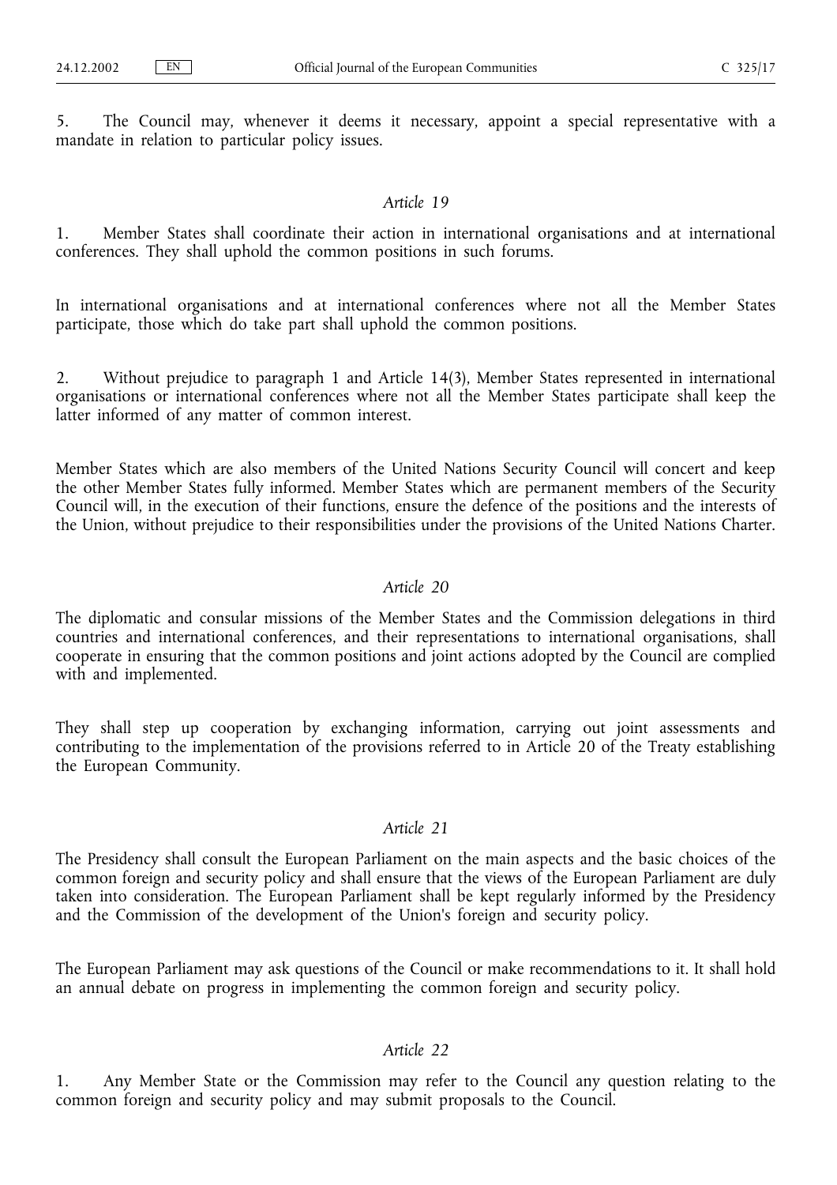5. The Council may, whenever it deems it necessary, appoint a special representative with a mandate in relation to particular policy issues.

*Article 19*

1. Member States shall coordinate their action in international organisations and at international conferences. They shall uphold the common positions in such forums.

In international organisations and at international conferences where not all the Member States participate, those which do take part shall uphold the common positions.

2. Without prejudice to paragraph 1 and Article 14(3), Member States represented in international organisations or international conferences where not all the Member States participate shall keep the latter informed of any matter of common interest.

Member States which are also members of the United Nations Security Council will concert and keep the other Member States fully informed. Member States which are permanent members of the Security Council will, in the execution of their functions, ensure the defence of the positions and the interests of the Union, without prejudice to their responsibilities under the provisions of the United Nations Charter.

*Article 20*

The diplomatic and consular missions of the Member States and the Commission delegations in third countries and international conferences, and their representations to international organisations, shall cooperate in ensuring that the common positions and joint actions adopted by the Council are complied with and implemented.

They shall step up cooperation by exchanging information, carrying out joint assessments and contributing to the implementation of the provisions referred to in Article 20 of the Treaty establishing the European Community.

*Article 21*

The Presidency shall consult the European Parliament on the main aspects and the basic choices of the common foreign and security policy and shall ensure that the views of the European Parliament are duly taken into consideration. The European Parliament shall be kept regularly informed by the Presidency and the Commission of the development of the Union's foreign and security policy.

The European Parliament may ask questions of the Council or make recommendations to it. It shall hold an annual debate on progress in implementing the common foreign and security policy.

*Article 22*

1. Any Member State or the Commission may refer to the Council any question relating to the common foreign and security policy and may submit proposals to the Council.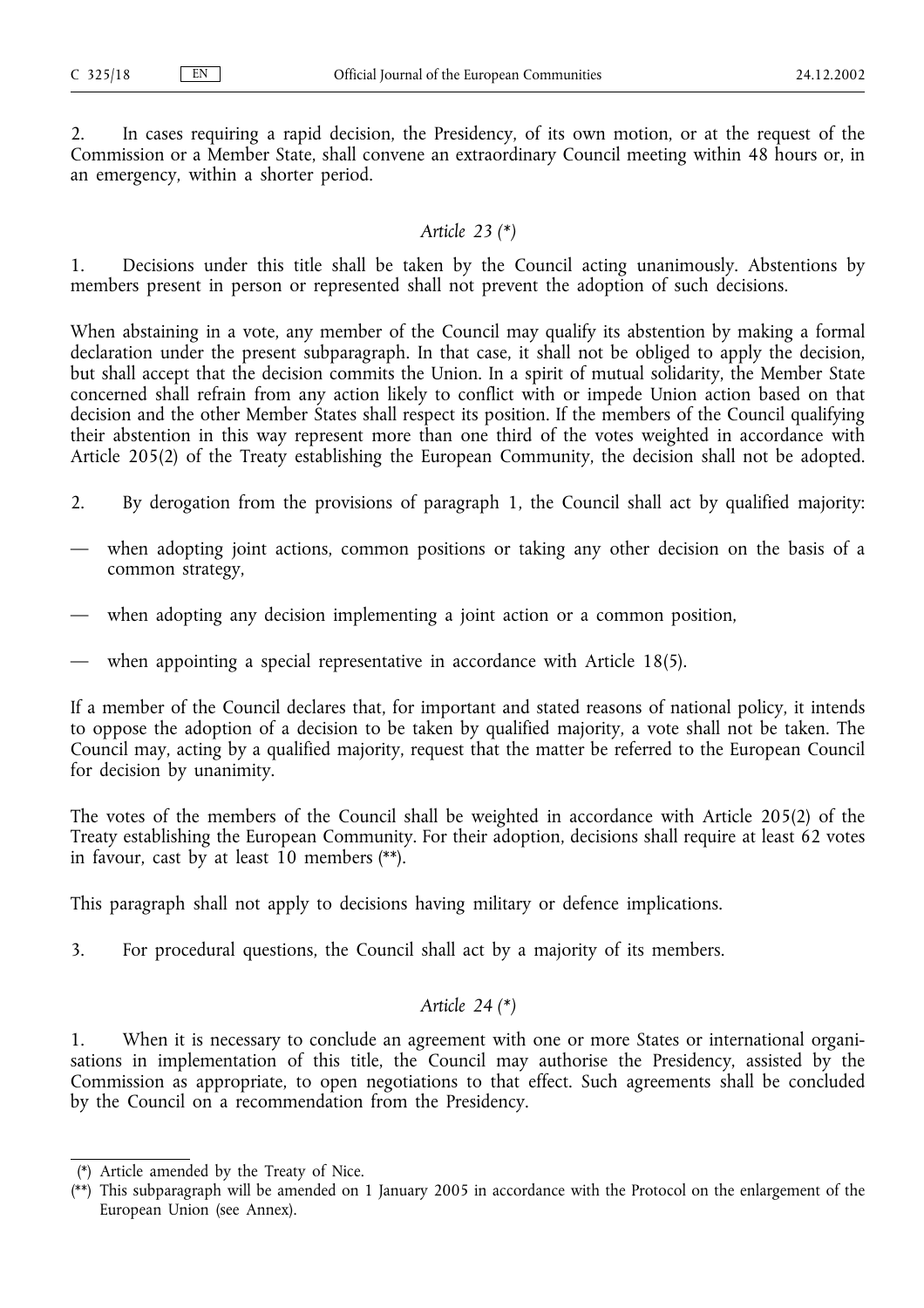2. In cases requiring a rapid decision, the Presidency, of its own motion, or at the request of the Commission or a Member State, shall convene an extraordinary Council meeting within 48 hours or, in an emergency, within a shorter period.

### *Article 23 (\*)*

1. Decisions under this title shall be taken by the Council acting unanimously. Abstentions by members present in person or represented shall not prevent the adoption of such decisions.

When abstaining in a vote, any member of the Council may qualify its abstention by making a formal declaration under the present subparagraph. In that case, it shall not be obliged to apply the decision, but shall accept that the decision commits the Union. In a spirit of mutual solidarity, the Member State concerned shall refrain from any action likely to conflict with or impede Union action based on that decision and the other Member States shall respect its position. If the members of the Council qualifying their abstention in this way represent more than one third of the votes weighted in accordance with Article 205(2) of the Treaty establishing the European Community, the decision shall not be adopted.

2. By derogation from the provisions of paragraph 1, the Council shall act by qualified majority:

— when adopting joint actions, common positions or taking any other decision on the basis of a common strategy,

— when adopting any decision implementing a joint action or a common position,

— when appointing a special representative in accordance with Article 18(5).

If a member of the Council declares that, for important and stated reasons of national policy, it intends to oppose the adoption of a decision to be taken by qualified majority, a vote shall not be taken. The Council may, acting by a qualified majority, request that the matter be referred to the European Council for decision by unanimity.

The votes of the members of the Council shall be weighted in accordance with Article 205(2) of the Treaty establishing the European Community. For their adoption, decisions shall require at least 62 votes in favour, cast by at least 10 members (\*\*).

This paragraph shall not apply to decisions having military or defence implications.

3. For procedural questions, the Council shall act by a majority of its members.

### *Article 24 (\*)*

1. When it is necessary to conclude an agreement with one or more States or international organisations in implementation of this title, the Council may authorise the Presidency, assisted by the Commission as appropriate, to open negotiations to that effect. Such agreements shall be concluded by the Council on a recommendation from the Presidency.

---

(\*) Article amended by the Treaty of Nice.

(\*\*) This subparagraph will be amended on 1 January 2005 in accordance with the Protocol on the enlargement of the European Union (see Annex).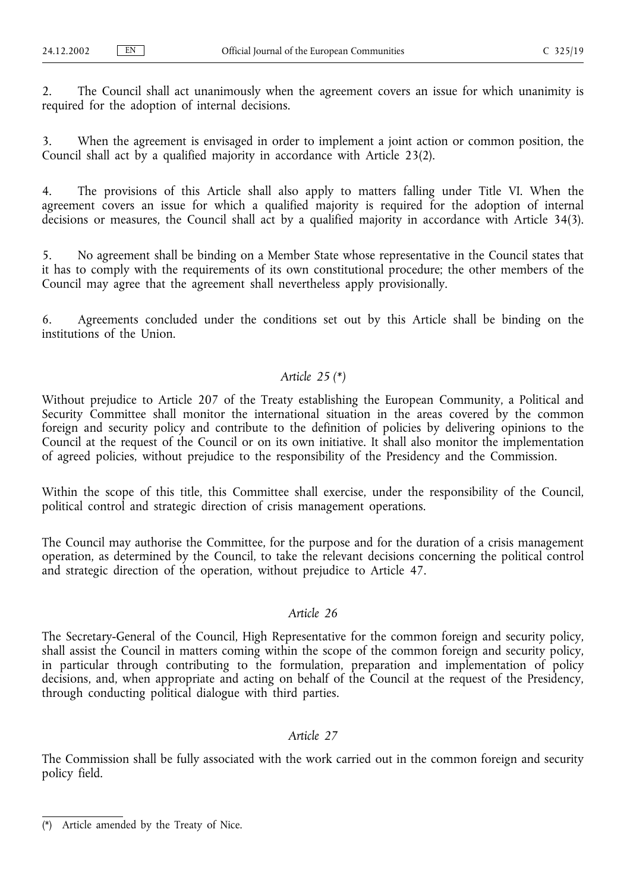2. The Council shall act unanimously when the agreement covers an issue for which unanimity is required for the adoption of internal decisions.

3. When the agreement is envisaged in order to implement a joint action or common position, the Council shall act by a qualified majority in accordance with Article 23(2).

4. The provisions of this Article shall also apply to matters falling under Title VI. When the agreement covers an issue for which a qualified majority is required for the adoption of internal decisions or measures, the Council shall act by a qualified majority in accordance with Article 34(3).

5. No agreement shall be binding on a Member State whose representative in the Council states that it has to comply with the requirements of its own constitutional procedure; the other members of the Council may agree that the agreement shall nevertheless apply provisionally.

6. Agreements concluded under the conditions set out by this Article shall be binding on the institutions of the Union.

*Article 25 (\*)*

Without prejudice to Article 207 of the Treaty establishing the European Community, a Political and Security Committee shall monitor the international situation in the areas covered by the common foreign and security policy and contribute to the definition of policies by delivering opinions to the Council at the request of the Council or on its own initiative. It shall also monitor the implementation of agreed policies, without prejudice to the responsibility of the Presidency and the Commission.

Within the scope of this title, this Committee shall exercise, under the responsibility of the Council, political control and strategic direction of crisis management operations.

The Council may authorise the Committee, for the purpose and for the duration of a crisis management operation, as determined by the Council, to take the relevant decisions concerning the political control and strategic direction of the operation, without prejudice to Article 47.

*Article 26*

The Secretary-General of the Council, High Representative for the common foreign and security policy, shall assist the Council in matters coming within the scope of the common foreign and security policy, in particular through contributing to the formulation, preparation and implementation of policy decisions, and, when appropriate and acting on behalf of the Council at the request of the Presidency, through conducting political dialogue with third parties.

*Article 27*

The Commission shall be fully associated with the work carried out in the common foreign and security policy field.

---

(\*) Article amended by the Treaty of Nice.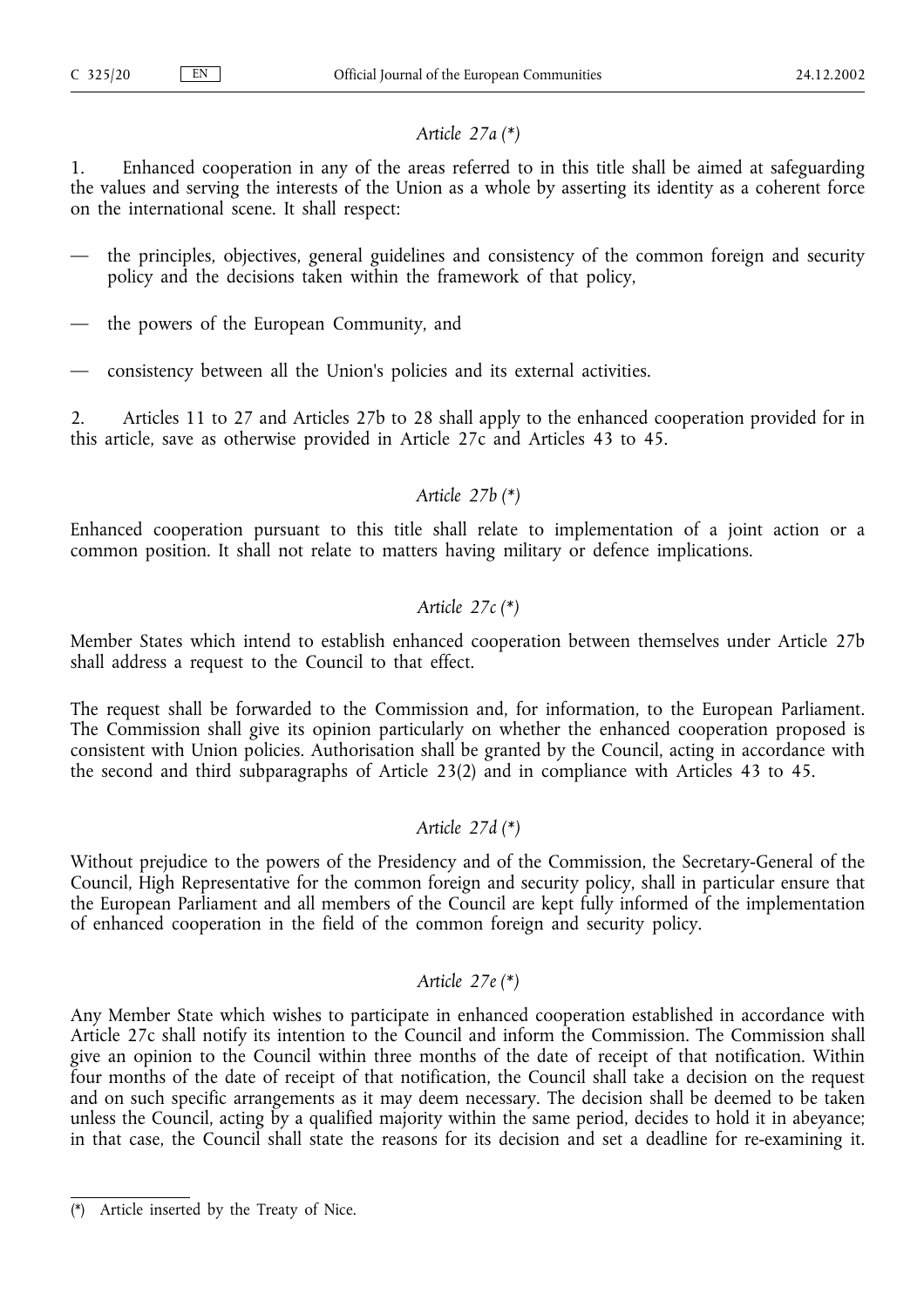*Article 27a (*)*

1. Enhanced cooperation in any of the areas referred to in this title shall be aimed at safeguarding the values and serving the interests of the Union as a whole by asserting its identity as a coherent force on the international scene. It shall respect:

— the principles, objectives, general guidelines and consistency of the common foreign and security policy and the decisions taken within the framework of that policy,

— the powers of the European Community, and

— consistency between all the Union's policies and its external activities.

2. Articles 11 to 27 and Articles 27b to 28 shall apply to the enhanced cooperation provided for in this article, save as otherwise provided in Article 27c and Articles 43 to 45.

*Article 27b (*)*

Enhanced cooperation pursuant to this title shall relate to implementation of a joint action or a common position. It shall not relate to matters having military or defence implications.

*Article 27c (*)*

Member States which intend to establish enhanced cooperation between themselves under Article 27b shall address a request to the Council to that effect.

The request shall be forwarded to the Commission and, for information, to the European Parliament. The Commission shall give its opinion particularly on whether the enhanced cooperation proposed is consistent with Union policies. Authorisation shall be granted by the Council, acting in accordance with the second and third subparagraphs of Article 23(2) and in compliance with Articles 43 to 45.

*Article 27d (*)*

Without prejudice to the powers of the Presidency and of the Commission, the Secretary-General of the Council, High Representative for the common foreign and security policy, shall in particular ensure that the European Parliament and all members of the Council are kept fully informed of the implementation of enhanced cooperation in the field of the common foreign and security policy.

*Article 27e (*)*

Any Member State which wishes to participate in enhanced cooperation established in accordance with Article 27c shall notify its intention to the Council and inform the Commission. The Commission shall give an opinion to the Council within three months of the date of receipt of that notification. Within four months of the date of receipt of that notification, the Council shall take a decision on the request and on such specific arrangements as it may deem necessary. The decision shall be deemed to be taken unless the Council, acting by a qualified majority within the same period, decides to hold it in abeyance; in that case, the Council shall state the reasons for its decision and set a deadline for re-examining it.

(*) Article inserted by the Treaty of Nice.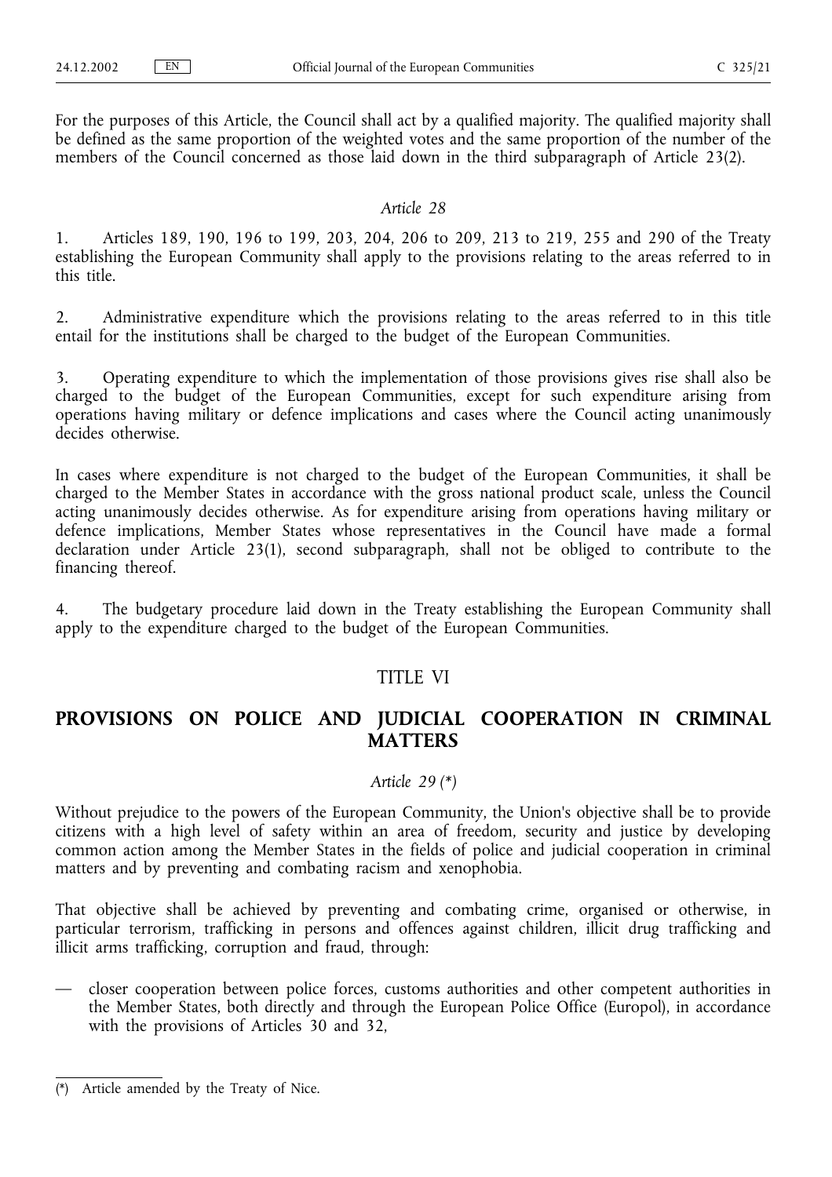For the purposes of this Article, the Council shall act by a qualified majority. The qualified majority shall be defined as the same proportion of the weighted votes and the same proportion of the number of the members of the Council concerned as those laid down in the third subparagraph of Article 23(2).

*Article 28*

1. Articles 189, 190, 196 to 199, 203, 204, 206 to 209, 213 to 219, 255 and 290 of the Treaty establishing the European Community shall apply to the provisions relating to the areas referred to in this title.

2. Administrative expenditure which the provisions relating to the areas referred to in this title entail for the institutions shall be charged to the budget of the European Communities.

3. Operating expenditure to which the implementation of those provisions gives rise shall also be charged to the budget of the European Communities, except for such expenditure arising from operations having military or defence implications and cases where the Council acting unanimously decides otherwise.

In cases where expenditure is not charged to the budget of the European Communities, it shall be charged to the Member States in accordance with the gross national product scale, unless the Council acting unanimously decides otherwise. As for expenditure arising from operations having military or defence implications, Member States whose representatives in the Council have made a formal declaration under Article 23(1), second subparagraph, shall not be obliged to contribute to the financing thereof.

4. The budgetary procedure laid down in the Treaty establishing the European Community shall apply to the expenditure charged to the budget of the European Communities.

# TITLE VI

# PROVISIONS ON POLICE AND JUDICIAL COOPERATION IN CRIMINAL MATTERS

*Article 29 (\*)*

Without prejudice to the powers of the European Community, the Union's objective shall be to provide citizens with a high level of safety within an area of freedom, security and justice by developing common action among the Member States in the fields of police and judicial cooperation in criminal matters and by preventing and combating racism and xenophobia.

That objective shall be achieved by preventing and combating crime, organised or otherwise, in particular terrorism, trafficking in persons and offences against children, illicit drug trafficking and illicit arms trafficking, corruption and fraud, through:

— closer cooperation between police forces, customs authorities and other competent authorities in the Member States, both directly and through the European Police Office (Europol), in accordance with the provisions of Articles 30 and 32,

(\*) Article amended by the Treaty of Nice.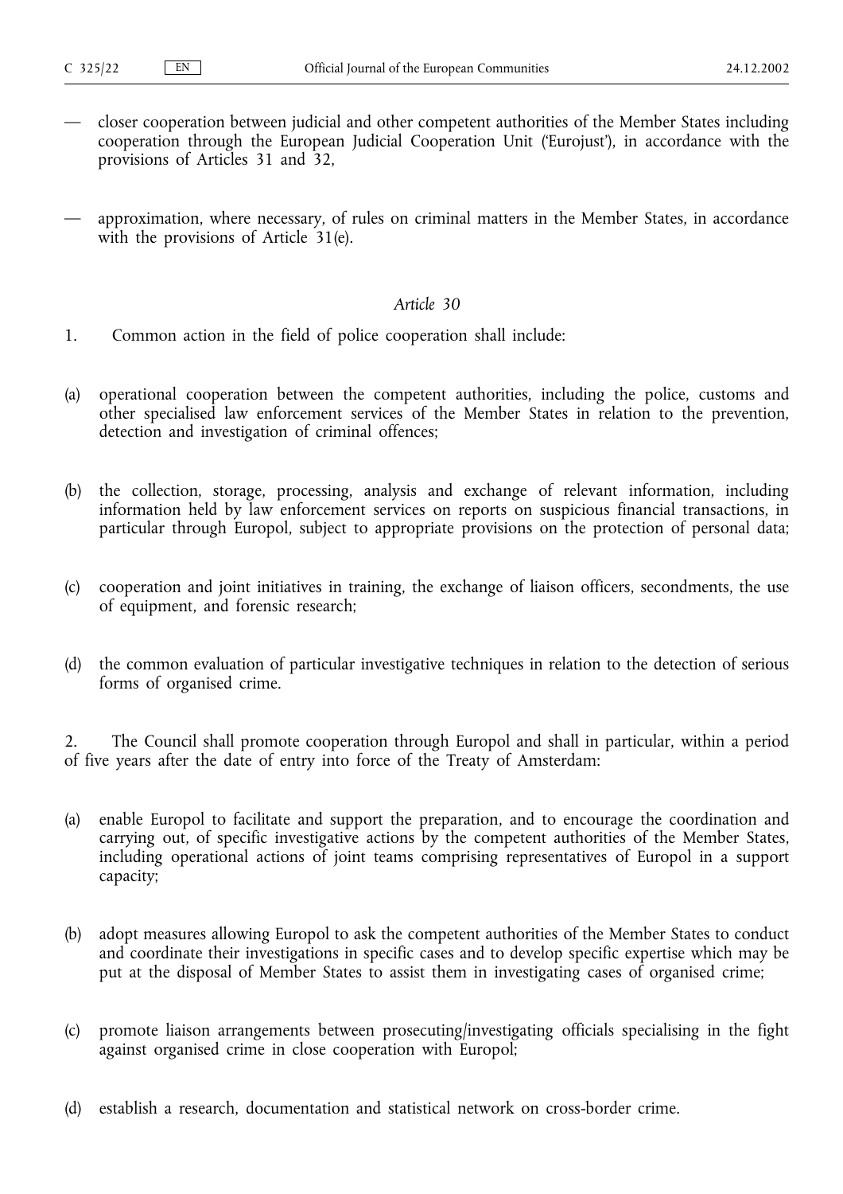— closer cooperation between judicial and other competent authorities of the Member States including cooperation through the European Judicial Cooperation Unit ('Eurojust'), in accordance with the provisions of Articles 31 and 32,

— approximation, where necessary, of rules on criminal matters in the Member States, in accordance with the provisions of Article 31(e).

*Article 30*

1. Common action in the field of police cooperation shall include:

(a) operational cooperation between the competent authorities, including the police, customs and other specialised law enforcement services of the Member States in relation to the prevention, detection and investigation of criminal offences;

(b) the collection, storage, processing, analysis and exchange of relevant information, including information held by law enforcement services on reports on suspicious financial transactions, in particular through Europol, subject to appropriate provisions on the protection of personal data;

(c) cooperation and joint initiatives in training, the exchange of liaison officers, secondments, the use of equipment, and forensic research;

(d) the common evaluation of particular investigative techniques in relation to the detection of serious forms of organised crime.

2. The Council shall promote cooperation through Europol and shall in particular, within a period of five years after the date of entry into force of the Treaty of Amsterdam:

(a) enable Europol to facilitate and support the preparation, and to encourage the coordination and carrying out, of specific investigative actions by the competent authorities of the Member States, including operational actions of joint teams comprising representatives of Europol in a support capacity;

(b) adopt measures allowing Europol to ask the competent authorities of the Member States to conduct and coordinate their investigations in specific cases and to develop specific expertise which may be put at the disposal of Member States to assist them in investigating cases of organised crime;

(c) promote liaison arrangements between prosecuting/investigating officials specialising in the fight against organised crime in close cooperation with Europol;

(d) establish a research, documentation and statistical network on cross-border crime.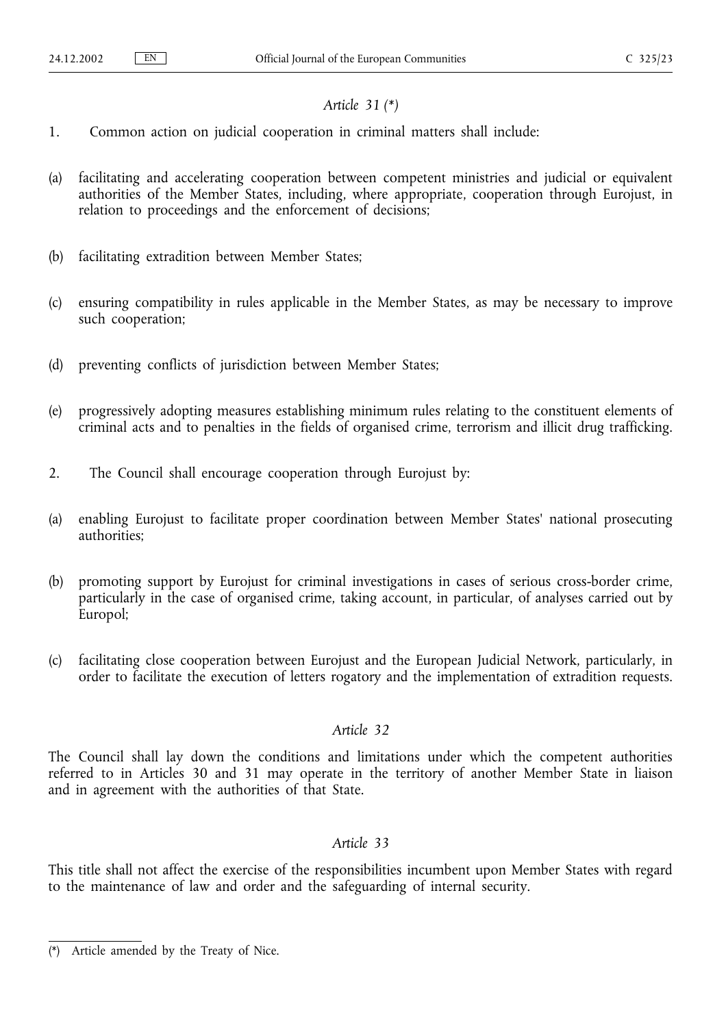*Article 31 (*)*

1. Common action on judicial cooperation in criminal matters shall include:

(a) facilitating and accelerating cooperation between competent ministries and judicial or equivalent authorities of the Member States, including, where appropriate, cooperation through Eurojust, in relation to proceedings and the enforcement of decisions;

(b) facilitating extradition between Member States;

(c) ensuring compatibility in rules applicable in the Member States, as may be necessary to improve such cooperation;

(d) preventing conflicts of jurisdiction between Member States;

(e) progressively adopting measures establishing minimum rules relating to the constituent elements of criminal acts and to penalties in the fields of organised crime, terrorism and illicit drug trafficking.

2. The Council shall encourage cooperation through Eurojust by:

(a) enabling Eurojust to facilitate proper coordination between Member States' national prosecuting authorities;

(b) promoting support by Eurojust for criminal investigations in cases of serious cross-border crime, particularly in the case of organised crime, taking account, in particular, of analyses carried out by Europol;

(c) facilitating close cooperation between Eurojust and the European Judicial Network, particularly, in order to facilitate the execution of letters rogatory and the implementation of extradition requests.

*Article 32*

The Council shall lay down the conditions and limitations under which the competent authorities referred to in Articles 30 and 31 may operate in the territory of another Member State in liaison and in agreement with the authorities of that State.

*Article 33*

This title shall not affect the exercise of the responsibilities incumbent upon Member States with regard to the maintenance of law and order and the safeguarding of internal security.

---

(*) Article amended by the Treaty of Nice.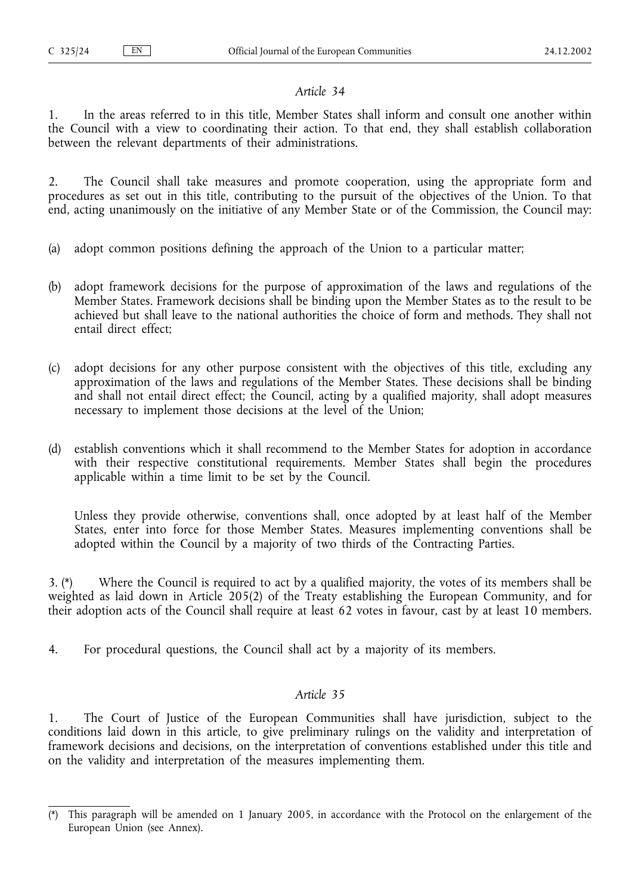*Article 34*

1. In the areas referred to in this title, Member States shall inform and consult one another within the Council with a view to coordinating their action. To that end, they shall establish collaboration between the relevant departments of their administrations.

2. The Council shall take measures and promote cooperation, using the appropriate form and procedures as set out in this title, contributing to the pursuit of the objectives of the Union. To that end, acting unanimously on the initiative of any Member State or of the Commission, the Council may:

(a) adopt common positions defining the approach of the Union to a particular matter;

(b) adopt framework decisions for the purpose of approximation of the laws and regulations of the Member States. Framework decisions shall be binding upon the Member States as to the result to be achieved but shall leave to the national authorities the choice of form and methods. They shall not entail direct effect;

(c) adopt decisions for any other purpose consistent with the objectives of this title, excluding any approximation of the laws and regulations of the Member States. These decisions shall be binding and shall not entail direct effect; the Council, acting by a qualified majority, shall adopt measures necessary to implement those decisions at the level of the Union;

(d) establish conventions which it shall recommend to the Member States for adoption in accordance with their respective constitutional requirements. Member States shall begin the procedures applicable within a time limit to be set by the Council.

Unless they provide otherwise, conventions shall, once adopted by at least half of the Member States, enter into force for those Member States. Measures implementing conventions shall be adopted within the Council by a majority of two thirds of the Contracting Parties.

3. (*) Where the Council is required to act by a qualified majority, the votes of its members shall be weighted as laid down in Article 205(2) of the Treaty establishing the European Community, and for their adoption acts of the Council shall require at least 62 votes in favour, cast by at least 10 members.

4. For procedural questions, the Council shall act by a majority of its members.

*Article 35*

1. The Court of Justice of the European Communities shall have jurisdiction, subject to the conditions laid down in this article, to give preliminary rulings on the validity and interpretation of framework decisions and decisions, on the interpretation of conventions established under this title and on the validity and interpretation of the measures implementing them.

(*) This paragraph will be amended on 1 January 2005, in accordance with the Protocol on the enlargement of the European Union (see Annex).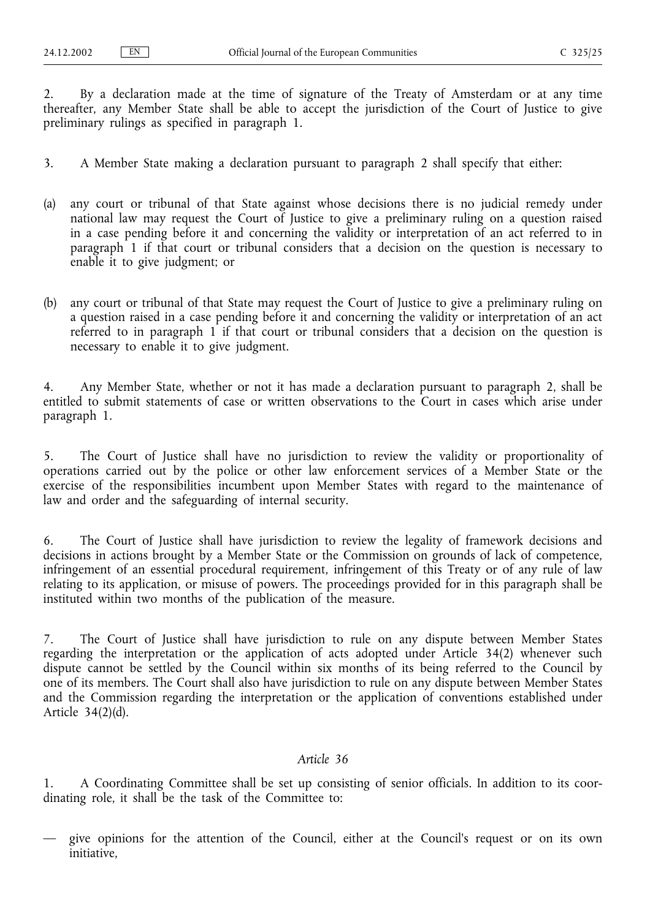2. By a declaration made at the time of signature of the Treaty of Amsterdam or at any time thereafter, any Member State shall be able to accept the jurisdiction of the Court of Justice to give preliminary rulings as specified in paragraph 1.

3. A Member State making a declaration pursuant to paragraph 2 shall specify that either:

(a) any court or tribunal of that State against whose decisions there is no judicial remedy under national law may request the Court of Justice to give a preliminary ruling on a question raised in a case pending before it and concerning the validity or interpretation of an act referred to in paragraph 1 if that court or tribunal considers that a decision on the question is necessary to enable it to give judgment; or

(b) any court or tribunal of that State may request the Court of Justice to give a preliminary ruling on a question raised in a case pending before it and concerning the validity or interpretation of an act referred to in paragraph 1 if that court or tribunal considers that a decision on the question is necessary to enable it to give judgment.

4. Any Member State, whether or not it has made a declaration pursuant to paragraph 2, shall be entitled to submit statements of case or written observations to the Court in cases which arise under paragraph 1.

5. The Court of Justice shall have no jurisdiction to review the validity or proportionality of operations carried out by the police or other law enforcement services of a Member State or the exercise of the responsibilities incumbent upon Member States with regard to the maintenance of law and order and the safeguarding of internal security.

6. The Court of Justice shall have jurisdiction to review the legality of framework decisions and decisions in actions brought by a Member State or the Commission on grounds of lack of competence, infringement of an essential procedural requirement, infringement of this Treaty or of any rule of law relating to its application, or misuse of powers. The proceedings provided for in this paragraph shall be instituted within two months of the publication of the measure.

7. The Court of Justice shall have jurisdiction to rule on any dispute between Member States regarding the interpretation or the application of acts adopted under Article 34(2) whenever such dispute cannot be settled by the Council within six months of its being referred to the Council by one of its members. The Court shall also have jurisdiction to rule on any dispute between Member States and the Commission regarding the interpretation or the application of conventions established under Article 34(2)(d).

*Article 36*

1. A Coordinating Committee shall be set up consisting of senior officials. In addition to its coordinating role, it shall be the task of the Committee to:

— give opinions for the attention of the Council, either at the Council's request or on its own initiative,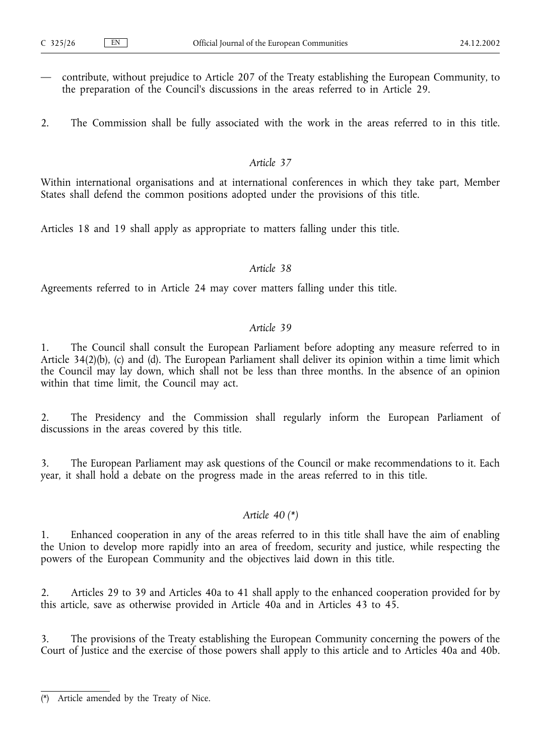— contribute, without prejudice to Article 207 of the Treaty establishing the European Community, to the preparation of the Council's discussions in the areas referred to in Article 29.

2. The Commission shall be fully associated with the work in the areas referred to in this title.

*Article 37*

Within international organisations and at international conferences in which they take part, Member States shall defend the common positions adopted under the provisions of this title.

Articles 18 and 19 shall apply as appropriate to matters falling under this title.

*Article 38*

Agreements referred to in Article 24 may cover matters falling under this title.

*Article 39*

1. The Council shall consult the European Parliament before adopting any measure referred to in Article 34(2)(b), (c) and (d). The European Parliament shall deliver its opinion within a time limit which the Council may lay down, which shall not be less than three months. In the absence of an opinion within that time limit, the Council may act.

2. The Presidency and the Commission shall regularly inform the European Parliament of discussions in the areas covered by this title.

3. The European Parliament may ask questions of the Council or make recommendations to it. Each year, it shall hold a debate on the progress made in the areas referred to in this title.

*Article 40 (*)*

1. Enhanced cooperation in any of the areas referred to in this title shall have the aim of enabling the Union to develop more rapidly into an area of freedom, security and justice, while respecting the powers of the European Community and the objectives laid down in this title.

2. Articles 29 to 39 and Articles 40a to 41 shall apply to the enhanced cooperation provided for by this article, save as otherwise provided in Article 40a and in Articles 43 to 45.

3. The provisions of the Treaty establishing the European Community concerning the powers of the Court of Justice and the exercise of those powers shall apply to this article and to Articles 40a and 40b.

---

(*) Article amended by the Treaty of Nice.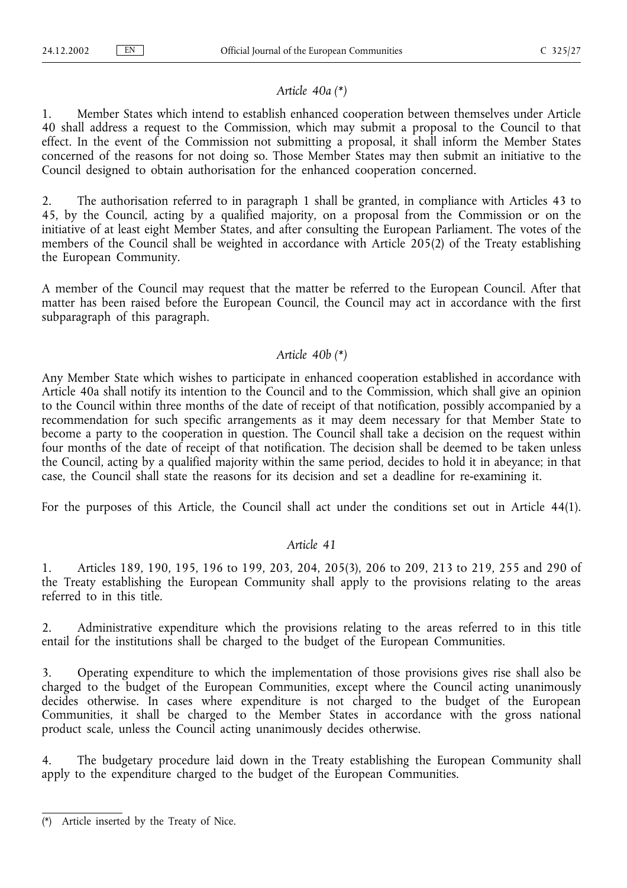*Article 40a (*)*

1. Member States which intend to establish enhanced cooperation between themselves under Article 40 shall address a request to the Commission, which may submit a proposal to the Council to that effect. In the event of the Commission not submitting a proposal, it shall inform the Member States concerned of the reasons for not doing so. Those Member States may then submit an initiative to the Council designed to obtain authorisation for the enhanced cooperation concerned.

2. The authorisation referred to in paragraph 1 shall be granted, in compliance with Articles 43 to 45, by the Council, acting by a qualified majority, on a proposal from the Commission or on the initiative of at least eight Member States, and after consulting the European Parliament. The votes of the members of the Council shall be weighted in accordance with Article 205(2) of the Treaty establishing the European Community.

A member of the Council may request that the matter be referred to the European Council. After that matter has been raised before the European Council, the Council may act in accordance with the first subparagraph of this paragraph.

*Article 40b (*)*

Any Member State which wishes to participate in enhanced cooperation established in accordance with Article 40a shall notify its intention to the Council and to the Commission, which shall give an opinion to the Council within three months of the date of receipt of that notification, possibly accompanied by a recommendation for such specific arrangements as it may deem necessary for that Member State to become a party to the cooperation in question. The Council shall take a decision on the request within four months of the date of receipt of that notification. The decision shall be deemed to be taken unless the Council, acting by a qualified majority within the same period, decides to hold it in abeyance; in that case, the Council shall state the reasons for its decision and set a deadline for re-examining it.

For the purposes of this Article, the Council shall act under the conditions set out in Article 44(1).

*Article 41*

1. Articles 189, 190, 195, 196 to 199, 203, 204, 205(3), 206 to 209, 213 to 219, 255 and 290 of the Treaty establishing the European Community shall apply to the provisions relating to the areas referred to in this title.

2. Administrative expenditure which the provisions relating to the areas referred to in this title entail for the institutions shall be charged to the budget of the European Communities.

3. Operating expenditure to which the implementation of those provisions gives rise shall also be charged to the budget of the European Communities, except where the Council acting unanimously decides otherwise. In cases where expenditure is not charged to the budget of the European Communities, it shall be charged to the Member States in accordance with the gross national product scale, unless the Council acting unanimously decides otherwise.

4. The budgetary procedure laid down in the Treaty establishing the European Community shall apply to the expenditure charged to the budget of the European Communities.

---

(*) Article inserted by the Treaty of Nice.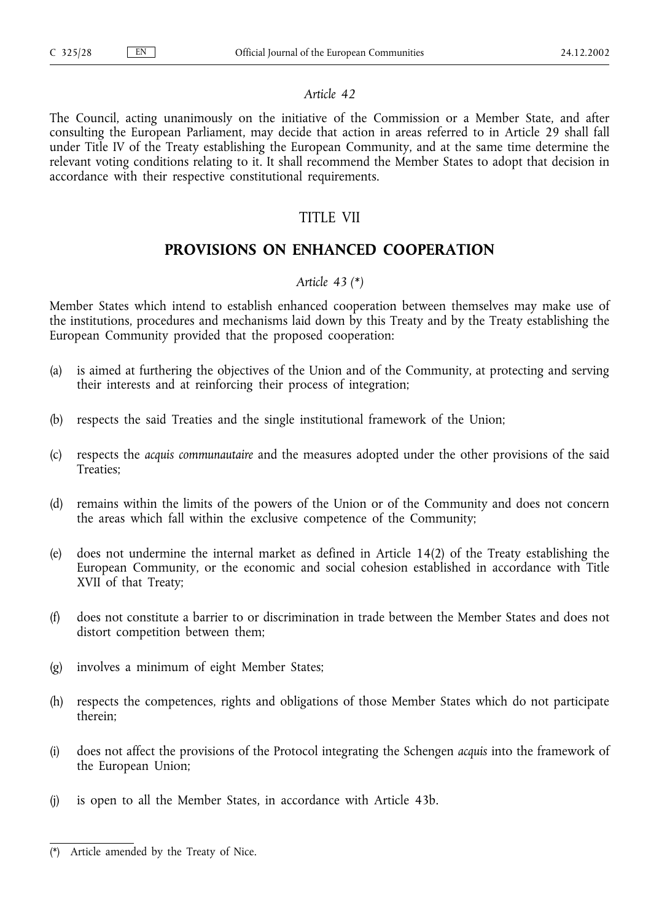*Article 42*

The Council, acting unanimously on the initiative of the Commission or a Member State, and after consulting the European Parliament, may decide that action in areas referred to in Article 29 shall fall under Title IV of the Treaty establishing the European Community, and at the same time determine the relevant voting conditions relating to it. It shall recommend the Member States to adopt that decision in accordance with their respective constitutional requirements.

## TITLE VII

## PROVISIONS ON ENHANCED COOPERATION

*Article 43 (*)*

Member States which intend to establish enhanced cooperation between themselves may make use of the institutions, procedures and mechanisms laid down by this Treaty and by the Treaty establishing the European Community provided that the proposed cooperation:

(a) is aimed at furthering the objectives of the Union and of the Community, at protecting and serving their interests and at reinforcing their process of integration;

(b) respects the said Treaties and the single institutional framework of the Union;

(c) respects the *acquis communautaire* and the measures adopted under the other provisions of the said Treaties;

(d) remains within the limits of the powers of the Union or of the Community and does not concern the areas which fall within the exclusive competence of the Community;

(e) does not undermine the internal market as defined in Article 14(2) of the Treaty establishing the European Community, or the economic and social cohesion established in accordance with Title XVII of that Treaty;

(f) does not constitute a barrier to or discrimination in trade between the Member States and does not distort competition between them;

(g) involves a minimum of eight Member States;

(h) respects the competences, rights and obligations of those Member States which do not participate therein;

(i) does not affect the provisions of the Protocol integrating the Schengen *acquis* into the framework of the European Union;

(j) is open to all the Member States, in accordance with Article 43b.

(*) Article amended by the Treaty of Nice.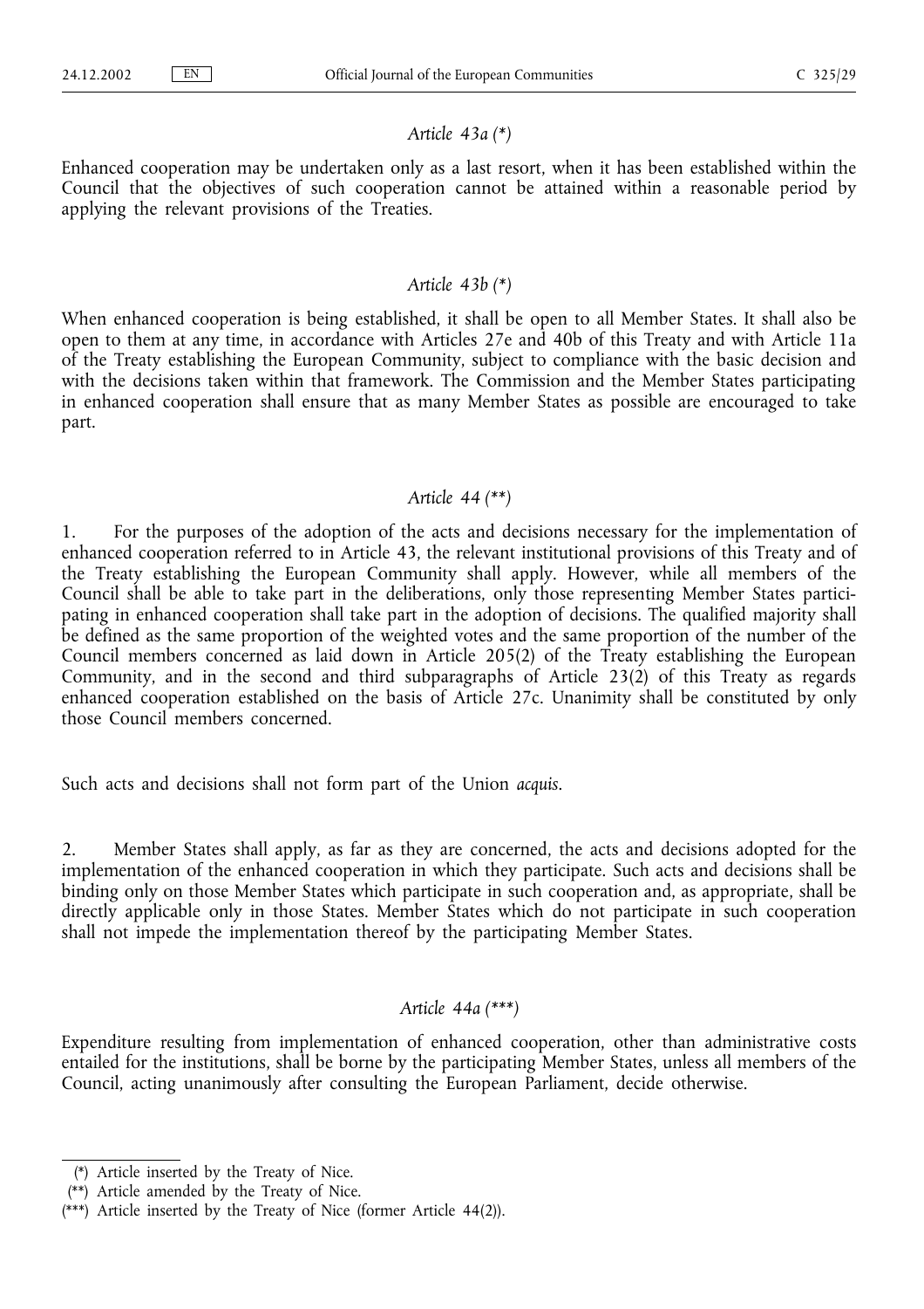*Article 43a (*)*

Enhanced cooperation may be undertaken only as a last resort, when it has been established within the Council that the objectives of such cooperation cannot be attained within a reasonable period by applying the relevant provisions of the Treaties.

*Article 43b (*)*

When enhanced cooperation is being established, it shall be open to all Member States. It shall also be open to them at any time, in accordance with Articles 27e and 40b of this Treaty and with Article 11a of the Treaty establishing the European Community, subject to compliance with the basic decision and with the decisions taken within that framework. The Commission and the Member States participating in enhanced cooperation shall ensure that as many Member States as possible are encouraged to take part.

*Article 44 (**)*

1. For the purposes of the adoption of the acts and decisions necessary for the implementation of enhanced cooperation referred to in Article 43, the relevant institutional provisions of this Treaty and of the Treaty establishing the European Community shall apply. However, while all members of the Council shall be able to take part in the deliberations, only those representing Member States participating in enhanced cooperation shall take part in the adoption of decisions. The qualified majority shall be defined as the same proportion of the weighted votes and the same proportion of the number of the Council members concerned as laid down in Article 205(2) of the Treaty establishing the European Community, and in the second and third subparagraphs of Article 23(2) of this Treaty as regards enhanced cooperation established on the basis of Article 27c. Unanimity shall be constituted by only those Council members concerned.

Such acts and decisions shall not form part of the Union *acquis*.

2. Member States shall apply, as far as they are concerned, the acts and decisions adopted for the implementation of the enhanced cooperation in which they participate. Such acts and decisions shall be binding only on those Member States which participate in such cooperation and, as appropriate, shall be directly applicable only in those States. Member States which do not participate in such cooperation shall not impede the implementation thereof by the participating Member States.

*Article 44a (***)*

Expenditure resulting from implementation of enhanced cooperation, other than administrative costs entailed for the institutions, shall be borne by the participating Member States, unless all members of the Council, acting unanimously after consulting the European Parliament, decide otherwise.

---

(*) Article inserted by the Treaty of Nice.

(**) Article amended by the Treaty of Nice.

(***) Article inserted by the Treaty of Nice (former Article 44(2)).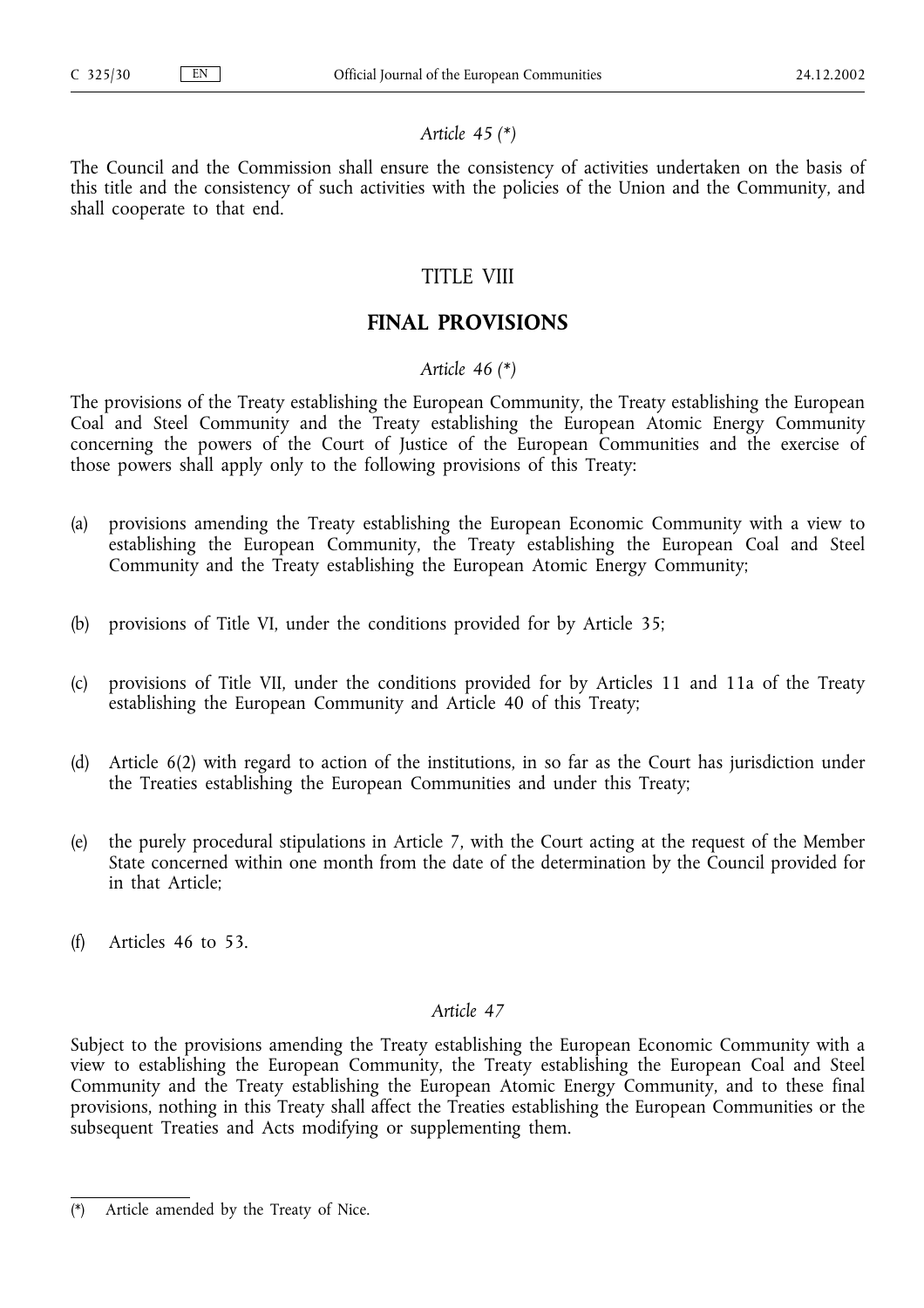*Article 45 (\*)*

The Council and the Commission shall ensure the consistency of activities undertaken on the basis of this title and the consistency of such activities with the policies of the Union and the Community, and shall cooperate to that end.

## TITLE VIII

## FINAL PROVISIONS

*Article 46 (\*)*

The provisions of the Treaty establishing the European Community, the Treaty establishing the European Coal and Steel Community and the Treaty establishing the European Atomic Energy Community concerning the powers of the Court of Justice of the European Communities and the exercise of those powers shall apply only to the following provisions of this Treaty:

(a) provisions amending the Treaty establishing the European Economic Community with a view to establishing the European Community, the Treaty establishing the European Coal and Steel Community and the Treaty establishing the European Atomic Energy Community;

(b) provisions of Title VI, under the conditions provided for by Article 35;

(c) provisions of Title VII, under the conditions provided for by Articles 11 and 11a of the Treaty establishing the European Community and Article 40 of this Treaty;

(d) Article 6(2) with regard to action of the institutions, in so far as the Court has jurisdiction under the Treaties establishing the European Communities and under this Treaty;

(e) the purely procedural stipulations in Article 7, with the Court acting at the request of the Member State concerned within one month from the date of the determination by the Council provided for in that Article;

(f) Articles 46 to 53.

*Article 47*

Subject to the provisions amending the Treaty establishing the European Economic Community with a view to establishing the European Community, the Treaty establishing the European Coal and Steel Community and the Treaty establishing the European Atomic Energy Community, and to these final provisions, nothing in this Treaty shall affect the Treaties establishing the European Communities or the subsequent Treaties and Acts modifying or supplementing them.

(\*) Article amended by the Treaty of Nice.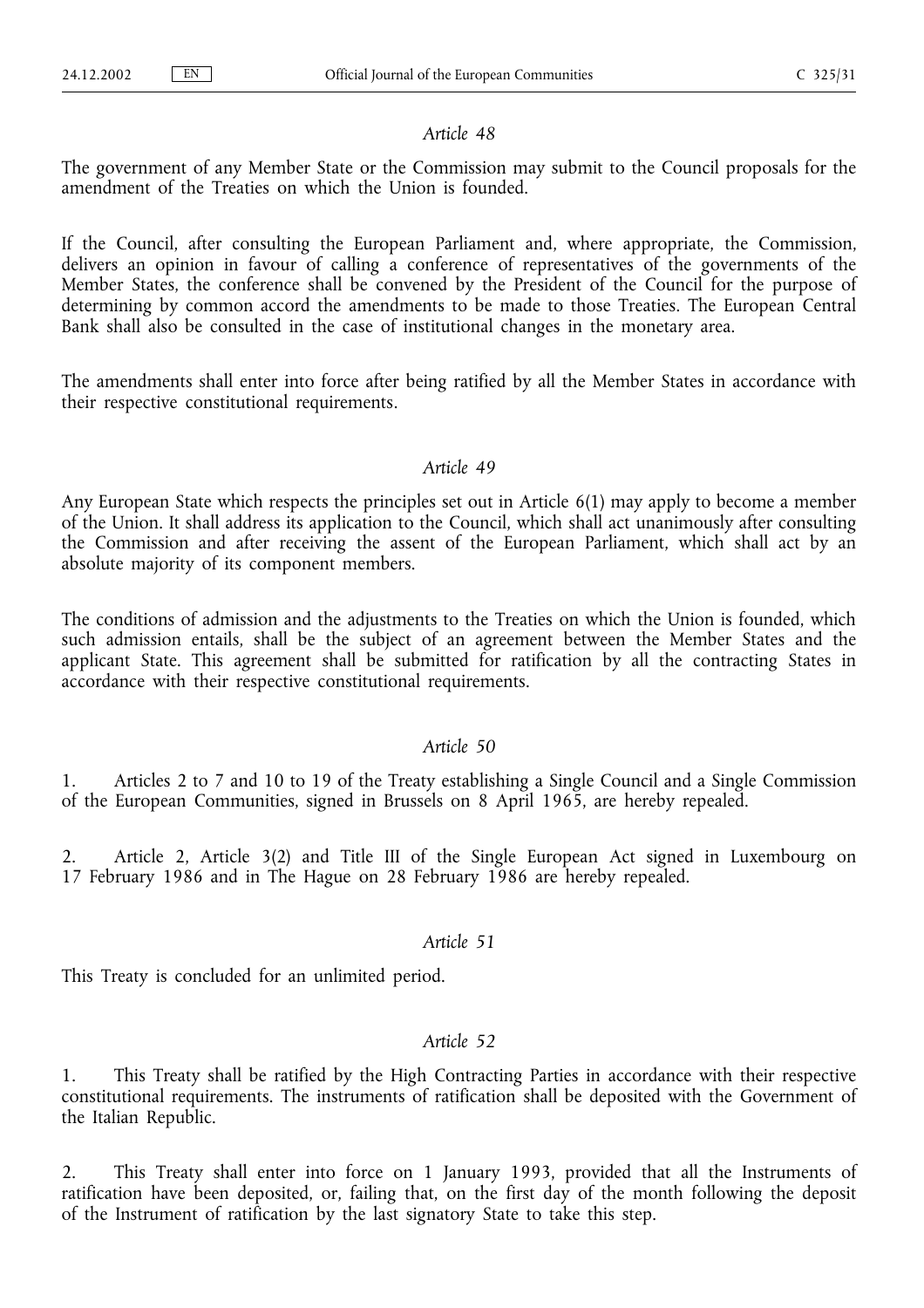*Article 48*

The government of any Member State or the Commission may submit to the Council proposals for the amendment of the Treaties on which the Union is founded.

If the Council, after consulting the European Parliament and, where appropriate, the Commission, delivers an opinion in favour of calling a conference of representatives of the governments of the Member States, the conference shall be convened by the President of the Council for the purpose of determining by common accord the amendments to be made to those Treaties. The European Central Bank shall also be consulted in the case of institutional changes in the monetary area.

The amendments shall enter into force after being ratified by all the Member States in accordance with their respective constitutional requirements.

*Article 49*

Any European State which respects the principles set out in Article 6(1) may apply to become a member of the Union. It shall address its application to the Council, which shall act unanimously after consulting the Commission and after receiving the assent of the European Parliament, which shall act by an absolute majority of its component members.

The conditions of admission and the adjustments to the Treaties on which the Union is founded, which such admission entails, shall be the subject of an agreement between the Member States and the applicant State. This agreement shall be submitted for ratification by all the contracting States in accordance with their respective constitutional requirements.

*Article 50*

1. Articles 2 to 7 and 10 to 19 of the Treaty establishing a Single Council and a Single Commission of the European Communities, signed in Brussels on 8 April 1965, are hereby repealed.

2. Article 2, Article 3(2) and Title III of the Single European Act signed in Luxembourg on 17 February 1986 and in The Hague on 28 February 1986 are hereby repealed.

*Article 51*

This Treaty is concluded for an unlimited period.

*Article 52*

1. This Treaty shall be ratified by the High Contracting Parties in accordance with their respective constitutional requirements. The instruments of ratification shall be deposited with the Government of the Italian Republic.

2. This Treaty shall enter into force on 1 January 1993, provided that all the Instruments of ratification have been deposited, or, failing that, on the first day of the month following the deposit of the Instrument of ratification by the last signatory State to take this step.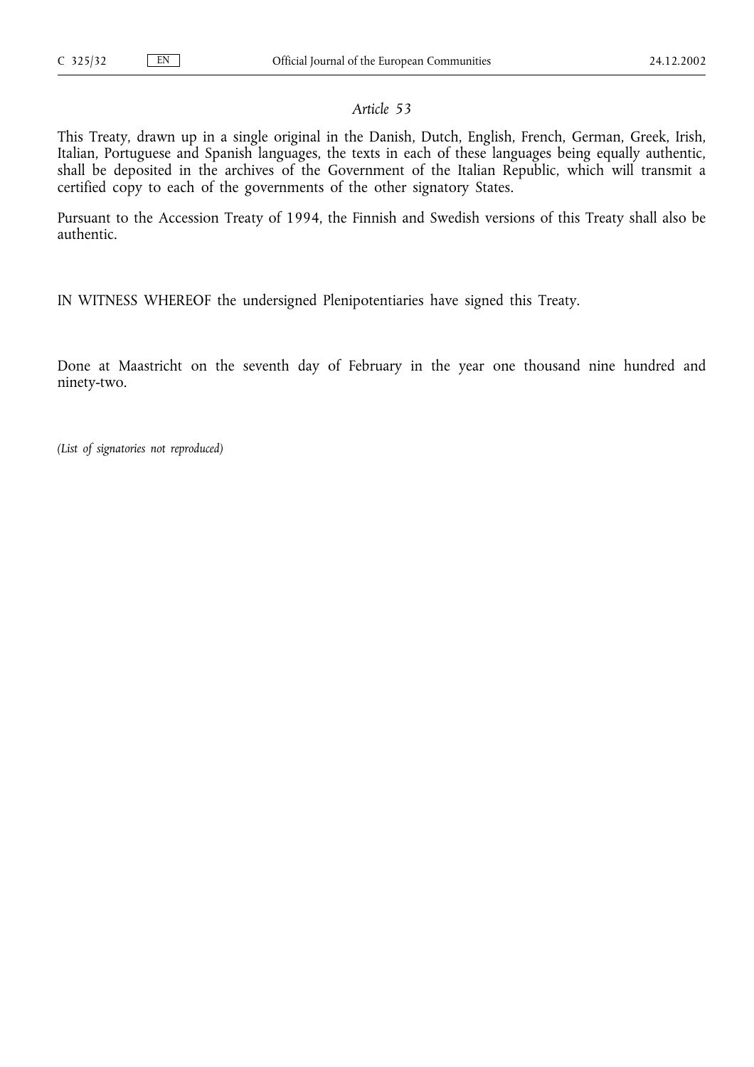*Article 53*

This Treaty, drawn up in a single original in the Danish, Dutch, English, French, German, Greek, Irish, Italian, Portuguese and Spanish languages, the texts in each of these languages being equally authentic, shall be deposited in the archives of the Government of the Italian Republic, which will transmit a certified copy to each of the governments of the other signatory States.

Pursuant to the Accession Treaty of 1994, the Finnish and Swedish versions of this Treaty shall also be authentic.

IN WITNESS WHEREOF the undersigned Plenipotentiaries have signed this Treaty.

Done at Maastricht on the seventh day of February in the year one thousand nine hundred and ninety-two.

*(List of signatories not reproduced)*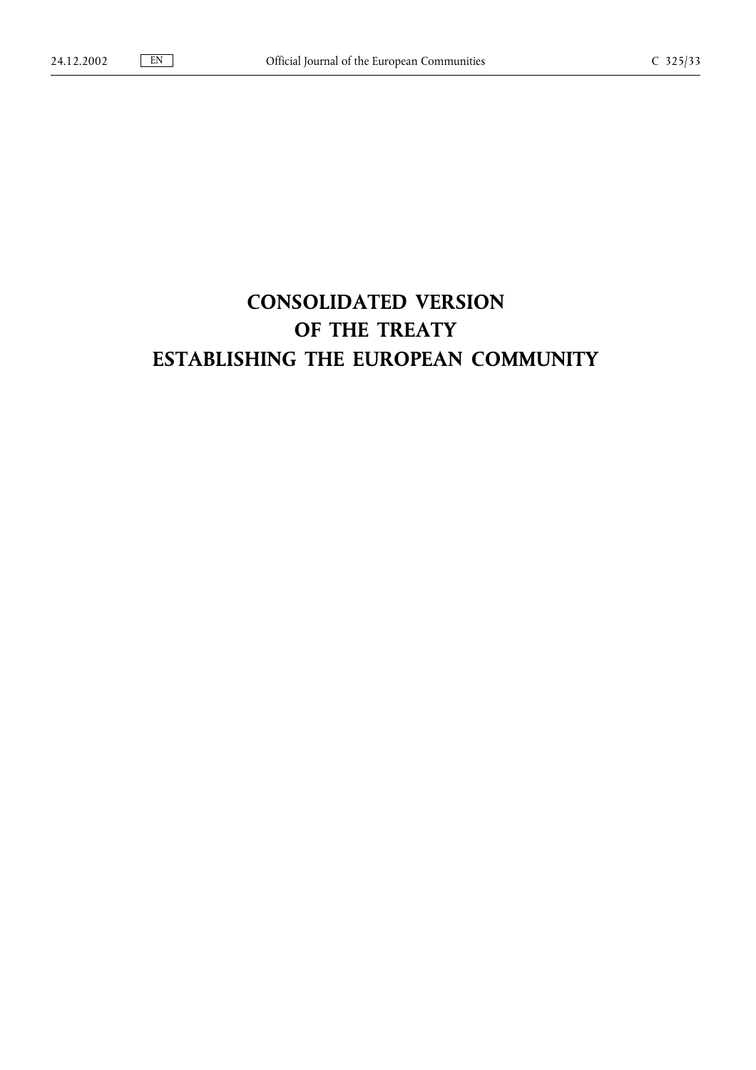# CONSOLIDATED VERSION
# OF THE TREATY
# ESTABLISHING THE EUROPEAN COMMUNITY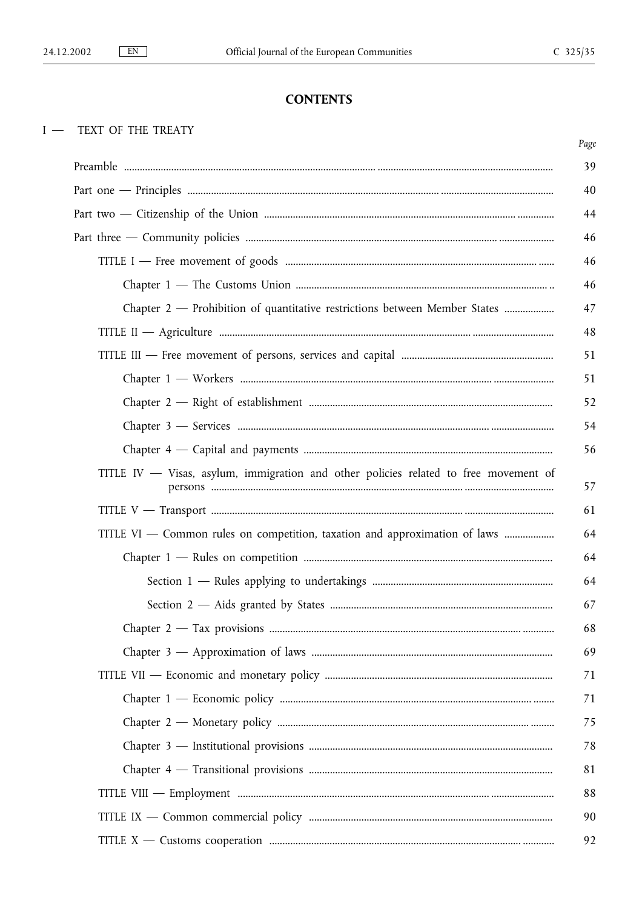## CONTENTS

I — TEXT OF THE TREATY

| | Page |
|---|---|
| Preamble | 39 |
| Part one — Principles | 40 |
| Part two — Citizenship of the Union | 44 |
| Part three — Community policies | 46 |
| TITLE I — Free movement of goods | 46 |
| Chapter 1 — The Customs Union | 46 |
| Chapter 2 — Prohibition of quantitative restrictions between Member States | 47 |
| TITLE II — Agriculture | 48 |
| TITLE III — Free movement of persons, services and capital | 51 |
| Chapter 1 — Workers | 51 |
| Chapter 2 — Right of establishment | 52 |
| Chapter 3 — Services | 54 |
| Chapter 4 — Capital and payments | 56 |
| TITLE IV — Visas, asylum, immigration and other policies related to free movement of persons | 57 |
| TITLE V — Transport | 61 |
| TITLE VI — Common rules on competition, taxation and approximation of laws | 64 |
| Chapter 1 — Rules on competition | 64 |
| Section 1 — Rules applying to undertakings | 64 |
| Section 2 — Aids granted by States | 67 |
| Chapter 2 — Tax provisions | 68 |
| Chapter 3 — Approximation of laws | 69 |
| TITLE VII — Economic and monetary policy | 71 |
| Chapter 1 — Economic policy | 71 |
| Chapter 2 — Monetary policy | 75 |
| Chapter 3 — Institutional provisions | 78 |
| Chapter 4 — Transitional provisions | 81 |
| TITLE VIII — Employment | 88 |
| TITLE IX — Common commercial policy | 90 |
| TITLE X — Customs cooperation | 92 |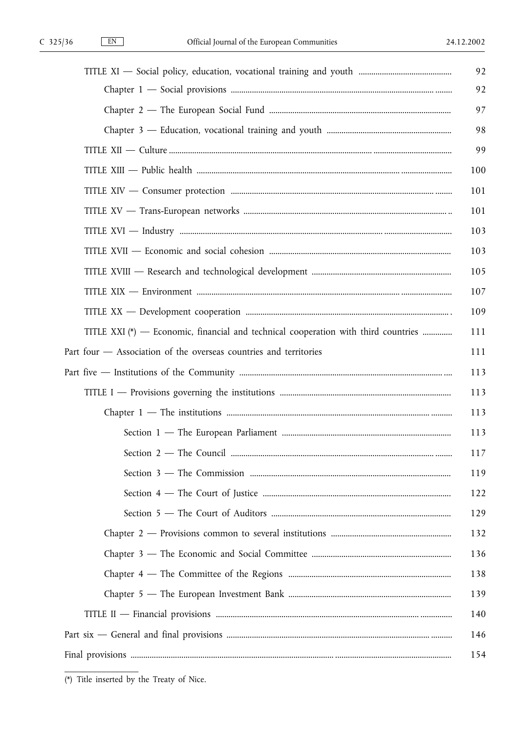TITLE XI — Social policy, education, vocational training and youth ... 92

Chapter 1 — Social provisions ... 92

Chapter 2 — The European Social Fund ... 97

Chapter 3 — Education, vocational training and youth ... 98

TITLE XII — Culture ... 99

TITLE XIII — Public health ... 100

TITLE XIV — Consumer protection ... 101

TITLE XV — Trans-European networks ... 101

TITLE XVI — Industry ... 103

TITLE XVII — Economic and social cohesion ... 103

TITLE XVIII — Research and technological development ... 105

TITLE XIX — Environment ... 107

TITLE XX — Development cooperation ... 109

TITLE XXI (*) — Economic, financial and technical cooperation with third countries ... 111

Part four — Association of the overseas countries and territories 111

Part five — Institutions of the Community ... 113

TITLE I — Provisions governing the institutions ... 113

Chapter 1 — The institutions ... 113

Section 1 — The European Parliament ... 113

Section 2 — The Council ... 117

Section 3 — The Commission ... 119

Section 4 — The Court of Justice ... 122

Section 5 — The Court of Auditors ... 129

Chapter 2 — Provisions common to several institutions ... 132

Chapter 3 — The Economic and Social Committee ... 136

Chapter 4 — The Committee of the Regions ... 138

Chapter 5 — The European Investment Bank ... 139

TITLE II — Financial provisions ... 140

Part six — General and final provisions ... 146

Final provisions ... 154

(*) Title inserted by the Treaty of Nice.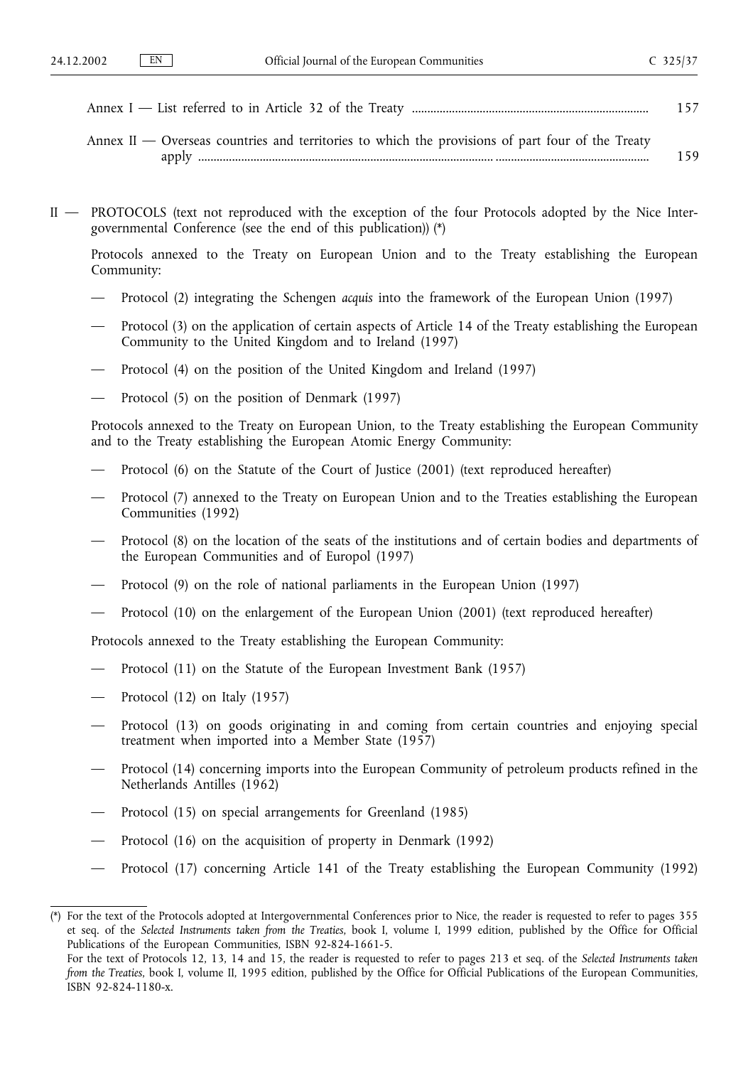Annex I — List referred to in Article 32 of the Treaty ........................................................................... 157

Annex II — Overseas countries and territories to which the provisions of part four of the Treaty apply ........................................................................................................................................ 159

II — PROTOCOLS (text not reproduced with the exception of the four Protocols adopted by the Nice Intergovernmental Conference (see the end of this publication)) (*)

Protocols annexed to the Treaty on European Union and to the Treaty establishing the European Community:

— Protocol (2) integrating the Schengen *acquis* into the framework of the European Union (1997)

— Protocol (3) on the application of certain aspects of Article 14 of the Treaty establishing the European Community to the United Kingdom and to Ireland (1997)

— Protocol (4) on the position of the United Kingdom and Ireland (1997)

— Protocol (5) on the position of Denmark (1997)

Protocols annexed to the Treaty on European Union, to the Treaty establishing the European Community and to the Treaty establishing the European Atomic Energy Community:

— Protocol (6) on the Statute of the Court of Justice (2001) (text reproduced hereafter)

— Protocol (7) annexed to the Treaty on European Union and to the Treaties establishing the European Communities (1992)

— Protocol (8) on the location of the seats of the institutions and of certain bodies and departments of the European Communities and of Europol (1997)

— Protocol (9) on the role of national parliaments in the European Union (1997)

— Protocol (10) on the enlargement of the European Union (2001) (text reproduced hereafter)

Protocols annexed to the Treaty establishing the European Community:

— Protocol (11) on the Statute of the European Investment Bank (1957)

— Protocol (12) on Italy (1957)

— Protocol (13) on goods originating in and coming from certain countries and enjoying special treatment when imported into a Member State (1957)

— Protocol (14) concerning imports into the European Community of petroleum products refined in the Netherlands Antilles (1962)

— Protocol (15) on special arrangements for Greenland (1985)

— Protocol (16) on the acquisition of property in Denmark (1992)

— Protocol (17) concerning Article 141 of the Treaty establishing the European Community (1992)

---

(*) For the text of the Protocols adopted at Intergovernmental Conferences prior to Nice, the reader is requested to refer to pages 355 et seq. of the *Selected Instruments taken from the Treaties*, book I, volume I, 1999 edition, published by the Office for Official Publications of the European Communities, ISBN 92-824-1661-5.
For the text of Protocols 12, 13, 14 and 15, the reader is requested to refer to pages 213 et seq. of the *Selected Instruments taken from the Treaties*, book I, volume II, 1995 edition, published by the Office for Official Publications of the European Communities, ISBN 92-824-1180-x.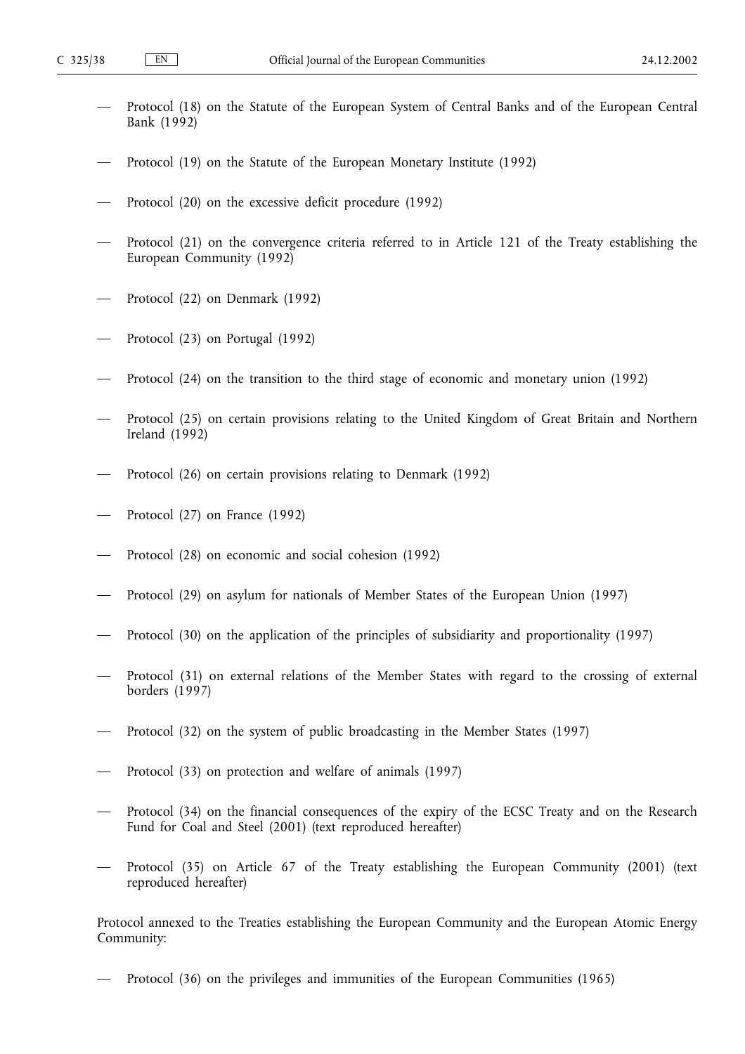- Protocol (18) on the Statute of the European System of Central Banks and of the European Central Bank (1992)
- Protocol (19) on the Statute of the European Monetary Institute (1992)
- Protocol (20) on the excessive deficit procedure (1992)
- Protocol (21) on the convergence criteria referred to in Article 121 of the Treaty establishing the European Community (1992)
- Protocol (22) on Denmark (1992)
- Protocol (23) on Portugal (1992)
- Protocol (24) on the transition to the third stage of economic and monetary union (1992)
- Protocol (25) on certain provisions relating to the United Kingdom of Great Britain and Northern Ireland (1992)
- Protocol (26) on certain provisions relating to Denmark (1992)
- Protocol (27) on France (1992)
- Protocol (28) on economic and social cohesion (1992)
- Protocol (29) on asylum for nationals of Member States of the European Union (1997)
- Protocol (30) on the application of the principles of subsidiarity and proportionality (1997)
- Protocol (31) on external relations of the Member States with regard to the crossing of external borders (1997)
- Protocol (32) on the system of public broadcasting in the Member States (1997)
- Protocol (33) on protection and welfare of animals (1997)
- Protocol (34) on the financial consequences of the expiry of the ECSC Treaty and on the Research Fund for Coal and Steel (2001) (text reproduced hereafter)
- Protocol (35) on Article 67 of the Treaty establishing the European Community (2001) (text reproduced hereafter)

Protocol annexed to the Treaties establishing the European Community and the European Atomic Energy Community:

- Protocol (36) on the privileges and immunities of the European Communities (1965)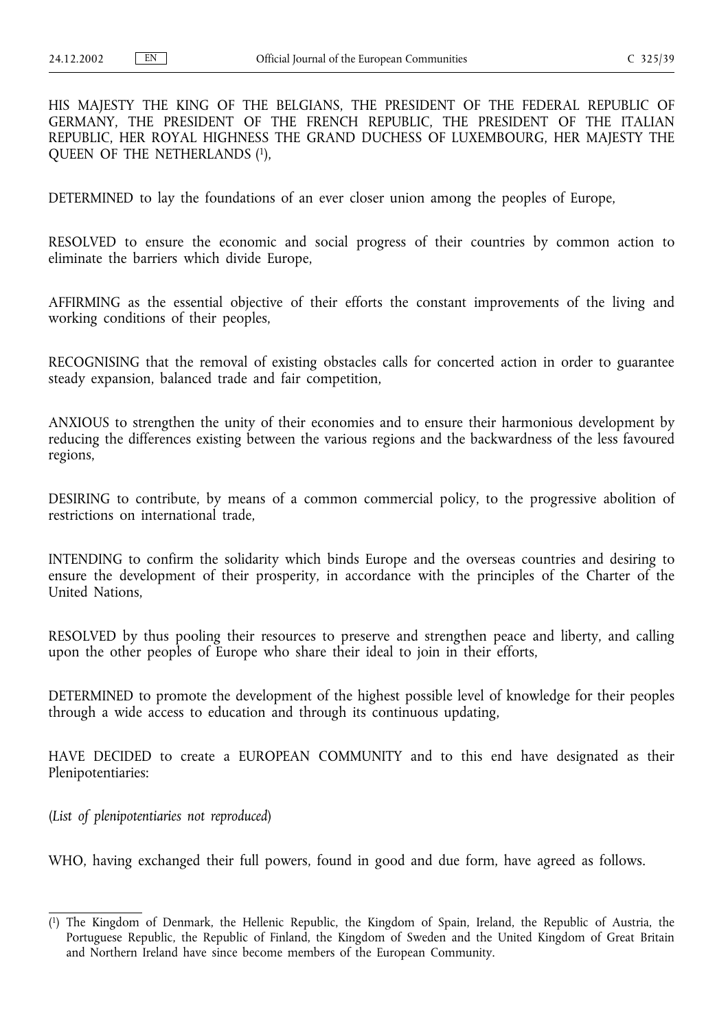HIS MAJESTY THE KING OF THE BELGIANS, THE PRESIDENT OF THE FEDERAL REPUBLIC OF GERMANY, THE PRESIDENT OF THE FRENCH REPUBLIC, THE PRESIDENT OF THE ITALIAN REPUBLIC, HER ROYAL HIGHNESS THE GRAND DUCHESS OF LUXEMBOURG, HER MAJESTY THE QUEEN OF THE NETHERLANDS ([1]),

DETERMINED to lay the foundations of an ever closer union among the peoples of Europe,

RESOLVED to ensure the economic and social progress of their countries by common action to eliminate the barriers which divide Europe,

AFFIRMING as the essential objective of their efforts the constant improvements of the living and working conditions of their peoples,

RECOGNISING that the removal of existing obstacles calls for concerted action in order to guarantee steady expansion, balanced trade and fair competition,

ANXIOUS to strengthen the unity of their economies and to ensure their harmonious development by reducing the differences existing between the various regions and the backwardness of the less favoured regions,

DESIRING to contribute, by means of a common commercial policy, to the progressive abolition of restrictions on international trade,

INTENDING to confirm the solidarity which binds Europe and the overseas countries and desiring to ensure the development of their prosperity, in accordance with the principles of the Charter of the United Nations,

RESOLVED by thus pooling their resources to preserve and strengthen peace and liberty, and calling upon the other peoples of Europe who share their ideal to join in their efforts,

DETERMINED to promote the development of the highest possible level of knowledge for their peoples through a wide access to education and through its continuous updating,

HAVE DECIDED to create a EUROPEAN COMMUNITY and to this end have designated as their Plenipotentiaries:

(*List of plenipotentiaries not reproduced*)

WHO, having exchanged their full powers, found in good and due form, have agreed as follows.

---

([1]) The Kingdom of Denmark, the Hellenic Republic, the Kingdom of Spain, Ireland, the Republic of Austria, the Portuguese Republic, the Republic of Finland, the Kingdom of Sweden and the United Kingdom of Great Britain and Northern Ireland have since become members of the European Community.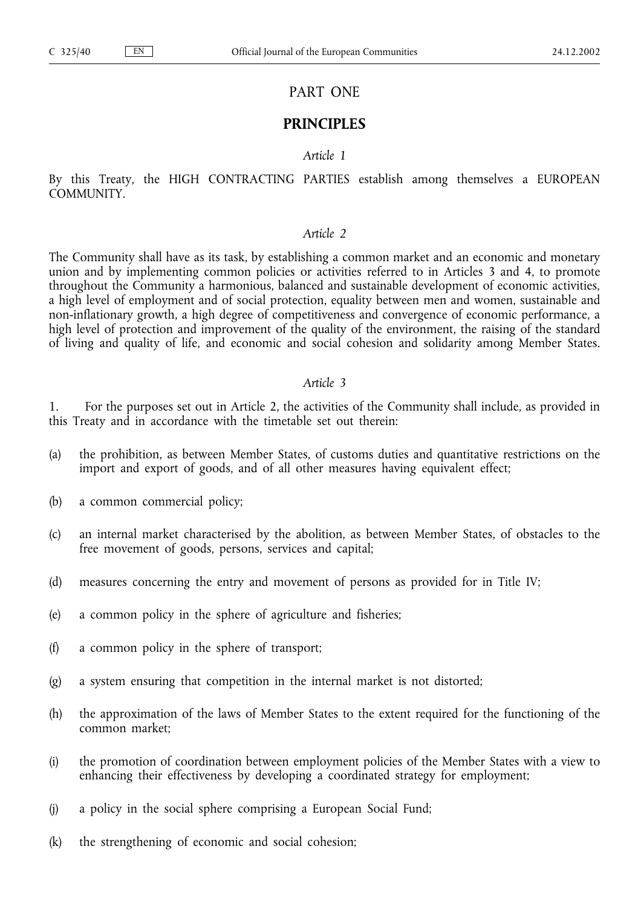# PART ONE

## PRINCIPLES

*Article 1*

By this Treaty, the HIGH CONTRACTING PARTIES establish among themselves a EUROPEAN COMMUNITY.

*Article 2*

The Community shall have as its task, by establishing a common market and an economic and monetary union and by implementing common policies or activities referred to in Articles 3 and 4, to promote throughout the Community a harmonious, balanced and sustainable development of economic activities, a high level of employment and of social protection, equality between men and women, sustainable and non-inflationary growth, a high degree of competitiveness and convergence of economic performance, a high level of protection and improvement of the quality of the environment, the raising of the standard of living and quality of life, and economic and social cohesion and solidarity among Member States.

*Article 3*

1. For the purposes set out in Article 2, the activities of the Community shall include, as provided in this Treaty and in accordance with the timetable set out therein:

(a) the prohibition, as between Member States, of customs duties and quantitative restrictions on the import and export of goods, and of all other measures having equivalent effect;

(b) a common commercial policy;

(c) an internal market characterised by the abolition, as between Member States, of obstacles to the free movement of goods, persons, services and capital;

(d) measures concerning the entry and movement of persons as provided for in Title IV;

(e) a common policy in the sphere of agriculture and fisheries;

(f) a common policy in the sphere of transport;

(g) a system ensuring that competition in the internal market is not distorted;

(h) the approximation of the laws of Member States to the extent required for the functioning of the common market;

(i) the promotion of coordination between employment policies of the Member States with a view to enhancing their effectiveness by developing a coordinated strategy for employment;

(j) a policy in the social sphere comprising a European Social Fund;

(k) the strengthening of economic and social cohesion;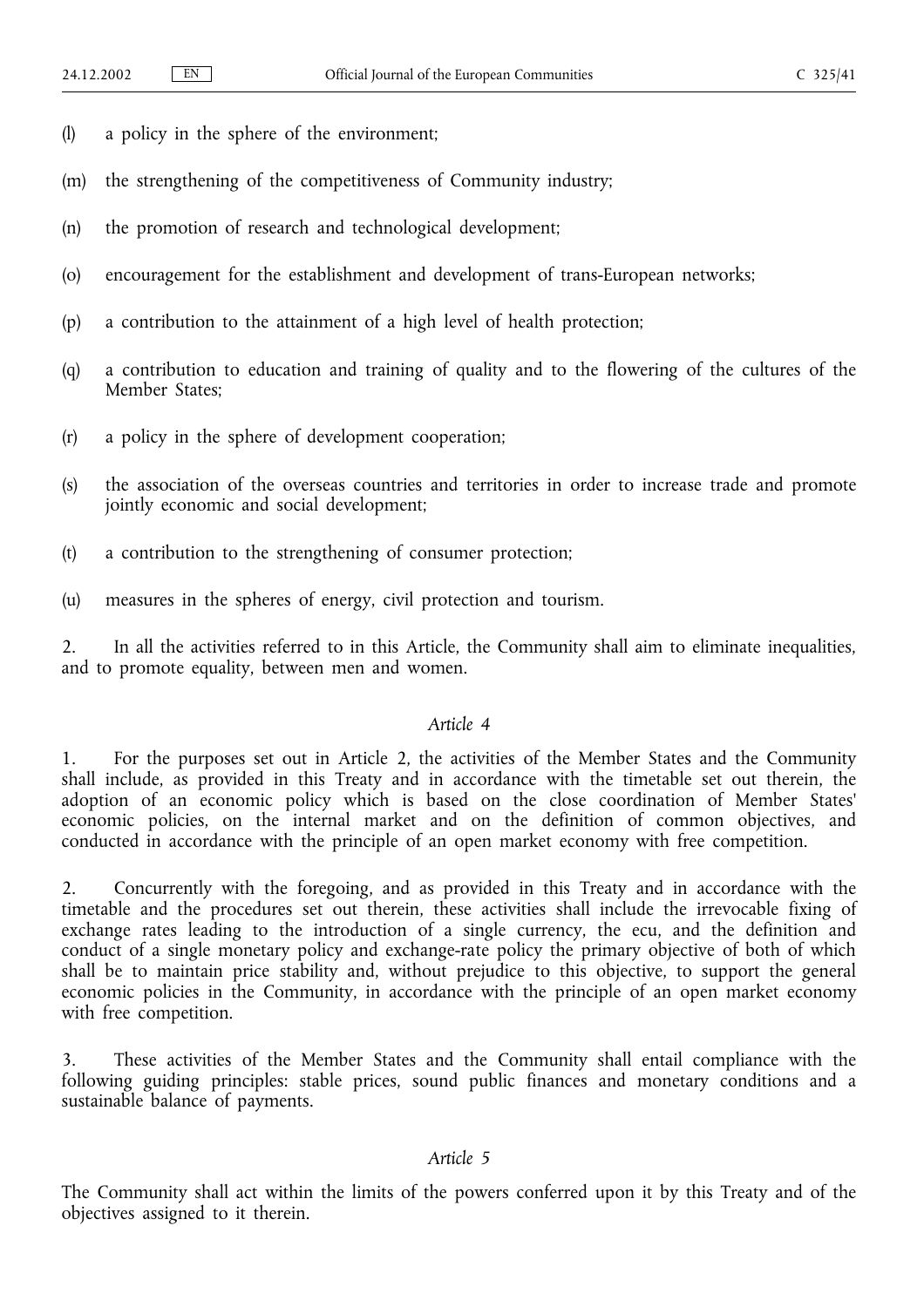(l) a policy in the sphere of the environment;

(m) the strengthening of the competitiveness of Community industry;

(n) the promotion of research and technological development;

(o) encouragement for the establishment and development of trans-European networks;

(p) a contribution to the attainment of a high level of health protection;

(q) a contribution to education and training of quality and to the flowering of the cultures of the Member States;

(r) a policy in the sphere of development cooperation;

(s) the association of the overseas countries and territories in order to increase trade and promote jointly economic and social development;

(t) a contribution to the strengthening of consumer protection;

(u) measures in the spheres of energy, civil protection and tourism.

2. In all the activities referred to in this Article, the Community shall aim to eliminate inequalities, and to promote equality, between men and women.

*Article 4*

1. For the purposes set out in Article 2, the activities of the Member States and the Community shall include, as provided in this Treaty and in accordance with the timetable set out therein, the adoption of an economic policy which is based on the close coordination of Member States' economic policies, on the internal market and on the definition of common objectives, and conducted in accordance with the principle of an open market economy with free competition.

2. Concurrently with the foregoing, and as provided in this Treaty and in accordance with the timetable and the procedures set out therein, these activities shall include the irrevocable fixing of exchange rates leading to the introduction of a single currency, the ecu, and the definition and conduct of a single monetary policy and exchange-rate policy the primary objective of both of which shall be to maintain price stability and, without prejudice to this objective, to support the general economic policies in the Community, in accordance with the principle of an open market economy with free competition.

3. These activities of the Member States and the Community shall entail compliance with the following guiding principles: stable prices, sound public finances and monetary conditions and a sustainable balance of payments.

*Article 5*

The Community shall act within the limits of the powers conferred upon it by this Treaty and of the objectives assigned to it therein.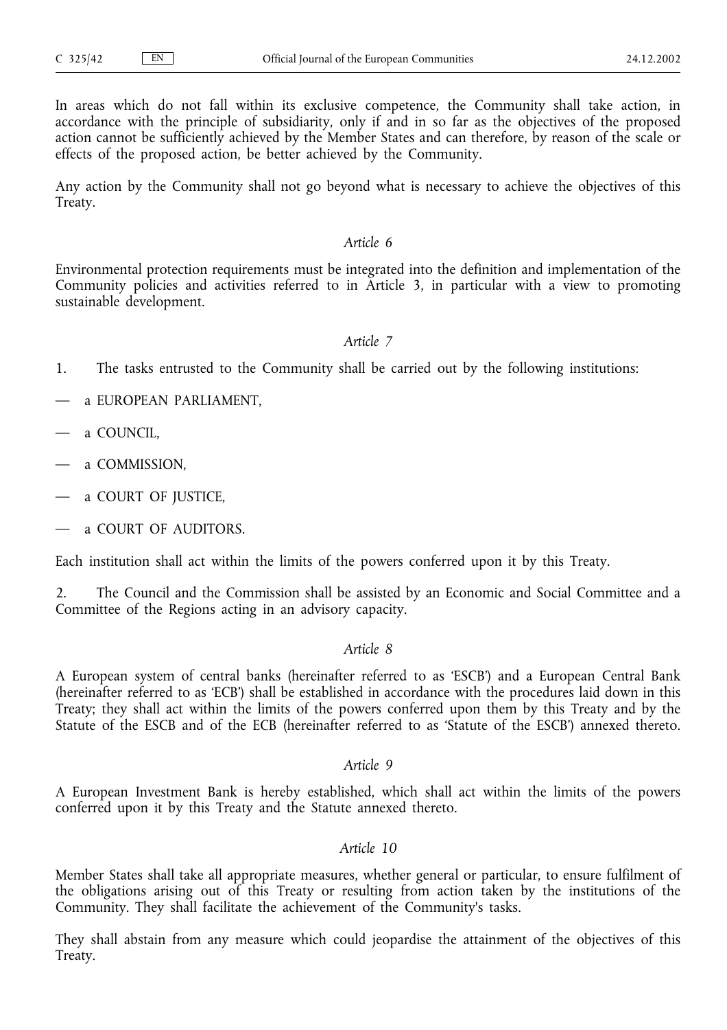In areas which do not fall within its exclusive competence, the Community shall take action, in accordance with the principle of subsidiarity, only if and in so far as the objectives of the proposed action cannot be sufficiently achieved by the Member States and can therefore, by reason of the scale or effects of the proposed action, be better achieved by the Community.

Any action by the Community shall not go beyond what is necessary to achieve the objectives of this Treaty.

*Article 6*

Environmental protection requirements must be integrated into the definition and implementation of the Community policies and activities referred to in Article 3, in particular with a view to promoting sustainable development.

*Article 7*

1. The tasks entrusted to the Community shall be carried out by the following institutions:

— a EUROPEAN PARLIAMENT,

— a COUNCIL,

— a COMMISSION,

— a COURT OF JUSTICE,

— a COURT OF AUDITORS.

Each institution shall act within the limits of the powers conferred upon it by this Treaty.

2. The Council and the Commission shall be assisted by an Economic and Social Committee and a Committee of the Regions acting in an advisory capacity.

*Article 8*

A European system of central banks (hereinafter referred to as 'ESCB') and a European Central Bank (hereinafter referred to as 'ECB') shall be established in accordance with the procedures laid down in this Treaty; they shall act within the limits of the powers conferred upon them by this Treaty and by the Statute of the ESCB and of the ECB (hereinafter referred to as 'Statute of the ESCB') annexed thereto.

*Article 9*

A European Investment Bank is hereby established, which shall act within the limits of the powers conferred upon it by this Treaty and the Statute annexed thereto.

*Article 10*

Member States shall take all appropriate measures, whether general or particular, to ensure fulfilment of the obligations arising out of this Treaty or resulting from action taken by the institutions of the Community. They shall facilitate the achievement of the Community's tasks.

They shall abstain from any measure which could jeopardise the attainment of the objectives of this Treaty.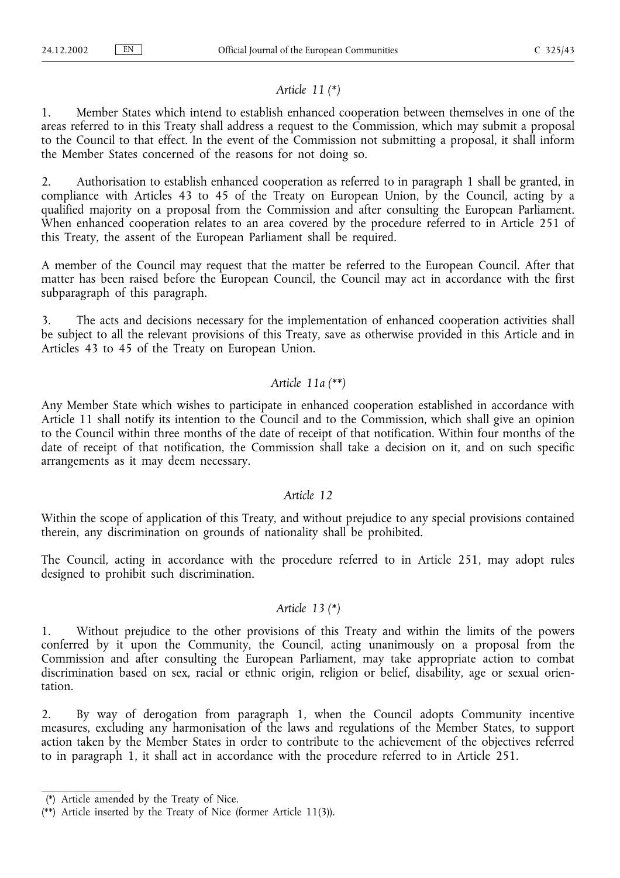*Article 11 (\*)*

1. Member States which intend to establish enhanced cooperation between themselves in one of the areas referred to in this Treaty shall address a request to the Commission, which may submit a proposal to the Council to that effect. In the event of the Commission not submitting a proposal, it shall inform the Member States concerned of the reasons for not doing so.

2. Authorisation to establish enhanced cooperation as referred to in paragraph 1 shall be granted, in compliance with Articles 43 to 45 of the Treaty on European Union, by the Council, acting by a qualified majority on a proposal from the Commission and after consulting the European Parliament. When enhanced cooperation relates to an area covered by the procedure referred to in Article 251 of this Treaty, the assent of the European Parliament shall be required.

A member of the Council may request that the matter be referred to the European Council. After that matter has been raised before the European Council, the Council may act in accordance with the first subparagraph of this paragraph.

3. The acts and decisions necessary for the implementation of enhanced cooperation activities shall be subject to all the relevant provisions of this Treaty, save as otherwise provided in this Article and in Articles 43 to 45 of the Treaty on European Union.

*Article 11a (\*\*)*

Any Member State which wishes to participate in enhanced cooperation established in accordance with Article 11 shall notify its intention to the Council and to the Commission, which shall give an opinion to the Council within three months of the date of receipt of that notification. Within four months of the date of receipt of that notification, the Commission shall take a decision on it, and on such specific arrangements as it may deem necessary.

*Article 12*

Within the scope of application of this Treaty, and without prejudice to any special provisions contained therein, any discrimination on grounds of nationality shall be prohibited.

The Council, acting in accordance with the procedure referred to in Article 251, may adopt rules designed to prohibit such discrimination.

*Article 13 (\*)*

1. Without prejudice to the other provisions of this Treaty and within the limits of the powers conferred by it upon the Community, the Council, acting unanimously on a proposal from the Commission and after consulting the European Parliament, may take appropriate action to combat discrimination based on sex, racial or ethnic origin, religion or belief, disability, age or sexual orientation.

2. By way of derogation from paragraph 1, when the Council adopts Community incentive measures, excluding any harmonisation of the laws and regulations of the Member States, to support action taken by the Member States in order to contribute to the achievement of the objectives referred to in paragraph 1, it shall act in accordance with the procedure referred to in Article 251.

---

(\*) Article amended by the Treaty of Nice.

(\*\*) Article inserted by the Treaty of Nice (former Article 11(3)).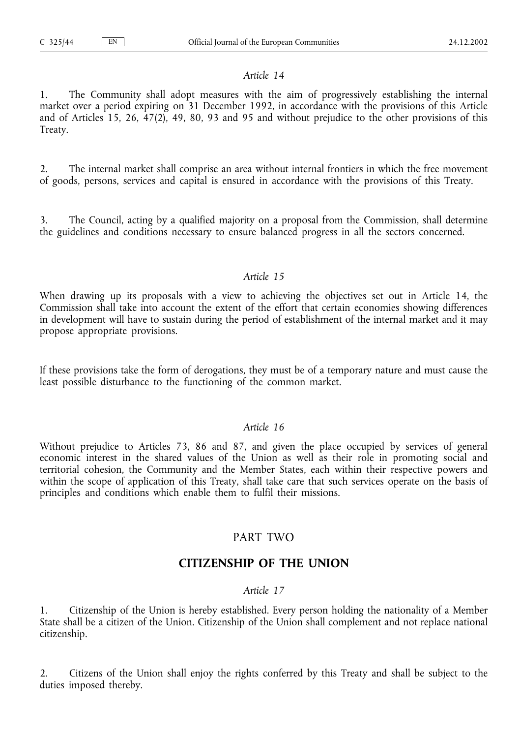*Article 14*

1. The Community shall adopt measures with the aim of progressively establishing the internal market over a period expiring on 31 December 1992, in accordance with the provisions of this Article and of Articles 15, 26, 47(2), 49, 80, 93 and 95 and without prejudice to the other provisions of this Treaty.

2. The internal market shall comprise an area without internal frontiers in which the free movement of goods, persons, services and capital is ensured in accordance with the provisions of this Treaty.

3. The Council, acting by a qualified majority on a proposal from the Commission, shall determine the guidelines and conditions necessary to ensure balanced progress in all the sectors concerned.

*Article 15*

When drawing up its proposals with a view to achieving the objectives set out in Article 14, the Commission shall take into account the extent of the effort that certain economies showing differences in development will have to sustain during the period of establishment of the internal market and it may propose appropriate provisions.

If these provisions take the form of derogations, they must be of a temporary nature and must cause the least possible disturbance to the functioning of the common market.

*Article 16*

Without prejudice to Articles 73, 86 and 87, and given the place occupied by services of general economic interest in the shared values of the Union as well as their role in promoting social and territorial cohesion, the Community and the Member States, each within their respective powers and within the scope of application of this Treaty, shall take care that such services operate on the basis of principles and conditions which enable them to fulfil their missions.

# PART TWO

## CITIZENSHIP OF THE UNION

*Article 17*

1. Citizenship of the Union is hereby established. Every person holding the nationality of a Member State shall be a citizen of the Union. Citizenship of the Union shall complement and not replace national citizenship.

2. Citizens of the Union shall enjoy the rights conferred by this Treaty and shall be subject to the duties imposed thereby.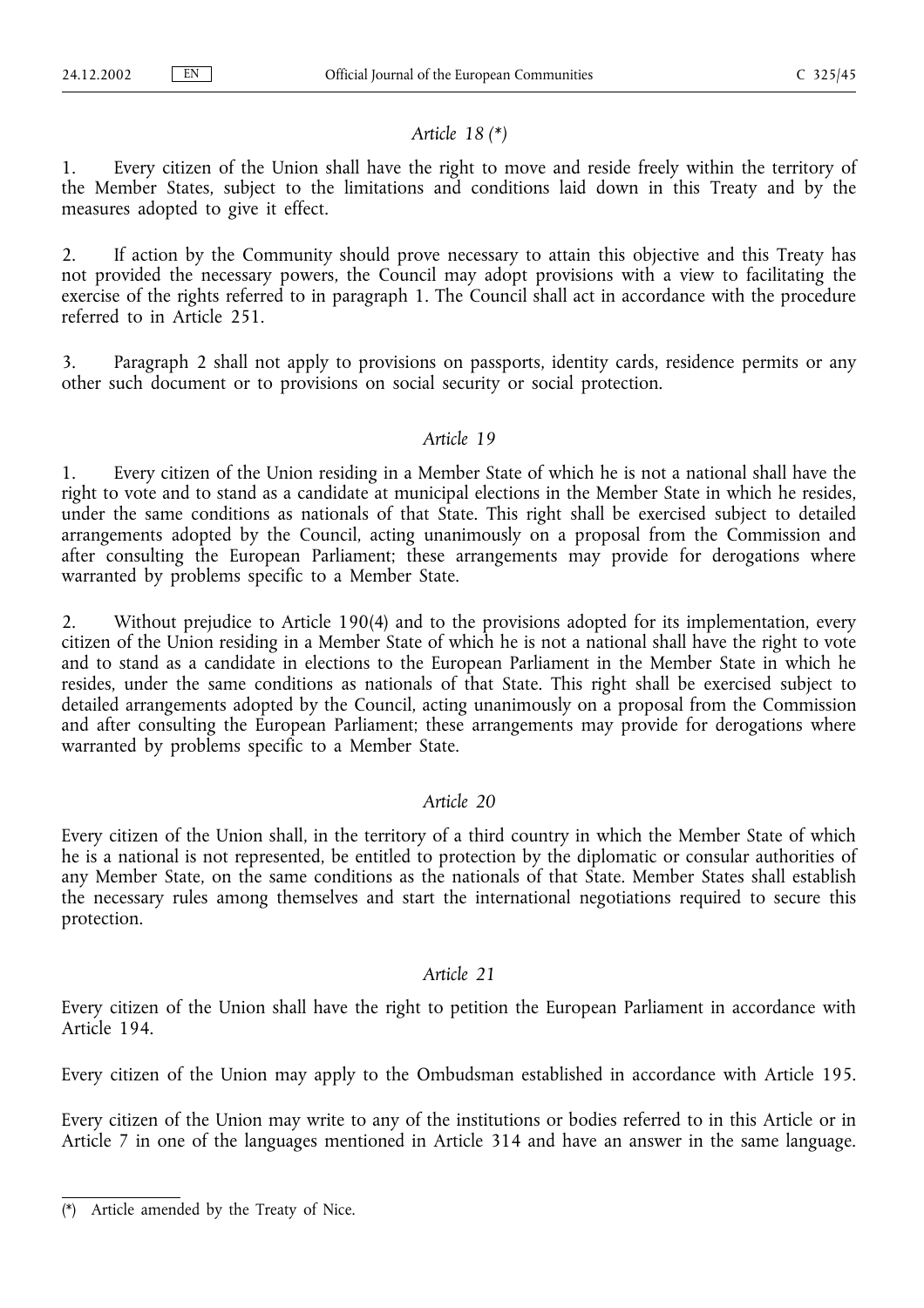*Article 18 (\*)*

1. Every citizen of the Union shall have the right to move and reside freely within the territory of the Member States, subject to the limitations and conditions laid down in this Treaty and by the measures adopted to give it effect.

2. If action by the Community should prove necessary to attain this objective and this Treaty has not provided the necessary powers, the Council may adopt provisions with a view to facilitating the exercise of the rights referred to in paragraph 1. The Council shall act in accordance with the procedure referred to in Article 251.

3. Paragraph 2 shall not apply to provisions on passports, identity cards, residence permits or any other such document or to provisions on social security or social protection.

*Article 19*

1. Every citizen of the Union residing in a Member State of which he is not a national shall have the right to vote and to stand as a candidate at municipal elections in the Member State in which he resides, under the same conditions as nationals of that State. This right shall be exercised subject to detailed arrangements adopted by the Council, acting unanimously on a proposal from the Commission and after consulting the European Parliament; these arrangements may provide for derogations where warranted by problems specific to a Member State.

2. Without prejudice to Article 190(4) and to the provisions adopted for its implementation, every citizen of the Union residing in a Member State of which he is not a national shall have the right to vote and to stand as a candidate in elections to the European Parliament in the Member State in which he resides, under the same conditions as nationals of that State. This right shall be exercised subject to detailed arrangements adopted by the Council, acting unanimously on a proposal from the Commission and after consulting the European Parliament; these arrangements may provide for derogations where warranted by problems specific to a Member State.

*Article 20*

Every citizen of the Union shall, in the territory of a third country in which the Member State of which he is a national is not represented, be entitled to protection by the diplomatic or consular authorities of any Member State, on the same conditions as the nationals of that State. Member States shall establish the necessary rules among themselves and start the international negotiations required to secure this protection.

*Article 21*

Every citizen of the Union shall have the right to petition the European Parliament in accordance with Article 194.

Every citizen of the Union may apply to the Ombudsman established in accordance with Article 195.

Every citizen of the Union may write to any of the institutions or bodies referred to in this Article or in Article 7 in one of the languages mentioned in Article 314 and have an answer in the same language.

---

(\*) Article amended by the Treaty of Nice.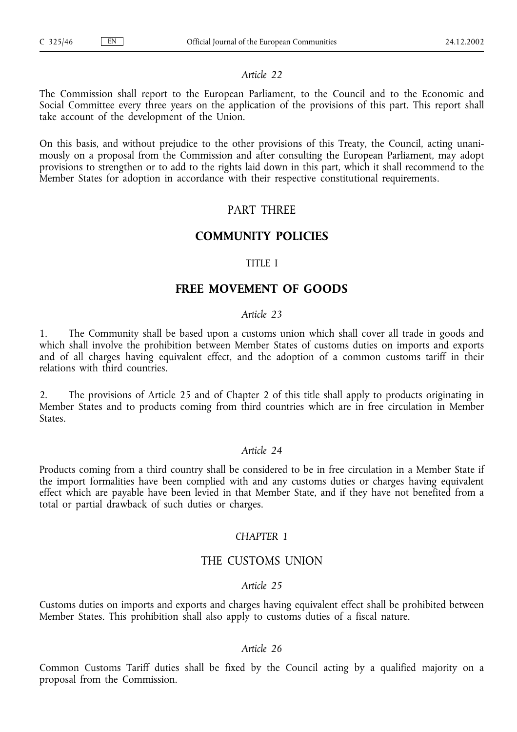*Article 22*

The Commission shall report to the European Parliament, to the Council and to the Economic and Social Committee every three years on the application of the provisions of this part. This report shall take account of the development of the Union.

On this basis, and without prejudice to the other provisions of this Treaty, the Council, acting unanimously on a proposal from the Commission and after consulting the European Parliament, may adopt provisions to strengthen or to add to the rights laid down in this part, which it shall recommend to the Member States for adoption in accordance with their respective constitutional requirements.

# PART THREE

# COMMUNITY POLICIES

## TITLE I

## FREE MOVEMENT OF GOODS

*Article 23*

1. The Community shall be based upon a customs union which shall cover all trade in goods and which shall involve the prohibition between Member States of customs duties on imports and exports and of all charges having equivalent effect, and the adoption of a common customs tariff in their relations with third countries.

2. The provisions of Article 25 and of Chapter 2 of this title shall apply to products originating in Member States and to products coming from third countries which are in free circulation in Member States.

*Article 24*

Products coming from a third country shall be considered to be in free circulation in a Member State if the import formalities have been complied with and any customs duties or charges having equivalent effect which are payable have been levied in that Member State, and if they have not benefited from a total or partial drawback of such duties or charges.

### *CHAPTER 1*

### THE CUSTOMS UNION

*Article 25*

Customs duties on imports and exports and charges having equivalent effect shall be prohibited between Member States. This prohibition shall also apply to customs duties of a fiscal nature.

*Article 26*

Common Customs Tariff duties shall be fixed by the Council acting by a qualified majority on a proposal from the Commission.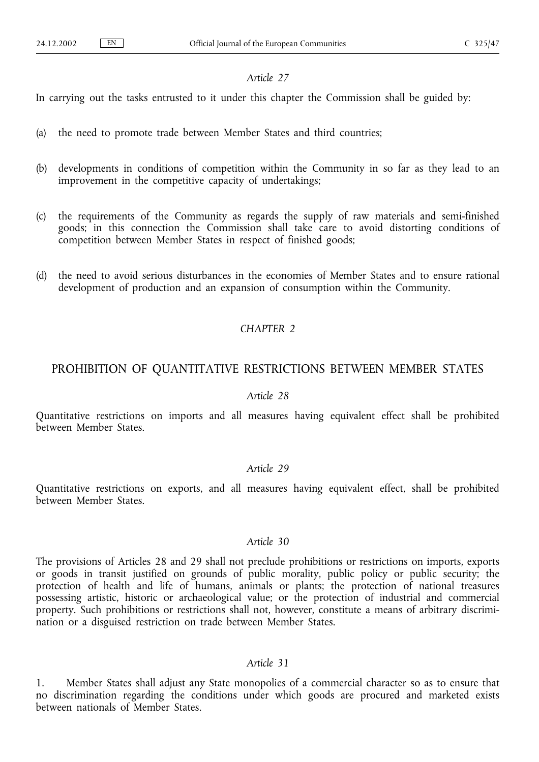*Article 27*

In carrying out the tasks entrusted to it under this chapter the Commission shall be guided by:

(a) the need to promote trade between Member States and third countries;

(b) developments in conditions of competition within the Community in so far as they lead to an improvement in the competitive capacity of undertakings;

(c) the requirements of the Community as regards the supply of raw materials and semi-finished goods; in this connection the Commission shall take care to avoid distorting conditions of competition between Member States in respect of finished goods;

(d) the need to avoid serious disturbances in the economies of Member States and to ensure rational development of production and an expansion of consumption within the Community.

*CHAPTER 2*

## PROHIBITION OF QUANTITATIVE RESTRICTIONS BETWEEN MEMBER STATES

*Article 28*

Quantitative restrictions on imports and all measures having equivalent effect shall be prohibited between Member States.

*Article 29*

Quantitative restrictions on exports, and all measures having equivalent effect, shall be prohibited between Member States.

*Article 30*

The provisions of Articles 28 and 29 shall not preclude prohibitions or restrictions on imports, exports or goods in transit justified on grounds of public morality, public policy or public security; the protection of health and life of humans, animals or plants; the protection of national treasures possessing artistic, historic or archaeological value; or the protection of industrial and commercial property. Such prohibitions or restrictions shall not, however, constitute a means of arbitrary discrimination or a disguised restriction on trade between Member States.

*Article 31*

1. Member States shall adjust any State monopolies of a commercial character so as to ensure that no discrimination regarding the conditions under which goods are procured and marketed exists between nationals of Member States.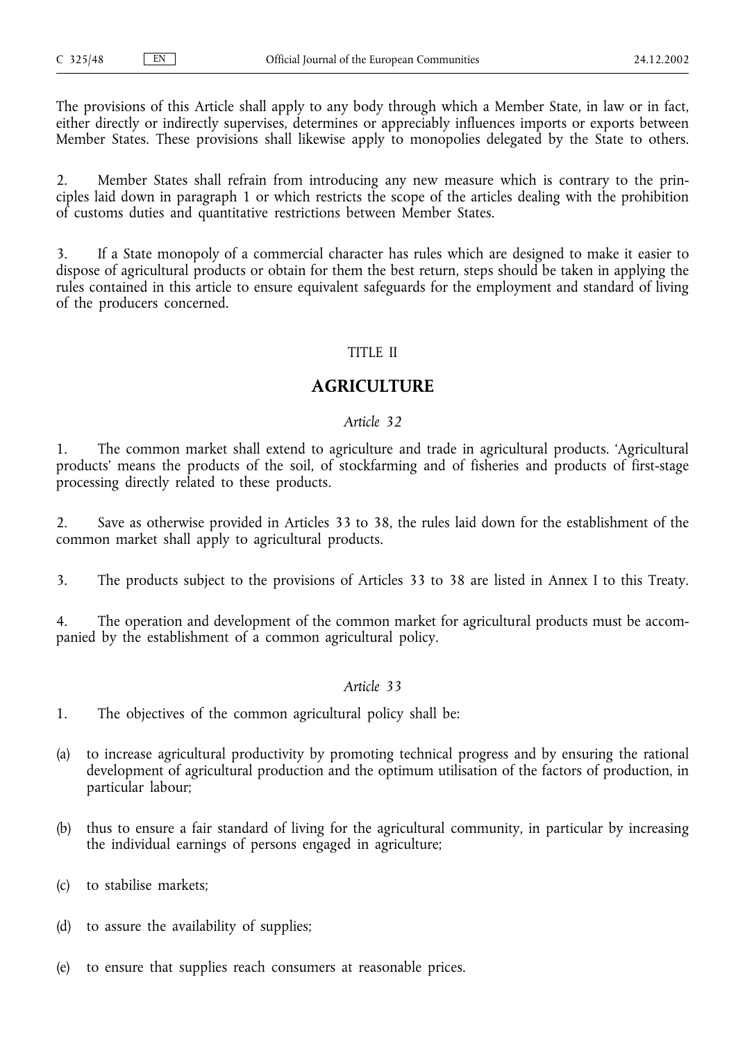The provisions of this Article shall apply to any body through which a Member State, in law or in fact, either directly or indirectly supervises, determines or appreciably influences imports or exports between Member States. These provisions shall likewise apply to monopolies delegated by the State to others.

2. Member States shall refrain from introducing any new measure which is contrary to the principles laid down in paragraph 1 or which restricts the scope of the articles dealing with the prohibition of customs duties and quantitative restrictions between Member States.

3. If a State monopoly of a commercial character has rules which are designed to make it easier to dispose of agricultural products or obtain for them the best return, steps should be taken in applying the rules contained in this article to ensure equivalent safeguards for the employment and standard of living of the producers concerned.

TITLE II

## AGRICULTURE

*Article 32*

1. The common market shall extend to agriculture and trade in agricultural products. 'Agricultural products' means the products of the soil, of stockfarming and of fisheries and products of first-stage processing directly related to these products.

2. Save as otherwise provided in Articles 33 to 38, the rules laid down for the establishment of the common market shall apply to agricultural products.

3. The products subject to the provisions of Articles 33 to 38 are listed in Annex I to this Treaty.

4. The operation and development of the common market for agricultural products must be accompanied by the establishment of a common agricultural policy.

*Article 33*

1. The objectives of the common agricultural policy shall be:

(a) to increase agricultural productivity by promoting technical progress and by ensuring the rational development of agricultural production and the optimum utilisation of the factors of production, in particular labour;

(b) thus to ensure a fair standard of living for the agricultural community, in particular by increasing the individual earnings of persons engaged in agriculture;

(c) to stabilise markets;

(d) to assure the availability of supplies;

(e) to ensure that supplies reach consumers at reasonable prices.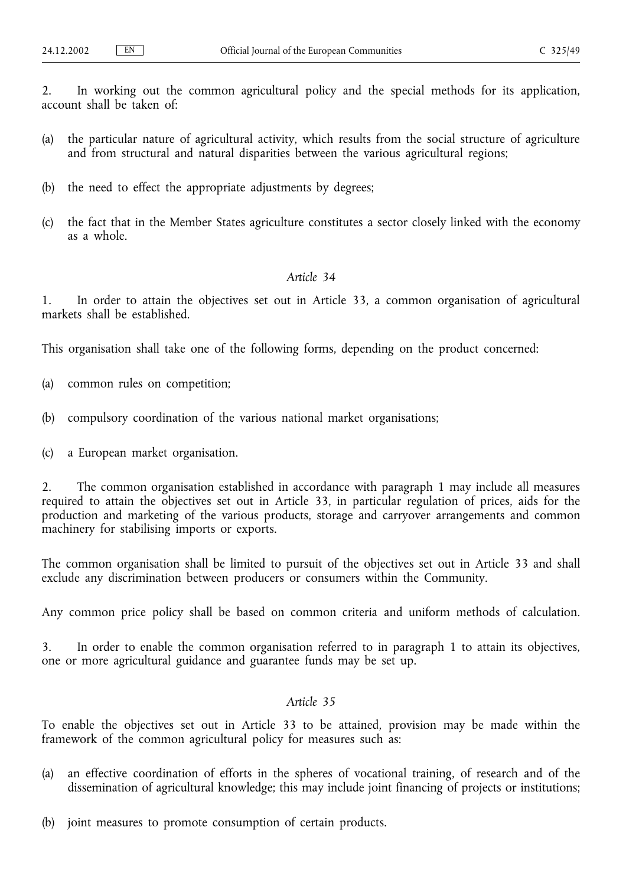2. In working out the common agricultural policy and the special methods for its application, account shall be taken of:

(a) the particular nature of agricultural activity, which results from the social structure of agriculture and from structural and natural disparities between the various agricultural regions;

(b) the need to effect the appropriate adjustments by degrees;

(c) the fact that in the Member States agriculture constitutes a sector closely linked with the economy as a whole.

*Article 34*

1. In order to attain the objectives set out in Article 33, a common organisation of agricultural markets shall be established.

This organisation shall take one of the following forms, depending on the product concerned:

(a) common rules on competition;

(b) compulsory coordination of the various national market organisations;

(c) a European market organisation.

2. The common organisation established in accordance with paragraph 1 may include all measures required to attain the objectives set out in Article 33, in particular regulation of prices, aids for the production and marketing of the various products, storage and carryover arrangements and common machinery for stabilising imports or exports.

The common organisation shall be limited to pursuit of the objectives set out in Article 33 and shall exclude any discrimination between producers or consumers within the Community.

Any common price policy shall be based on common criteria and uniform methods of calculation.

3. In order to enable the common organisation referred to in paragraph 1 to attain its objectives, one or more agricultural guidance and guarantee funds may be set up.

*Article 35*

To enable the objectives set out in Article 33 to be attained, provision may be made within the framework of the common agricultural policy for measures such as:

(a) an effective coordination of efforts in the spheres of vocational training, of research and of the dissemination of agricultural knowledge; this may include joint financing of projects or institutions;

(b) joint measures to promote consumption of certain products.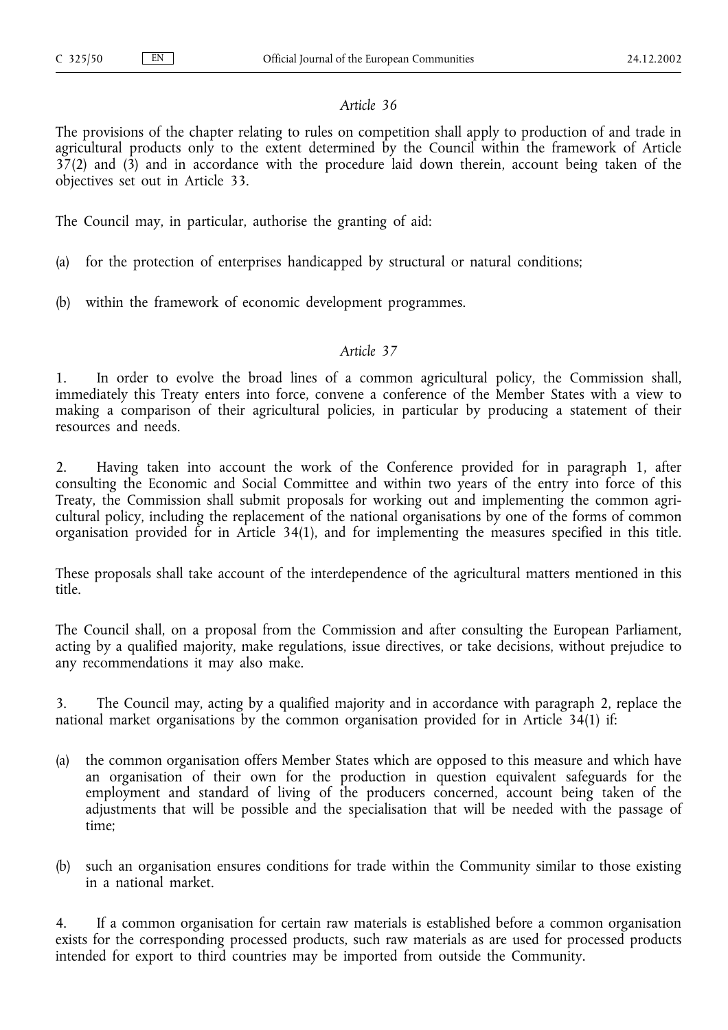*Article 36*

The provisions of the chapter relating to rules on competition shall apply to production of and trade in agricultural products only to the extent determined by the Council within the framework of Article 37(2) and (3) and in accordance with the procedure laid down therein, account being taken of the objectives set out in Article 33.

The Council may, in particular, authorise the granting of aid:

(a) for the protection of enterprises handicapped by structural or natural conditions;

(b) within the framework of economic development programmes.

*Article 37*

1. In order to evolve the broad lines of a common agricultural policy, the Commission shall, immediately this Treaty enters into force, convene a conference of the Member States with a view to making a comparison of their agricultural policies, in particular by producing a statement of their resources and needs.

2. Having taken into account the work of the Conference provided for in paragraph 1, after consulting the Economic and Social Committee and within two years of the entry into force of this Treaty, the Commission shall submit proposals for working out and implementing the common agricultural policy, including the replacement of the national organisations by one of the forms of common organisation provided for in Article 34(1), and for implementing the measures specified in this title.

These proposals shall take account of the interdependence of the agricultural matters mentioned in this title.

The Council shall, on a proposal from the Commission and after consulting the European Parliament, acting by a qualified majority, make regulations, issue directives, or take decisions, without prejudice to any recommendations it may also make.

3. The Council may, acting by a qualified majority and in accordance with paragraph 2, replace the national market organisations by the common organisation provided for in Article 34(1) if:

(a) the common organisation offers Member States which are opposed to this measure and which have an organisation of their own for the production in question equivalent safeguards for the employment and standard of living of the producers concerned, account being taken of the adjustments that will be possible and the specialisation that will be needed with the passage of time;

(b) such an organisation ensures conditions for trade within the Community similar to those existing in a national market.

4. If a common organisation for certain raw materials is established before a common organisation exists for the corresponding processed products, such raw materials as are used for processed products intended for export to third countries may be imported from outside the Community.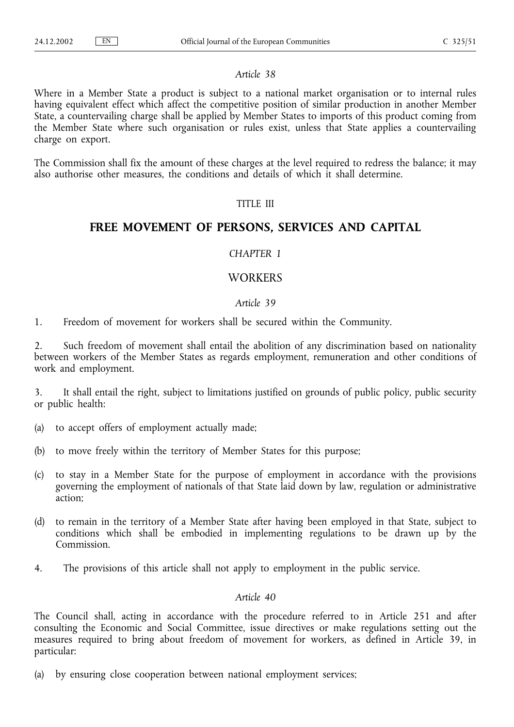*Article 38*

Where in a Member State a product is subject to a national market organisation or to internal rules having equivalent effect which affect the competitive position of similar production in another Member State, a countervailing charge shall be applied by Member States to imports of this product coming from the Member State where such organisation or rules exist, unless that State applies a countervailing charge on export.

The Commission shall fix the amount of these charges at the level required to redress the balance; it may also authorise other measures, the conditions and details of which it shall determine.

TITLE III

## FREE MOVEMENT OF PERSONS, SERVICES AND CAPITAL

*CHAPTER 1*

### WORKERS

*Article 39*

1. Freedom of movement for workers shall be secured within the Community.

2. Such freedom of movement shall entail the abolition of any discrimination based on nationality between workers of the Member States as regards employment, remuneration and other conditions of work and employment.

3. It shall entail the right, subject to limitations justified on grounds of public policy, public security or public health:

(a) to accept offers of employment actually made;

(b) to move freely within the territory of Member States for this purpose;

(c) to stay in a Member State for the purpose of employment in accordance with the provisions governing the employment of nationals of that State laid down by law, regulation or administrative action;

(d) to remain in the territory of a Member State after having been employed in that State, subject to conditions which shall be embodied in implementing regulations to be drawn up by the Commission.

4. The provisions of this article shall not apply to employment in the public service.

*Article 40*

The Council shall, acting in accordance with the procedure referred to in Article 251 and after consulting the Economic and Social Committee, issue directives or make regulations setting out the measures required to bring about freedom of movement for workers, as defined in Article 39, in particular:

(a) by ensuring close cooperation between national employment services;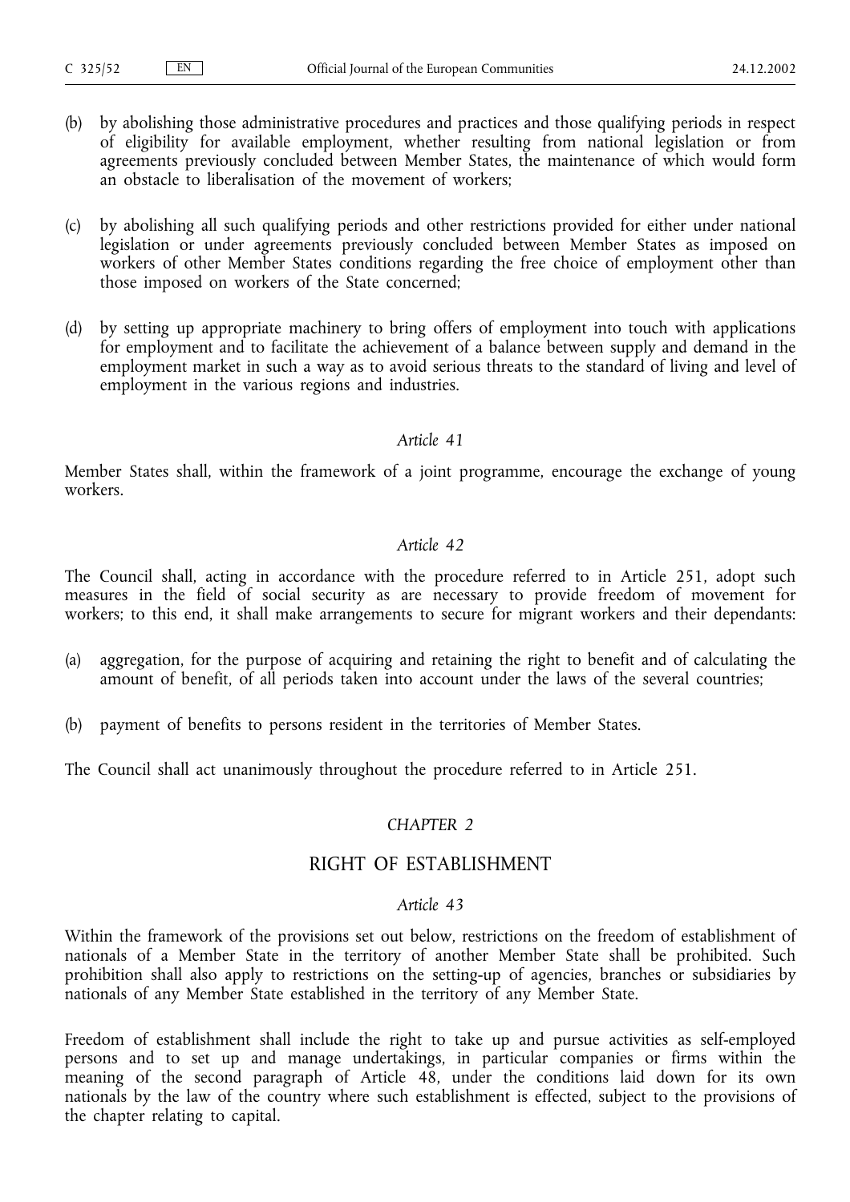(b) by abolishing those administrative procedures and practices and those qualifying periods in respect of eligibility for available employment, whether resulting from national legislation or from agreements previously concluded between Member States, the maintenance of which would form an obstacle to liberalisation of the movement of workers;

(c) by abolishing all such qualifying periods and other restrictions provided for either under national legislation or under agreements previously concluded between Member States as imposed on workers of other Member States conditions regarding the free choice of employment other than those imposed on workers of the State concerned;

(d) by setting up appropriate machinery to bring offers of employment into touch with applications for employment and to facilitate the achievement of a balance between supply and demand in the employment market in such a way as to avoid serious threats to the standard of living and level of employment in the various regions and industries.

*Article 41*

Member States shall, within the framework of a joint programme, encourage the exchange of young workers.

*Article 42*

The Council shall, acting in accordance with the procedure referred to in Article 251, adopt such measures in the field of social security as are necessary to provide freedom of movement for workers; to this end, it shall make arrangements to secure for migrant workers and their dependants:

(a) aggregation, for the purpose of acquiring and retaining the right to benefit and of calculating the amount of benefit, of all periods taken into account under the laws of the several countries;

(b) payment of benefits to persons resident in the territories of Member States.

The Council shall act unanimously throughout the procedure referred to in Article 251.

## *CHAPTER 2*

## RIGHT OF ESTABLISHMENT

*Article 43*

Within the framework of the provisions set out below, restrictions on the freedom of establishment of nationals of a Member State in the territory of another Member State shall be prohibited. Such prohibition shall also apply to restrictions on the setting-up of agencies, branches or subsidiaries by nationals of any Member State established in the territory of any Member State.

Freedom of establishment shall include the right to take up and pursue activities as self-employed persons and to set up and manage undertakings, in particular companies or firms within the meaning of the second paragraph of Article 48, under the conditions laid down for its own nationals by the law of the country where such establishment is effected, subject to the provisions of the chapter relating to capital.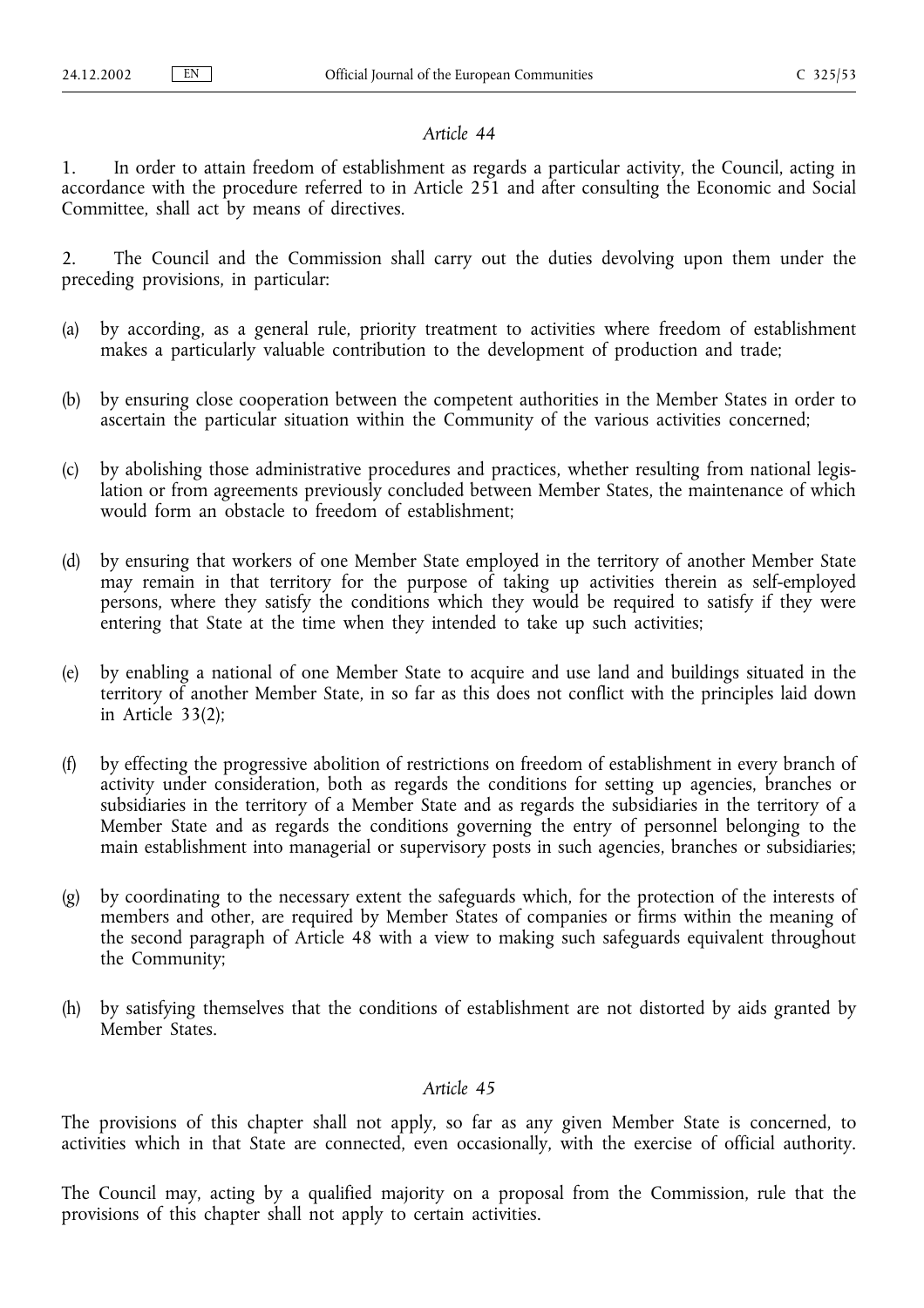*Article 44*

1. In order to attain freedom of establishment as regards a particular activity, the Council, acting in accordance with the procedure referred to in Article 251 and after consulting the Economic and Social Committee, shall act by means of directives.

2. The Council and the Commission shall carry out the duties devolving upon them under the preceding provisions, in particular:

(a) by according, as a general rule, priority treatment to activities where freedom of establishment makes a particularly valuable contribution to the development of production and trade;

(b) by ensuring close cooperation between the competent authorities in the Member States in order to ascertain the particular situation within the Community of the various activities concerned;

(c) by abolishing those administrative procedures and practices, whether resulting from national legislation or from agreements previously concluded between Member States, the maintenance of which would form an obstacle to freedom of establishment;

(d) by ensuring that workers of one Member State employed in the territory of another Member State may remain in that territory for the purpose of taking up activities therein as self-employed persons, where they satisfy the conditions which they would be required to satisfy if they were entering that State at the time when they intended to take up such activities;

(e) by enabling a national of one Member State to acquire and use land and buildings situated in the territory of another Member State, in so far as this does not conflict with the principles laid down in Article 33(2);

(f) by effecting the progressive abolition of restrictions on freedom of establishment in every branch of activity under consideration, both as regards the conditions for setting up agencies, branches or subsidiaries in the territory of a Member State and as regards the subsidiaries in the territory of a Member State and as regards the conditions governing the entry of personnel belonging to the main establishment into managerial or supervisory posts in such agencies, branches or subsidiaries;

(g) by coordinating to the necessary extent the safeguards which, for the protection of the interests of members and other, are required by Member States of companies or firms within the meaning of the second paragraph of Article 48 with a view to making such safeguards equivalent throughout the Community;

(h) by satisfying themselves that the conditions of establishment are not distorted by aids granted by Member States.

*Article 45*

The provisions of this chapter shall not apply, so far as any given Member State is concerned, to activities which in that State are connected, even occasionally, with the exercise of official authority.

The Council may, acting by a qualified majority on a proposal from the Commission, rule that the provisions of this chapter shall not apply to certain activities.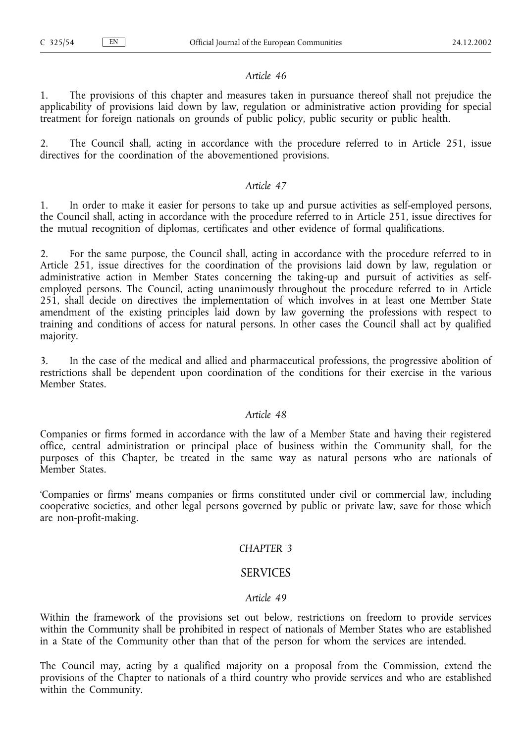*Article 46*

1. The provisions of this chapter and measures taken in pursuance thereof shall not prejudice the applicability of provisions laid down by law, regulation or administrative action providing for special treatment for foreign nationals on grounds of public policy, public security or public health.

2. The Council shall, acting in accordance with the procedure referred to in Article 251, issue directives for the coordination of the abovementioned provisions.

*Article 47*

1. In order to make it easier for persons to take up and pursue activities as self-employed persons, the Council shall, acting in accordance with the procedure referred to in Article 251, issue directives for the mutual recognition of diplomas, certificates and other evidence of formal qualifications.

2. For the same purpose, the Council shall, acting in accordance with the procedure referred to in Article 251, issue directives for the coordination of the provisions laid down by law, regulation or administrative action in Member States concerning the taking-up and pursuit of activities as self-employed persons. The Council, acting unanimously throughout the procedure referred to in Article 251, shall decide on directives the implementation of which involves in at least one Member State amendment of the existing principles laid down by law governing the professions with respect to training and conditions of access for natural persons. In other cases the Council shall act by qualified majority.

3. In the case of the medical and allied and pharmaceutical professions, the progressive abolition of restrictions shall be dependent upon coordination of the conditions for their exercise in the various Member States.

*Article 48*

Companies or firms formed in accordance with the law of a Member State and having their registered office, central administration or principal place of business within the Community shall, for the purposes of this Chapter, be treated in the same way as natural persons who are nationals of Member States.

'Companies or firms' means companies or firms constituted under civil or commercial law, including cooperative societies, and other legal persons governed by public or private law, save for those which are non-profit-making.

*CHAPTER 3*

## SERVICES

*Article 49*

Within the framework of the provisions set out below, restrictions on freedom to provide services within the Community shall be prohibited in respect of nationals of Member States who are established in a State of the Community other than that of the person for whom the services are intended.

The Council may, acting by a qualified majority on a proposal from the Commission, extend the provisions of the Chapter to nationals of a third country who provide services and who are established within the Community.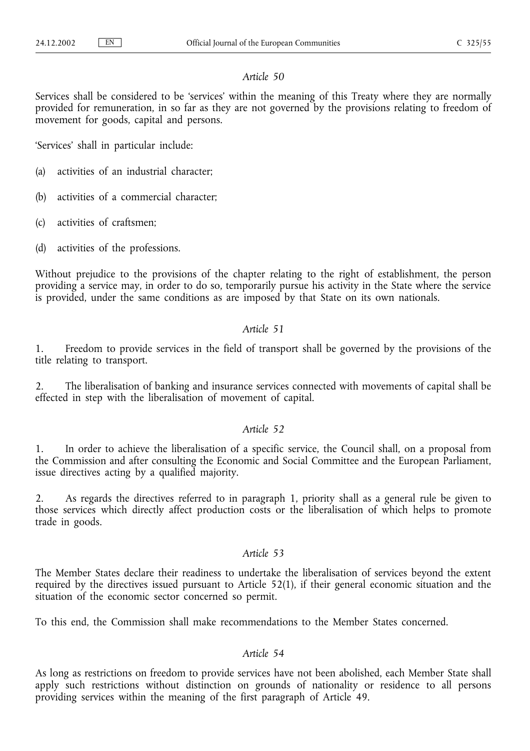*Article 50*

Services shall be considered to be 'services' within the meaning of this Treaty where they are normally provided for remuneration, in so far as they are not governed by the provisions relating to freedom of movement for goods, capital and persons.

'Services' shall in particular include:

(a) activities of an industrial character;

(b) activities of a commercial character;

(c) activities of craftsmen;

(d) activities of the professions.

Without prejudice to the provisions of the chapter relating to the right of establishment, the person providing a service may, in order to do so, temporarily pursue his activity in the State where the service is provided, under the same conditions as are imposed by that State on its own nationals.

*Article 51*

1. Freedom to provide services in the field of transport shall be governed by the provisions of the title relating to transport.

2. The liberalisation of banking and insurance services connected with movements of capital shall be effected in step with the liberalisation of movement of capital.

*Article 52*

1. In order to achieve the liberalisation of a specific service, the Council shall, on a proposal from the Commission and after consulting the Economic and Social Committee and the European Parliament, issue directives acting by a qualified majority.

2. As regards the directives referred to in paragraph 1, priority shall as a general rule be given to those services which directly affect production costs or the liberalisation of which helps to promote trade in goods.

*Article 53*

The Member States declare their readiness to undertake the liberalisation of services beyond the extent required by the directives issued pursuant to Article 52(1), if their general economic situation and the situation of the economic sector concerned so permit.

To this end, the Commission shall make recommendations to the Member States concerned.

*Article 54*

As long as restrictions on freedom to provide services have not been abolished, each Member State shall apply such restrictions without distinction on grounds of nationality or residence to all persons providing services within the meaning of the first paragraph of Article 49.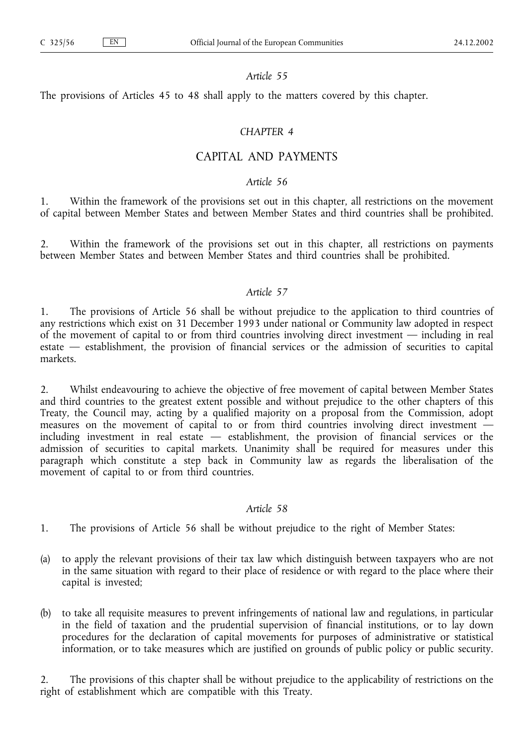*Article 55*

The provisions of Articles 45 to 48 shall apply to the matters covered by this chapter.

*CHAPTER 4*

## CAPITAL AND PAYMENTS

*Article 56*

1. Within the framework of the provisions set out in this chapter, all restrictions on the movement of capital between Member States and between Member States and third countries shall be prohibited.

2. Within the framework of the provisions set out in this chapter, all restrictions on payments between Member States and between Member States and third countries shall be prohibited.

*Article 57*

1. The provisions of Article 56 shall be without prejudice to the application to third countries of any restrictions which exist on 31 December 1993 under national or Community law adopted in respect of the movement of capital to or from third countries involving direct investment — including in real estate — establishment, the provision of financial services or the admission of securities to capital markets.

2. Whilst endeavouring to achieve the objective of free movement of capital between Member States and third countries to the greatest extent possible and without prejudice to the other chapters of this Treaty, the Council may, acting by a qualified majority on a proposal from the Commission, adopt measures on the movement of capital to or from third countries involving direct investment — including investment in real estate — establishment, the provision of financial services or the admission of securities to capital markets. Unanimity shall be required for measures under this paragraph which constitute a step back in Community law as regards the liberalisation of the movement of capital to or from third countries.

*Article 58*

1. The provisions of Article 56 shall be without prejudice to the right of Member States:

(a) to apply the relevant provisions of their tax law which distinguish between taxpayers who are not in the same situation with regard to their place of residence or with regard to the place where their capital is invested;

(b) to take all requisite measures to prevent infringements of national law and regulations, in particular in the field of taxation and the prudential supervision of financial institutions, or to lay down procedures for the declaration of capital movements for purposes of administrative or statistical information, or to take measures which are justified on grounds of public policy or public security.

2. The provisions of this chapter shall be without prejudice to the applicability of restrictions on the right of establishment which are compatible with this Treaty.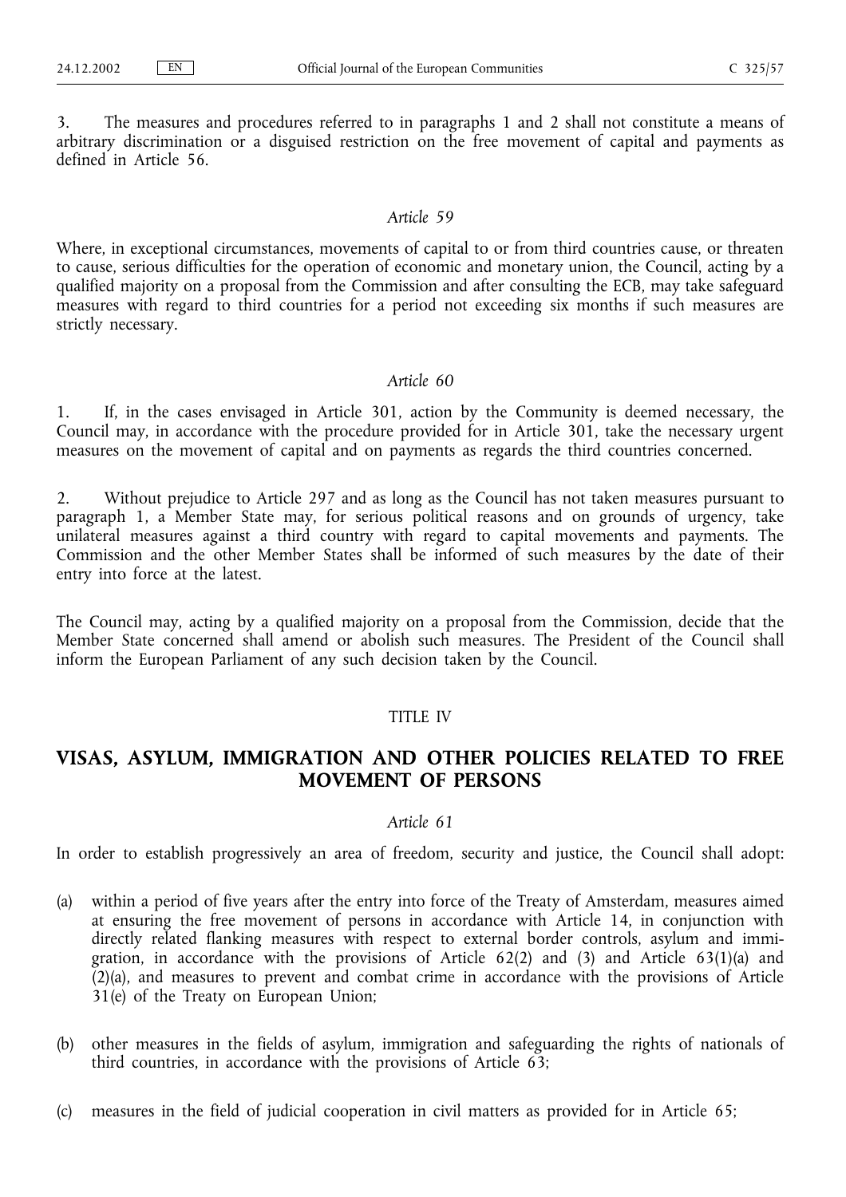3. The measures and procedures referred to in paragraphs 1 and 2 shall not constitute a means of arbitrary discrimination or a disguised restriction on the free movement of capital and payments as defined in Article 56.

*Article 59*

Where, in exceptional circumstances, movements of capital to or from third countries cause, or threaten to cause, serious difficulties for the operation of economic and monetary union, the Council, acting by a qualified majority on a proposal from the Commission and after consulting the ECB, may take safeguard measures with regard to third countries for a period not exceeding six months if such measures are strictly necessary.

*Article 60*

1. If, in the cases envisaged in Article 301, action by the Community is deemed necessary, the Council may, in accordance with the procedure provided for in Article 301, take the necessary urgent measures on the movement of capital and on payments as regards the third countries concerned.

2. Without prejudice to Article 297 and as long as the Council has not taken measures pursuant to paragraph 1, a Member State may, for serious political reasons and on grounds of urgency, take unilateral measures against a third country with regard to capital movements and payments. The Commission and the other Member States shall be informed of such measures by the date of their entry into force at the latest.

The Council may, acting by a qualified majority on a proposal from the Commission, decide that the Member State concerned shall amend or abolish such measures. The President of the Council shall inform the European Parliament of any such decision taken by the Council.

TITLE IV

## VISAS, ASYLUM, IMMIGRATION AND OTHER POLICIES RELATED TO FREE MOVEMENT OF PERSONS

*Article 61*

In order to establish progressively an area of freedom, security and justice, the Council shall adopt:

(a) within a period of five years after the entry into force of the Treaty of Amsterdam, measures aimed at ensuring the free movement of persons in accordance with Article 14, in conjunction with directly related flanking measures with respect to external border controls, asylum and immigration, in accordance with the provisions of Article 62(2) and (3) and Article 63(1)(a) and (2)(a), and measures to prevent and combat crime in accordance with the provisions of Article 31(e) of the Treaty on European Union;

(b) other measures in the fields of asylum, immigration and safeguarding the rights of nationals of third countries, in accordance with the provisions of Article 63;

(c) measures in the field of judicial cooperation in civil matters as provided for in Article 65;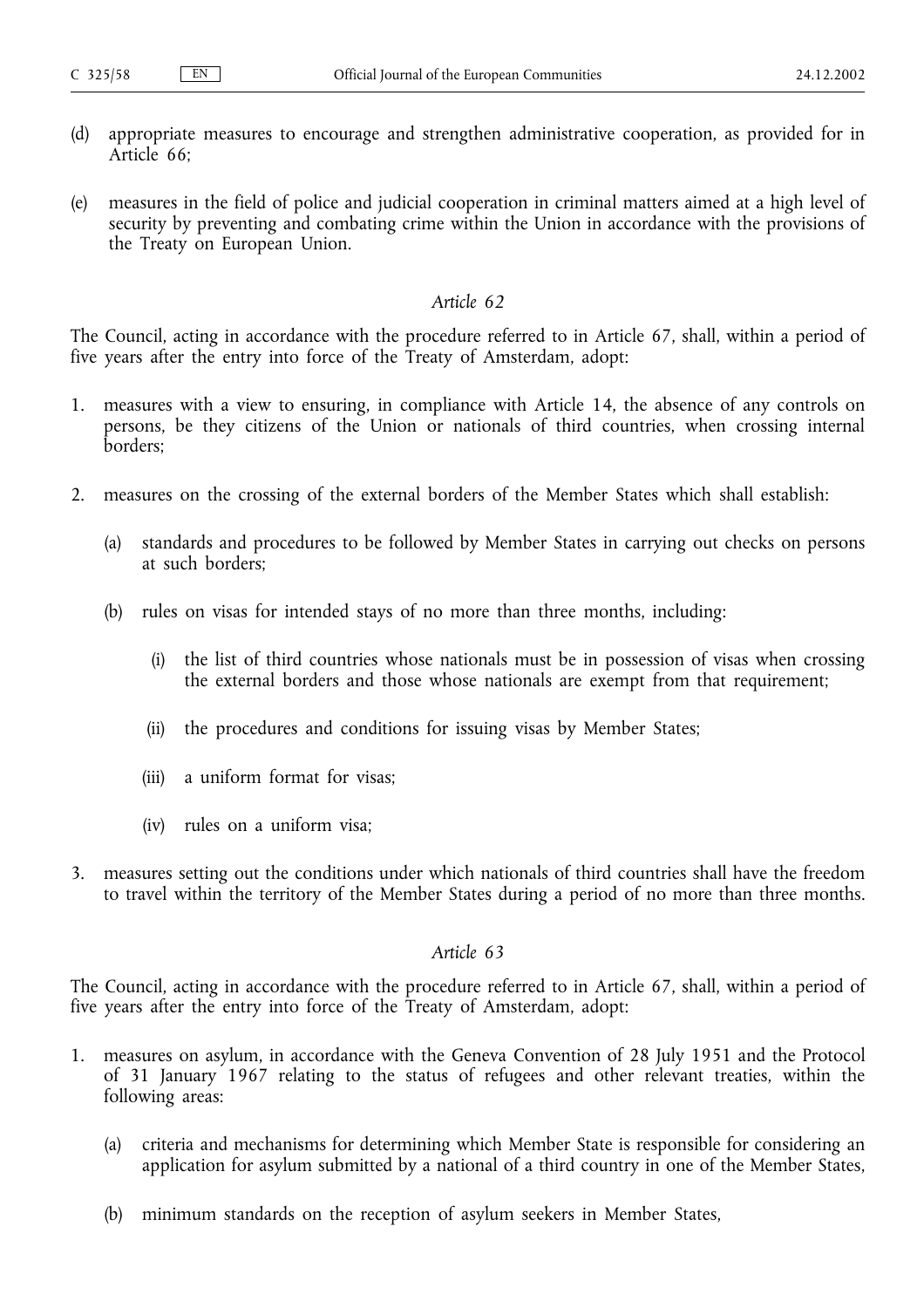(d) appropriate measures to encourage and strengthen administrative cooperation, as provided for in Article 66;

(e) measures in the field of police and judicial cooperation in criminal matters aimed at a high level of security by preventing and combating crime within the Union in accordance with the provisions of the Treaty on European Union.

*Article 62*

The Council, acting in accordance with the procedure referred to in Article 67, shall, within a period of five years after the entry into force of the Treaty of Amsterdam, adopt:

1. measures with a view to ensuring, in compliance with Article 14, the absence of any controls on persons, be they citizens of the Union or nationals of third countries, when crossing internal borders;

2. measures on the crossing of the external borders of the Member States which shall establish:

   (a) standards and procedures to be followed by Member States in carrying out checks on persons at such borders;

   (b) rules on visas for intended stays of no more than three months, including:

      (i) the list of third countries whose nationals must be in possession of visas when crossing the external borders and those whose nationals are exempt from that requirement;

      (ii) the procedures and conditions for issuing visas by Member States;

      (iii) a uniform format for visas;

      (iv) rules on a uniform visa;

3. measures setting out the conditions under which nationals of third countries shall have the freedom to travel within the territory of the Member States during a period of no more than three months.

*Article 63*

The Council, acting in accordance with the procedure referred to in Article 67, shall, within a period of five years after the entry into force of the Treaty of Amsterdam, adopt:

1. measures on asylum, in accordance with the Geneva Convention of 28 July 1951 and the Protocol of 31 January 1967 relating to the status of refugees and other relevant treaties, within the following areas:

   (a) criteria and mechanisms for determining which Member State is responsible for considering an application for asylum submitted by a national of a third country in one of the Member States,

   (b) minimum standards on the reception of asylum seekers in Member States,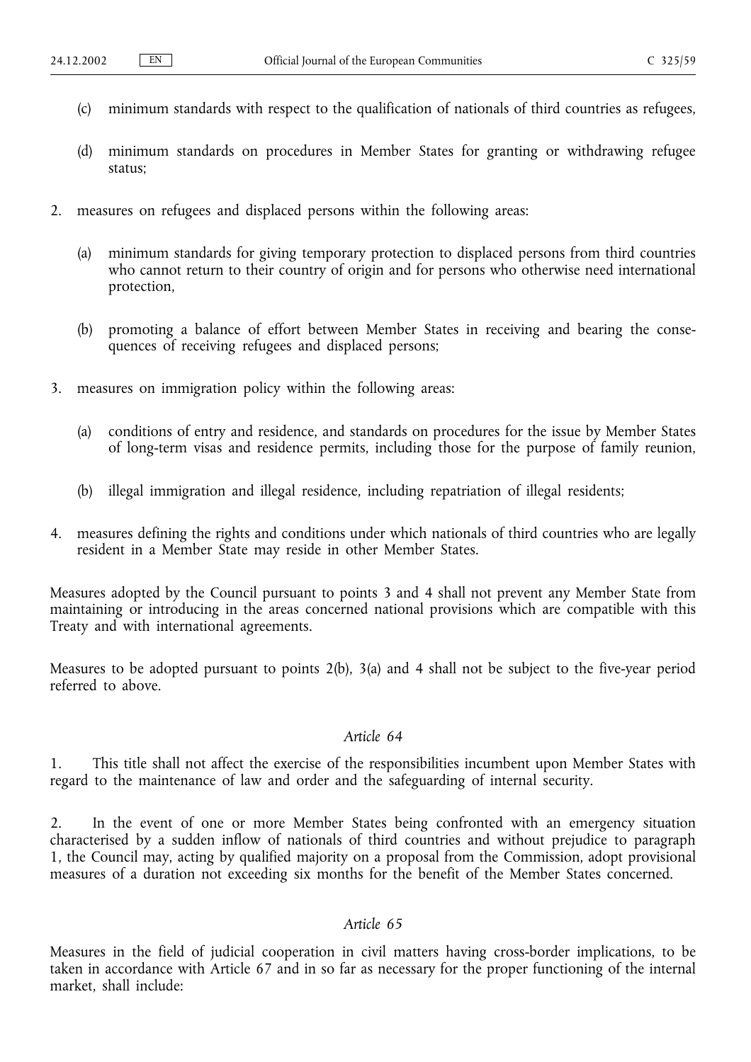(c) minimum standards with respect to the qualification of nationals of third countries as refugees,

(d) minimum standards on procedures in Member States for granting or withdrawing refugee status;

2. measures on refugees and displaced persons within the following areas:

   (a) minimum standards for giving temporary protection to displaced persons from third countries who cannot return to their country of origin and for persons who otherwise need international protection,

   (b) promoting a balance of effort between Member States in receiving and bearing the consequences of receiving refugees and displaced persons;

3. measures on immigration policy within the following areas:

   (a) conditions of entry and residence, and standards on procedures for the issue by Member States of long-term visas and residence permits, including those for the purpose of family reunion,

   (b) illegal immigration and illegal residence, including repatriation of illegal residents;

4. measures defining the rights and conditions under which nationals of third countries who are legally resident in a Member State may reside in other Member States.

Measures adopted by the Council pursuant to points 3 and 4 shall not prevent any Member State from maintaining or introducing in the areas concerned national provisions which are compatible with this Treaty and with international agreements.

Measures to be adopted pursuant to points 2(b), 3(a) and 4 shall not be subject to the five-year period referred to above.

*Article 64*

1. This title shall not affect the exercise of the responsibilities incumbent upon Member States with regard to the maintenance of law and order and the safeguarding of internal security.

2. In the event of one or more Member States being confronted with an emergency situation characterised by a sudden inflow of nationals of third countries and without prejudice to paragraph 1, the Council may, acting by qualified majority on a proposal from the Commission, adopt provisional measures of a duration not exceeding six months for the benefit of the Member States concerned.

*Article 65*

Measures in the field of judicial cooperation in civil matters having cross-border implications, to be taken in accordance with Article 67 and in so far as necessary for the proper functioning of the internal market, shall include: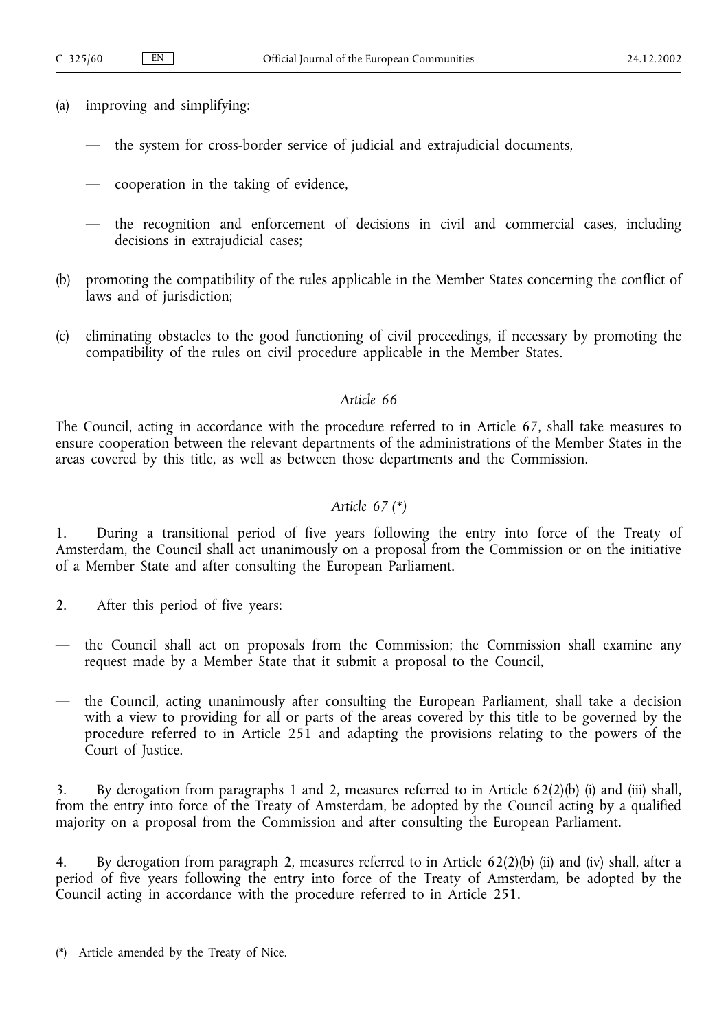(a) improving and simplifying:

— the system for cross-border service of judicial and extrajudicial documents,

— cooperation in the taking of evidence,

— the recognition and enforcement of decisions in civil and commercial cases, including decisions in extrajudicial cases;

(b) promoting the compatibility of the rules applicable in the Member States concerning the conflict of laws and of jurisdiction;

(c) eliminating obstacles to the good functioning of civil proceedings, if necessary by promoting the compatibility of the rules on civil procedure applicable in the Member States.

*Article 66*

The Council, acting in accordance with the procedure referred to in Article 67, shall take measures to ensure cooperation between the relevant departments of the administrations of the Member States in the areas covered by this title, as well as between those departments and the Commission.

*Article 67 (*)*

1. During a transitional period of five years following the entry into force of the Treaty of Amsterdam, the Council shall act unanimously on a proposal from the Commission or on the initiative of a Member State and after consulting the European Parliament.

2. After this period of five years:

— the Council shall act on proposals from the Commission; the Commission shall examine any request made by a Member State that it submit a proposal to the Council,

— the Council, acting unanimously after consulting the European Parliament, shall take a decision with a view to providing for all or parts of the areas covered by this title to be governed by the procedure referred to in Article 251 and adapting the provisions relating to the powers of the Court of Justice.

3. By derogation from paragraphs 1 and 2, measures referred to in Article 62(2)(b) (i) and (iii) shall, from the entry into force of the Treaty of Amsterdam, be adopted by the Council acting by a qualified majority on a proposal from the Commission and after consulting the European Parliament.

4. By derogation from paragraph 2, measures referred to in Article 62(2)(b) (ii) and (iv) shall, after a period of five years following the entry into force of the Treaty of Amsterdam, be adopted by the Council acting in accordance with the procedure referred to in Article 251.

(*) Article amended by the Treaty of Nice.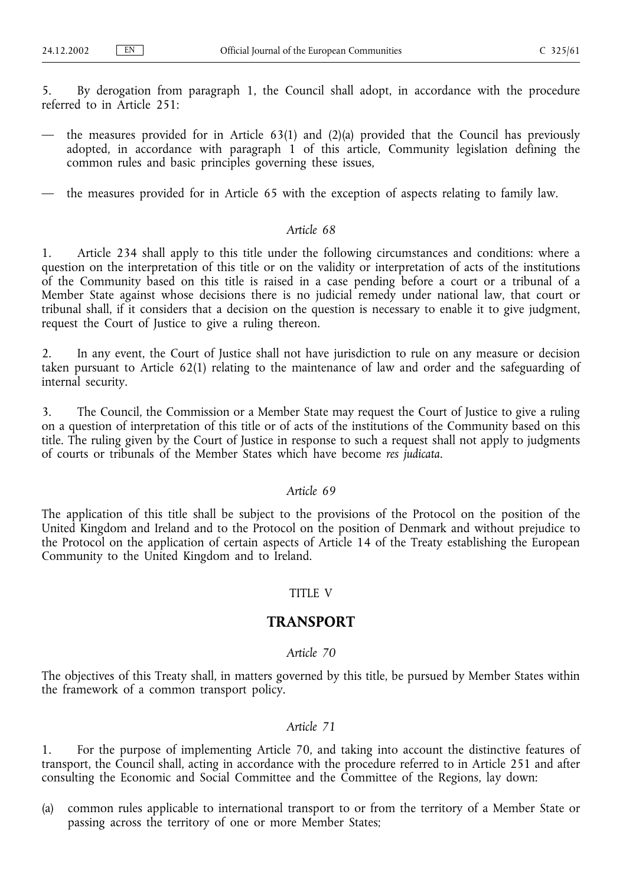5. By derogation from paragraph 1, the Council shall adopt, in accordance with the procedure referred to in Article 251:

— the measures provided for in Article 63(1) and (2)(a) provided that the Council has previously adopted, in accordance with paragraph 1 of this article, Community legislation defining the common rules and basic principles governing these issues,

— the measures provided for in Article 65 with the exception of aspects relating to family law.

*Article 68*

1. Article 234 shall apply to this title under the following circumstances and conditions: where a question on the interpretation of this title or on the validity or interpretation of acts of the institutions of the Community based on this title is raised in a case pending before a court or a tribunal of a Member State against whose decisions there is no judicial remedy under national law, that court or tribunal shall, if it considers that a decision on the question is necessary to enable it to give judgment, request the Court of Justice to give a ruling thereon.

2. In any event, the Court of Justice shall not have jurisdiction to rule on any measure or decision taken pursuant to Article 62(1) relating to the maintenance of law and order and the safeguarding of internal security.

3. The Council, the Commission or a Member State may request the Court of Justice to give a ruling on a question of interpretation of this title or of acts of the institutions of the Community based on this title. The ruling given by the Court of Justice in response to such a request shall not apply to judgments of courts or tribunals of the Member States which have become *res judicata*.

*Article 69*

The application of this title shall be subject to the provisions of the Protocol on the position of the United Kingdom and Ireland and to the Protocol on the position of Denmark and without prejudice to the Protocol on the application of certain aspects of Article 14 of the Treaty establishing the European Community to the United Kingdom and to Ireland.

TITLE V

## TRANSPORT

*Article 70*

The objectives of this Treaty shall, in matters governed by this title, be pursued by Member States within the framework of a common transport policy.

*Article 71*

1. For the purpose of implementing Article 70, and taking into account the distinctive features of transport, the Council shall, acting in accordance with the procedure referred to in Article 251 and after consulting the Economic and Social Committee and the Committee of the Regions, lay down:

(a) common rules applicable to international transport to or from the territory of a Member State or passing across the territory of one or more Member States;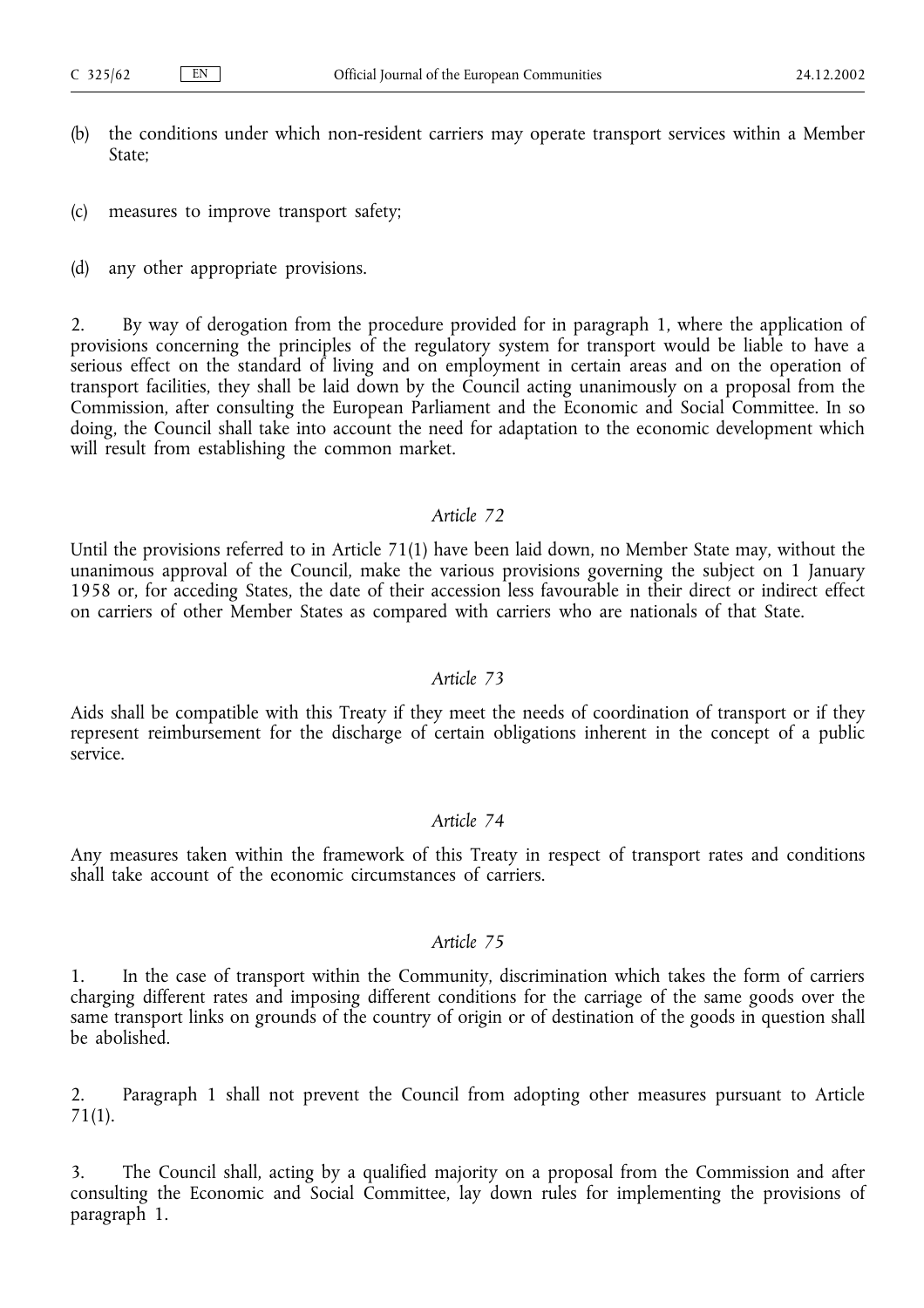(b) the conditions under which non-resident carriers may operate transport services within a Member State;

(c) measures to improve transport safety;

(d) any other appropriate provisions.

2. By way of derogation from the procedure provided for in paragraph 1, where the application of provisions concerning the principles of the regulatory system for transport would be liable to have a serious effect on the standard of living and on employment in certain areas and on the operation of transport facilities, they shall be laid down by the Council acting unanimously on a proposal from the Commission, after consulting the European Parliament and the Economic and Social Committee. In so doing, the Council shall take into account the need for adaptation to the economic development which will result from establishing the common market.

*Article 72*

Until the provisions referred to in Article 71(1) have been laid down, no Member State may, without the unanimous approval of the Council, make the various provisions governing the subject on 1 January 1958 or, for acceding States, the date of their accession less favourable in their direct or indirect effect on carriers of other Member States as compared with carriers who are nationals of that State.

*Article 73*

Aids shall be compatible with this Treaty if they meet the needs of coordination of transport or if they represent reimbursement for the discharge of certain obligations inherent in the concept of a public service.

*Article 74*

Any measures taken within the framework of this Treaty in respect of transport rates and conditions shall take account of the economic circumstances of carriers.

*Article 75*

1. In the case of transport within the Community, discrimination which takes the form of carriers charging different rates and imposing different conditions for the carriage of the same goods over the same transport links on grounds of the country of origin or of destination of the goods in question shall be abolished.

2. Paragraph 1 shall not prevent the Council from adopting other measures pursuant to Article 71(1).

3. The Council shall, acting by a qualified majority on a proposal from the Commission and after consulting the Economic and Social Committee, lay down rules for implementing the provisions of paragraph 1.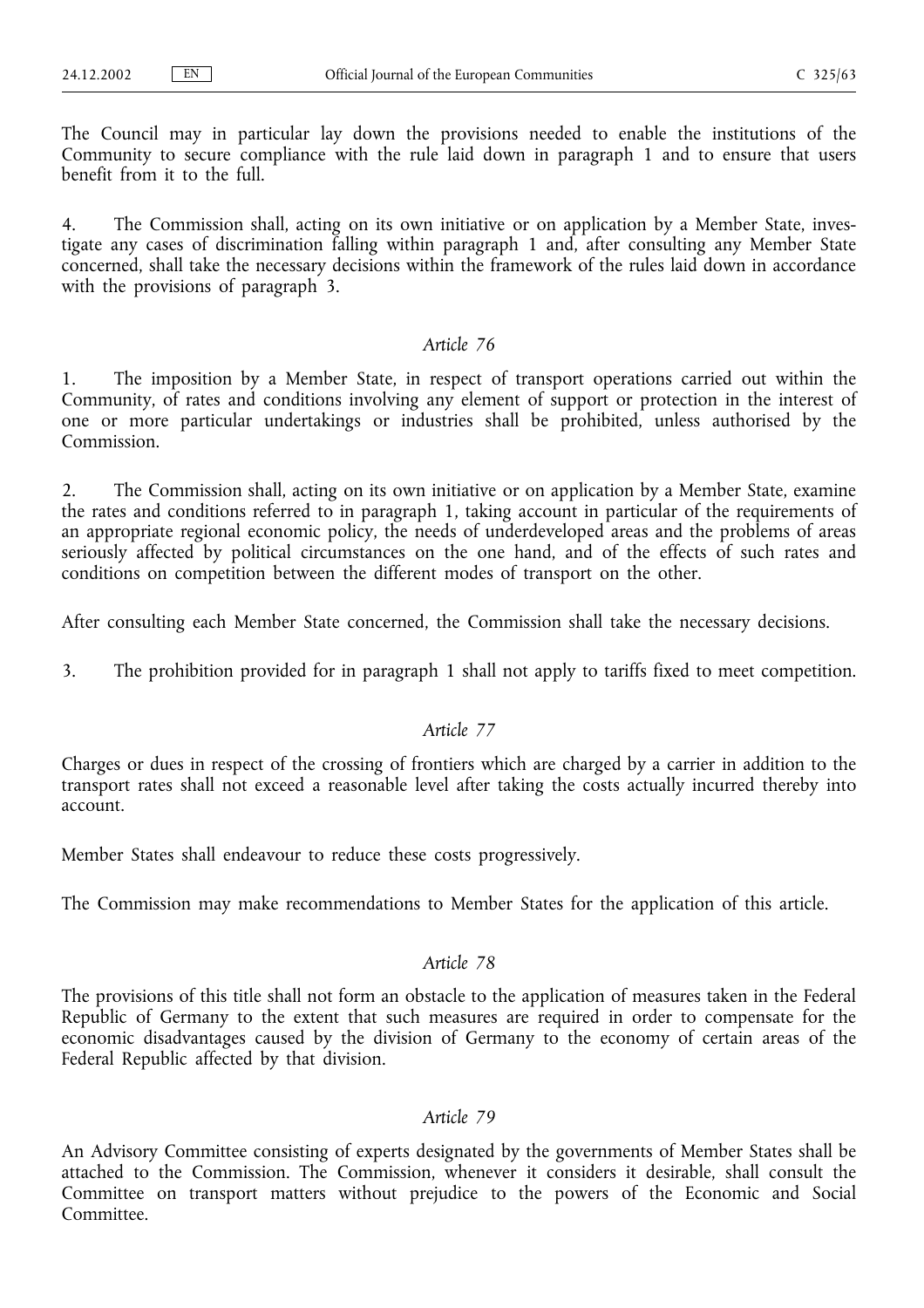The Council may in particular lay down the provisions needed to enable the institutions of the Community to secure compliance with the rule laid down in paragraph 1 and to ensure that users benefit from it to the full.

4. The Commission shall, acting on its own initiative or on application by a Member State, investigate any cases of discrimination falling within paragraph 1 and, after consulting any Member State concerned, shall take the necessary decisions within the framework of the rules laid down in accordance with the provisions of paragraph 3.

*Article 76*

1. The imposition by a Member State, in respect of transport operations carried out within the Community, of rates and conditions involving any element of support or protection in the interest of one or more particular undertakings or industries shall be prohibited, unless authorised by the Commission.

2. The Commission shall, acting on its own initiative or on application by a Member State, examine the rates and conditions referred to in paragraph 1, taking account in particular of the requirements of an appropriate regional economic policy, the needs of underdeveloped areas and the problems of areas seriously affected by political circumstances on the one hand, and of the effects of such rates and conditions on competition between the different modes of transport on the other.

After consulting each Member State concerned, the Commission shall take the necessary decisions.

3. The prohibition provided for in paragraph 1 shall not apply to tariffs fixed to meet competition.

*Article 77*

Charges or dues in respect of the crossing of frontiers which are charged by a carrier in addition to the transport rates shall not exceed a reasonable level after taking the costs actually incurred thereby into account.

Member States shall endeavour to reduce these costs progressively.

The Commission may make recommendations to Member States for the application of this article.

*Article 78*

The provisions of this title shall not form an obstacle to the application of measures taken in the Federal Republic of Germany to the extent that such measures are required in order to compensate for the economic disadvantages caused by the division of Germany to the economy of certain areas of the Federal Republic affected by that division.

*Article 79*

An Advisory Committee consisting of experts designated by the governments of Member States shall be attached to the Commission. The Commission, whenever it considers it desirable, shall consult the Committee on transport matters without prejudice to the powers of the Economic and Social Committee.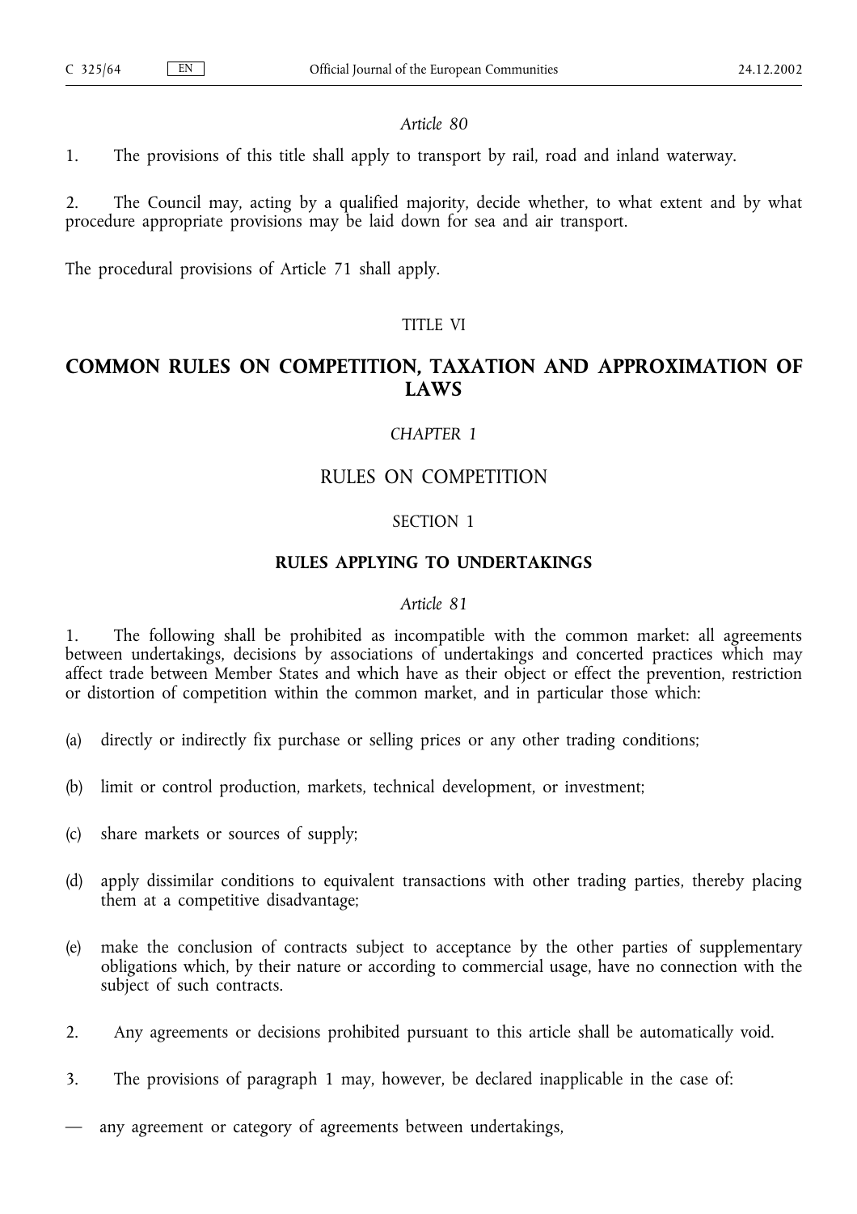*Article 80*

1. The provisions of this title shall apply to transport by rail, road and inland waterway.

2. The Council may, acting by a qualified majority, decide whether, to what extent and by what procedure appropriate provisions may be laid down for sea and air transport.

The procedural provisions of Article 71 shall apply.

TITLE VI

# COMMON RULES ON COMPETITION, TAXATION AND APPROXIMATION OF LAWS

*CHAPTER 1*

## RULES ON COMPETITION

SECTION 1

### RULES APPLYING TO UNDERTAKINGS

*Article 81*

1. The following shall be prohibited as incompatible with the common market: all agreements between undertakings, decisions by associations of undertakings and concerted practices which may affect trade between Member States and which have as their object or effect the prevention, restriction or distortion of competition within the common market, and in particular those which:

(a) directly or indirectly fix purchase or selling prices or any other trading conditions;

(b) limit or control production, markets, technical development, or investment;

(c) share markets or sources of supply;

(d) apply dissimilar conditions to equivalent transactions with other trading parties, thereby placing them at a competitive disadvantage;

(e) make the conclusion of contracts subject to acceptance by the other parties of supplementary obligations which, by their nature or according to commercial usage, have no connection with the subject of such contracts.

2. Any agreements or decisions prohibited pursuant to this article shall be automatically void.

3. The provisions of paragraph 1 may, however, be declared inapplicable in the case of:

— any agreement or category of agreements between undertakings,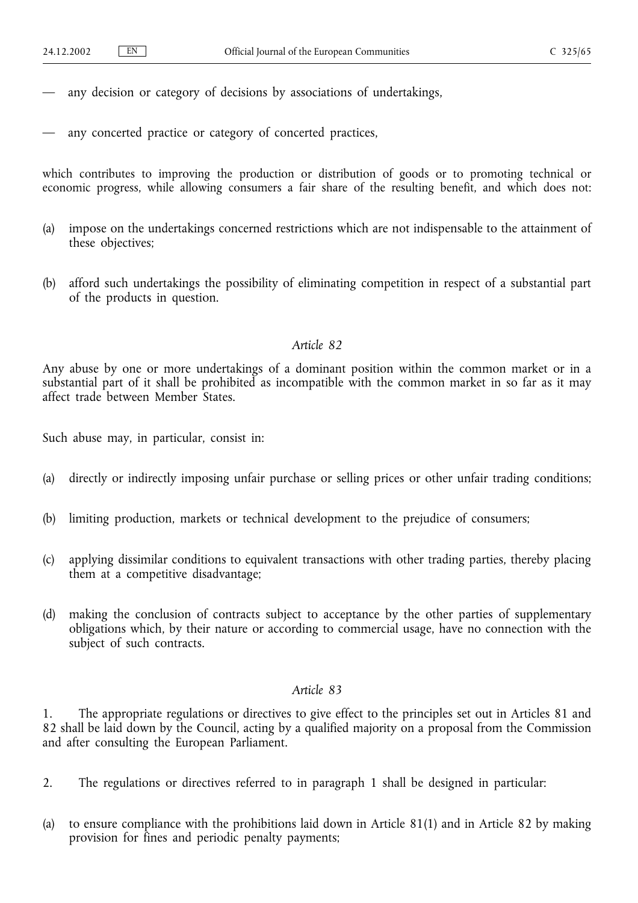— any decision or category of decisions by associations of undertakings,

— any concerted practice or category of concerted practices,

which contributes to improving the production or distribution of goods or to promoting technical or economic progress, while allowing consumers a fair share of the resulting benefit, and which does not:

(a) impose on the undertakings concerned restrictions which are not indispensable to the attainment of these objectives;

(b) afford such undertakings the possibility of eliminating competition in respect of a substantial part of the products in question.

*Article 82*

Any abuse by one or more undertakings of a dominant position within the common market or in a substantial part of it shall be prohibited as incompatible with the common market in so far as it may affect trade between Member States.

Such abuse may, in particular, consist in:

(a) directly or indirectly imposing unfair purchase or selling prices or other unfair trading conditions;

(b) limiting production, markets or technical development to the prejudice of consumers;

(c) applying dissimilar conditions to equivalent transactions with other trading parties, thereby placing them at a competitive disadvantage;

(d) making the conclusion of contracts subject to acceptance by the other parties of supplementary obligations which, by their nature or according to commercial usage, have no connection with the subject of such contracts.

*Article 83*

1. The appropriate regulations or directives to give effect to the principles set out in Articles 81 and 82 shall be laid down by the Council, acting by a qualified majority on a proposal from the Commission and after consulting the European Parliament.

2. The regulations or directives referred to in paragraph 1 shall be designed in particular:

(a) to ensure compliance with the prohibitions laid down in Article 81(1) and in Article 82 by making provision for fines and periodic penalty payments;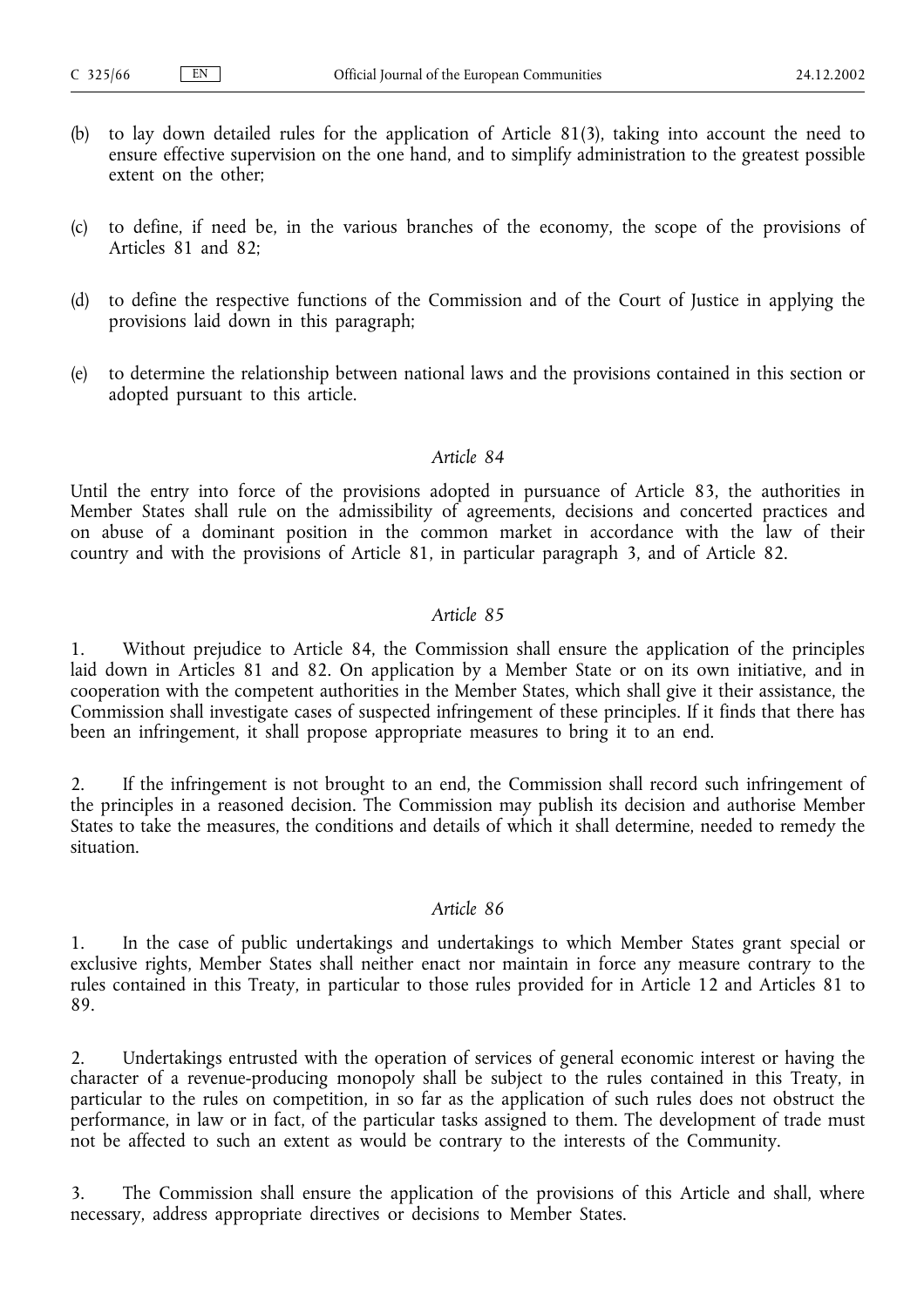(b) to lay down detailed rules for the application of Article 81(3), taking into account the need to ensure effective supervision on the one hand, and to simplify administration to the greatest possible extent on the other;

(c) to define, if need be, in the various branches of the economy, the scope of the provisions of Articles 81 and 82;

(d) to define the respective functions of the Commission and of the Court of Justice in applying the provisions laid down in this paragraph;

(e) to determine the relationship between national laws and the provisions contained in this section or adopted pursuant to this article.

*Article 84*

Until the entry into force of the provisions adopted in pursuance of Article 83, the authorities in Member States shall rule on the admissibility of agreements, decisions and concerted practices and on abuse of a dominant position in the common market in accordance with the law of their country and with the provisions of Article 81, in particular paragraph 3, and of Article 82.

*Article 85*

1. Without prejudice to Article 84, the Commission shall ensure the application of the principles laid down in Articles 81 and 82. On application by a Member State or on its own initiative, and in cooperation with the competent authorities in the Member States, which shall give it their assistance, the Commission shall investigate cases of suspected infringement of these principles. If it finds that there has been an infringement, it shall propose appropriate measures to bring it to an end.

2. If the infringement is not brought to an end, the Commission shall record such infringement of the principles in a reasoned decision. The Commission may publish its decision and authorise Member States to take the measures, the conditions and details of which it shall determine, needed to remedy the situation.

*Article 86*

1. In the case of public undertakings and undertakings to which Member States grant special or exclusive rights, Member States shall neither enact nor maintain in force any measure contrary to the rules contained in this Treaty, in particular to those rules provided for in Article 12 and Articles 81 to 89.

2. Undertakings entrusted with the operation of services of general economic interest or having the character of a revenue-producing monopoly shall be subject to the rules contained in this Treaty, in particular to the rules on competition, in so far as the application of such rules does not obstruct the performance, in law or in fact, of the particular tasks assigned to them. The development of trade must not be affected to such an extent as would be contrary to the interests of the Community.

3. The Commission shall ensure the application of the provisions of this Article and shall, where necessary, address appropriate directives or decisions to Member States.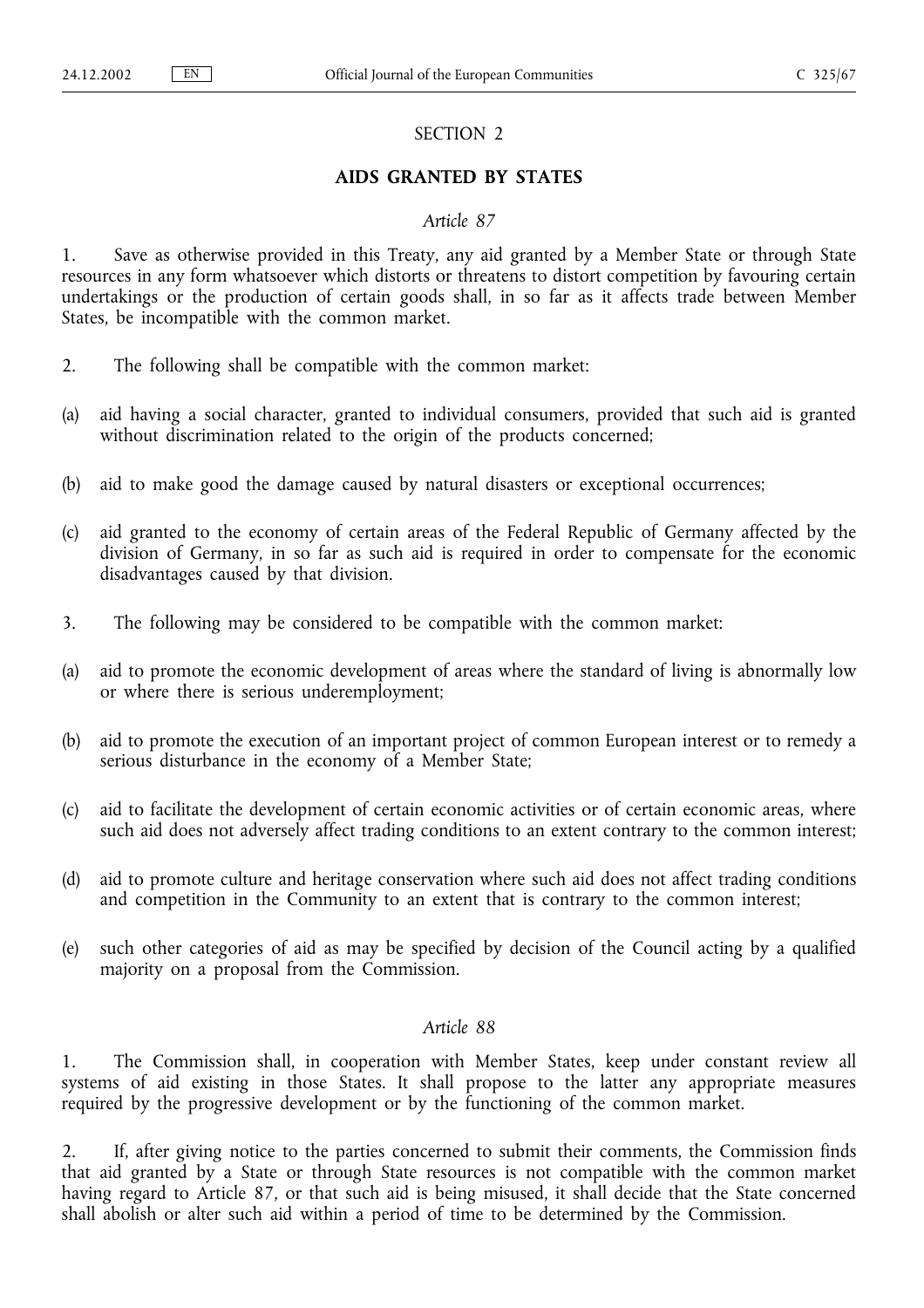## SECTION 2

### AIDS GRANTED BY STATES

*Article 87*

1. Save as otherwise provided in this Treaty, any aid granted by a Member State or through State resources in any form whatsoever which distorts or threatens to distort competition by favouring certain undertakings or the production of certain goods shall, in so far as it affects trade between Member States, be incompatible with the common market.

2. The following shall be compatible with the common market:

(a) aid having a social character, granted to individual consumers, provided that such aid is granted without discrimination related to the origin of the products concerned;

(b) aid to make good the damage caused by natural disasters or exceptional occurrences;

(c) aid granted to the economy of certain areas of the Federal Republic of Germany affected by the division of Germany, in so far as such aid is required in order to compensate for the economic disadvantages caused by that division.

3. The following may be considered to be compatible with the common market:

(a) aid to promote the economic development of areas where the standard of living is abnormally low or where there is serious underemployment;

(b) aid to promote the execution of an important project of common European interest or to remedy a serious disturbance in the economy of a Member State;

(c) aid to facilitate the development of certain economic activities or of certain economic areas, where such aid does not adversely affect trading conditions to an extent contrary to the common interest;

(d) aid to promote culture and heritage conservation where such aid does not affect trading conditions and competition in the Community to an extent that is contrary to the common interest;

(e) such other categories of aid as may be specified by decision of the Council acting by a qualified majority on a proposal from the Commission.

*Article 88*

1. The Commission shall, in cooperation with Member States, keep under constant review all systems of aid existing in those States. It shall propose to the latter any appropriate measures required by the progressive development or by the functioning of the common market.

2. If, after giving notice to the parties concerned to submit their comments, the Commission finds that aid granted by a State or through State resources is not compatible with the common market having regard to Article 87, or that such aid is being misused, it shall decide that the State concerned shall abolish or alter such aid within a period of time to be determined by the Commission.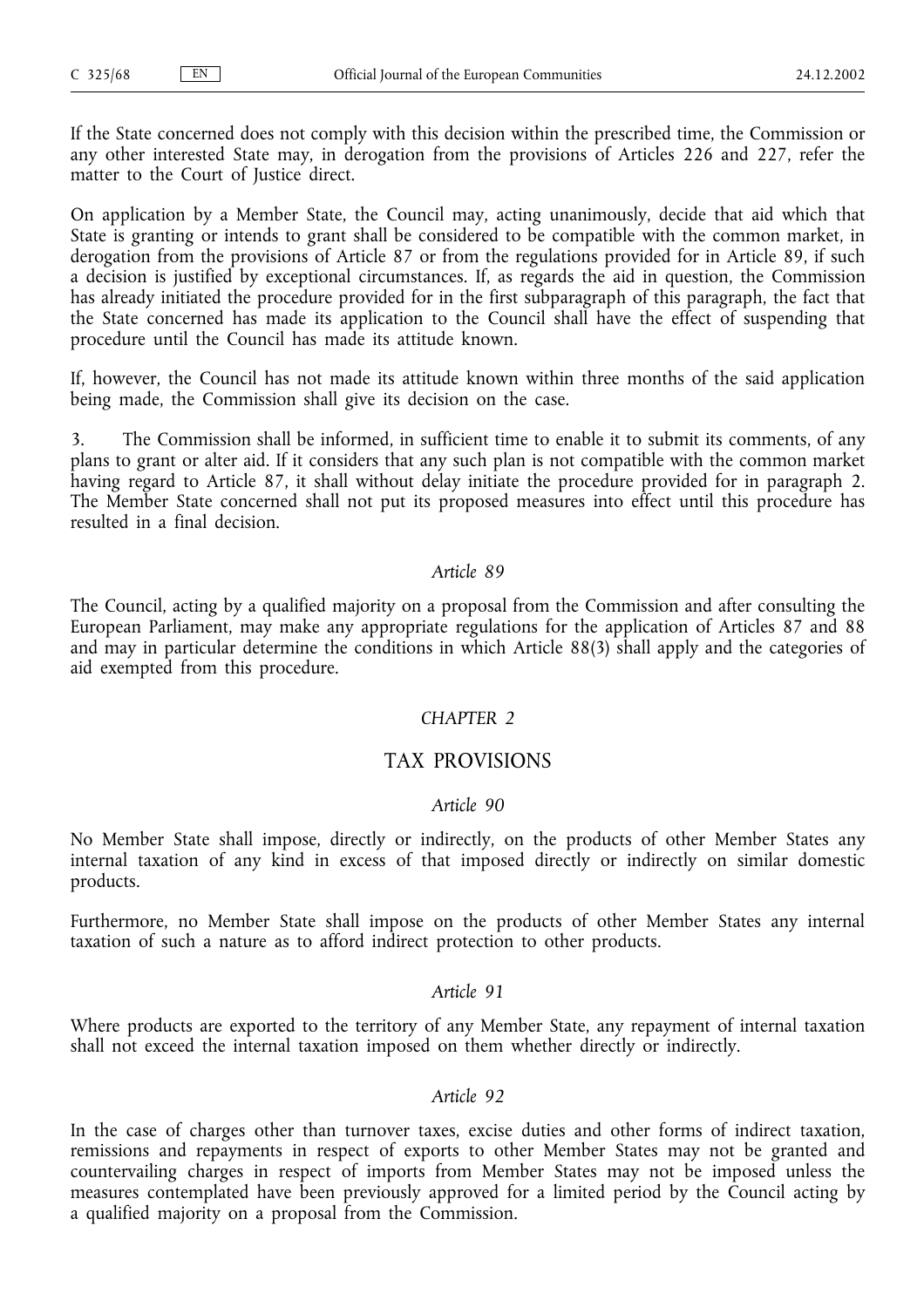If the State concerned does not comply with this decision within the prescribed time, the Commission or any other interested State may, in derogation from the provisions of Articles 226 and 227, refer the matter to the Court of Justice direct.

On application by a Member State, the Council may, acting unanimously, decide that aid which that State is granting or intends to grant shall be considered to be compatible with the common market, in derogation from the provisions of Article 87 or from the regulations provided for in Article 89, if such a decision is justified by exceptional circumstances. If, as regards the aid in question, the Commission has already initiated the procedure provided for in the first subparagraph of this paragraph, the fact that the State concerned has made its application to the Council shall have the effect of suspending that procedure until the Council has made its attitude known.

If, however, the Council has not made its attitude known within three months of the said application being made, the Commission shall give its decision on the case.

3. The Commission shall be informed, in sufficient time to enable it to submit its comments, of any plans to grant or alter aid. If it considers that any such plan is not compatible with the common market having regard to Article 87, it shall without delay initiate the procedure provided for in paragraph 2. The Member State concerned shall not put its proposed measures into effect until this procedure has resulted in a final decision.

*Article 89*

The Council, acting by a qualified majority on a proposal from the Commission and after consulting the European Parliament, may make any appropriate regulations for the application of Articles 87 and 88 and may in particular determine the conditions in which Article 88(3) shall apply and the categories of aid exempted from this procedure.

*CHAPTER 2*

## TAX PROVISIONS

*Article 90*

No Member State shall impose, directly or indirectly, on the products of other Member States any internal taxation of any kind in excess of that imposed directly or indirectly on similar domestic products.

Furthermore, no Member State shall impose on the products of other Member States any internal taxation of such a nature as to afford indirect protection to other products.

*Article 91*

Where products are exported to the territory of any Member State, any repayment of internal taxation shall not exceed the internal taxation imposed on them whether directly or indirectly.

*Article 92*

In the case of charges other than turnover taxes, excise duties and other forms of indirect taxation, remissions and repayments in respect of exports to other Member States may not be granted and countervailing charges in respect of imports from Member States may not be imposed unless the measures contemplated have been previously approved for a limited period by the Council acting by a qualified majority on a proposal from the Commission.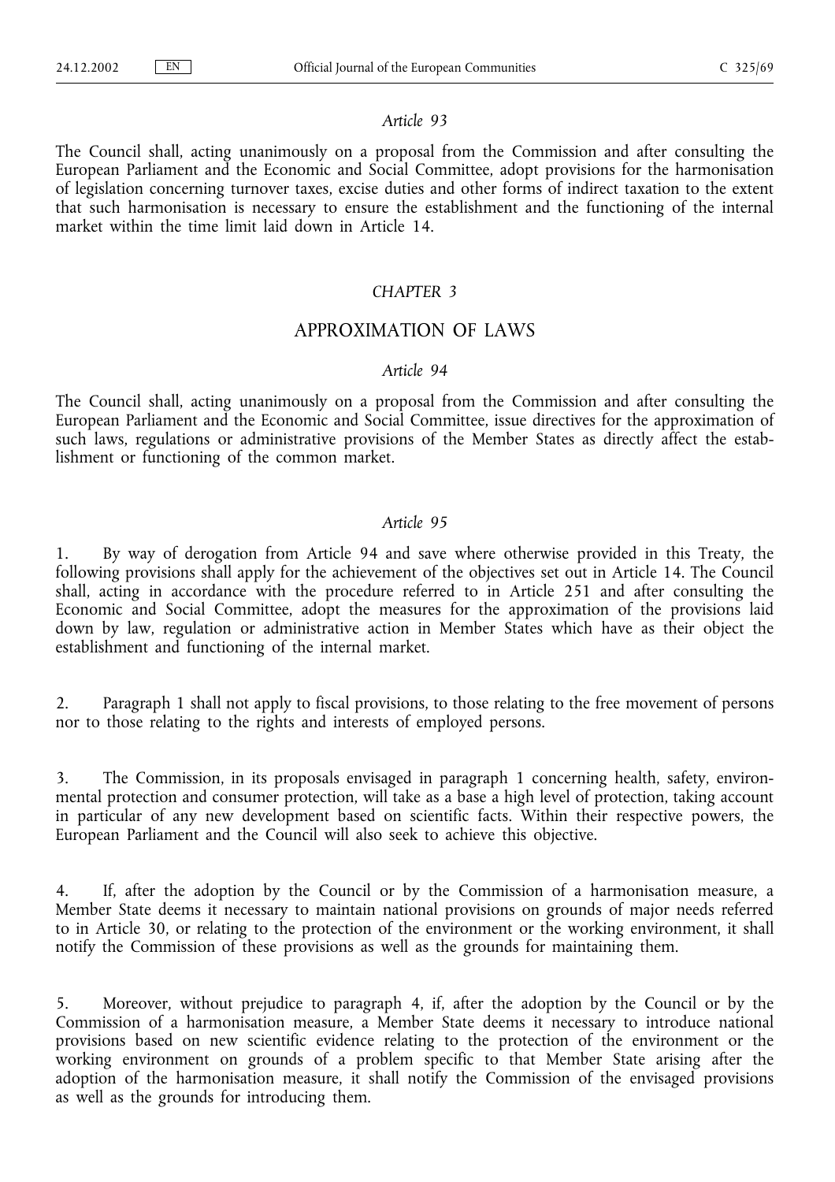*Article 93*

The Council shall, acting unanimously on a proposal from the Commission and after consulting the European Parliament and the Economic and Social Committee, adopt provisions for the harmonisation of legislation concerning turnover taxes, excise duties and other forms of indirect taxation to the extent that such harmonisation is necessary to ensure the establishment and the functioning of the internal market within the time limit laid down in Article 14.

*CHAPTER 3*

## APPROXIMATION OF LAWS

*Article 94*

The Council shall, acting unanimously on a proposal from the Commission and after consulting the European Parliament and the Economic and Social Committee, issue directives for the approximation of such laws, regulations or administrative provisions of the Member States as directly affect the establishment or functioning of the common market.

*Article 95*

1. By way of derogation from Article 94 and save where otherwise provided in this Treaty, the following provisions shall apply for the achievement of the objectives set out in Article 14. The Council shall, acting in accordance with the procedure referred to in Article 251 and after consulting the Economic and Social Committee, adopt the measures for the approximation of the provisions laid down by law, regulation or administrative action in Member States which have as their object the establishment and functioning of the internal market.

2. Paragraph 1 shall not apply to fiscal provisions, to those relating to the free movement of persons nor to those relating to the rights and interests of employed persons.

3. The Commission, in its proposals envisaged in paragraph 1 concerning health, safety, environmental protection and consumer protection, will take as a base a high level of protection, taking account in particular of any new development based on scientific facts. Within their respective powers, the European Parliament and the Council will also seek to achieve this objective.

4. If, after the adoption by the Council or by the Commission of a harmonisation measure, a Member State deems it necessary to maintain national provisions on grounds of major needs referred to in Article 30, or relating to the protection of the environment or the working environment, it shall notify the Commission of these provisions as well as the grounds for maintaining them.

5. Moreover, without prejudice to paragraph 4, if, after the adoption by the Council or by the Commission of a harmonisation measure, a Member State deems it necessary to introduce national provisions based on new scientific evidence relating to the protection of the environment or the working environment on grounds of a problem specific to that Member State arising after the adoption of the harmonisation measure, it shall notify the Commission of the envisaged provisions as well as the grounds for introducing them.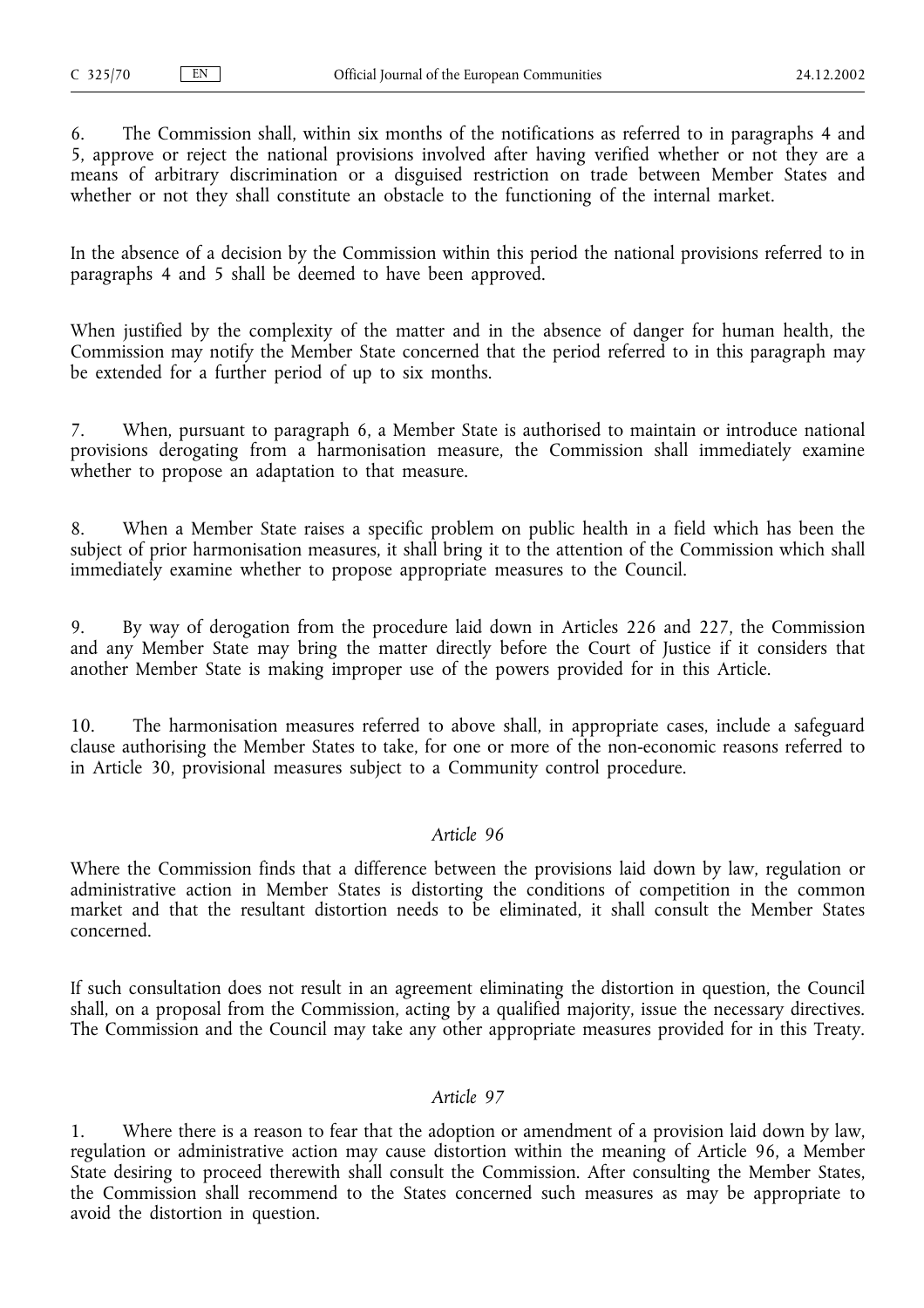6. The Commission shall, within six months of the notifications as referred to in paragraphs 4 and 5, approve or reject the national provisions involved after having verified whether or not they are a means of arbitrary discrimination or a disguised restriction on trade between Member States and whether or not they shall constitute an obstacle to the functioning of the internal market.

In the absence of a decision by the Commission within this period the national provisions referred to in paragraphs 4 and 5 shall be deemed to have been approved.

When justified by the complexity of the matter and in the absence of danger for human health, the Commission may notify the Member State concerned that the period referred to in this paragraph may be extended for a further period of up to six months.

7. When, pursuant to paragraph 6, a Member State is authorised to maintain or introduce national provisions derogating from a harmonisation measure, the Commission shall immediately examine whether to propose an adaptation to that measure.

8. When a Member State raises a specific problem on public health in a field which has been the subject of prior harmonisation measures, it shall bring it to the attention of the Commission which shall immediately examine whether to propose appropriate measures to the Council.

9. By way of derogation from the procedure laid down in Articles 226 and 227, the Commission and any Member State may bring the matter directly before the Court of Justice if it considers that another Member State is making improper use of the powers provided for in this Article.

10. The harmonisation measures referred to above shall, in appropriate cases, include a safeguard clause authorising the Member States to take, for one or more of the non-economic reasons referred to in Article 30, provisional measures subject to a Community control procedure.

### *Article 96*

Where the Commission finds that a difference between the provisions laid down by law, regulation or administrative action in Member States is distorting the conditions of competition in the common market and that the resultant distortion needs to be eliminated, it shall consult the Member States concerned.

If such consultation does not result in an agreement eliminating the distortion in question, the Council shall, on a proposal from the Commission, acting by a qualified majority, issue the necessary directives. The Commission and the Council may take any other appropriate measures provided for in this Treaty.

### *Article 97*

1. Where there is a reason to fear that the adoption or amendment of a provision laid down by law, regulation or administrative action may cause distortion within the meaning of Article 96, a Member State desiring to proceed therewith shall consult the Commission. After consulting the Member States, the Commission shall recommend to the States concerned such measures as may be appropriate to avoid the distortion in question.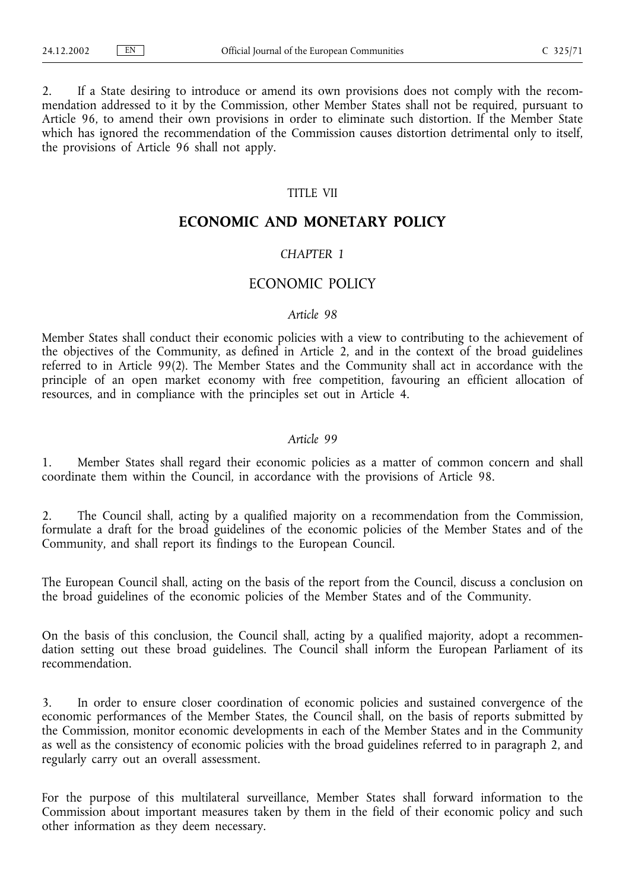2. If a State desiring to introduce or amend its own provisions does not comply with the recommendation addressed to it by the Commission, other Member States shall not be required, pursuant to Article 96, to amend their own provisions in order to eliminate such distortion. If the Member State which has ignored the recommendation of the Commission causes distortion detrimental only to itself, the provisions of Article 96 shall not apply.

TITLE VII

# ECONOMIC AND MONETARY POLICY

*CHAPTER 1*

## ECONOMIC POLICY

*Article 98*

Member States shall conduct their economic policies with a view to contributing to the achievement of the objectives of the Community, as defined in Article 2, and in the context of the broad guidelines referred to in Article 99(2). The Member States and the Community shall act in accordance with the principle of an open market economy with free competition, favouring an efficient allocation of resources, and in compliance with the principles set out in Article 4.

*Article 99*

1. Member States shall regard their economic policies as a matter of common concern and shall coordinate them within the Council, in accordance with the provisions of Article 98.

2. The Council shall, acting by a qualified majority on a recommendation from the Commission, formulate a draft for the broad guidelines of the economic policies of the Member States and of the Community, and shall report its findings to the European Council.

The European Council shall, acting on the basis of the report from the Council, discuss a conclusion on the broad guidelines of the economic policies of the Member States and of the Community.

On the basis of this conclusion, the Council shall, acting by a qualified majority, adopt a recommendation setting out these broad guidelines. The Council shall inform the European Parliament of its recommendation.

3. In order to ensure closer coordination of economic policies and sustained convergence of the economic performances of the Member States, the Council shall, on the basis of reports submitted by the Commission, monitor economic developments in each of the Member States and in the Community as well as the consistency of economic policies with the broad guidelines referred to in paragraph 2, and regularly carry out an overall assessment.

For the purpose of this multilateral surveillance, Member States shall forward information to the Commission about important measures taken by them in the field of their economic policy and such other information as they deem necessary.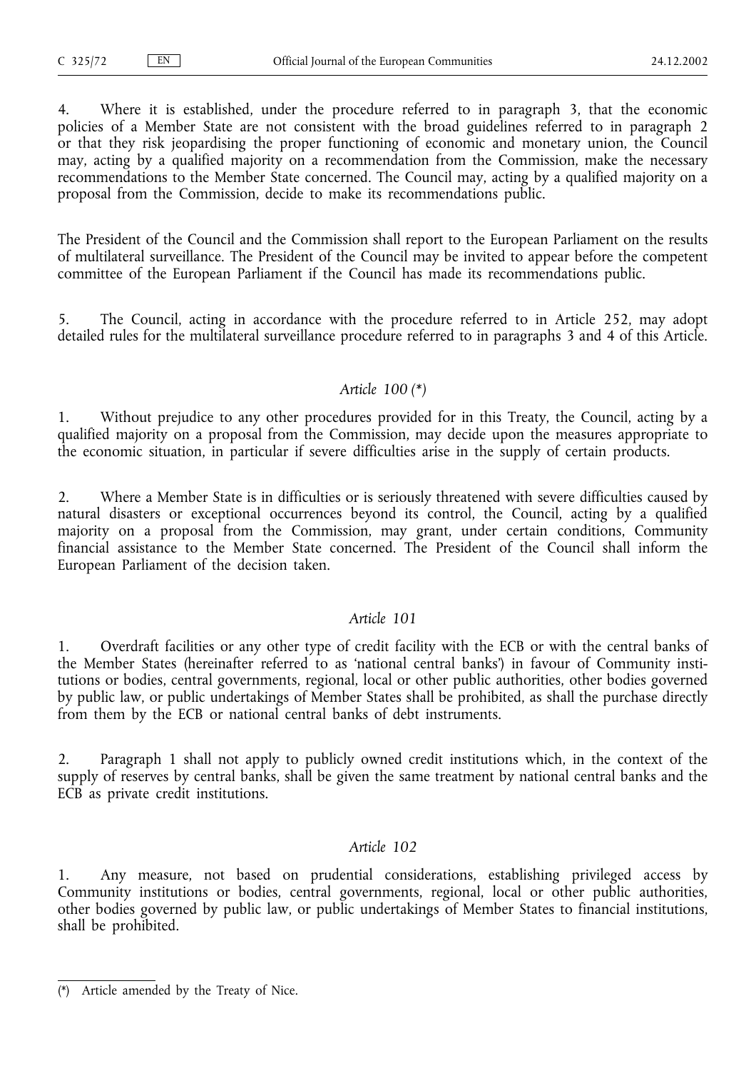4. Where it is established, under the procedure referred to in paragraph 3, that the economic policies of a Member State are not consistent with the broad guidelines referred to in paragraph 2 or that they risk jeopardising the proper functioning of economic and monetary union, the Council may, acting by a qualified majority on a recommendation from the Commission, make the necessary recommendations to the Member State concerned. The Council may, acting by a qualified majority on a proposal from the Commission, decide to make its recommendations public.

The President of the Council and the Commission shall report to the European Parliament on the results of multilateral surveillance. The President of the Council may be invited to appear before the competent committee of the European Parliament if the Council has made its recommendations public.

5. The Council, acting in accordance with the procedure referred to in Article 252, may adopt detailed rules for the multilateral surveillance procedure referred to in paragraphs 3 and 4 of this Article.

### *Article 100 (\*)*

1. Without prejudice to any other procedures provided for in this Treaty, the Council, acting by a qualified majority on a proposal from the Commission, may decide upon the measures appropriate to the economic situation, in particular if severe difficulties arise in the supply of certain products.

2. Where a Member State is in difficulties or is seriously threatened with severe difficulties caused by natural disasters or exceptional occurrences beyond its control, the Council, acting by a qualified majority on a proposal from the Commission, may grant, under certain conditions, Community financial assistance to the Member State concerned. The President of the Council shall inform the European Parliament of the decision taken.

### *Article 101*

1. Overdraft facilities or any other type of credit facility with the ECB or with the central banks of the Member States (hereinafter referred to as 'national central banks') in favour of Community institutions or bodies, central governments, regional, local or other public authorities, other bodies governed by public law, or public undertakings of Member States shall be prohibited, as shall the purchase directly from them by the ECB or national central banks of debt instruments.

2. Paragraph 1 shall not apply to publicly owned credit institutions which, in the context of the supply of reserves by central banks, shall be given the same treatment by national central banks and the ECB as private credit institutions.

### *Article 102*

1. Any measure, not based on prudential considerations, establishing privileged access by Community institutions or bodies, central governments, regional, local or other public authorities, other bodies governed by public law, or public undertakings of Member States to financial institutions, shall be prohibited.

---

(\*) Article amended by the Treaty of Nice.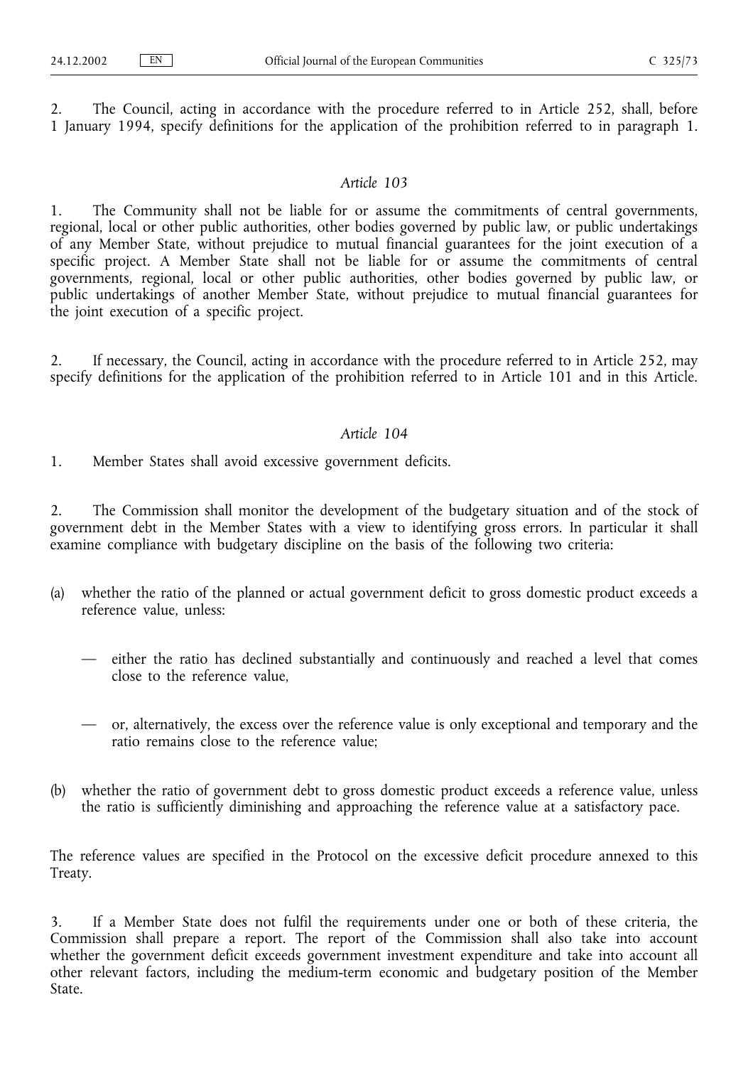2. The Council, acting in accordance with the procedure referred to in Article 252, shall, before 1 January 1994, specify definitions for the application of the prohibition referred to in paragraph 1.

*Article 103*

1. The Community shall not be liable for or assume the commitments of central governments, regional, local or other public authorities, other bodies governed by public law, or public undertakings of any Member State, without prejudice to mutual financial guarantees for the joint execution of a specific project. A Member State shall not be liable for or assume the commitments of central governments, regional, local or other public authorities, other bodies governed by public law, or public undertakings of another Member State, without prejudice to mutual financial guarantees for the joint execution of a specific project.

2. If necessary, the Council, acting in accordance with the procedure referred to in Article 252, may specify definitions for the application of the prohibition referred to in Article 101 and in this Article.

*Article 104*

1. Member States shall avoid excessive government deficits.

2. The Commission shall monitor the development of the budgetary situation and of the stock of government debt in the Member States with a view to identifying gross errors. In particular it shall examine compliance with budgetary discipline on the basis of the following two criteria:

(a) whether the ratio of the planned or actual government deficit to gross domestic product exceeds a reference value, unless:

   — either the ratio has declined substantially and continuously and reached a level that comes close to the reference value,

   — or, alternatively, the excess over the reference value is only exceptional and temporary and the ratio remains close to the reference value;

(b) whether the ratio of government debt to gross domestic product exceeds a reference value, unless the ratio is sufficiently diminishing and approaching the reference value at a satisfactory pace.

The reference values are specified in the Protocol on the excessive deficit procedure annexed to this Treaty.

3. If a Member State does not fulfil the requirements under one or both of these criteria, the Commission shall prepare a report. The report of the Commission shall also take into account whether the government deficit exceeds government investment expenditure and take into account all other relevant factors, including the medium-term economic and budgetary position of the Member State.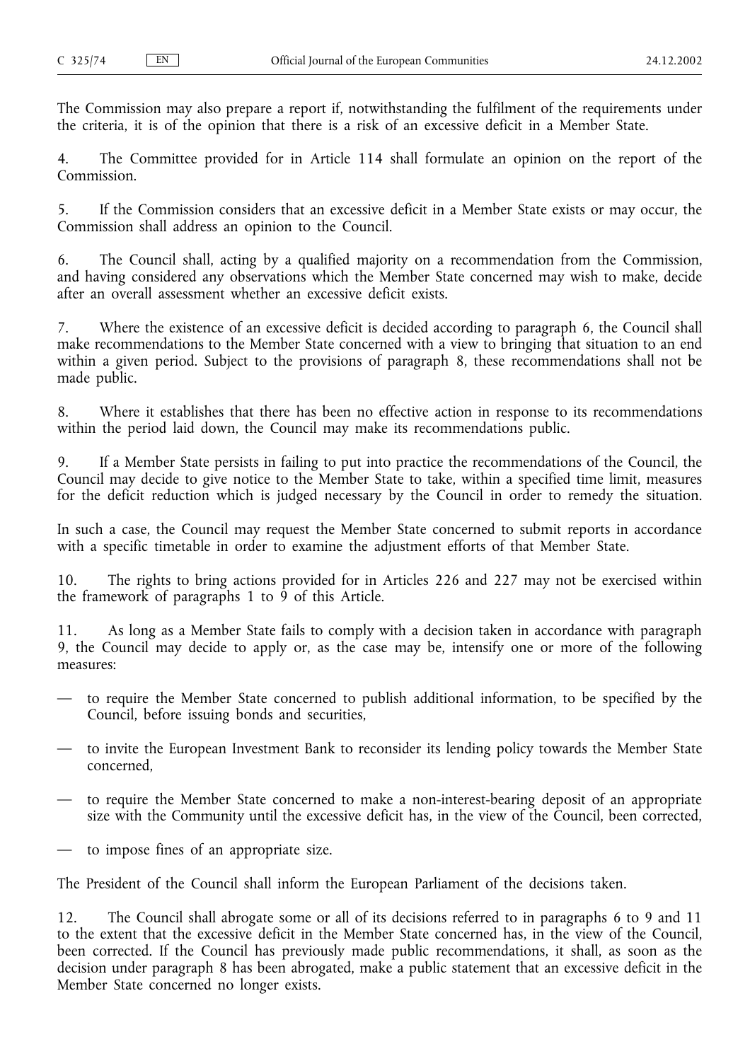The Commission may also prepare a report if, notwithstanding the fulfilment of the requirements under the criteria, it is of the opinion that there is a risk of an excessive deficit in a Member State.

4. The Committee provided for in Article 114 shall formulate an opinion on the report of the Commission.

5. If the Commission considers that an excessive deficit in a Member State exists or may occur, the Commission shall address an opinion to the Council.

6. The Council shall, acting by a qualified majority on a recommendation from the Commission, and having considered any observations which the Member State concerned may wish to make, decide after an overall assessment whether an excessive deficit exists.

7. Where the existence of an excessive deficit is decided according to paragraph 6, the Council shall make recommendations to the Member State concerned with a view to bringing that situation to an end within a given period. Subject to the provisions of paragraph 8, these recommendations shall not be made public.

8. Where it establishes that there has been no effective action in response to its recommendations within the period laid down, the Council may make its recommendations public.

9. If a Member State persists in failing to put into practice the recommendations of the Council, the Council may decide to give notice to the Member State to take, within a specified time limit, measures for the deficit reduction which is judged necessary by the Council in order to remedy the situation.

In such a case, the Council may request the Member State concerned to submit reports in accordance with a specific timetable in order to examine the adjustment efforts of that Member State.

10. The rights to bring actions provided for in Articles 226 and 227 may not be exercised within the framework of paragraphs 1 to 9 of this Article.

11. As long as a Member State fails to comply with a decision taken in accordance with paragraph 9, the Council may decide to apply or, as the case may be, intensify one or more of the following measures:

— to require the Member State concerned to publish additional information, to be specified by the Council, before issuing bonds and securities,

— to invite the European Investment Bank to reconsider its lending policy towards the Member State concerned,

— to require the Member State concerned to make a non-interest-bearing deposit of an appropriate size with the Community until the excessive deficit has, in the view of the Council, been corrected,

— to impose fines of an appropriate size.

The President of the Council shall inform the European Parliament of the decisions taken.

12. The Council shall abrogate some or all of its decisions referred to in paragraphs 6 to 9 and 11 to the extent that the excessive deficit in the Member State concerned has, in the view of the Council, been corrected. If the Council has previously made public recommendations, it shall, as soon as the decision under paragraph 8 has been abrogated, make a public statement that an excessive deficit in the Member State concerned no longer exists.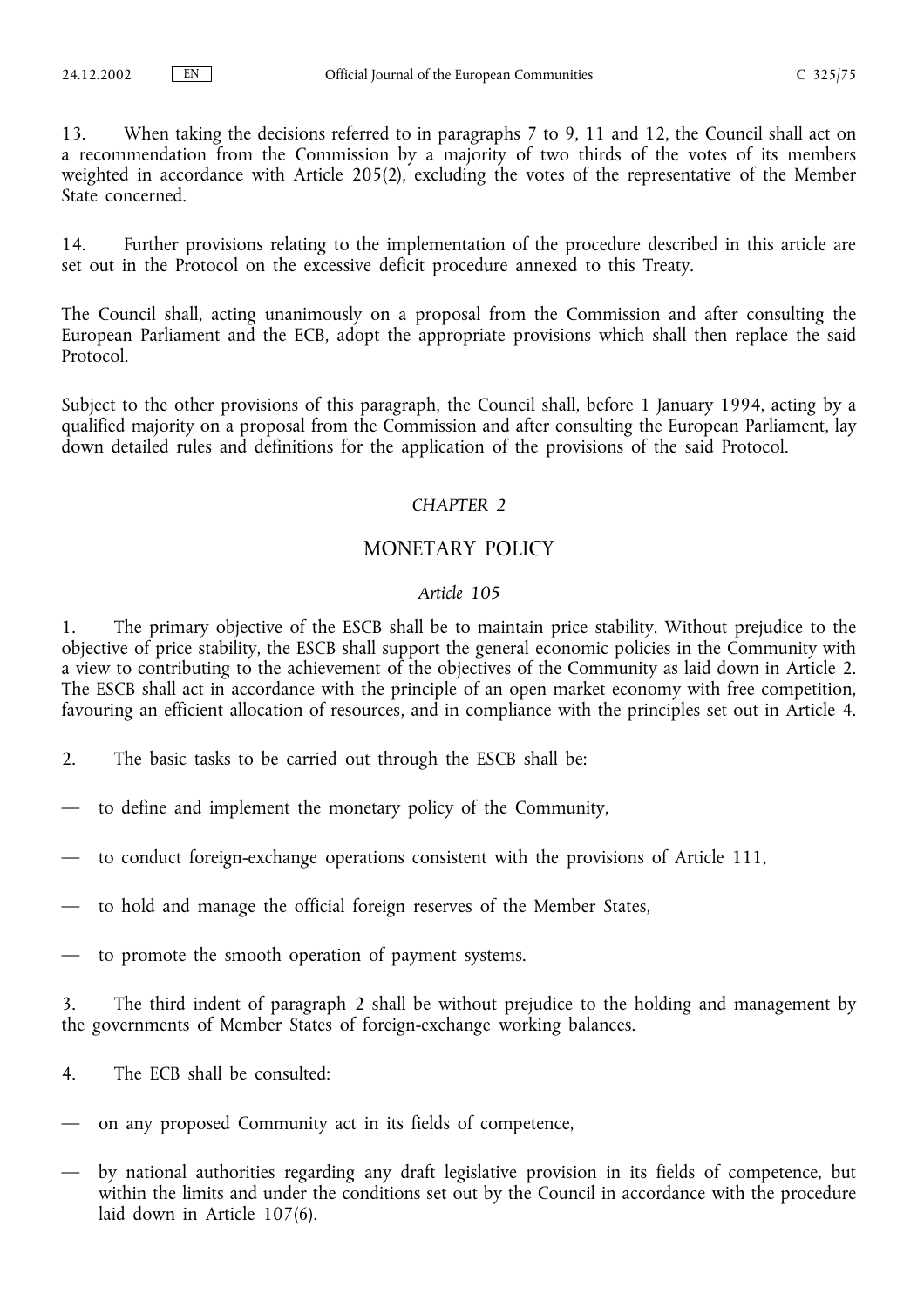13. When taking the decisions referred to in paragraphs 7 to 9, 11 and 12, the Council shall act on a recommendation from the Commission by a majority of two thirds of the votes of its members weighted in accordance with Article 205(2), excluding the votes of the representative of the Member State concerned.

14. Further provisions relating to the implementation of the procedure described in this article are set out in the Protocol on the excessive deficit procedure annexed to this Treaty.

The Council shall, acting unanimously on a proposal from the Commission and after consulting the European Parliament and the ECB, adopt the appropriate provisions which shall then replace the said Protocol.

Subject to the other provisions of this paragraph, the Council shall, before 1 January 1994, acting by a qualified majority on a proposal from the Commission and after consulting the European Parliament, lay down detailed rules and definitions for the application of the provisions of the said Protocol.

### *CHAPTER 2*

## MONETARY POLICY

### *Article 105*

1. The primary objective of the ESCB shall be to maintain price stability. Without prejudice to the objective of price stability, the ESCB shall support the general economic policies in the Community with a view to contributing to the achievement of the objectives of the Community as laid down in Article 2. The ESCB shall act in accordance with the principle of an open market economy with free competition, favouring an efficient allocation of resources, and in compliance with the principles set out in Article 4.

2. The basic tasks to be carried out through the ESCB shall be:

— to define and implement the monetary policy of the Community,

— to conduct foreign-exchange operations consistent with the provisions of Article 111,

— to hold and manage the official foreign reserves of the Member States,

— to promote the smooth operation of payment systems.

3. The third indent of paragraph 2 shall be without prejudice to the holding and management by the governments of Member States of foreign-exchange working balances.

4. The ECB shall be consulted:

— on any proposed Community act in its fields of competence,

— by national authorities regarding any draft legislative provision in its fields of competence, but within the limits and under the conditions set out by the Council in accordance with the procedure laid down in Article 107(6).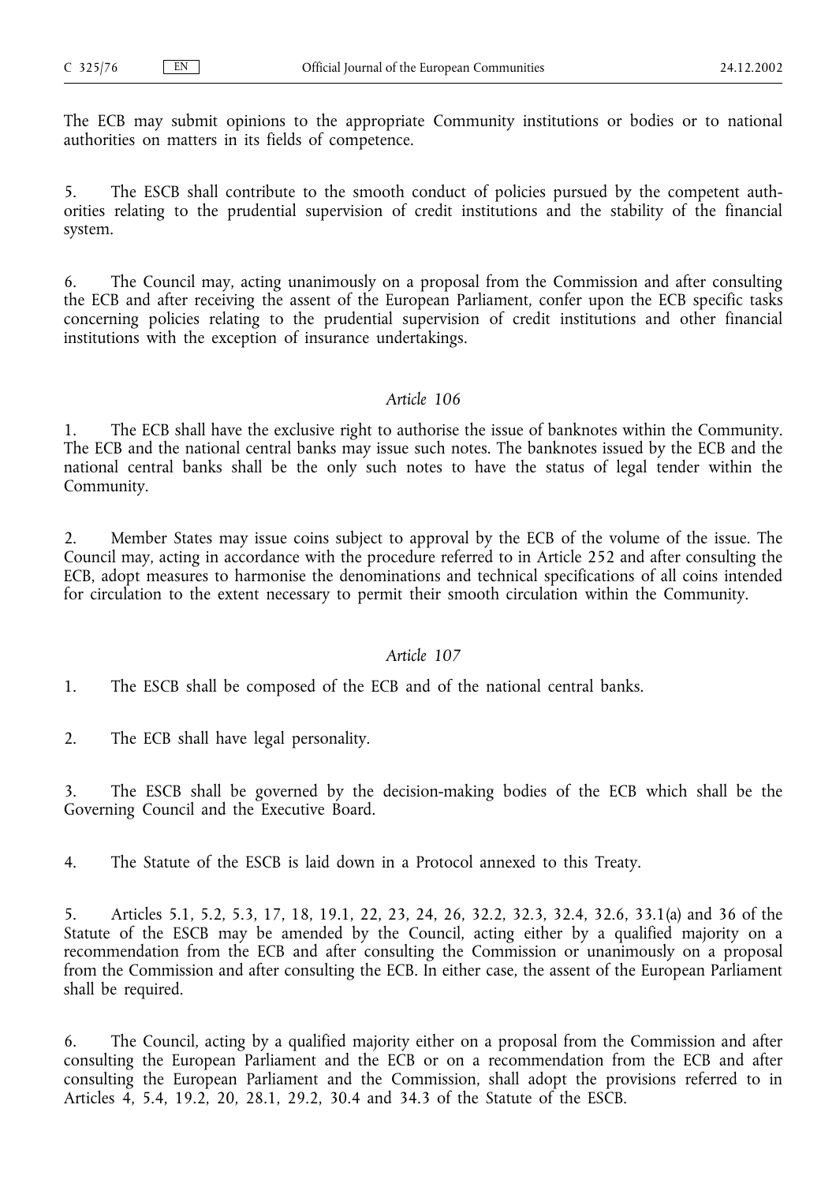The ECB may submit opinions to the appropriate Community institutions or bodies or to national authorities on matters in its fields of competence.

5. The ESCB shall contribute to the smooth conduct of policies pursued by the competent authorities relating to the prudential supervision of credit institutions and the stability of the financial system.

6. The Council may, acting unanimously on a proposal from the Commission and after consulting the ECB and after receiving the assent of the European Parliament, confer upon the ECB specific tasks concerning policies relating to the prudential supervision of credit institutions and other financial institutions with the exception of insurance undertakings.

*Article 106*

1. The ECB shall have the exclusive right to authorise the issue of banknotes within the Community. The ECB and the national central banks may issue such notes. The banknotes issued by the ECB and the national central banks shall be the only such notes to have the status of legal tender within the Community.

2. Member States may issue coins subject to approval by the ECB of the volume of the issue. The Council may, acting in accordance with the procedure referred to in Article 252 and after consulting the ECB, adopt measures to harmonise the denominations and technical specifications of all coins intended for circulation to the extent necessary to permit their smooth circulation within the Community.

*Article 107*

1. The ESCB shall be composed of the ECB and of the national central banks.

2. The ECB shall have legal personality.

3. The ESCB shall be governed by the decision-making bodies of the ECB which shall be the Governing Council and the Executive Board.

4. The Statute of the ESCB is laid down in a Protocol annexed to this Treaty.

5. Articles 5.1, 5.2, 5.3, 17, 18, 19.1, 22, 23, 24, 26, 32.2, 32.3, 32.4, 32.6, 33.1(a) and 36 of the Statute of the ESCB may be amended by the Council, acting either by a qualified majority on a recommendation from the ECB and after consulting the Commission or unanimously on a proposal from the Commission and after consulting the ECB. In either case, the assent of the European Parliament shall be required.

6. The Council, acting by a qualified majority either on a proposal from the Commission and after consulting the European Parliament and the ECB or on a recommendation from the ECB and after consulting the European Parliament and the Commission, shall adopt the provisions referred to in Articles 4, 5.4, 19.2, 20, 28.1, 29.2, 30.4 and 34.3 of the Statute of the ESCB.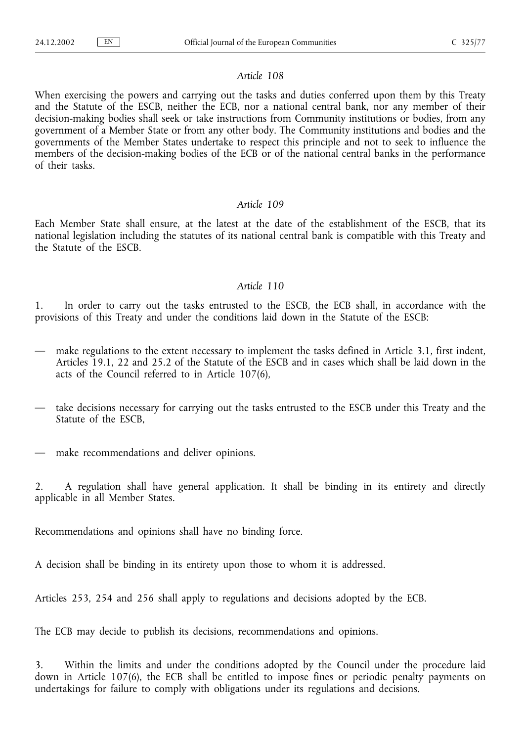*Article 108*

When exercising the powers and carrying out the tasks and duties conferred upon them by this Treaty and the Statute of the ESCB, neither the ECB, nor a national central bank, nor any member of their decision-making bodies shall seek or take instructions from Community institutions or bodies, from any government of a Member State or from any other body. The Community institutions and bodies and the governments of the Member States undertake to respect this principle and not to seek to influence the members of the decision-making bodies of the ECB or of the national central banks in the performance of their tasks.

*Article 109*

Each Member State shall ensure, at the latest at the date of the establishment of the ESCB, that its national legislation including the statutes of its national central bank is compatible with this Treaty and the Statute of the ESCB.

*Article 110*

1. In order to carry out the tasks entrusted to the ESCB, the ECB shall, in accordance with the provisions of this Treaty and under the conditions laid down in the Statute of the ESCB:

— make regulations to the extent necessary to implement the tasks defined in Article 3.1, first indent, Articles 19.1, 22 and 25.2 of the Statute of the ESCB and in cases which shall be laid down in the acts of the Council referred to in Article 107(6),

— take decisions necessary for carrying out the tasks entrusted to the ESCB under this Treaty and the Statute of the ESCB,

— make recommendations and deliver opinions.

2. A regulation shall have general application. It shall be binding in its entirety and directly applicable in all Member States.

Recommendations and opinions shall have no binding force.

A decision shall be binding in its entirety upon those to whom it is addressed.

Articles 253, 254 and 256 shall apply to regulations and decisions adopted by the ECB.

The ECB may decide to publish its decisions, recommendations and opinions.

3. Within the limits and under the conditions adopted by the Council under the procedure laid down in Article 107(6), the ECB shall be entitled to impose fines or periodic penalty payments on undertakings for failure to comply with obligations under its regulations and decisions.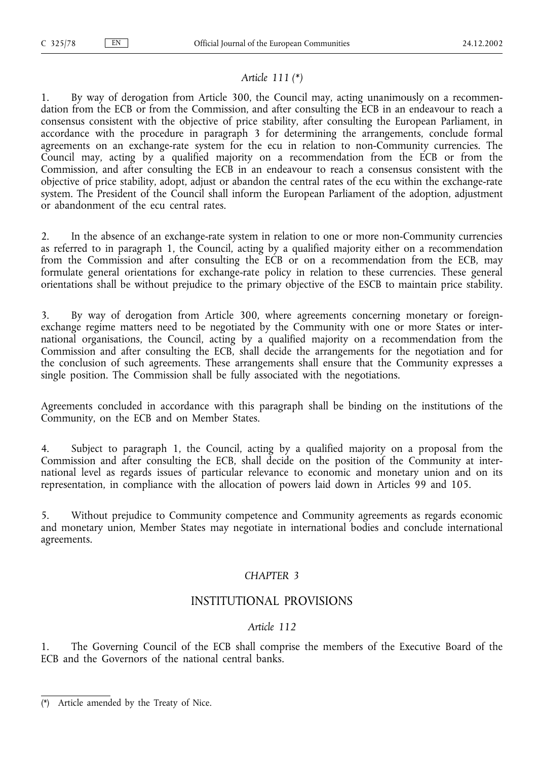*Article 111 (\*)*

1. By way of derogation from Article 300, the Council may, acting unanimously on a recommendation from the ECB or from the Commission, and after consulting the ECB in an endeavour to reach a consensus consistent with the objective of price stability, after consulting the European Parliament, in accordance with the procedure in paragraph 3 for determining the arrangements, conclude formal agreements on an exchange-rate system for the ecu in relation to non-Community currencies. The Council may, acting by a qualified majority on a recommendation from the ECB or from the Commission, and after consulting the ECB in an endeavour to reach a consensus consistent with the objective of price stability, adopt, adjust or abandon the central rates of the ecu within the exchange-rate system. The President of the Council shall inform the European Parliament of the adoption, adjustment or abandonment of the ecu central rates.

2. In the absence of an exchange-rate system in relation to one or more non-Community currencies as referred to in paragraph 1, the Council, acting by a qualified majority either on a recommendation from the Commission and after consulting the ECB or on a recommendation from the ECB, may formulate general orientations for exchange-rate policy in relation to these currencies. These general orientations shall be without prejudice to the primary objective of the ESCB to maintain price stability.

3. By way of derogation from Article 300, where agreements concerning monetary or foreign-exchange regime matters need to be negotiated by the Community with one or more States or international organisations, the Council, acting by a qualified majority on a recommendation from the Commission and after consulting the ECB, shall decide the arrangements for the negotiation and for the conclusion of such agreements. These arrangements shall ensure that the Community expresses a single position. The Commission shall be fully associated with the negotiations.

Agreements concluded in accordance with this paragraph shall be binding on the institutions of the Community, on the ECB and on Member States.

4. Subject to paragraph 1, the Council, acting by a qualified majority on a proposal from the Commission and after consulting the ECB, shall decide on the position of the Community at international level as regards issues of particular relevance to economic and monetary union and on its representation, in compliance with the allocation of powers laid down in Articles 99 and 105.

5. Without prejudice to Community competence and Community agreements as regards economic and monetary union, Member States may negotiate in international bodies and conclude international agreements.

## *CHAPTER 3*

## INSTITUTIONAL PROVISIONS

*Article 112*

1. The Governing Council of the ECB shall comprise the members of the Executive Board of the ECB and the Governors of the national central banks.

---

(\*) Article amended by the Treaty of Nice.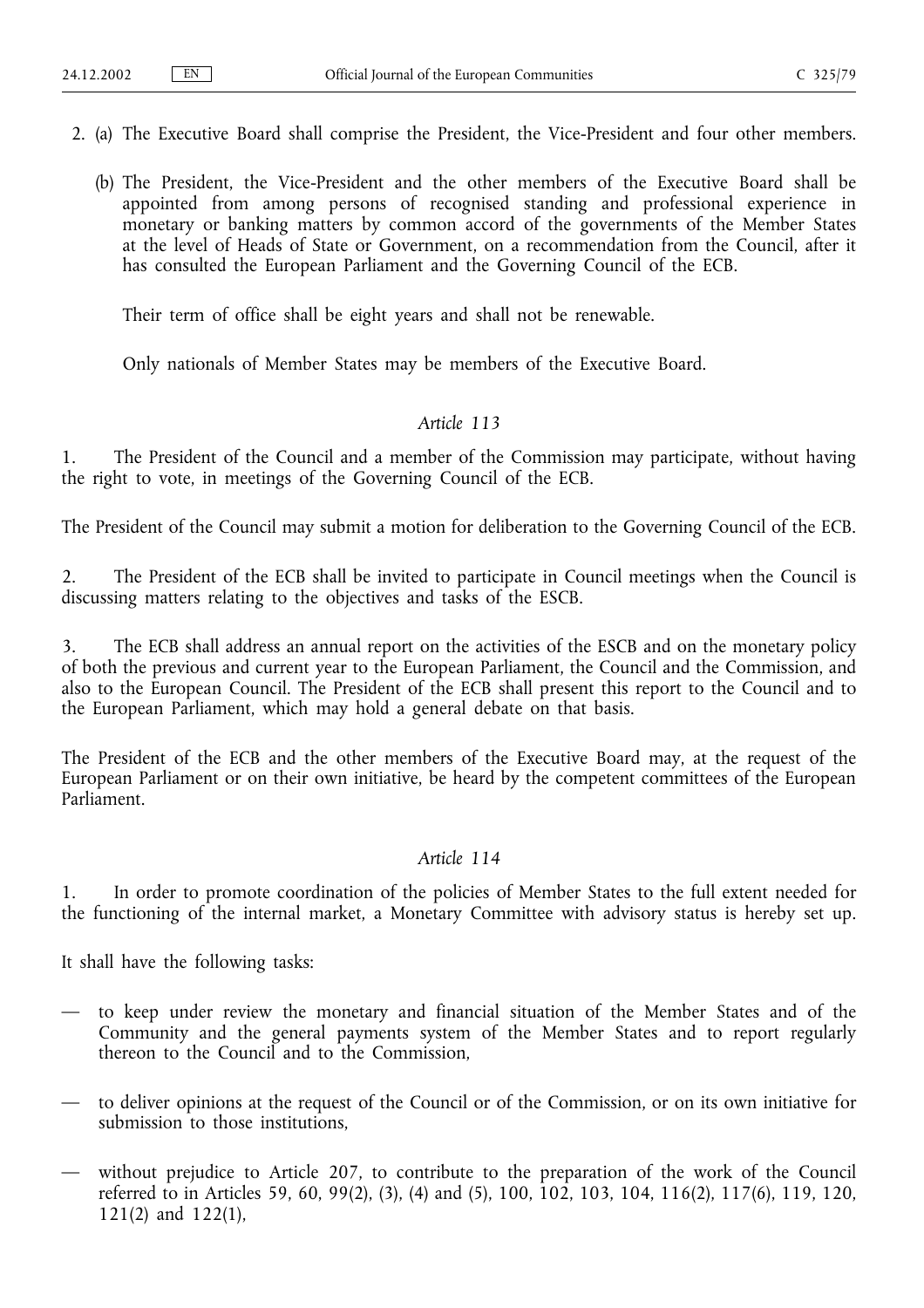2. (a) The Executive Board shall comprise the President, the Vice-President and four other members.

   (b) The President, the Vice-President and the other members of the Executive Board shall be appointed from among persons of recognised standing and professional experience in monetary or banking matters by common accord of the governments of the Member States at the level of Heads of State or Government, on a recommendation from the Council, after it has consulted the European Parliament and the Governing Council of the ECB.

   Their term of office shall be eight years and shall not be renewable.

   Only nationals of Member States may be members of the Executive Board.

*Article 113*

1. The President of the Council and a member of the Commission may participate, without having the right to vote, in meetings of the Governing Council of the ECB.

The President of the Council may submit a motion for deliberation to the Governing Council of the ECB.

2. The President of the ECB shall be invited to participate in Council meetings when the Council is discussing matters relating to the objectives and tasks of the ESCB.

3. The ECB shall address an annual report on the activities of the ESCB and on the monetary policy of both the previous and current year to the European Parliament, the Council and the Commission, and also to the European Council. The President of the ECB shall present this report to the Council and to the European Parliament, which may hold a general debate on that basis.

The President of the ECB and the other members of the Executive Board may, at the request of the European Parliament or on their own initiative, be heard by the competent committees of the European Parliament.

*Article 114*

1. In order to promote coordination of the policies of Member States to the full extent needed for the functioning of the internal market, a Monetary Committee with advisory status is hereby set up.

It shall have the following tasks:

— to keep under review the monetary and financial situation of the Member States and of the Community and the general payments system of the Member States and to report regularly thereon to the Council and to the Commission,

— to deliver opinions at the request of the Council or of the Commission, or on its own initiative for submission to those institutions,

— without prejudice to Article 207, to contribute to the preparation of the work of the Council referred to in Articles 59, 60, 99(2), (3), (4) and (5), 100, 102, 103, 104, 116(2), 117(6), 119, 120, 121(2) and 122(1),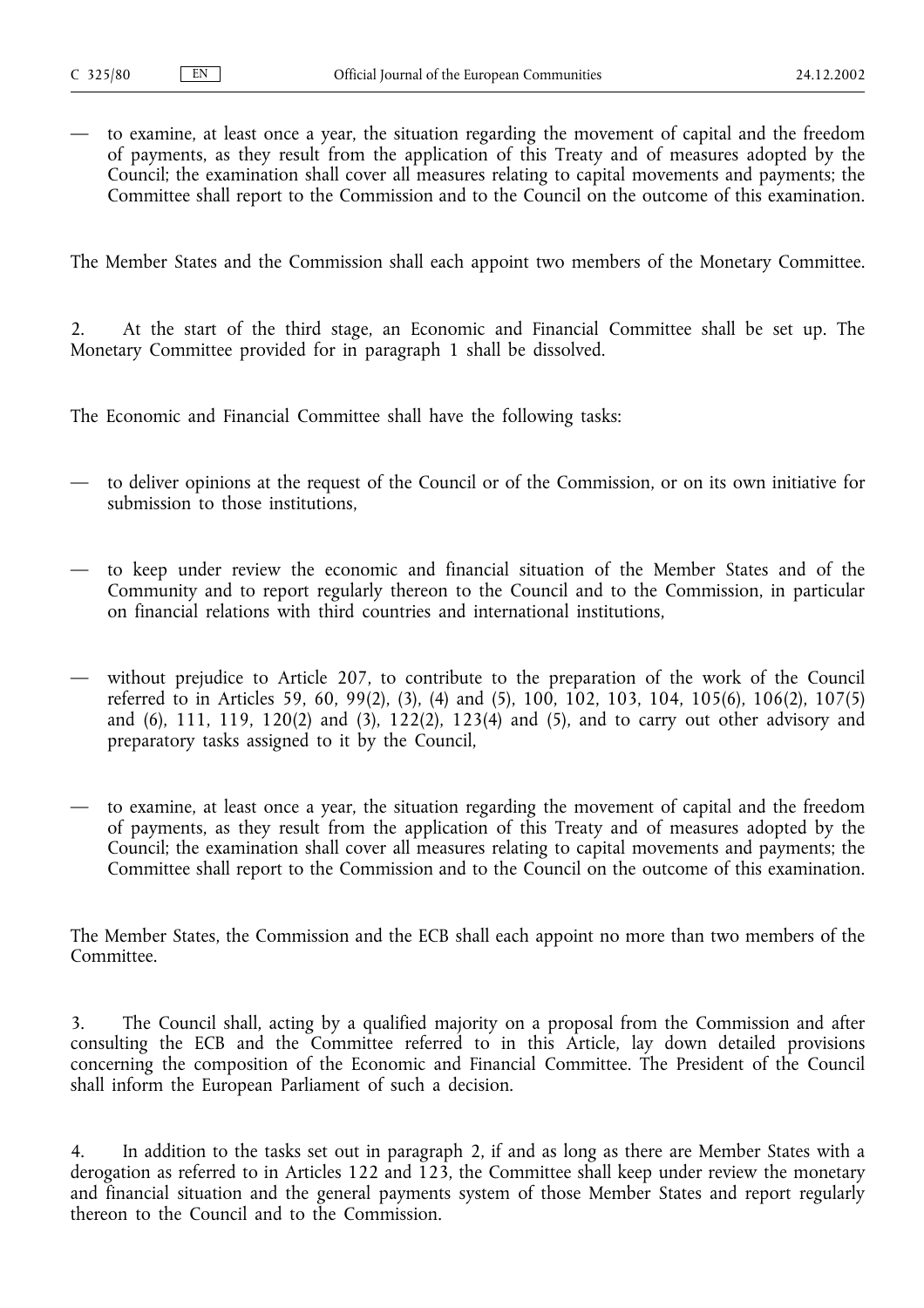— to examine, at least once a year, the situation regarding the movement of capital and the freedom of payments, as they result from the application of this Treaty and of measures adopted by the Council; the examination shall cover all measures relating to capital movements and payments; the Committee shall report to the Commission and to the Council on the outcome of this examination.

The Member States and the Commission shall each appoint two members of the Monetary Committee.

2. At the start of the third stage, an Economic and Financial Committee shall be set up. The Monetary Committee provided for in paragraph 1 shall be dissolved.

The Economic and Financial Committee shall have the following tasks:

— to deliver opinions at the request of the Council or of the Commission, or on its own initiative for submission to those institutions,

— to keep under review the economic and financial situation of the Member States and of the Community and to report regularly thereon to the Council and to the Commission, in particular on financial relations with third countries and international institutions,

— without prejudice to Article 207, to contribute to the preparation of the work of the Council referred to in Articles 59, 60, 99(2), (3), (4) and (5), 100, 102, 103, 104, 105(6), 106(2), 107(5) and (6), 111, 119, 120(2) and (3), 122(2), 123(4) and (5), and to carry out other advisory and preparatory tasks assigned to it by the Council,

— to examine, at least once a year, the situation regarding the movement of capital and the freedom of payments, as they result from the application of this Treaty and of measures adopted by the Council; the examination shall cover all measures relating to capital movements and payments; the Committee shall report to the Commission and to the Council on the outcome of this examination.

The Member States, the Commission and the ECB shall each appoint no more than two members of the Committee.

3. The Council shall, acting by a qualified majority on a proposal from the Commission and after consulting the ECB and the Committee referred to in this Article, lay down detailed provisions concerning the composition of the Economic and Financial Committee. The President of the Council shall inform the European Parliament of such a decision.

4. In addition to the tasks set out in paragraph 2, if and as long as there are Member States with a derogation as referred to in Articles 122 and 123, the Committee shall keep under review the monetary and financial situation and the general payments system of those Member States and report regularly thereon to the Council and to the Commission.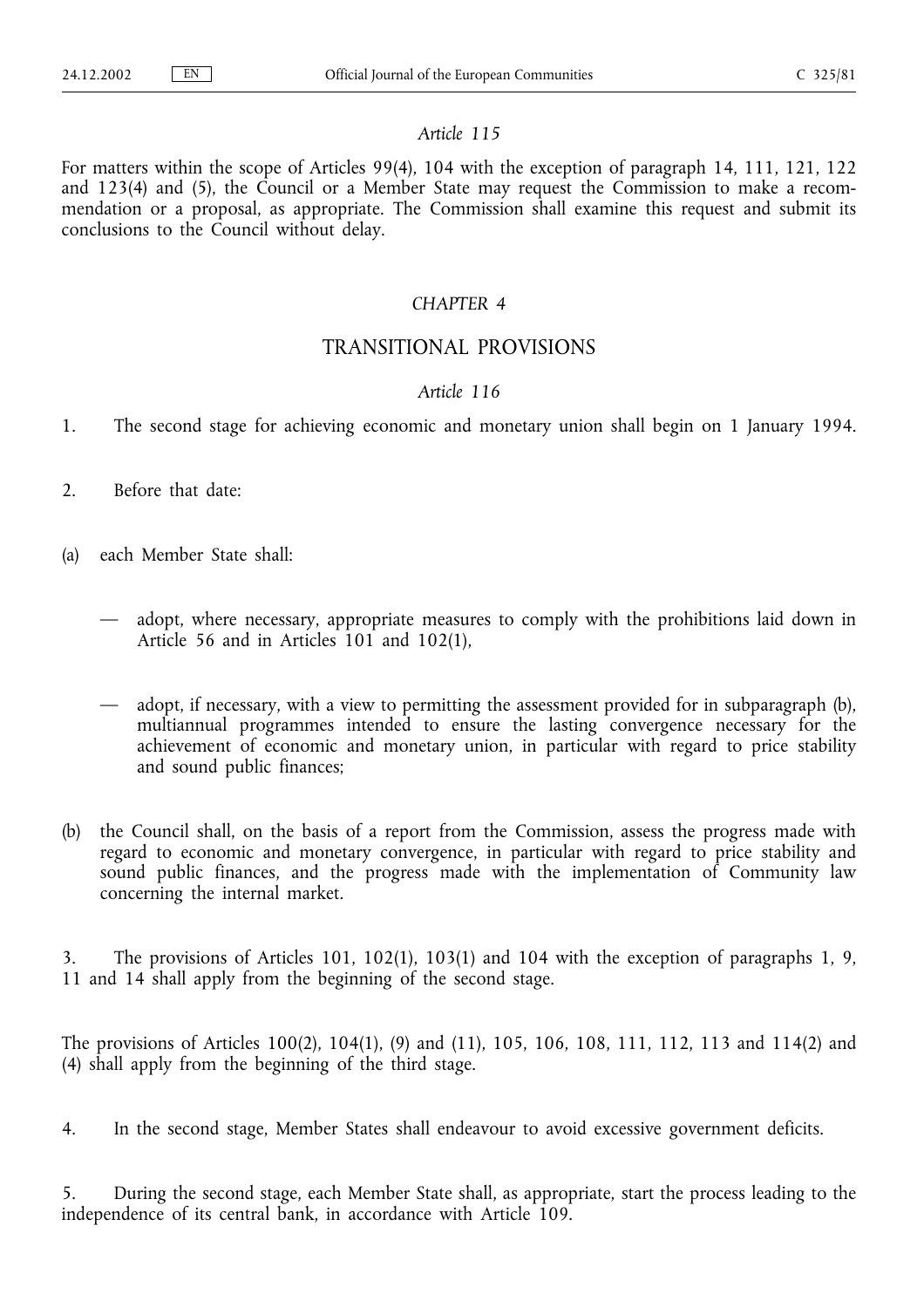*Article 115*

For matters within the scope of Articles 99(4), 104 with the exception of paragraph 14, 111, 121, 122 and 123(4) and (5), the Council or a Member State may request the Commission to make a recommendation or a proposal, as appropriate. The Commission shall examine this request and submit its conclusions to the Council without delay.

*CHAPTER 4*

## TRANSITIONAL PROVISIONS

*Article 116*

1. The second stage for achieving economic and monetary union shall begin on 1 January 1994.

2. Before that date:

(a) each Member State shall:

— adopt, where necessary, appropriate measures to comply with the prohibitions laid down in Article 56 and in Articles 101 and 102(1),

— adopt, if necessary, with a view to permitting the assessment provided for in subparagraph (b), multiannual programmes intended to ensure the lasting convergence necessary for the achievement of economic and monetary union, in particular with regard to price stability and sound public finances;

(b) the Council shall, on the basis of a report from the Commission, assess the progress made with regard to economic and monetary convergence, in particular with regard to price stability and sound public finances, and the progress made with the implementation of Community law concerning the internal market.

3. The provisions of Articles 101, 102(1), 103(1) and 104 with the exception of paragraphs 1, 9, 11 and 14 shall apply from the beginning of the second stage.

The provisions of Articles 100(2), 104(1), (9) and (11), 105, 106, 108, 111, 112, 113 and 114(2) and (4) shall apply from the beginning of the third stage.

4. In the second stage, Member States shall endeavour to avoid excessive government deficits.

5. During the second stage, each Member State shall, as appropriate, start the process leading to the independence of its central bank, in accordance with Article 109.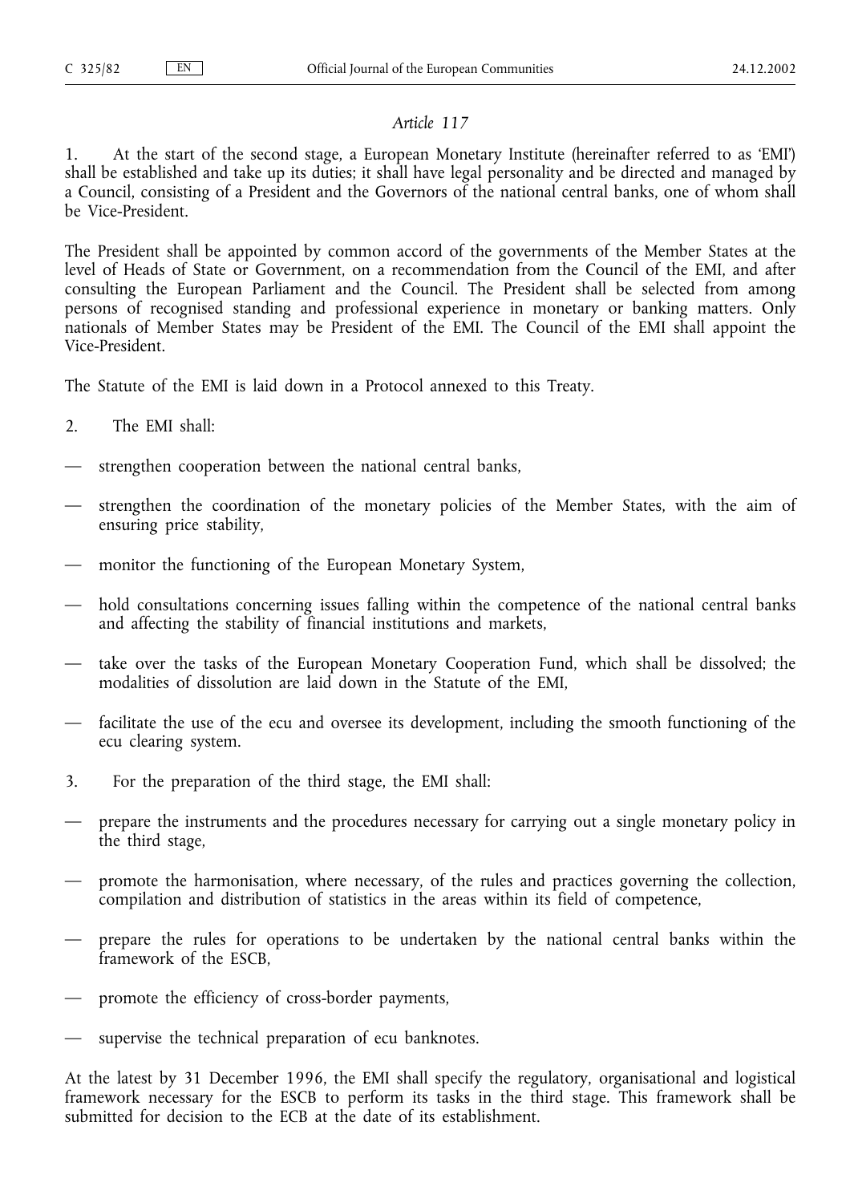*Article 117*

1. At the start of the second stage, a European Monetary Institute (hereinafter referred to as 'EMI') shall be established and take up its duties; it shall have legal personality and be directed and managed by a Council, consisting of a President and the Governors of the national central banks, one of whom shall be Vice-President.

The President shall be appointed by common accord of the governments of the Member States at the level of Heads of State or Government, on a recommendation from the Council of the EMI, and after consulting the European Parliament and the Council. The President shall be selected from among persons of recognised standing and professional experience in monetary or banking matters. Only nationals of Member States may be President of the EMI. The Council of the EMI shall appoint the Vice-President.

The Statute of the EMI is laid down in a Protocol annexed to this Treaty.

2. The EMI shall:

— strengthen cooperation between the national central banks,

— strengthen the coordination of the monetary policies of the Member States, with the aim of ensuring price stability,

— monitor the functioning of the European Monetary System,

— hold consultations concerning issues falling within the competence of the national central banks and affecting the stability of financial institutions and markets,

— take over the tasks of the European Monetary Cooperation Fund, which shall be dissolved; the modalities of dissolution are laid down in the Statute of the EMI,

— facilitate the use of the ecu and oversee its development, including the smooth functioning of the ecu clearing system.

3. For the preparation of the third stage, the EMI shall:

— prepare the instruments and the procedures necessary for carrying out a single monetary policy in the third stage,

— promote the harmonisation, where necessary, of the rules and practices governing the collection, compilation and distribution of statistics in the areas within its field of competence,

— prepare the rules for operations to be undertaken by the national central banks within the framework of the ESCB,

— promote the efficiency of cross-border payments,

— supervise the technical preparation of ecu banknotes.

At the latest by 31 December 1996, the EMI shall specify the regulatory, organisational and logistical framework necessary for the ESCB to perform its tasks in the third stage. This framework shall be submitted for decision to the ECB at the date of its establishment.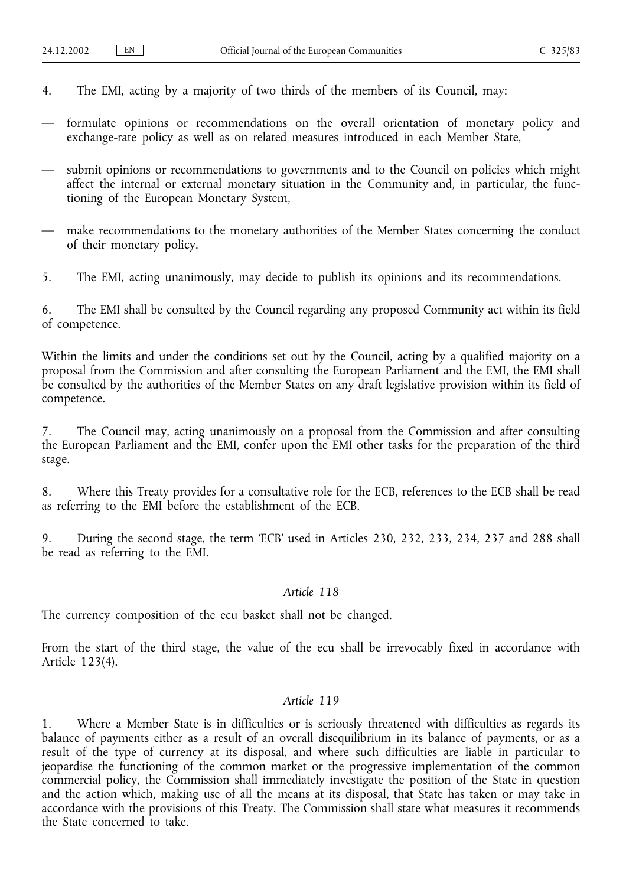4. The EMI, acting by a majority of two thirds of the members of its Council, may:

— formulate opinions or recommendations on the overall orientation of monetary policy and exchange-rate policy as well as on related measures introduced in each Member State,

— submit opinions or recommendations to governments and to the Council on policies which might affect the internal or external monetary situation in the Community and, in particular, the functioning of the European Monetary System,

— make recommendations to the monetary authorities of the Member States concerning the conduct of their monetary policy.

5. The EMI, acting unanimously, may decide to publish its opinions and its recommendations.

6. The EMI shall be consulted by the Council regarding any proposed Community act within its field of competence.

Within the limits and under the conditions set out by the Council, acting by a qualified majority on a proposal from the Commission and after consulting the European Parliament and the EMI, the EMI shall be consulted by the authorities of the Member States on any draft legislative provision within its field of competence.

7. The Council may, acting unanimously on a proposal from the Commission and after consulting the European Parliament and the EMI, confer upon the EMI other tasks for the preparation of the third stage.

8. Where this Treaty provides for a consultative role for the ECB, references to the ECB shall be read as referring to the EMI before the establishment of the ECB.

9. During the second stage, the term 'ECB' used in Articles 230, 232, 233, 234, 237 and 288 shall be read as referring to the EMI.

*Article 118*

The currency composition of the ecu basket shall not be changed.

From the start of the third stage, the value of the ecu shall be irrevocably fixed in accordance with Article 123(4).

*Article 119*

1. Where a Member State is in difficulties or is seriously threatened with difficulties as regards its balance of payments either as a result of an overall disequilibrium in its balance of payments, or as a result of the type of currency at its disposal, and where such difficulties are liable in particular to jeopardise the functioning of the common market or the progressive implementation of the common commercial policy, the Commission shall immediately investigate the position of the State in question and the action which, making use of all the means at its disposal, that State has taken or may take in accordance with the provisions of this Treaty. The Commission shall state what measures it recommends the State concerned to take.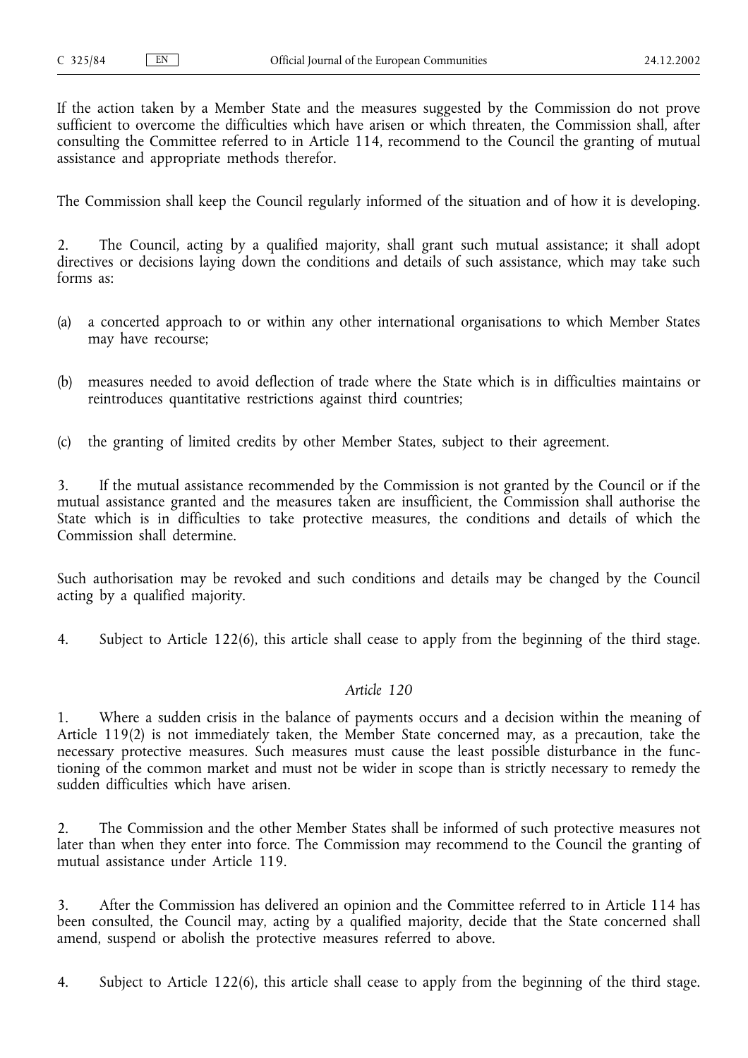If the action taken by a Member State and the measures suggested by the Commission do not prove sufficient to overcome the difficulties which have arisen or which threaten, the Commission shall, after consulting the Committee referred to in Article 114, recommend to the Council the granting of mutual assistance and appropriate methods therefor.

The Commission shall keep the Council regularly informed of the situation and of how it is developing.

2. The Council, acting by a qualified majority, shall grant such mutual assistance; it shall adopt directives or decisions laying down the conditions and details of such assistance, which may take such forms as:

(a) a concerted approach to or within any other international organisations to which Member States may have recourse;

(b) measures needed to avoid deflection of trade where the State which is in difficulties maintains or reintroduces quantitative restrictions against third countries;

(c) the granting of limited credits by other Member States, subject to their agreement.

3. If the mutual assistance recommended by the Commission is not granted by the Council or if the mutual assistance granted and the measures taken are insufficient, the Commission shall authorise the State which is in difficulties to take protective measures, the conditions and details of which the Commission shall determine.

Such authorisation may be revoked and such conditions and details may be changed by the Council acting by a qualified majority.

4. Subject to Article 122(6), this article shall cease to apply from the beginning of the third stage.

### *Article 120*

1. Where a sudden crisis in the balance of payments occurs and a decision within the meaning of Article 119(2) is not immediately taken, the Member State concerned may, as a precaution, take the necessary protective measures. Such measures must cause the least possible disturbance in the functioning of the common market and must not be wider in scope than is strictly necessary to remedy the sudden difficulties which have arisen.

2. The Commission and the other Member States shall be informed of such protective measures not later than when they enter into force. The Commission may recommend to the Council the granting of mutual assistance under Article 119.

3. After the Commission has delivered an opinion and the Committee referred to in Article 114 has been consulted, the Council may, acting by a qualified majority, decide that the State concerned shall amend, suspend or abolish the protective measures referred to above.

4. Subject to Article 122(6), this article shall cease to apply from the beginning of the third stage.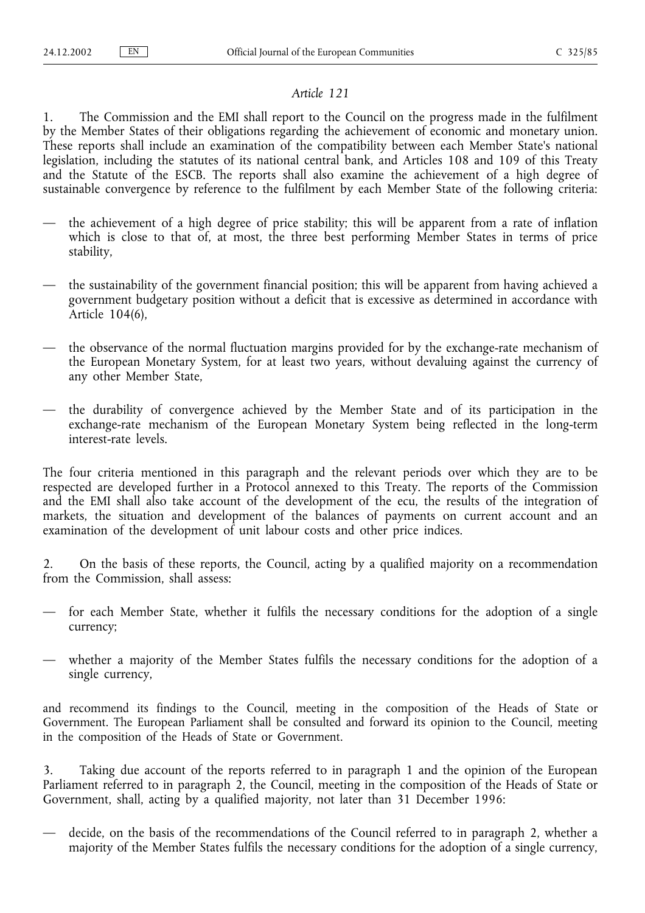*Article 121*

1. The Commission and the EMI shall report to the Council on the progress made in the fulfilment by the Member States of their obligations regarding the achievement of economic and monetary union. These reports shall include an examination of the compatibility between each Member State's national legislation, including the statutes of its national central bank, and Articles 108 and 109 of this Treaty and the Statute of the ESCB. The reports shall also examine the achievement of a high degree of sustainable convergence by reference to the fulfilment by each Member State of the following criteria:

— the achievement of a high degree of price stability; this will be apparent from a rate of inflation which is close to that of, at most, the three best performing Member States in terms of price stability,

— the sustainability of the government financial position; this will be apparent from having achieved a government budgetary position without a deficit that is excessive as determined in accordance with Article 104(6),

— the observance of the normal fluctuation margins provided for by the exchange-rate mechanism of the European Monetary System, for at least two years, without devaluing against the currency of any other Member State,

— the durability of convergence achieved by the Member State and of its participation in the exchange-rate mechanism of the European Monetary System being reflected in the long-term interest-rate levels.

The four criteria mentioned in this paragraph and the relevant periods over which they are to be respected are developed further in a Protocol annexed to this Treaty. The reports of the Commission and the EMI shall also take account of the development of the ecu, the results of the integration of markets, the situation and development of the balances of payments on current account and an examination of the development of unit labour costs and other price indices.

2. On the basis of these reports, the Council, acting by a qualified majority on a recommendation from the Commission, shall assess:

— for each Member State, whether it fulfils the necessary conditions for the adoption of a single currency;

— whether a majority of the Member States fulfils the necessary conditions for the adoption of a single currency,

and recommend its findings to the Council, meeting in the composition of the Heads of State or Government. The European Parliament shall be consulted and forward its opinion to the Council, meeting in the composition of the Heads of State or Government.

3. Taking due account of the reports referred to in paragraph 1 and the opinion of the European Parliament referred to in paragraph 2, the Council, meeting in the composition of the Heads of State or Government, shall, acting by a qualified majority, not later than 31 December 1996:

— decide, on the basis of the recommendations of the Council referred to in paragraph 2, whether a majority of the Member States fulfils the necessary conditions for the adoption of a single currency,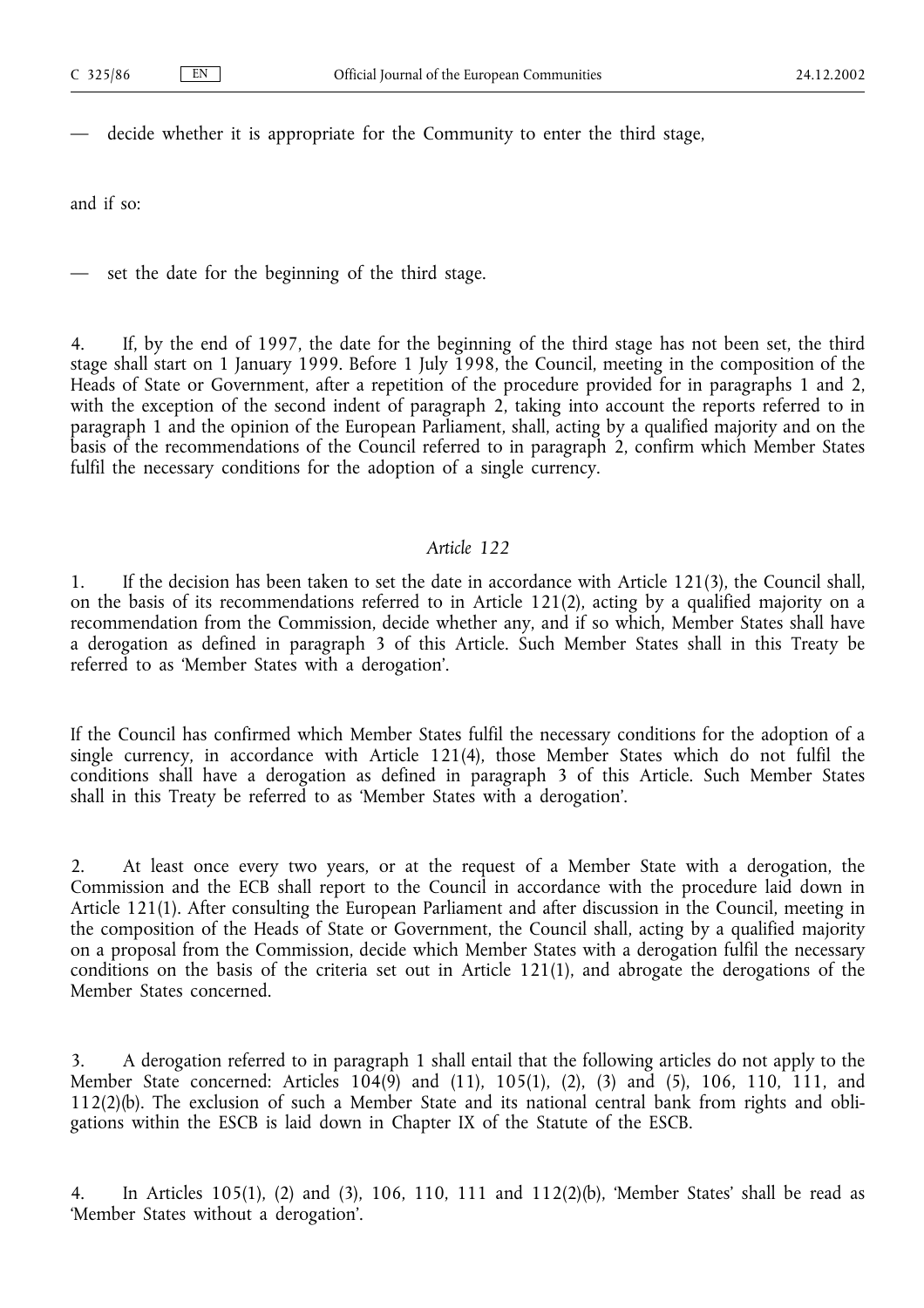— decide whether it is appropriate for the Community to enter the third stage,

and if so:

— set the date for the beginning of the third stage.

4. If, by the end of 1997, the date for the beginning of the third stage has not been set, the third stage shall start on 1 January 1999. Before 1 July 1998, the Council, meeting in the composition of the Heads of State or Government, after a repetition of the procedure provided for in paragraphs 1 and 2, with the exception of the second indent of paragraph 2, taking into account the reports referred to in paragraph 1 and the opinion of the European Parliament, shall, acting by a qualified majority and on the basis of the recommendations of the Council referred to in paragraph 2, confirm which Member States fulfil the necessary conditions for the adoption of a single currency.

### *Article 122*

1. If the decision has been taken to set the date in accordance with Article 121(3), the Council shall, on the basis of its recommendations referred to in Article 121(2), acting by a qualified majority on a recommendation from the Commission, decide whether any, and if so which, Member States shall have a derogation as defined in paragraph 3 of this Article. Such Member States shall in this Treaty be referred to as 'Member States with a derogation'.

If the Council has confirmed which Member States fulfil the necessary conditions for the adoption of a single currency, in accordance with Article 121(4), those Member States which do not fulfil the conditions shall have a derogation as defined in paragraph 3 of this Article. Such Member States shall in this Treaty be referred to as 'Member States with a derogation'.

2. At least once every two years, or at the request of a Member State with a derogation, the Commission and the ECB shall report to the Council in accordance with the procedure laid down in Article 121(1). After consulting the European Parliament and after discussion in the Council, meeting in the composition of the Heads of State or Government, the Council shall, acting by a qualified majority on a proposal from the Commission, decide which Member States with a derogation fulfil the necessary conditions on the basis of the criteria set out in Article 121(1), and abrogate the derogations of the Member States concerned.

3. A derogation referred to in paragraph 1 shall entail that the following articles do not apply to the Member State concerned: Articles 104(9) and (11), 105(1), (2), (3) and (5), 106, 110, 111, and 112(2)(b). The exclusion of such a Member State and its national central bank from rights and obligations within the ESCB is laid down in Chapter IX of the Statute of the ESCB.

4. In Articles 105(1), (2) and (3), 106, 110, 111 and 112(2)(b), 'Member States' shall be read as 'Member States without a derogation'.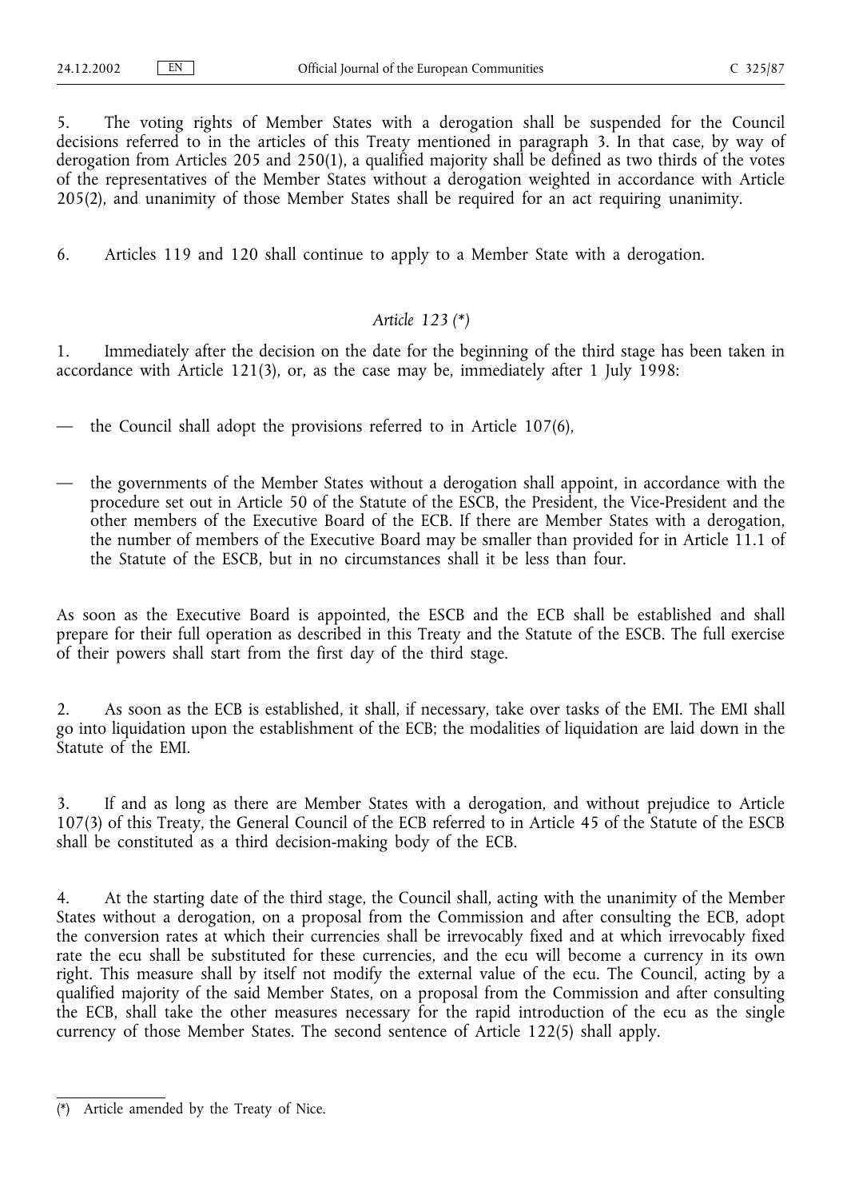5. The voting rights of Member States with a derogation shall be suspended for the Council decisions referred to in the articles of this Treaty mentioned in paragraph 3. In that case, by way of derogation from Articles 205 and 250(1), a qualified majority shall be defined as two thirds of the votes of the representatives of the Member States without a derogation weighted in accordance with Article 205(2), and unanimity of those Member States shall be required for an act requiring unanimity.

6. Articles 119 and 120 shall continue to apply to a Member State with a derogation.

*Article 123 (\*)*

1. Immediately after the decision on the date for the beginning of the third stage has been taken in accordance with Article 121(3), or, as the case may be, immediately after 1 July 1998:

— the Council shall adopt the provisions referred to in Article 107(6),

— the governments of the Member States without a derogation shall appoint, in accordance with the procedure set out in Article 50 of the Statute of the ESCB, the President, the Vice-President and the other members of the Executive Board of the ECB. If there are Member States with a derogation, the number of members of the Executive Board may be smaller than provided for in Article 11.1 of the Statute of the ESCB, but in no circumstances shall it be less than four.

As soon as the Executive Board is appointed, the ESCB and the ECB shall be established and shall prepare for their full operation as described in this Treaty and the Statute of the ESCB. The full exercise of their powers shall start from the first day of the third stage.

2. As soon as the ECB is established, it shall, if necessary, take over tasks of the EMI. The EMI shall go into liquidation upon the establishment of the ECB; the modalities of liquidation are laid down in the Statute of the EMI.

3. If and as long as there are Member States with a derogation, and without prejudice to Article 107(3) of this Treaty, the General Council of the ECB referred to in Article 45 of the Statute of the ESCB shall be constituted as a third decision-making body of the ECB.

4. At the starting date of the third stage, the Council shall, acting with the unanimity of the Member States without a derogation, on a proposal from the Commission and after consulting the ECB, adopt the conversion rates at which their currencies shall be irrevocably fixed and at which irrevocably fixed rate the ecu shall be substituted for these currencies, and the ecu will become a currency in its own right. This measure shall by itself not modify the external value of the ecu. The Council, acting by a qualified majority of the said Member States, on a proposal from the Commission and after consulting the ECB, shall take the other measures necessary for the rapid introduction of the ecu as the single currency of those Member States. The second sentence of Article 122(5) shall apply.

(\*) Article amended by the Treaty of Nice.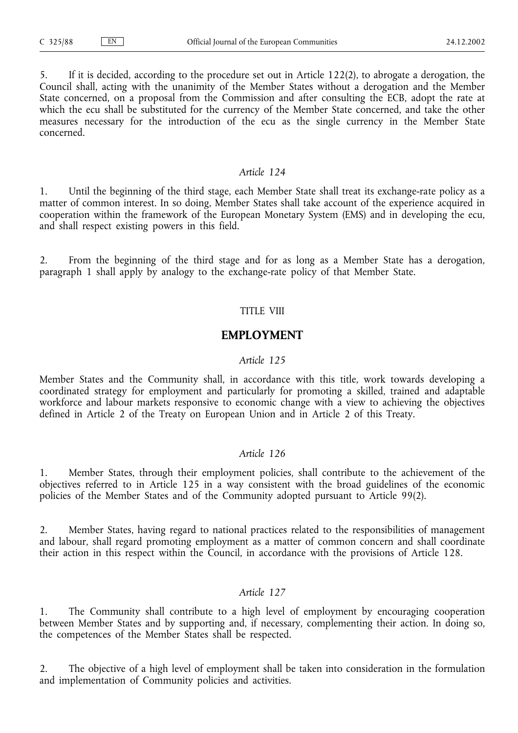5. If it is decided, according to the procedure set out in Article 122(2), to abrogate a derogation, the Council shall, acting with the unanimity of the Member States without a derogation and the Member State concerned, on a proposal from the Commission and after consulting the ECB, adopt the rate at which the ecu shall be substituted for the currency of the Member State concerned, and take the other measures necessary for the introduction of the ecu as the single currency in the Member State concerned.

*Article 124*

1. Until the beginning of the third stage, each Member State shall treat its exchange-rate policy as a matter of common interest. In so doing, Member States shall take account of the experience acquired in cooperation within the framework of the European Monetary System (EMS) and in developing the ecu, and shall respect existing powers in this field.

2. From the beginning of the third stage and for as long as a Member State has a derogation, paragraph 1 shall apply by analogy to the exchange-rate policy of that Member State.

TITLE VIII

## EMPLOYMENT

*Article 125*

Member States and the Community shall, in accordance with this title, work towards developing a coordinated strategy for employment and particularly for promoting a skilled, trained and adaptable workforce and labour markets responsive to economic change with a view to achieving the objectives defined in Article 2 of the Treaty on European Union and in Article 2 of this Treaty.

*Article 126*

1. Member States, through their employment policies, shall contribute to the achievement of the objectives referred to in Article 125 in a way consistent with the broad guidelines of the economic policies of the Member States and of the Community adopted pursuant to Article 99(2).

2. Member States, having regard to national practices related to the responsibilities of management and labour, shall regard promoting employment as a matter of common concern and shall coordinate their action in this respect within the Council, in accordance with the provisions of Article 128.

*Article 127*

1. The Community shall contribute to a high level of employment by encouraging cooperation between Member States and by supporting and, if necessary, complementing their action. In doing so, the competences of the Member States shall be respected.

2. The objective of a high level of employment shall be taken into consideration in the formulation and implementation of Community policies and activities.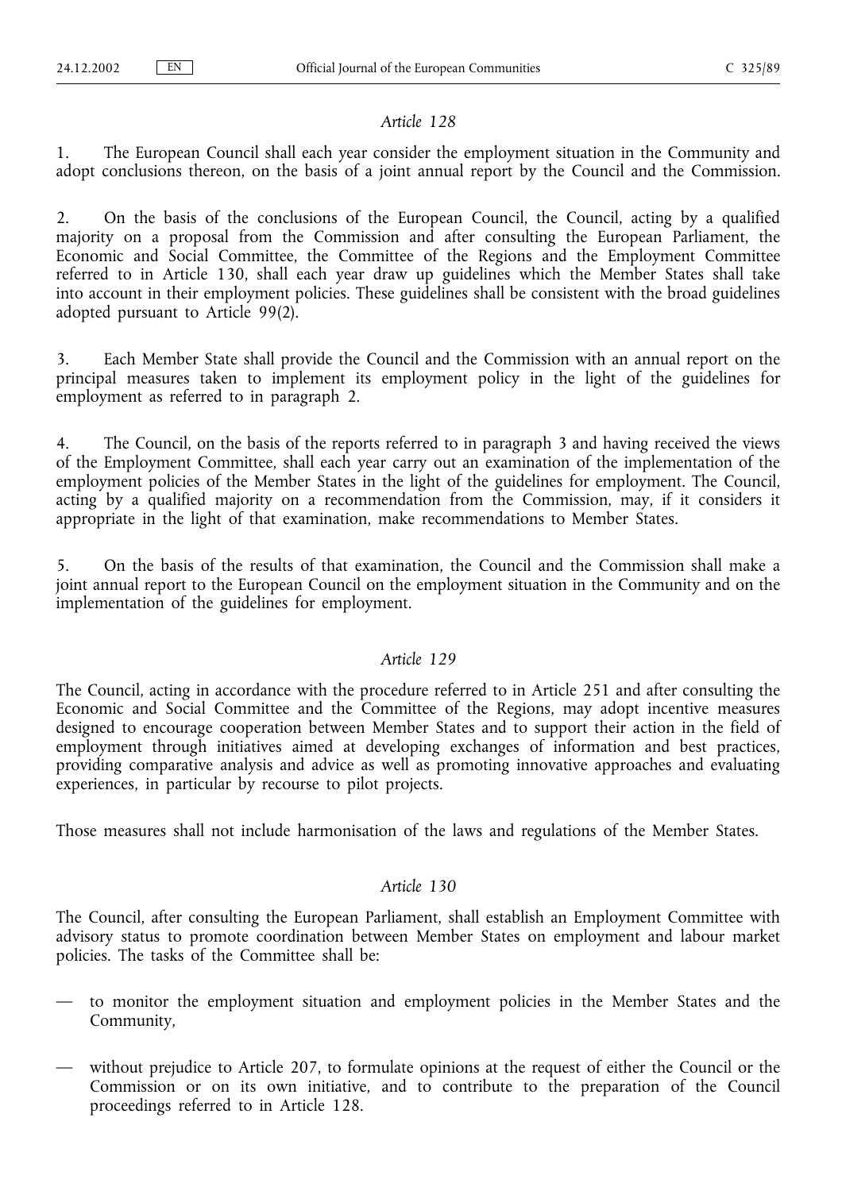*Article 128*

1. The European Council shall each year consider the employment situation in the Community and adopt conclusions thereon, on the basis of a joint annual report by the Council and the Commission.

2. On the basis of the conclusions of the European Council, the Council, acting by a qualified majority on a proposal from the Commission and after consulting the European Parliament, the Economic and Social Committee, the Committee of the Regions and the Employment Committee referred to in Article 130, shall each year draw up guidelines which the Member States shall take into account in their employment policies. These guidelines shall be consistent with the broad guidelines adopted pursuant to Article 99(2).

3. Each Member State shall provide the Council and the Commission with an annual report on the principal measures taken to implement its employment policy in the light of the guidelines for employment as referred to in paragraph 2.

4. The Council, on the basis of the reports referred to in paragraph 3 and having received the views of the Employment Committee, shall each year carry out an examination of the implementation of the employment policies of the Member States in the light of the guidelines for employment. The Council, acting by a qualified majority on a recommendation from the Commission, may, if it considers it appropriate in the light of that examination, make recommendations to Member States.

5. On the basis of the results of that examination, the Council and the Commission shall make a joint annual report to the European Council on the employment situation in the Community and on the implementation of the guidelines for employment.

*Article 129*

The Council, acting in accordance with the procedure referred to in Article 251 and after consulting the Economic and Social Committee and the Committee of the Regions, may adopt incentive measures designed to encourage cooperation between Member States and to support their action in the field of employment through initiatives aimed at developing exchanges of information and best practices, providing comparative analysis and advice as well as promoting innovative approaches and evaluating experiences, in particular by recourse to pilot projects.

Those measures shall not include harmonisation of the laws and regulations of the Member States.

*Article 130*

The Council, after consulting the European Parliament, shall establish an Employment Committee with advisory status to promote coordination between Member States on employment and labour market policies. The tasks of the Committee shall be:

— to monitor the employment situation and employment policies in the Member States and the Community,

— without prejudice to Article 207, to formulate opinions at the request of either the Council or the Commission or on its own initiative, and to contribute to the preparation of the Council proceedings referred to in Article 128.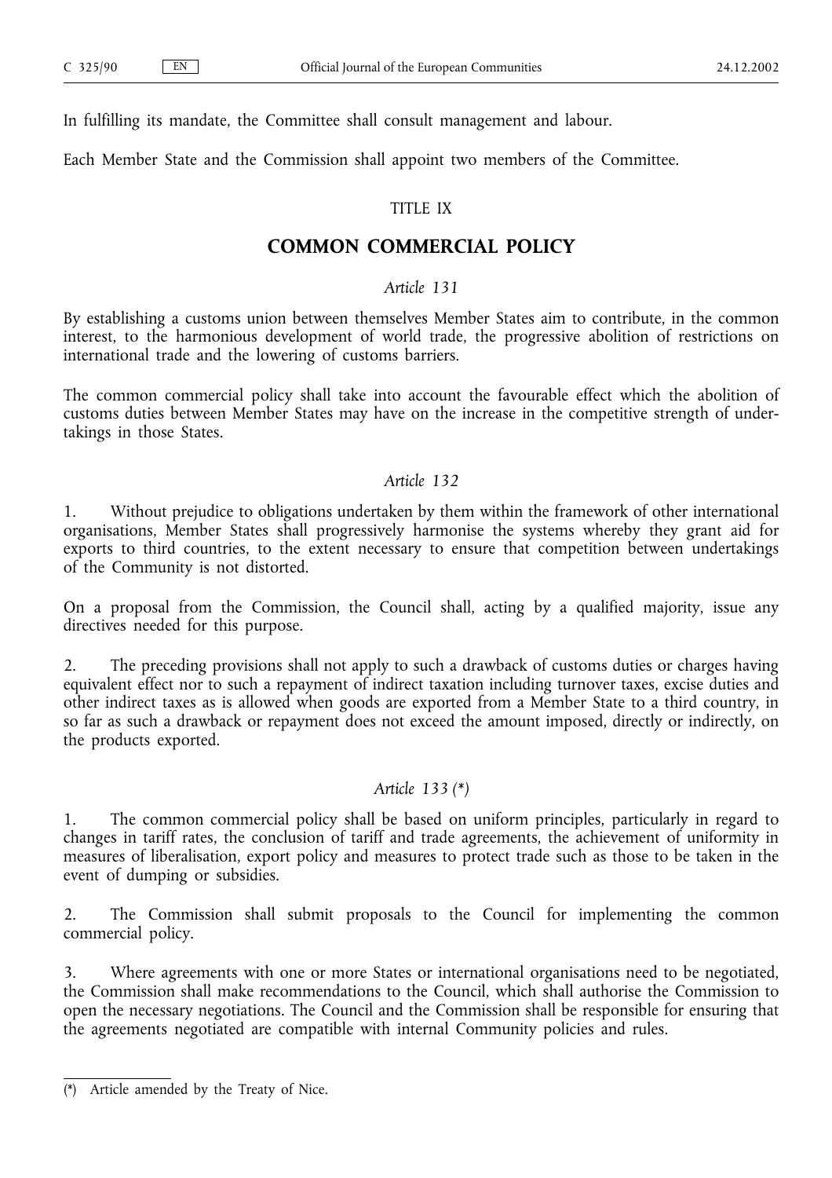In fulfilling its mandate, the Committee shall consult management and labour.

Each Member State and the Commission shall appoint two members of the Committee.

TITLE IX

## COMMON COMMERCIAL POLICY

*Article 131*

By establishing a customs union between themselves Member States aim to contribute, in the common interest, to the harmonious development of world trade, the progressive abolition of restrictions on international trade and the lowering of customs barriers.

The common commercial policy shall take into account the favourable effect which the abolition of customs duties between Member States may have on the increase in the competitive strength of undertakings in those States.

*Article 132*

1. Without prejudice to obligations undertaken by them within the framework of other international organisations, Member States shall progressively harmonise the systems whereby they grant aid for exports to third countries, to the extent necessary to ensure that competition between undertakings of the Community is not distorted.

On a proposal from the Commission, the Council shall, acting by a qualified majority, issue any directives needed for this purpose.

2. The preceding provisions shall not apply to such a drawback of customs duties or charges having equivalent effect nor to such a repayment of indirect taxation including turnover taxes, excise duties and other indirect taxes as is allowed when goods are exported from a Member State to a third country, in so far as such a drawback or repayment does not exceed the amount imposed, directly or indirectly, on the products exported.

*Article 133 (\*)*

1. The common commercial policy shall be based on uniform principles, particularly in regard to changes in tariff rates, the conclusion of tariff and trade agreements, the achievement of uniformity in measures of liberalisation, export policy and measures to protect trade such as those to be taken in the event of dumping or subsidies.

2. The Commission shall submit proposals to the Council for implementing the common commercial policy.

3. Where agreements with one or more States or international organisations need to be negotiated, the Commission shall make recommendations to the Council, which shall authorise the Commission to open the necessary negotiations. The Council and the Commission shall be responsible for ensuring that the agreements negotiated are compatible with internal Community policies and rules.

---

(*) Article amended by the Treaty of Nice.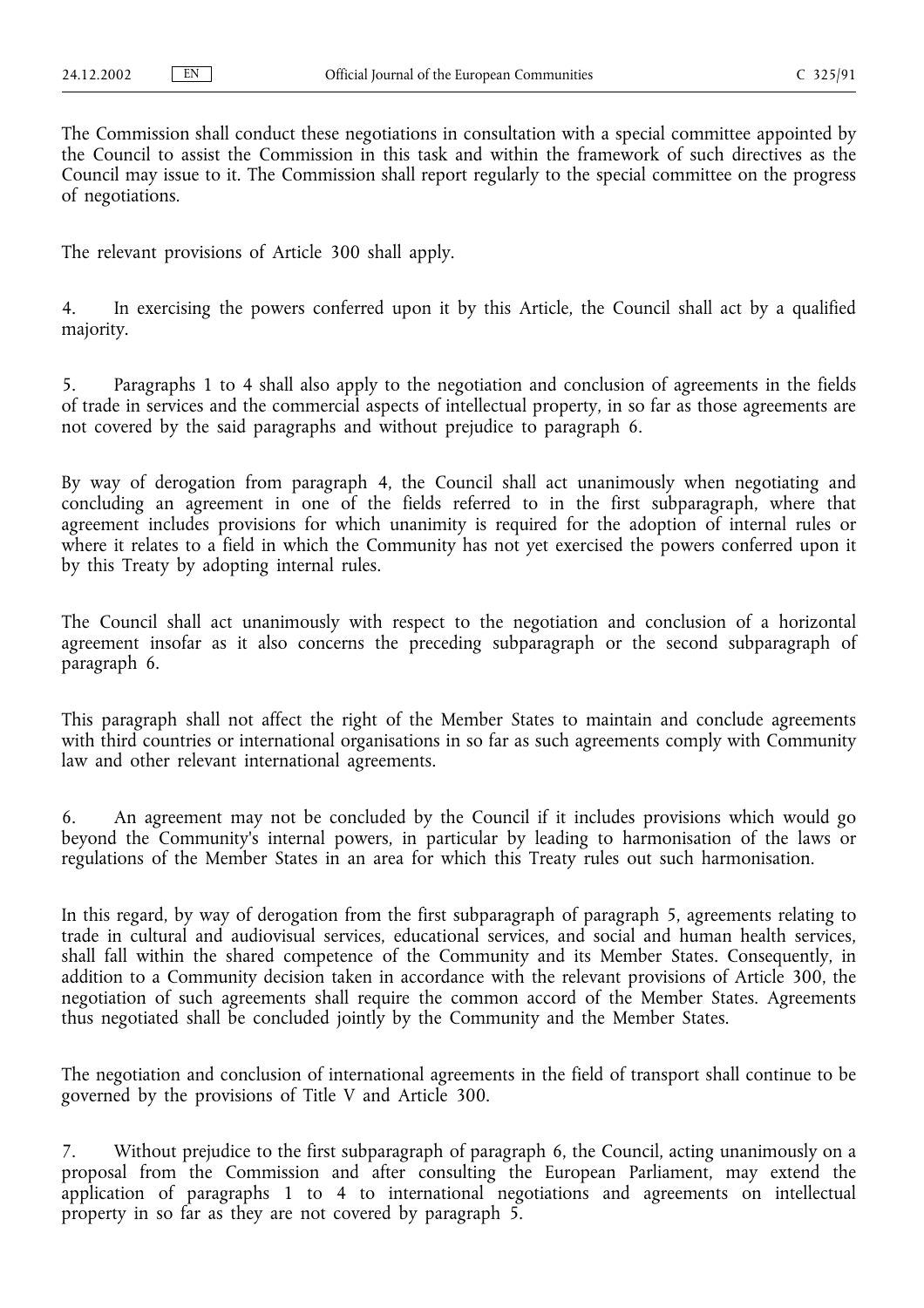The Commission shall conduct these negotiations in consultation with a special committee appointed by the Council to assist the Commission in this task and within the framework of such directives as the Council may issue to it. The Commission shall report regularly to the special committee on the progress of negotiations.

The relevant provisions of Article 300 shall apply.

4. In exercising the powers conferred upon it by this Article, the Council shall act by a qualified majority.

5. Paragraphs 1 to 4 shall also apply to the negotiation and conclusion of agreements in the fields of trade in services and the commercial aspects of intellectual property, in so far as those agreements are not covered by the said paragraphs and without prejudice to paragraph 6.

By way of derogation from paragraph 4, the Council shall act unanimously when negotiating and concluding an agreement in one of the fields referred to in the first subparagraph, where that agreement includes provisions for which unanimity is required for the adoption of internal rules or where it relates to a field in which the Community has not yet exercised the powers conferred upon it by this Treaty by adopting internal rules.

The Council shall act unanimously with respect to the negotiation and conclusion of a horizontal agreement insofar as it also concerns the preceding subparagraph or the second subparagraph of paragraph 6.

This paragraph shall not affect the right of the Member States to maintain and conclude agreements with third countries or international organisations in so far as such agreements comply with Community law and other relevant international agreements.

6. An agreement may not be concluded by the Council if it includes provisions which would go beyond the Community's internal powers, in particular by leading to harmonisation of the laws or regulations of the Member States in an area for which this Treaty rules out such harmonisation.

In this regard, by way of derogation from the first subparagraph of paragraph 5, agreements relating to trade in cultural and audiovisual services, educational services, and social and human health services, shall fall within the shared competence of the Community and its Member States. Consequently, in addition to a Community decision taken in accordance with the relevant provisions of Article 300, the negotiation of such agreements shall require the common accord of the Member States. Agreements thus negotiated shall be concluded jointly by the Community and the Member States.

The negotiation and conclusion of international agreements in the field of transport shall continue to be governed by the provisions of Title V and Article 300.

7. Without prejudice to the first subparagraph of paragraph 6, the Council, acting unanimously on a proposal from the Commission and after consulting the European Parliament, may extend the application of paragraphs 1 to 4 to international negotiations and agreements on intellectual property in so far as they are not covered by paragraph 5.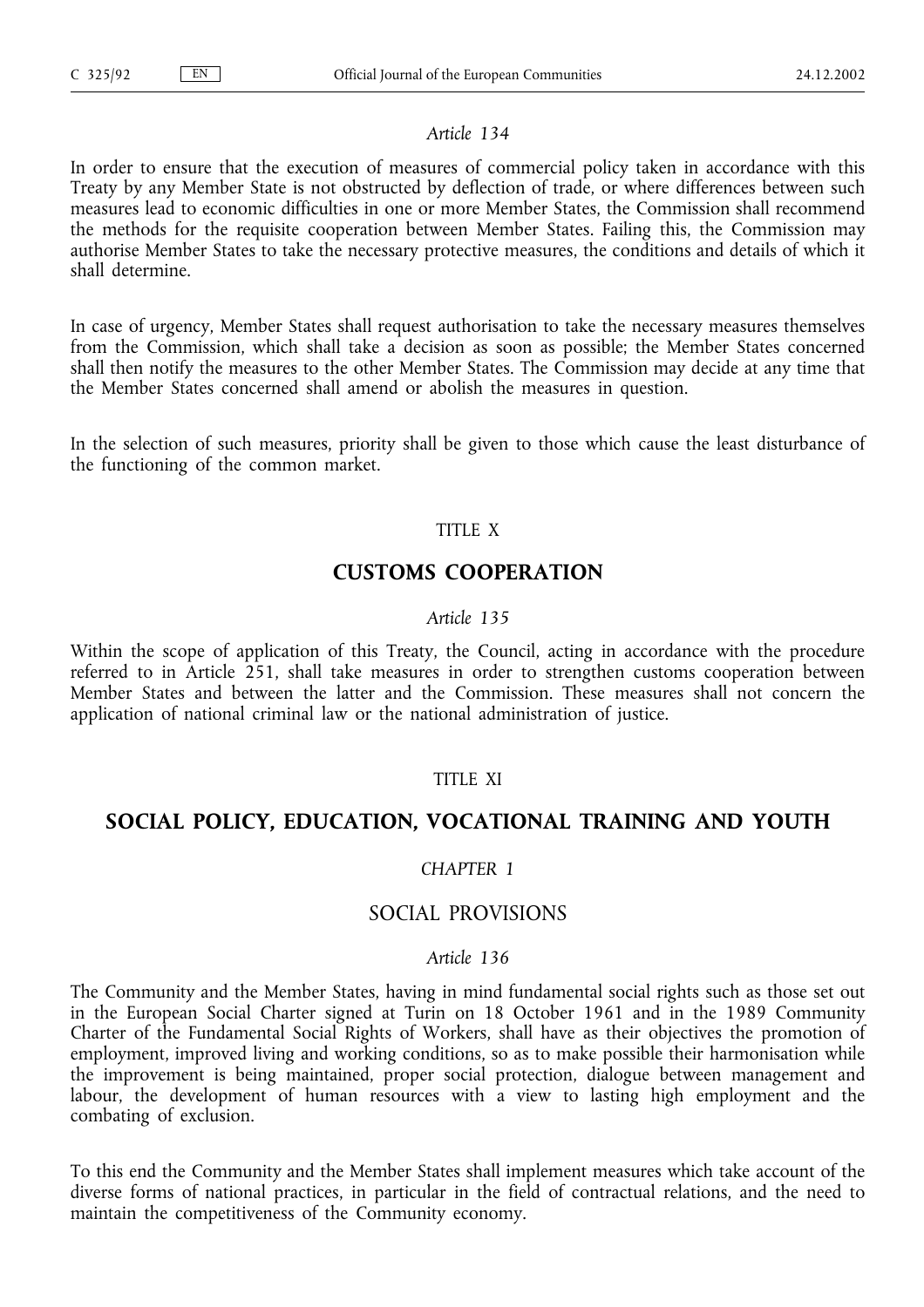*Article 134*

In order to ensure that the execution of measures of commercial policy taken in accordance with this Treaty by any Member State is not obstructed by deflection of trade, or where differences between such measures lead to economic difficulties in one or more Member States, the Commission shall recommend the methods for the requisite cooperation between Member States. Failing this, the Commission may authorise Member States to take the necessary protective measures, the conditions and details of which it shall determine.

In case of urgency, Member States shall request authorisation to take the necessary measures themselves from the Commission, which shall take a decision as soon as possible; the Member States concerned shall then notify the measures to the other Member States. The Commission may decide at any time that the Member States concerned shall amend or abolish the measures in question.

In the selection of such measures, priority shall be given to those which cause the least disturbance of the functioning of the common market.

TITLE X

## CUSTOMS COOPERATION

*Article 135*

Within the scope of application of this Treaty, the Council, acting in accordance with the procedure referred to in Article 251, shall take measures in order to strengthen customs cooperation between Member States and between the latter and the Commission. These measures shall not concern the application of national criminal law or the national administration of justice.

TITLE XI

## SOCIAL POLICY, EDUCATION, VOCATIONAL TRAINING AND YOUTH

*CHAPTER 1*

### SOCIAL PROVISIONS

*Article 136*

The Community and the Member States, having in mind fundamental social rights such as those set out in the European Social Charter signed at Turin on 18 October 1961 and in the 1989 Community Charter of the Fundamental Social Rights of Workers, shall have as their objectives the promotion of employment, improved living and working conditions, so as to make possible their harmonisation while the improvement is being maintained, proper social protection, dialogue between management and labour, the development of human resources with a view to lasting high employment and the combating of exclusion.

To this end the Community and the Member States shall implement measures which take account of the diverse forms of national practices, in particular in the field of contractual relations, and the need to maintain the competitiveness of the Community economy.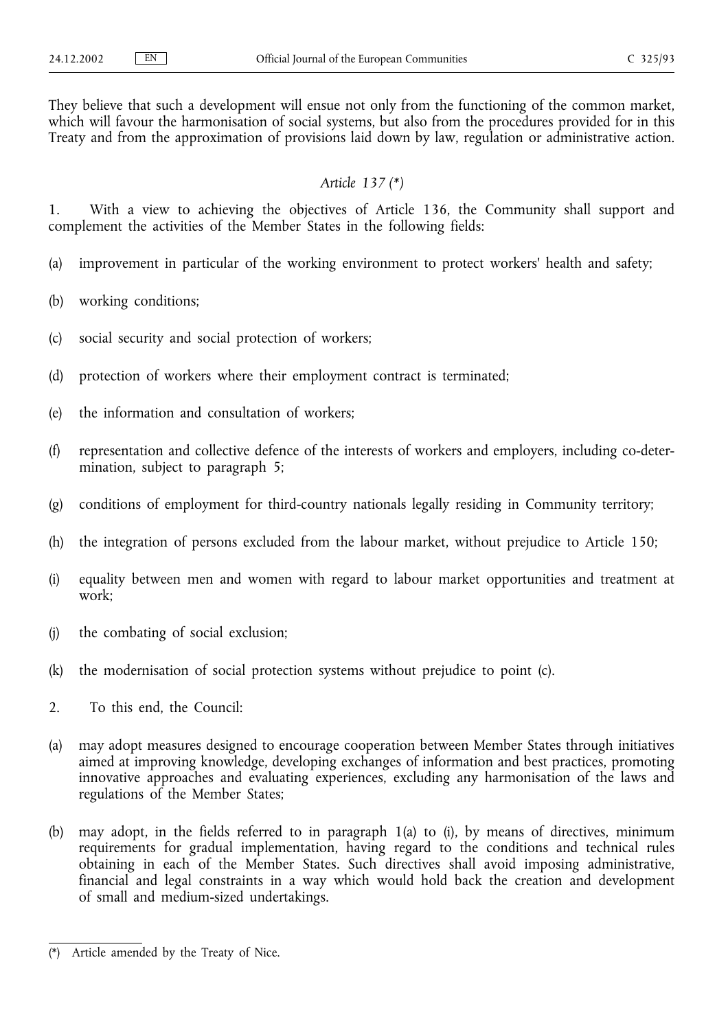They believe that such a development will ensue not only from the functioning of the common market, which will favour the harmonisation of social systems, but also from the procedures provided for in this Treaty and from the approximation of provisions laid down by law, regulation or administrative action.

### *Article 137 (\*)*

1. With a view to achieving the objectives of Article 136, the Community shall support and complement the activities of the Member States in the following fields:

(a) improvement in particular of the working environment to protect workers' health and safety;

(b) working conditions;

(c) social security and social protection of workers;

(d) protection of workers where their employment contract is terminated;

(e) the information and consultation of workers;

(f) representation and collective defence of the interests of workers and employers, including co-determination, subject to paragraph 5;

(g) conditions of employment for third-country nationals legally residing in Community territory;

(h) the integration of persons excluded from the labour market, without prejudice to Article 150;

(i) equality between men and women with regard to labour market opportunities and treatment at work;

(j) the combating of social exclusion;

(k) the modernisation of social protection systems without prejudice to point (c).

2. To this end, the Council:

(a) may adopt measures designed to encourage cooperation between Member States through initiatives aimed at improving knowledge, developing exchanges of information and best practices, promoting innovative approaches and evaluating experiences, excluding any harmonisation of the laws and regulations of the Member States;

(b) may adopt, in the fields referred to in paragraph 1(a) to (i), by means of directives, minimum requirements for gradual implementation, having regard to the conditions and technical rules obtaining in each of the Member States. Such directives shall avoid imposing administrative, financial and legal constraints in a way which would hold back the creation and development of small and medium-sized undertakings.

---

(\*) Article amended by the Treaty of Nice.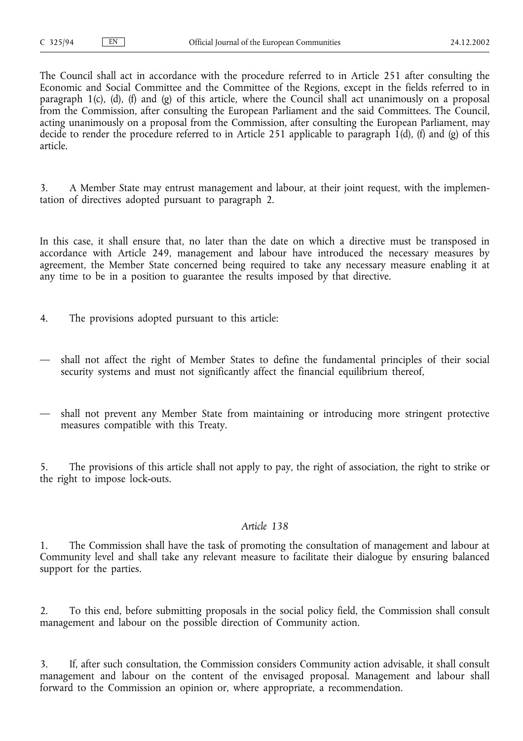The Council shall act in accordance with the procedure referred to in Article 251 after consulting the Economic and Social Committee and the Committee of the Regions, except in the fields referred to in paragraph 1(c), (d), (f) and (g) of this article, where the Council shall act unanimously on a proposal from the Commission, after consulting the European Parliament and the said Committees. The Council, acting unanimously on a proposal from the Commission, after consulting the European Parliament, may decide to render the procedure referred to in Article 251 applicable to paragraph 1(d), (f) and (g) of this article.

3. A Member State may entrust management and labour, at their joint request, with the implementation of directives adopted pursuant to paragraph 2.

In this case, it shall ensure that, no later than the date on which a directive must be transposed in accordance with Article 249, management and labour have introduced the necessary measures by agreement, the Member State concerned being required to take any necessary measure enabling it at any time to be in a position to guarantee the results imposed by that directive.

4. The provisions adopted pursuant to this article:

— shall not affect the right of Member States to define the fundamental principles of their social security systems and must not significantly affect the financial equilibrium thereof,

— shall not prevent any Member State from maintaining or introducing more stringent protective measures compatible with this Treaty.

5. The provisions of this article shall not apply to pay, the right of association, the right to strike or the right to impose lock-outs.

*Article 138*

1. The Commission shall have the task of promoting the consultation of management and labour at Community level and shall take any relevant measure to facilitate their dialogue by ensuring balanced support for the parties.

2. To this end, before submitting proposals in the social policy field, the Commission shall consult management and labour on the possible direction of Community action.

3. If, after such consultation, the Commission considers Community action advisable, it shall consult management and labour on the content of the envisaged proposal. Management and labour shall forward to the Commission an opinion or, where appropriate, a recommendation.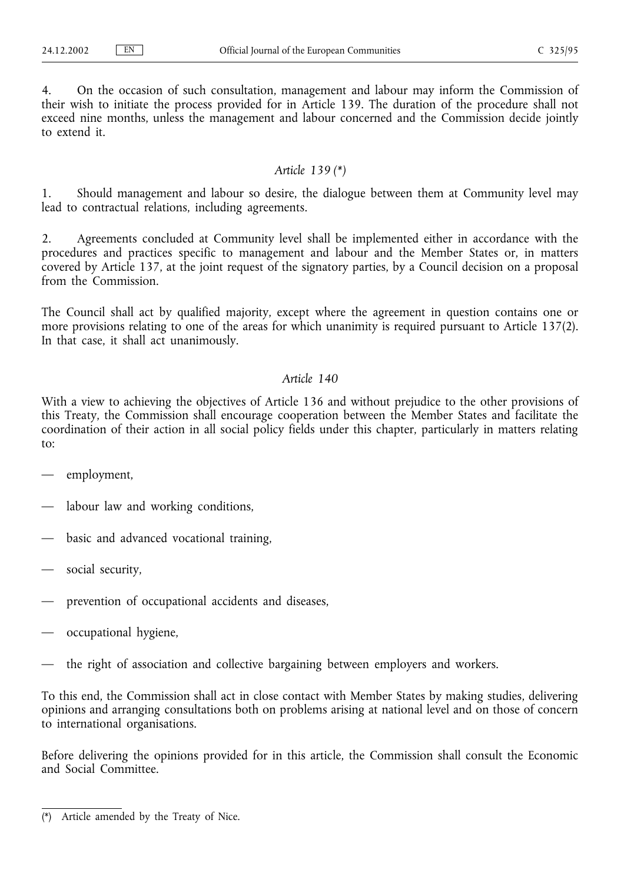4. On the occasion of such consultation, management and labour may inform the Commission of their wish to initiate the process provided for in Article 139. The duration of the procedure shall not exceed nine months, unless the management and labour concerned and the Commission decide jointly to extend it.

### *Article 139 (\*)*

1. Should management and labour so desire, the dialogue between them at Community level may lead to contractual relations, including agreements.

2. Agreements concluded at Community level shall be implemented either in accordance with the procedures and practices specific to management and labour and the Member States or, in matters covered by Article 137, at the joint request of the signatory parties, by a Council decision on a proposal from the Commission.

The Council shall act by qualified majority, except where the agreement in question contains one or more provisions relating to one of the areas for which unanimity is required pursuant to Article 137(2). In that case, it shall act unanimously.

### *Article 140*

With a view to achieving the objectives of Article 136 and without prejudice to the other provisions of this Treaty, the Commission shall encourage cooperation between the Member States and facilitate the coordination of their action in all social policy fields under this chapter, particularly in matters relating to:

— employment,

— labour law and working conditions,

— basic and advanced vocational training,

— social security,

— prevention of occupational accidents and diseases,

— occupational hygiene,

— the right of association and collective bargaining between employers and workers.

To this end, the Commission shall act in close contact with Member States by making studies, delivering opinions and arranging consultations both on problems arising at national level and on those of concern to international organisations.

Before delivering the opinions provided for in this article, the Commission shall consult the Economic and Social Committee.

---

(\*) Article amended by the Treaty of Nice.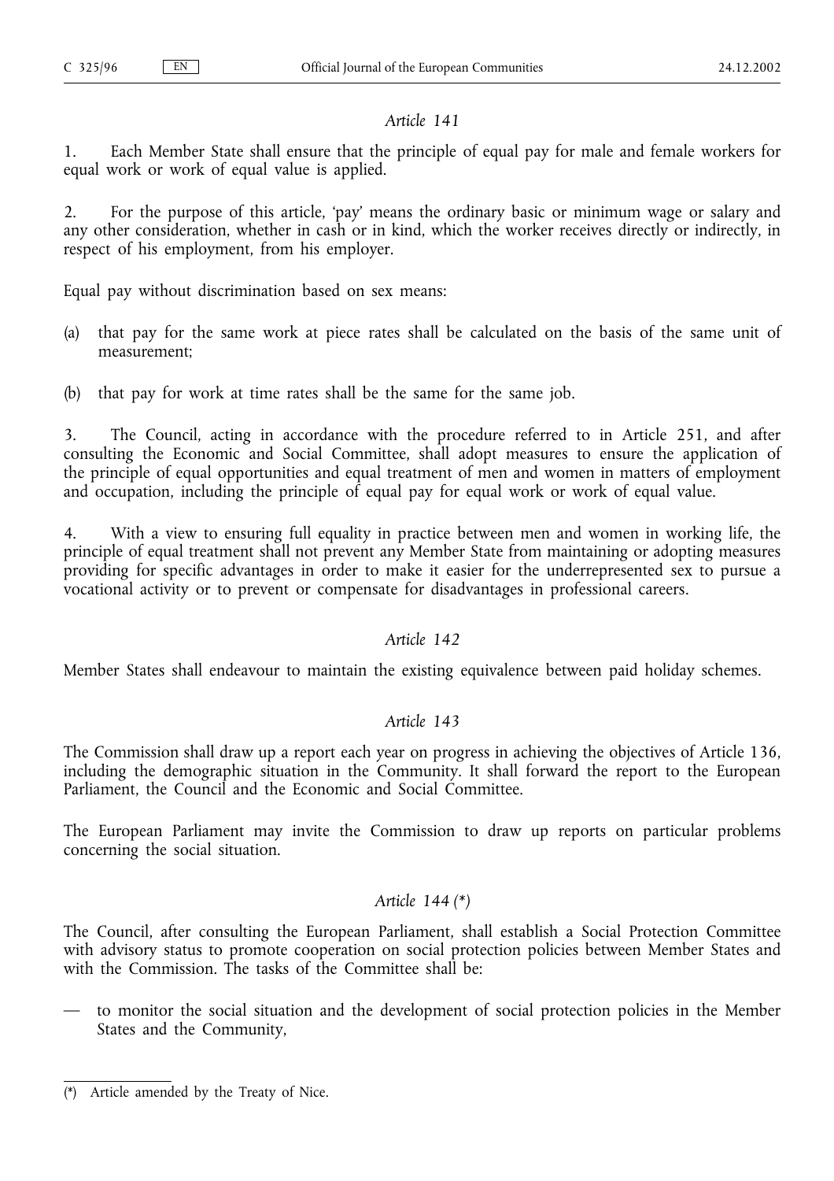*Article 141*

1. Each Member State shall ensure that the principle of equal pay for male and female workers for equal work or work of equal value is applied.

2. For the purpose of this article, 'pay' means the ordinary basic or minimum wage or salary and any other consideration, whether in cash or in kind, which the worker receives directly or indirectly, in respect of his employment, from his employer.

Equal pay without discrimination based on sex means:

(a) that pay for the same work at piece rates shall be calculated on the basis of the same unit of measurement;

(b) that pay for work at time rates shall be the same for the same job.

3. The Council, acting in accordance with the procedure referred to in Article 251, and after consulting the Economic and Social Committee, shall adopt measures to ensure the application of the principle of equal opportunities and equal treatment of men and women in matters of employment and occupation, including the principle of equal pay for equal work or work of equal value.

4. With a view to ensuring full equality in practice between men and women in working life, the principle of equal treatment shall not prevent any Member State from maintaining or adopting measures providing for specific advantages in order to make it easier for the underrepresented sex to pursue a vocational activity or to prevent or compensate for disadvantages in professional careers.

*Article 142*

Member States shall endeavour to maintain the existing equivalence between paid holiday schemes.

*Article 143*

The Commission shall draw up a report each year on progress in achieving the objectives of Article 136, including the demographic situation in the Community. It shall forward the report to the European Parliament, the Council and the Economic and Social Committee.

The European Parliament may invite the Commission to draw up reports on particular problems concerning the social situation.

*Article 144 (\*)*

The Council, after consulting the European Parliament, shall establish a Social Protection Committee with advisory status to promote cooperation on social protection policies between Member States and with the Commission. The tasks of the Committee shall be:

— to monitor the social situation and the development of social protection policies in the Member States and the Community,

(*) Article amended by the Treaty of Nice.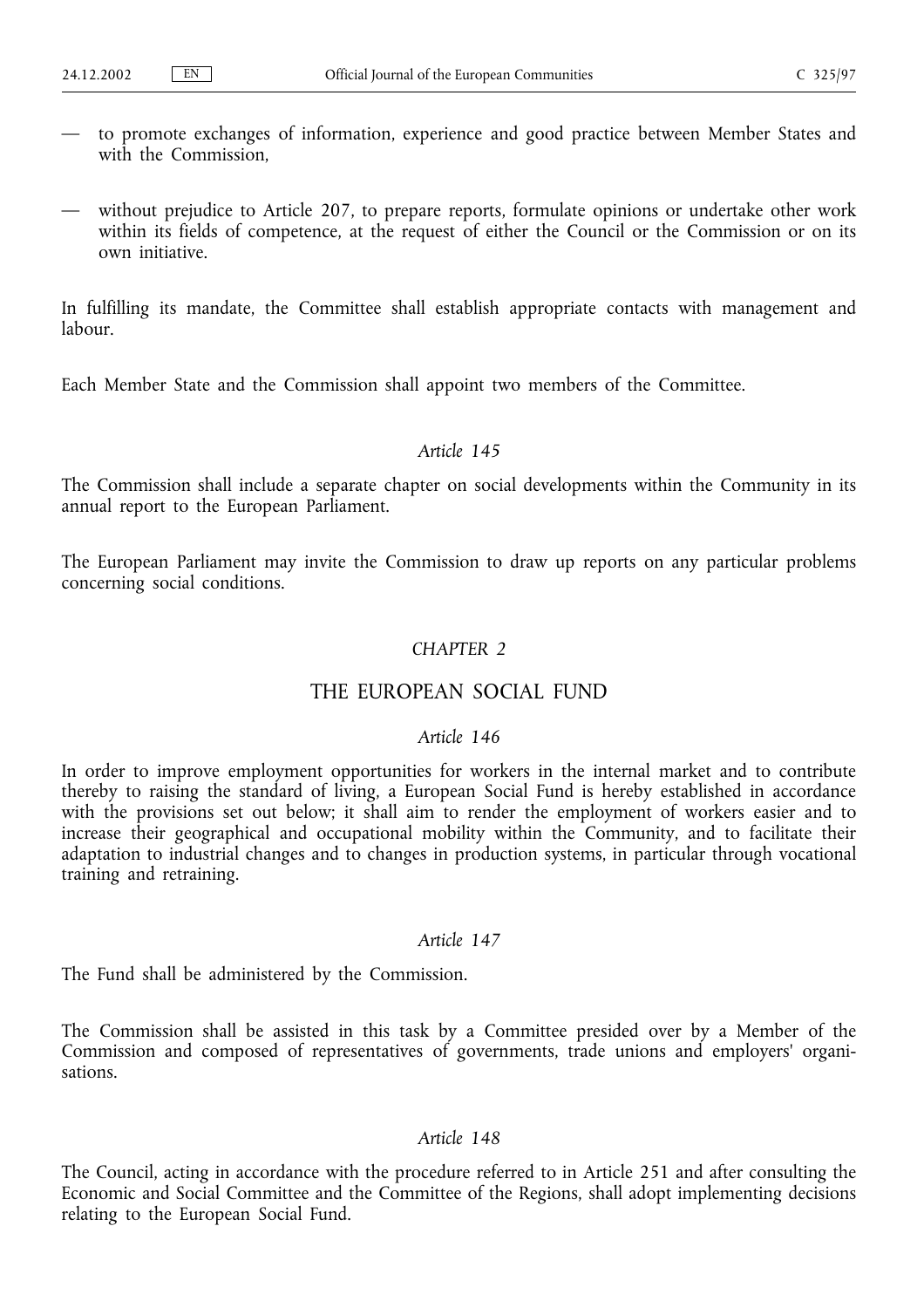— to promote exchanges of information, experience and good practice between Member States and with the Commission,

— without prejudice to Article 207, to prepare reports, formulate opinions or undertake other work within its fields of competence, at the request of either the Council or the Commission or on its own initiative.

In fulfilling its mandate, the Committee shall establish appropriate contacts with management and labour.

Each Member State and the Commission shall appoint two members of the Committee.

*Article 145*

The Commission shall include a separate chapter on social developments within the Community in its annual report to the European Parliament.

The European Parliament may invite the Commission to draw up reports on any particular problems concerning social conditions.

*CHAPTER 2*

## THE EUROPEAN SOCIAL FUND

*Article 146*

In order to improve employment opportunities for workers in the internal market and to contribute thereby to raising the standard of living, a European Social Fund is hereby established in accordance with the provisions set out below; it shall aim to render the employment of workers easier and to increase their geographical and occupational mobility within the Community, and to facilitate their adaptation to industrial changes and to changes in production systems, in particular through vocational training and retraining.

*Article 147*

The Fund shall be administered by the Commission.

The Commission shall be assisted in this task by a Committee presided over by a Member of the Commission and composed of representatives of governments, trade unions and employers' organisations.

*Article 148*

The Council, acting in accordance with the procedure referred to in Article 251 and after consulting the Economic and Social Committee and the Committee of the Regions, shall adopt implementing decisions relating to the European Social Fund.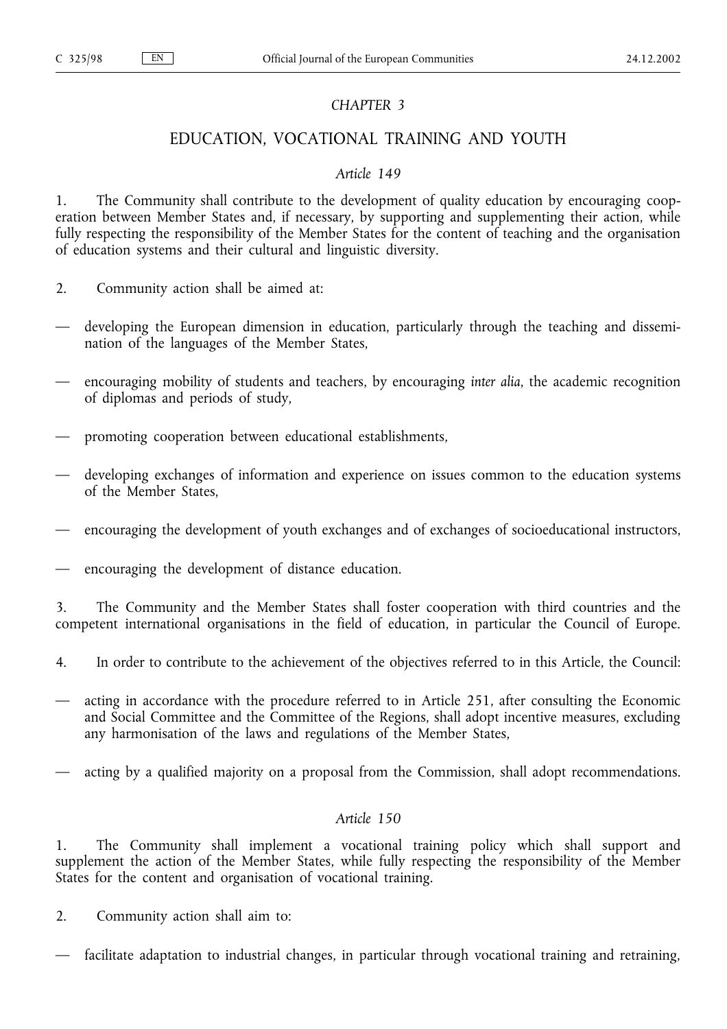*CHAPTER 3*

## EDUCATION, VOCATIONAL TRAINING AND YOUTH

*Article 149*

1. The Community shall contribute to the development of quality education by encouraging cooperation between Member States and, if necessary, by supporting and supplementing their action, while fully respecting the responsibility of the Member States for the content of teaching and the organisation of education systems and their cultural and linguistic diversity.

2. Community action shall be aimed at:

— developing the European dimension in education, particularly through the teaching and dissemination of the languages of the Member States,

— encouraging mobility of students and teachers, by encouraging *inter alia*, the academic recognition of diplomas and periods of study,

— promoting cooperation between educational establishments,

— developing exchanges of information and experience on issues common to the education systems of the Member States,

— encouraging the development of youth exchanges and of exchanges of socioeducational instructors,

— encouraging the development of distance education.

3. The Community and the Member States shall foster cooperation with third countries and the competent international organisations in the field of education, in particular the Council of Europe.

4. In order to contribute to the achievement of the objectives referred to in this Article, the Council:

— acting in accordance with the procedure referred to in Article 251, after consulting the Economic and Social Committee and the Committee of the Regions, shall adopt incentive measures, excluding any harmonisation of the laws and regulations of the Member States,

— acting by a qualified majority on a proposal from the Commission, shall adopt recommendations.

*Article 150*

1. The Community shall implement a vocational training policy which shall support and supplement the action of the Member States, while fully respecting the responsibility of the Member States for the content and organisation of vocational training.

2. Community action shall aim to:

— facilitate adaptation to industrial changes, in particular through vocational training and retraining,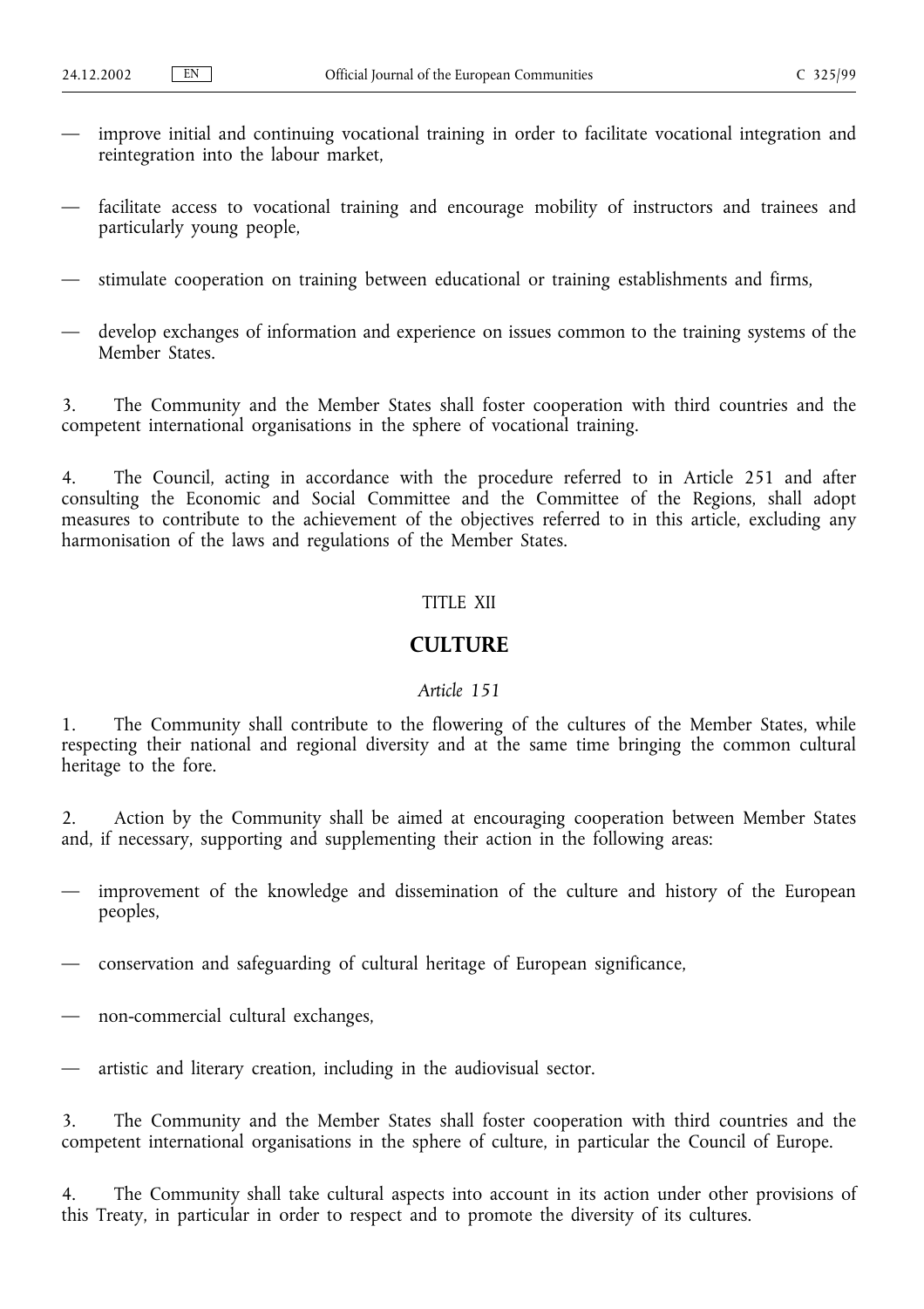— improve initial and continuing vocational training in order to facilitate vocational integration and reintegration into the labour market,

— facilitate access to vocational training and encourage mobility of instructors and trainees and particularly young people,

— stimulate cooperation on training between educational or training establishments and firms,

— develop exchanges of information and experience on issues common to the training systems of the Member States.

3. The Community and the Member States shall foster cooperation with third countries and the competent international organisations in the sphere of vocational training.

4. The Council, acting in accordance with the procedure referred to in Article 251 and after consulting the Economic and Social Committee and the Committee of the Regions, shall adopt measures to contribute to the achievement of the objectives referred to in this article, excluding any harmonisation of the laws and regulations of the Member States.

## TITLE XII

## CULTURE

### *Article 151*

1. The Community shall contribute to the flowering of the cultures of the Member States, while respecting their national and regional diversity and at the same time bringing the common cultural heritage to the fore.

2. Action by the Community shall be aimed at encouraging cooperation between Member States and, if necessary, supporting and supplementing their action in the following areas:

— improvement of the knowledge and dissemination of the culture and history of the European peoples,

— conservation and safeguarding of cultural heritage of European significance,

— non-commercial cultural exchanges,

— artistic and literary creation, including in the audiovisual sector.

3. The Community and the Member States shall foster cooperation with third countries and the competent international organisations in the sphere of culture, in particular the Council of Europe.

4. The Community shall take cultural aspects into account in its action under other provisions of this Treaty, in particular in order to respect and to promote the diversity of its cultures.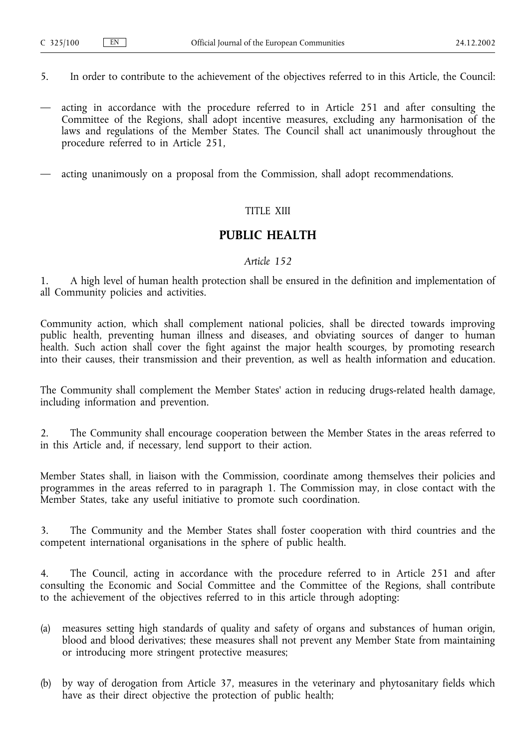5. In order to contribute to the achievement of the objectives referred to in this Article, the Council:

— acting in accordance with the procedure referred to in Article 251 and after consulting the Committee of the Regions, shall adopt incentive measures, excluding any harmonisation of the laws and regulations of the Member States. The Council shall act unanimously throughout the procedure referred to in Article 251,

— acting unanimously on a proposal from the Commission, shall adopt recommendations.

TITLE XIII

## PUBLIC HEALTH

*Article 152*

1. A high level of human health protection shall be ensured in the definition and implementation of all Community policies and activities.

Community action, which shall complement national policies, shall be directed towards improving public health, preventing human illness and diseases, and obviating sources of danger to human health. Such action shall cover the fight against the major health scourges, by promoting research into their causes, their transmission and their prevention, as well as health information and education.

The Community shall complement the Member States' action in reducing drugs-related health damage, including information and prevention.

2. The Community shall encourage cooperation between the Member States in the areas referred to in this Article and, if necessary, lend support to their action.

Member States shall, in liaison with the Commission, coordinate among themselves their policies and programmes in the areas referred to in paragraph 1. The Commission may, in close contact with the Member States, take any useful initiative to promote such coordination.

3. The Community and the Member States shall foster cooperation with third countries and the competent international organisations in the sphere of public health.

4. The Council, acting in accordance with the procedure referred to in Article 251 and after consulting the Economic and Social Committee and the Committee of the Regions, shall contribute to the achievement of the objectives referred to in this article through adopting:

(a) measures setting high standards of quality and safety of organs and substances of human origin, blood and blood derivatives; these measures shall not prevent any Member State from maintaining or introducing more stringent protective measures;

(b) by way of derogation from Article 37, measures in the veterinary and phytosanitary fields which have as their direct objective the protection of public health;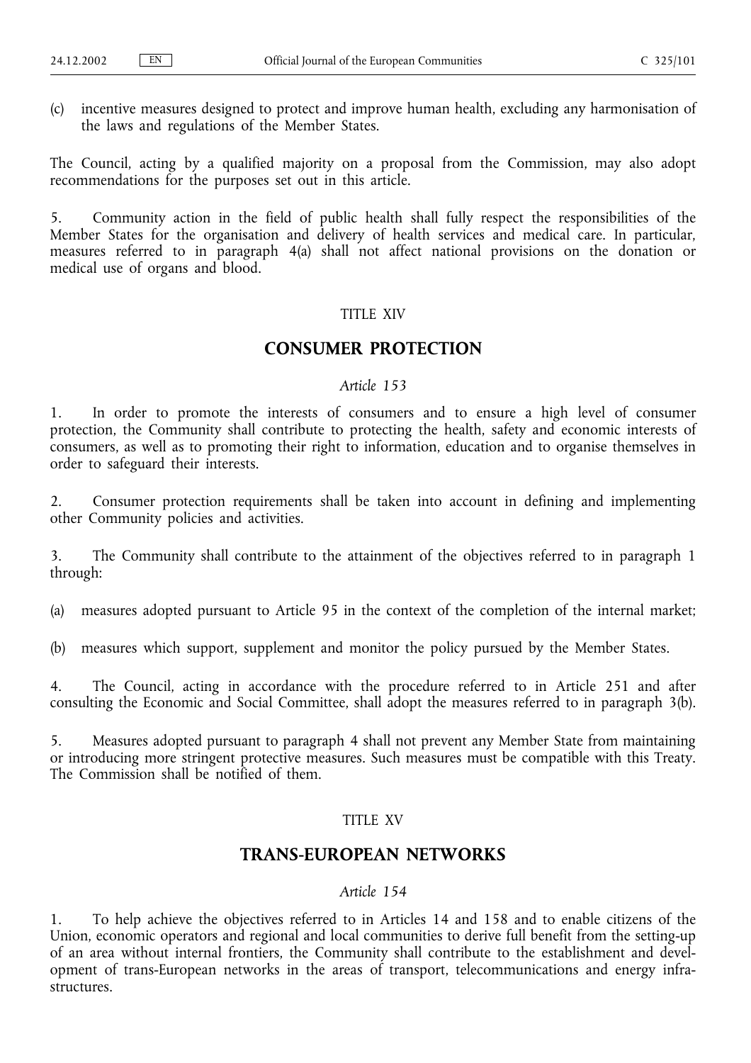(c) incentive measures designed to protect and improve human health, excluding any harmonisation of the laws and regulations of the Member States.

The Council, acting by a qualified majority on a proposal from the Commission, may also adopt recommendations for the purposes set out in this article.

5. Community action in the field of public health shall fully respect the responsibilities of the Member States for the organisation and delivery of health services and medical care. In particular, measures referred to in paragraph 4(a) shall not affect national provisions on the donation or medical use of organs and blood.

TITLE XIV

## CONSUMER PROTECTION

*Article 153*

1. In order to promote the interests of consumers and to ensure a high level of consumer protection, the Community shall contribute to protecting the health, safety and economic interests of consumers, as well as to promoting their right to information, education and to organise themselves in order to safeguard their interests.

2. Consumer protection requirements shall be taken into account in defining and implementing other Community policies and activities.

3. The Community shall contribute to the attainment of the objectives referred to in paragraph 1 through:

(a) measures adopted pursuant to Article 95 in the context of the completion of the internal market;

(b) measures which support, supplement and monitor the policy pursued by the Member States.

4. The Council, acting in accordance with the procedure referred to in Article 251 and after consulting the Economic and Social Committee, shall adopt the measures referred to in paragraph 3(b).

5. Measures adopted pursuant to paragraph 4 shall not prevent any Member State from maintaining or introducing more stringent protective measures. Such measures must be compatible with this Treaty. The Commission shall be notified of them.

TITLE XV

## TRANS-EUROPEAN NETWORKS

*Article 154*

1. To help achieve the objectives referred to in Articles 14 and 158 and to enable citizens of the Union, economic operators and regional and local communities to derive full benefit from the setting-up of an area without internal frontiers, the Community shall contribute to the establishment and development of trans-European networks in the areas of transport, telecommunications and energy infrastructures.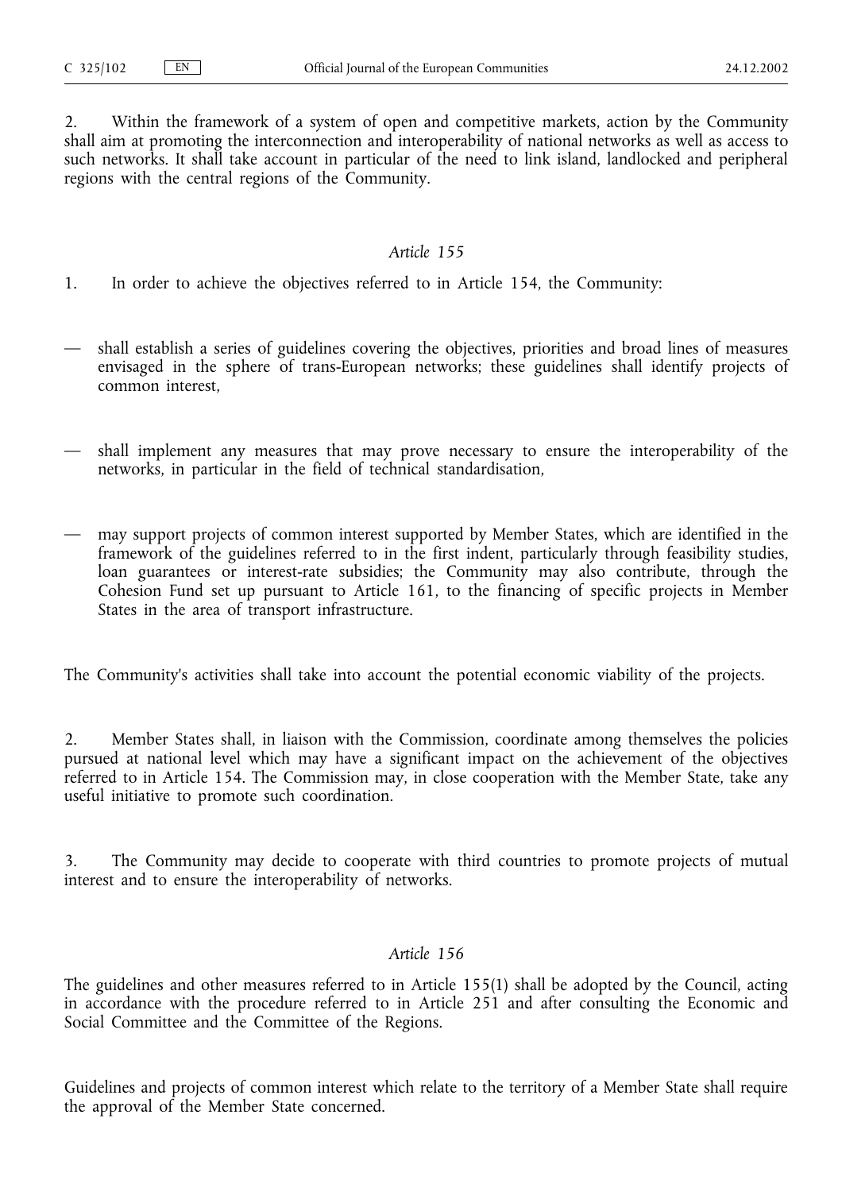2. Within the framework of a system of open and competitive markets, action by the Community shall aim at promoting the interconnection and interoperability of national networks as well as access to such networks. It shall take account in particular of the need to link island, landlocked and peripheral regions with the central regions of the Community.

*Article 155*

1. In order to achieve the objectives referred to in Article 154, the Community:

— shall establish a series of guidelines covering the objectives, priorities and broad lines of measures envisaged in the sphere of trans-European networks; these guidelines shall identify projects of common interest,

— shall implement any measures that may prove necessary to ensure the interoperability of the networks, in particular in the field of technical standardisation,

— may support projects of common interest supported by Member States, which are identified in the framework of the guidelines referred to in the first indent, particularly through feasibility studies, loan guarantees or interest-rate subsidies; the Community may also contribute, through the Cohesion Fund set up pursuant to Article 161, to the financing of specific projects in Member States in the area of transport infrastructure.

The Community's activities shall take into account the potential economic viability of the projects.

2. Member States shall, in liaison with the Commission, coordinate among themselves the policies pursued at national level which may have a significant impact on the achievement of the objectives referred to in Article 154. The Commission may, in close cooperation with the Member State, take any useful initiative to promote such coordination.

3. The Community may decide to cooperate with third countries to promote projects of mutual interest and to ensure the interoperability of networks.

*Article 156*

The guidelines and other measures referred to in Article 155(1) shall be adopted by the Council, acting in accordance with the procedure referred to in Article 251 and after consulting the Economic and Social Committee and the Committee of the Regions.

Guidelines and projects of common interest which relate to the territory of a Member State shall require the approval of the Member State concerned.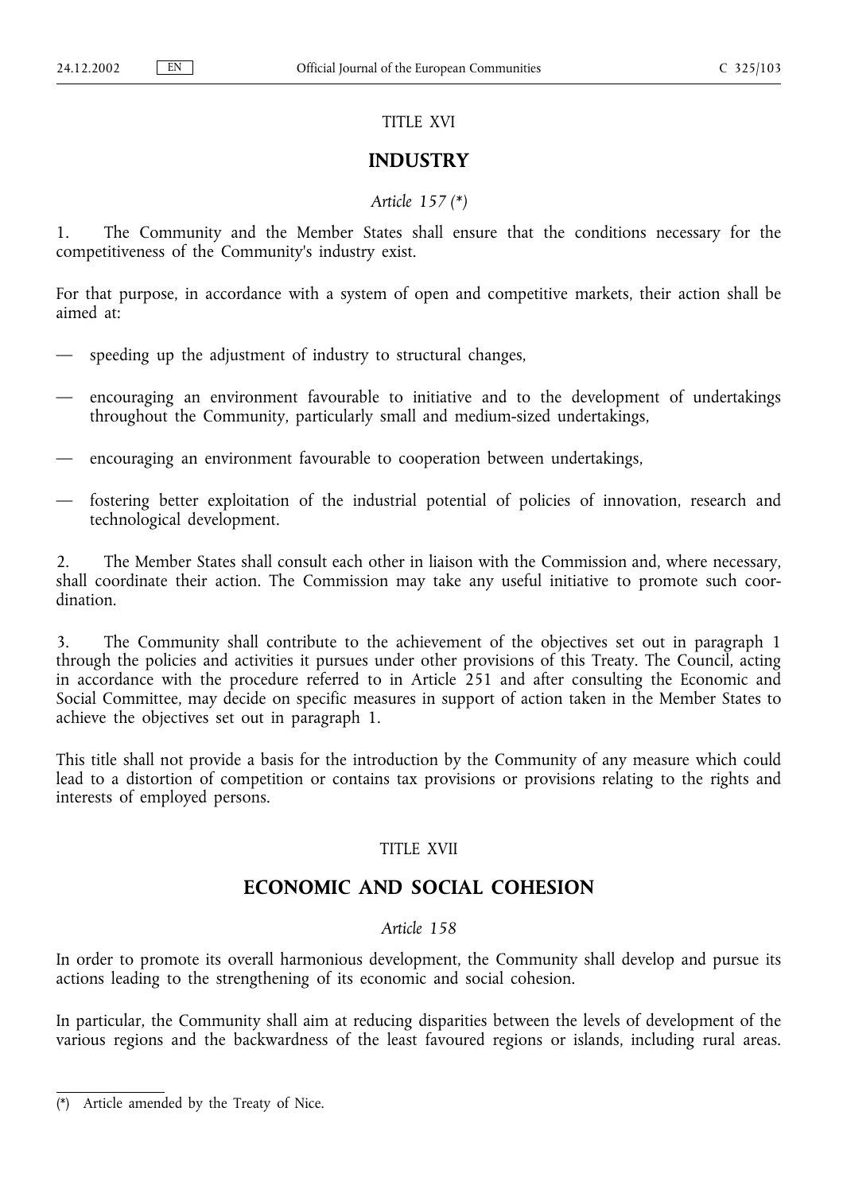TITLE XVI

## INDUSTRY

*Article 157 (\*)*

1. The Community and the Member States shall ensure that the conditions necessary for the competitiveness of the Community's industry exist.

For that purpose, in accordance with a system of open and competitive markets, their action shall be aimed at:

— speeding up the adjustment of industry to structural changes,

— encouraging an environment favourable to initiative and to the development of undertakings throughout the Community, particularly small and medium-sized undertakings,

— encouraging an environment favourable to cooperation between undertakings,

— fostering better exploitation of the industrial potential of policies of innovation, research and technological development.

2. The Member States shall consult each other in liaison with the Commission and, where necessary, shall coordinate their action. The Commission may take any useful initiative to promote such coordination.

3. The Community shall contribute to the achievement of the objectives set out in paragraph 1 through the policies and activities it pursues under other provisions of this Treaty. The Council, acting in accordance with the procedure referred to in Article 251 and after consulting the Economic and Social Committee, may decide on specific measures in support of action taken in the Member States to achieve the objectives set out in paragraph 1.

This title shall not provide a basis for the introduction by the Community of any measure which could lead to a distortion of competition or contains tax provisions or provisions relating to the rights and interests of employed persons.

TITLE XVII

## ECONOMIC AND SOCIAL COHESION

*Article 158*

In order to promote its overall harmonious development, the Community shall develop and pursue its actions leading to the strengthening of its economic and social cohesion.

In particular, the Community shall aim at reducing disparities between the levels of development of the various regions and the backwardness of the least favoured regions or islands, including rural areas.

(\*) Article amended by the Treaty of Nice.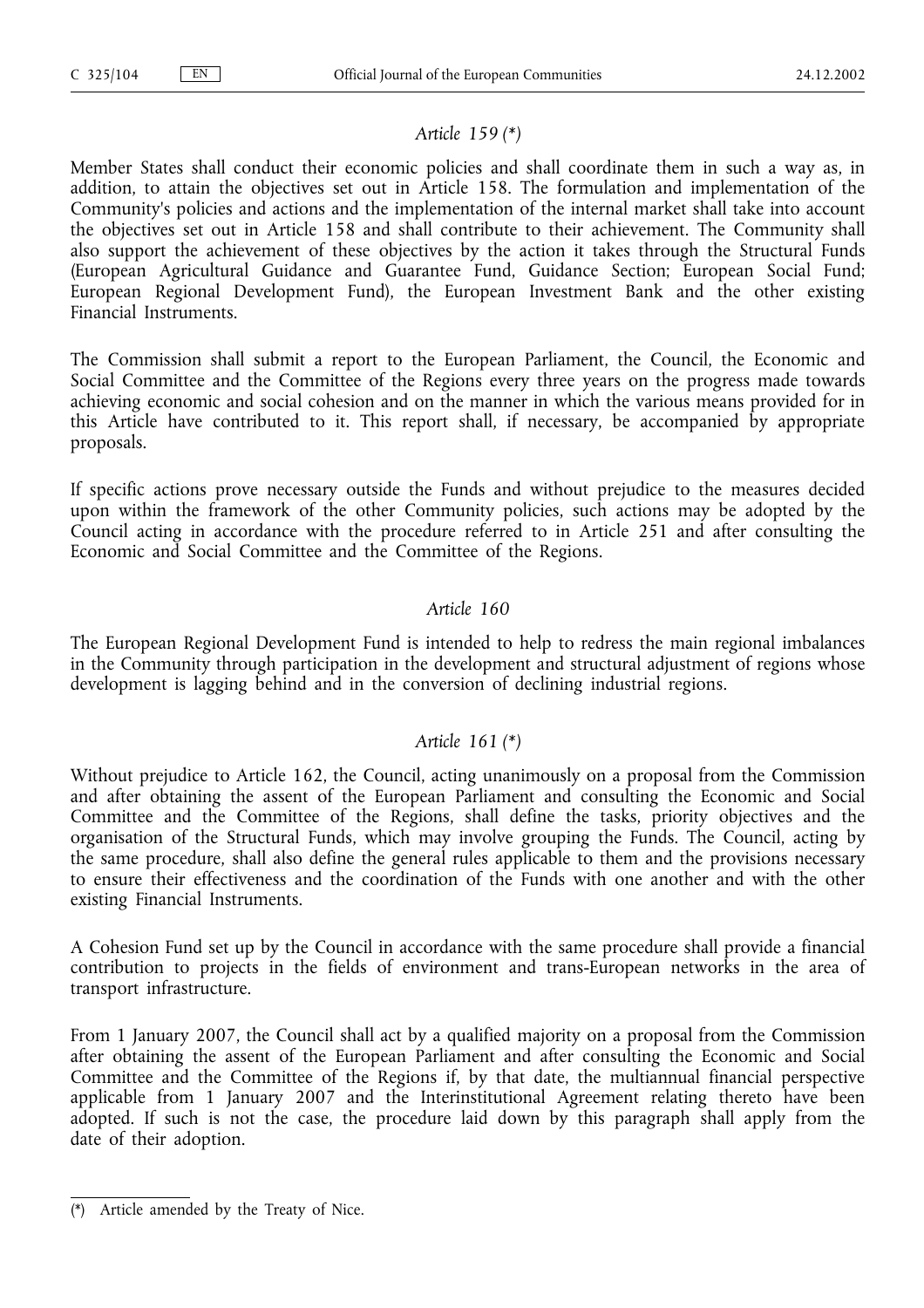### *Article 159 (*)*

Member States shall conduct their economic policies and shall coordinate them in such a way as, in addition, to attain the objectives set out in Article 158. The formulation and implementation of the Community's policies and actions and the implementation of the internal market shall take into account the objectives set out in Article 158 and shall contribute to their achievement. The Community shall also support the achievement of these objectives by the action it takes through the Structural Funds (European Agricultural Guidance and Guarantee Fund, Guidance Section; European Social Fund; European Regional Development Fund), the European Investment Bank and the other existing Financial Instruments.

The Commission shall submit a report to the European Parliament, the Council, the Economic and Social Committee and the Committee of the Regions every three years on the progress made towards achieving economic and social cohesion and on the manner in which the various means provided for in this Article have contributed to it. This report shall, if necessary, be accompanied by appropriate proposals.

If specific actions prove necessary outside the Funds and without prejudice to the measures decided upon within the framework of the other Community policies, such actions may be adopted by the Council acting in accordance with the procedure referred to in Article 251 and after consulting the Economic and Social Committee and the Committee of the Regions.

### *Article 160*

The European Regional Development Fund is intended to help to redress the main regional imbalances in the Community through participation in the development and structural adjustment of regions whose development is lagging behind and in the conversion of declining industrial regions.

### *Article 161 (*)*

Without prejudice to Article 162, the Council, acting unanimously on a proposal from the Commission and after obtaining the assent of the European Parliament and consulting the Economic and Social Committee and the Committee of the Regions, shall define the tasks, priority objectives and the organisation of the Structural Funds, which may involve grouping the Funds. The Council, acting by the same procedure, shall also define the general rules applicable to them and the provisions necessary to ensure their effectiveness and the coordination of the Funds with one another and with the other existing Financial Instruments.

A Cohesion Fund set up by the Council in accordance with the same procedure shall provide a financial contribution to projects in the fields of environment and trans-European networks in the area of transport infrastructure.

From 1 January 2007, the Council shall act by a qualified majority on a proposal from the Commission after obtaining the assent of the European Parliament and after consulting the Economic and Social Committee and the Committee of the Regions if, by that date, the multiannual financial perspective applicable from 1 January 2007 and the Interinstitutional Agreement relating thereto have been adopted. If such is not the case, the procedure laid down by this paragraph shall apply from the date of their adoption.

---

(*) Article amended by the Treaty of Nice.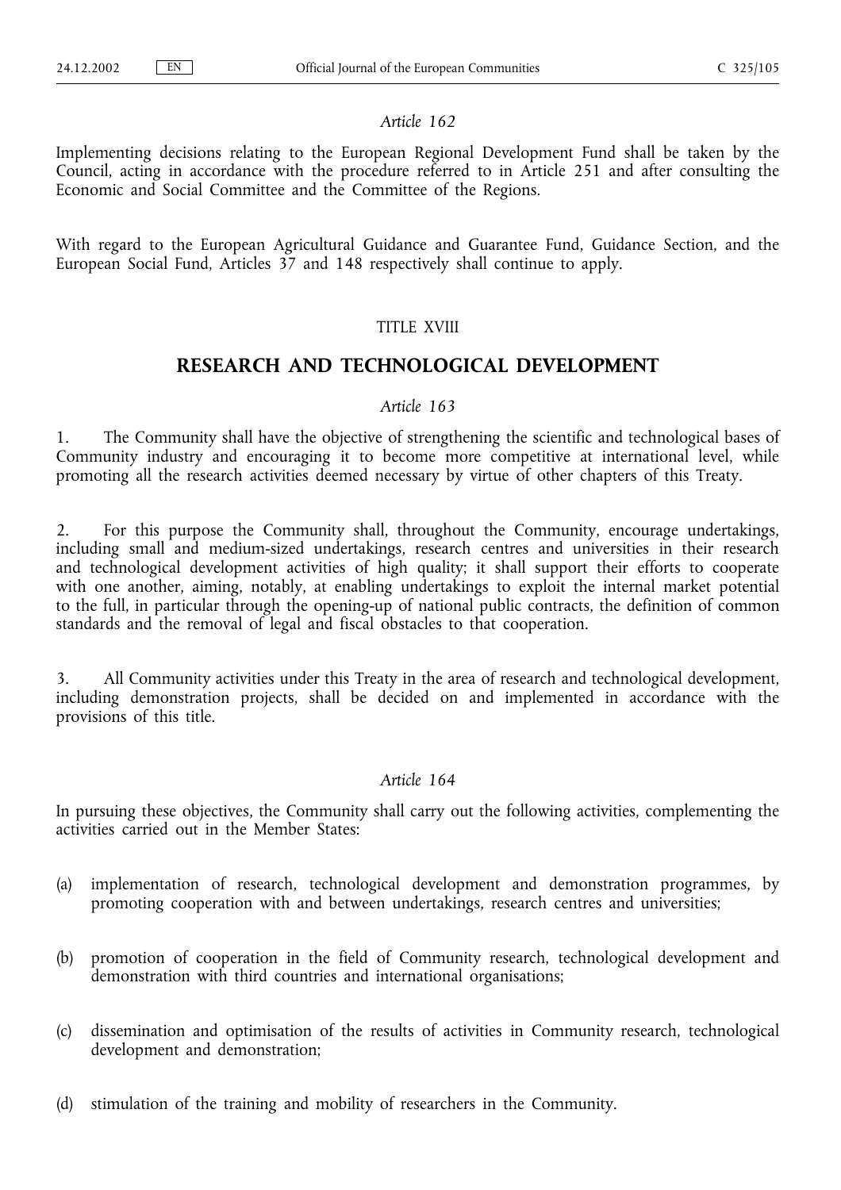*Article 162*

Implementing decisions relating to the European Regional Development Fund shall be taken by the Council, acting in accordance with the procedure referred to in Article 251 and after consulting the Economic and Social Committee and the Committee of the Regions.

With regard to the European Agricultural Guidance and Guarantee Fund, Guidance Section, and the European Social Fund, Articles 37 and 148 respectively shall continue to apply.

TITLE XVIII

## RESEARCH AND TECHNOLOGICAL DEVELOPMENT

*Article 163*

1. The Community shall have the objective of strengthening the scientific and technological bases of Community industry and encouraging it to become more competitive at international level, while promoting all the research activities deemed necessary by virtue of other chapters of this Treaty.

2. For this purpose the Community shall, throughout the Community, encourage undertakings, including small and medium-sized undertakings, research centres and universities in their research and technological development activities of high quality; it shall support their efforts to cooperate with one another, aiming, notably, at enabling undertakings to exploit the internal market potential to the full, in particular through the opening-up of national public contracts, the definition of common standards and the removal of legal and fiscal obstacles to that cooperation.

3. All Community activities under this Treaty in the area of research and technological development, including demonstration projects, shall be decided on and implemented in accordance with the provisions of this title.

*Article 164*

In pursuing these objectives, the Community shall carry out the following activities, complementing the activities carried out in the Member States:

(a) implementation of research, technological development and demonstration programmes, by promoting cooperation with and between undertakings, research centres and universities;

(b) promotion of cooperation in the field of Community research, technological development and demonstration with third countries and international organisations;

(c) dissemination and optimisation of the results of activities in Community research, technological development and demonstration;

(d) stimulation of the training and mobility of researchers in the Community.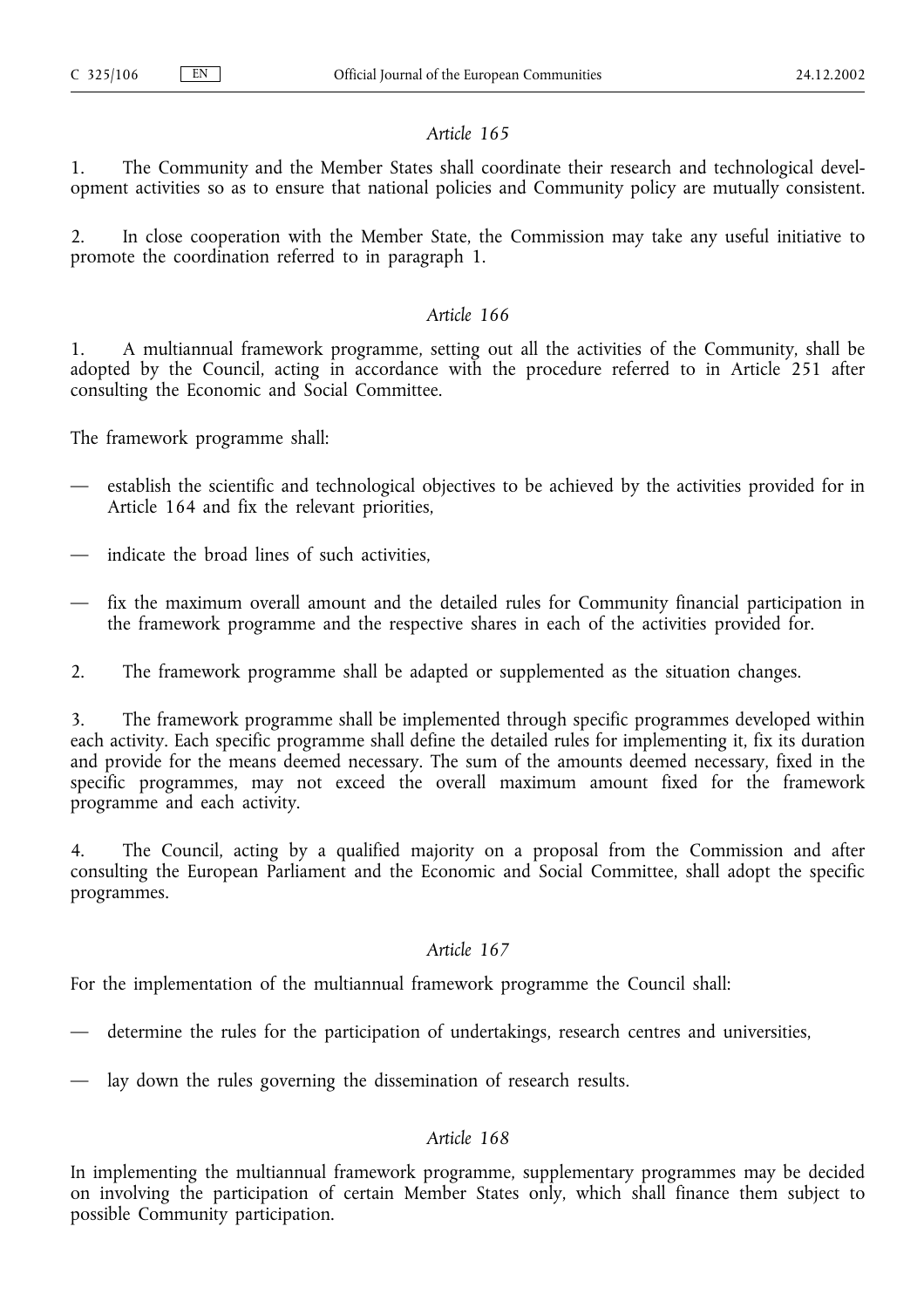*Article 165*

1. The Community and the Member States shall coordinate their research and technological development activities so as to ensure that national policies and Community policy are mutually consistent.

2. In close cooperation with the Member State, the Commission may take any useful initiative to promote the coordination referred to in paragraph 1.

*Article 166*

1. A multiannual framework programme, setting out all the activities of the Community, shall be adopted by the Council, acting in accordance with the procedure referred to in Article 251 after consulting the Economic and Social Committee.

The framework programme shall:

— establish the scientific and technological objectives to be achieved by the activities provided for in Article 164 and fix the relevant priorities,

— indicate the broad lines of such activities,

— fix the maximum overall amount and the detailed rules for Community financial participation in the framework programme and the respective shares in each of the activities provided for.

2. The framework programme shall be adapted or supplemented as the situation changes.

3. The framework programme shall be implemented through specific programmes developed within each activity. Each specific programme shall define the detailed rules for implementing it, fix its duration and provide for the means deemed necessary. The sum of the amounts deemed necessary, fixed in the specific programmes, may not exceed the overall maximum amount fixed for the framework programme and each activity.

4. The Council, acting by a qualified majority on a proposal from the Commission and after consulting the European Parliament and the Economic and Social Committee, shall adopt the specific programmes.

*Article 167*

For the implementation of the multiannual framework programme the Council shall:

— determine the rules for the participation of undertakings, research centres and universities,

— lay down the rules governing the dissemination of research results.

*Article 168*

In implementing the multiannual framework programme, supplementary programmes may be decided on involving the participation of certain Member States only, which shall finance them subject to possible Community participation.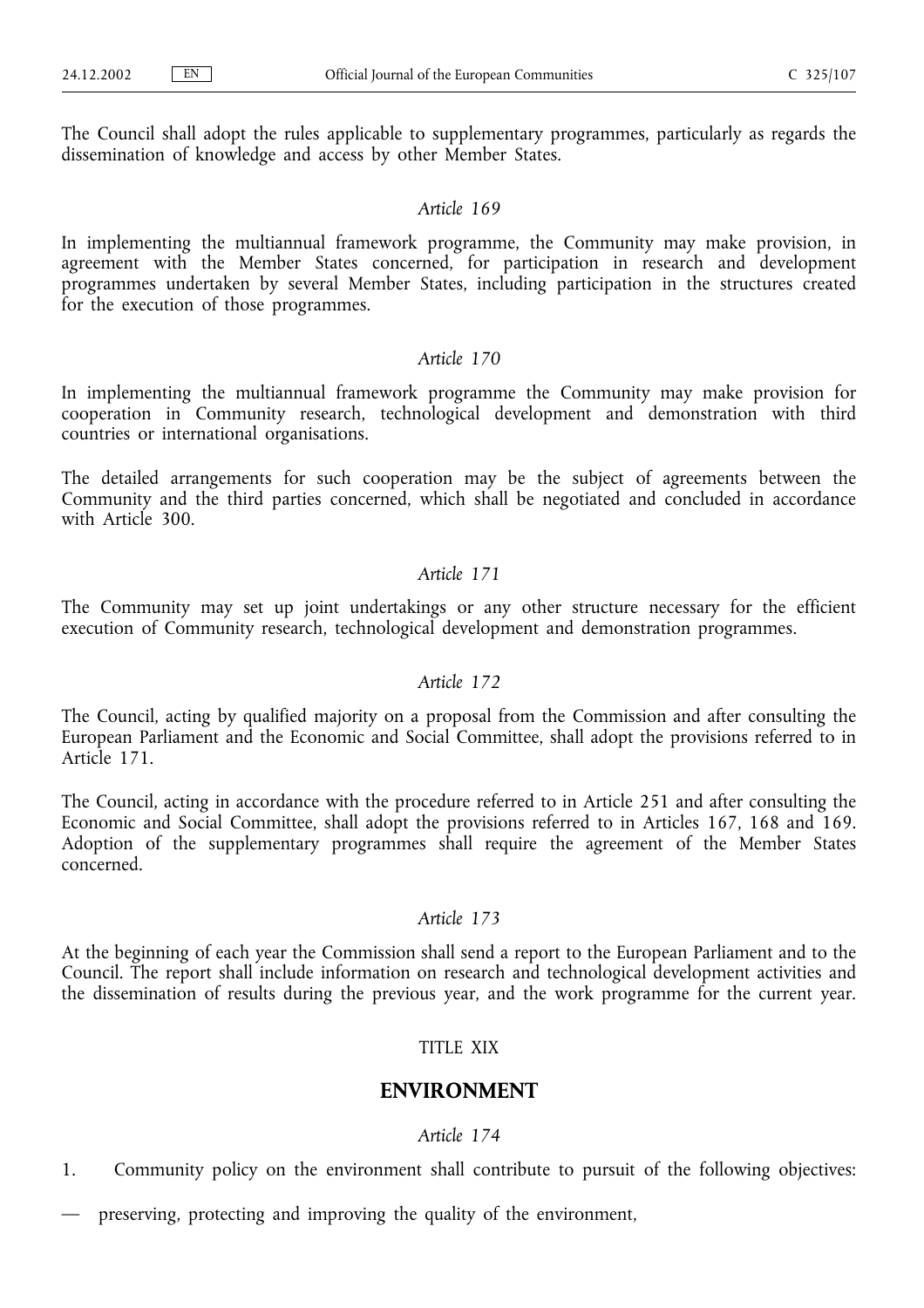The Council shall adopt the rules applicable to supplementary programmes, particularly as regards the dissemination of knowledge and access by other Member States.

*Article 169*

In implementing the multiannual framework programme, the Community may make provision, in agreement with the Member States concerned, for participation in research and development programmes undertaken by several Member States, including participation in the structures created for the execution of those programmes.

*Article 170*

In implementing the multiannual framework programme the Community may make provision for cooperation in Community research, technological development and demonstration with third countries or international organisations.

The detailed arrangements for such cooperation may be the subject of agreements between the Community and the third parties concerned, which shall be negotiated and concluded in accordance with Article 300.

*Article 171*

The Community may set up joint undertakings or any other structure necessary for the efficient execution of Community research, technological development and demonstration programmes.

*Article 172*

The Council, acting by qualified majority on a proposal from the Commission and after consulting the European Parliament and the Economic and Social Committee, shall adopt the provisions referred to in Article 171.

The Council, acting in accordance with the procedure referred to in Article 251 and after consulting the Economic and Social Committee, shall adopt the provisions referred to in Articles 167, 168 and 169. Adoption of the supplementary programmes shall require the agreement of the Member States concerned.

*Article 173*

At the beginning of each year the Commission shall send a report to the European Parliament and to the Council. The report shall include information on research and technological development activities and the dissemination of results during the previous year, and the work programme for the current year.

TITLE XIX

## ENVIRONMENT

*Article 174*

1. Community policy on the environment shall contribute to pursuit of the following objectives:

— preserving, protecting and improving the quality of the environment,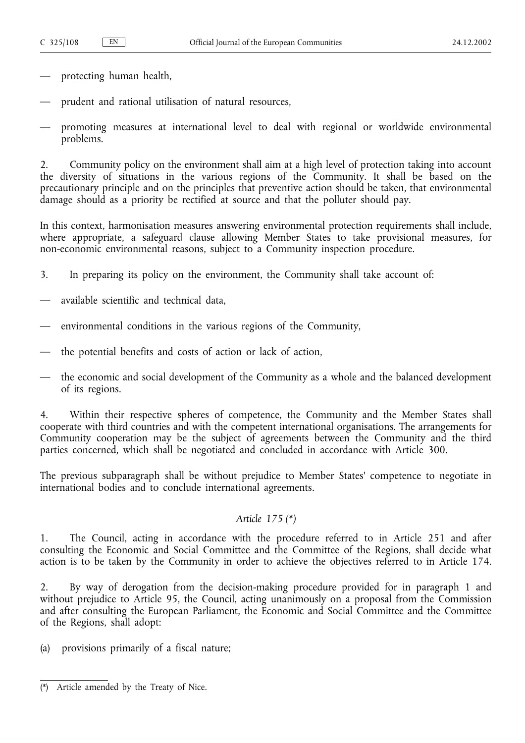— protecting human health,

— prudent and rational utilisation of natural resources,

— promoting measures at international level to deal with regional or worldwide environmental problems.

2. Community policy on the environment shall aim at a high level of protection taking into account the diversity of situations in the various regions of the Community. It shall be based on the precautionary principle and on the principles that preventive action should be taken, that environmental damage should as a priority be rectified at source and that the polluter should pay.

In this context, harmonisation measures answering environmental protection requirements shall include, where appropriate, a safeguard clause allowing Member States to take provisional measures, for non-economic environmental reasons, subject to a Community inspection procedure.

3. In preparing its policy on the environment, the Community shall take account of:

— available scientific and technical data,

— environmental conditions in the various regions of the Community,

— the potential benefits and costs of action or lack of action,

— the economic and social development of the Community as a whole and the balanced development of its regions.

4. Within their respective spheres of competence, the Community and the Member States shall cooperate with third countries and with the competent international organisations. The arrangements for Community cooperation may be the subject of agreements between the Community and the third parties concerned, which shall be negotiated and concluded in accordance with Article 300.

The previous subparagraph shall be without prejudice to Member States' competence to negotiate in international bodies and to conclude international agreements.

*Article 175 (*)*

1. The Council, acting in accordance with the procedure referred to in Article 251 and after consulting the Economic and Social Committee and the Committee of the Regions, shall decide what action is to be taken by the Community in order to achieve the objectives referred to in Article 174.

2. By way of derogation from the decision-making procedure provided for in paragraph 1 and without prejudice to Article 95, the Council, acting unanimously on a proposal from the Commission and after consulting the European Parliament, the Economic and Social Committee and the Committee of the Regions, shall adopt:

(a) provisions primarily of a fiscal nature;

(*) Article amended by the Treaty of Nice.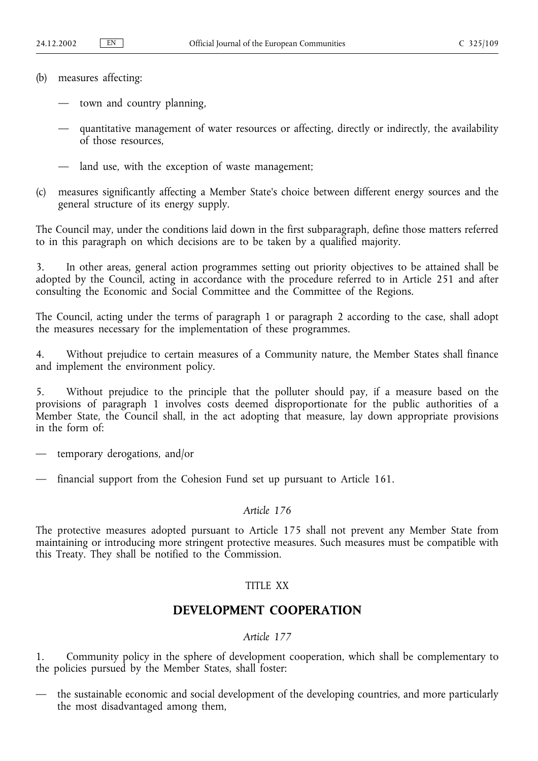(b) measures affecting:

— town and country planning,

— quantitative management of water resources or affecting, directly or indirectly, the availability of those resources,

— land use, with the exception of waste management;

(c) measures significantly affecting a Member State's choice between different energy sources and the general structure of its energy supply.

The Council may, under the conditions laid down in the first subparagraph, define those matters referred to in this paragraph on which decisions are to be taken by a qualified majority.

3. In other areas, general action programmes setting out priority objectives to be attained shall be adopted by the Council, acting in accordance with the procedure referred to in Article 251 and after consulting the Economic and Social Committee and the Committee of the Regions.

The Council, acting under the terms of paragraph 1 or paragraph 2 according to the case, shall adopt the measures necessary for the implementation of these programmes.

4. Without prejudice to certain measures of a Community nature, the Member States shall finance and implement the environment policy.

5. Without prejudice to the principle that the polluter should pay, if a measure based on the provisions of paragraph 1 involves costs deemed disproportionate for the public authorities of a Member State, the Council shall, in the act adopting that measure, lay down appropriate provisions in the form of:

— temporary derogations, and/or

— financial support from the Cohesion Fund set up pursuant to Article 161.

*Article 176*

The protective measures adopted pursuant to Article 175 shall not prevent any Member State from maintaining or introducing more stringent protective measures. Such measures must be compatible with this Treaty. They shall be notified to the Commission.

TITLE XX

## DEVELOPMENT COOPERATION

*Article 177*

1. Community policy in the sphere of development cooperation, which shall be complementary to the policies pursued by the Member States, shall foster:

— the sustainable economic and social development of the developing countries, and more particularly the most disadvantaged among them,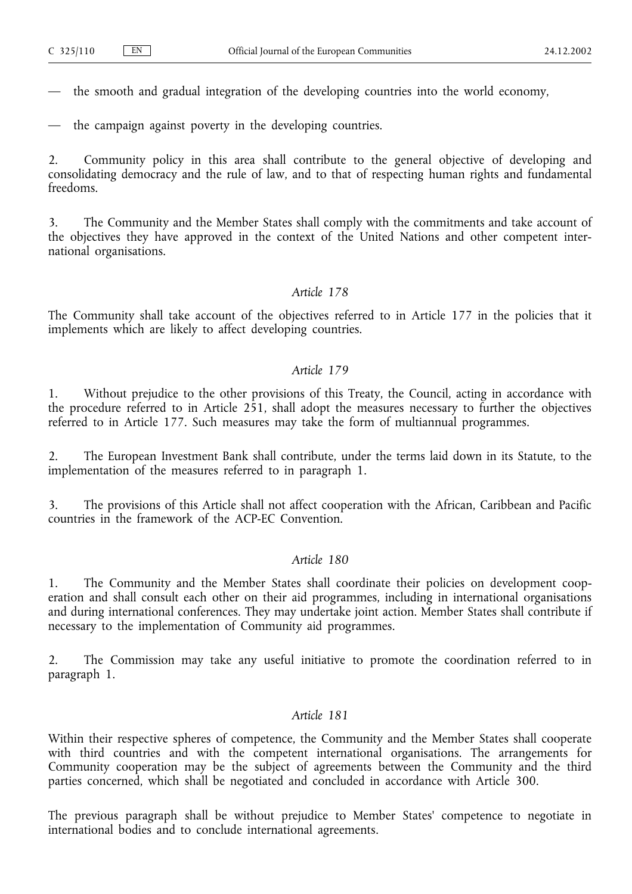— the smooth and gradual integration of the developing countries into the world economy,

— the campaign against poverty in the developing countries.

2. Community policy in this area shall contribute to the general objective of developing and consolidating democracy and the rule of law, and to that of respecting human rights and fundamental freedoms.

3. The Community and the Member States shall comply with the commitments and take account of the objectives they have approved in the context of the United Nations and other competent international organisations.

*Article 178*

The Community shall take account of the objectives referred to in Article 177 in the policies that it implements which are likely to affect developing countries.

*Article 179*

1. Without prejudice to the other provisions of this Treaty, the Council, acting in accordance with the procedure referred to in Article 251, shall adopt the measures necessary to further the objectives referred to in Article 177. Such measures may take the form of multiannual programmes.

2. The European Investment Bank shall contribute, under the terms laid down in its Statute, to the implementation of the measures referred to in paragraph 1.

3. The provisions of this Article shall not affect cooperation with the African, Caribbean and Pacific countries in the framework of the ACP-EC Convention.

*Article 180*

1. The Community and the Member States shall coordinate their policies on development cooperation and shall consult each other on their aid programmes, including in international organisations and during international conferences. They may undertake joint action. Member States shall contribute if necessary to the implementation of Community aid programmes.

2. The Commission may take any useful initiative to promote the coordination referred to in paragraph 1.

*Article 181*

Within their respective spheres of competence, the Community and the Member States shall cooperate with third countries and with the competent international organisations. The arrangements for Community cooperation may be the subject of agreements between the Community and the third parties concerned, which shall be negotiated and concluded in accordance with Article 300.

The previous paragraph shall be without prejudice to Member States' competence to negotiate in international bodies and to conclude international agreements.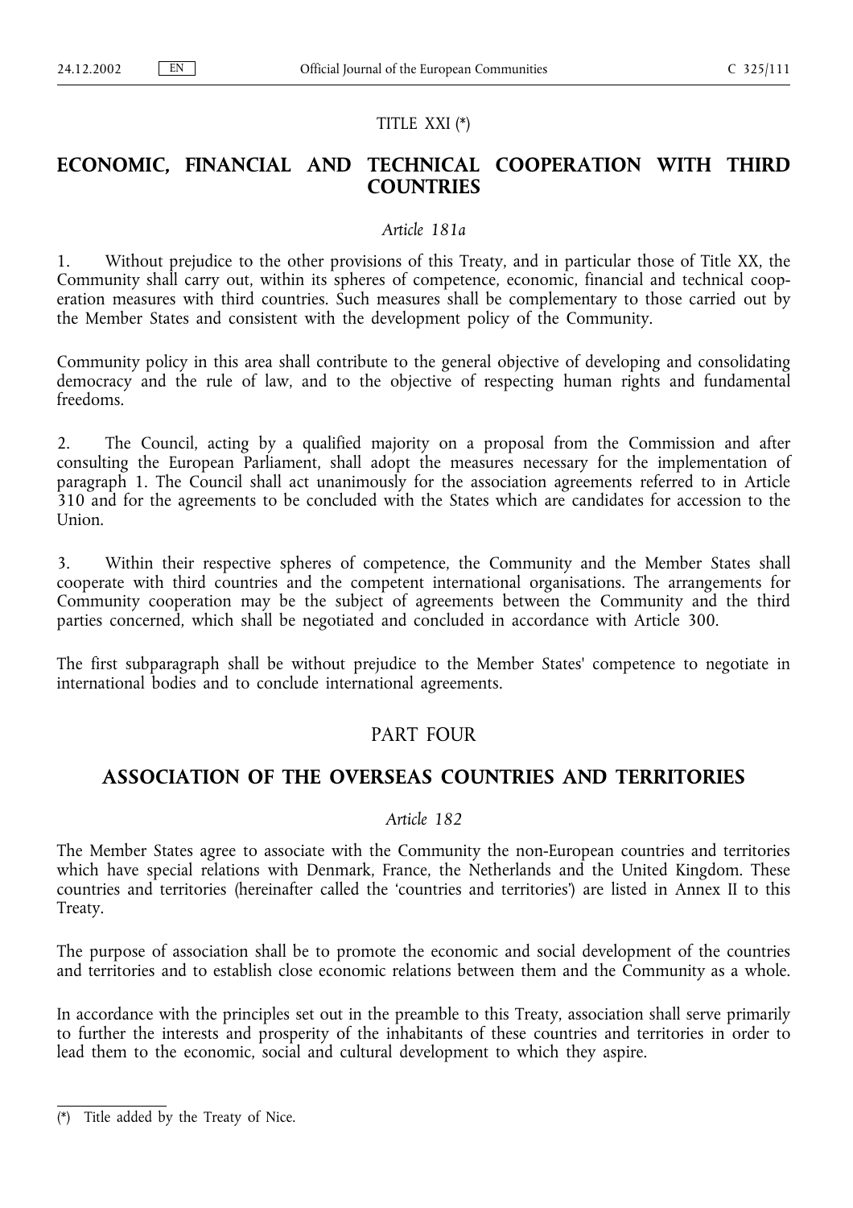TITLE XXI (*)

## ECONOMIC, FINANCIAL AND TECHNICAL COOPERATION WITH THIRD COUNTRIES

*Article 181a*

1. Without prejudice to the other provisions of this Treaty, and in particular those of Title XX, the Community shall carry out, within its spheres of competence, economic, financial and technical cooperation measures with third countries. Such measures shall be complementary to those carried out by the Member States and consistent with the development policy of the Community.

Community policy in this area shall contribute to the general objective of developing and consolidating democracy and the rule of law, and to the objective of respecting human rights and fundamental freedoms.

2. The Council, acting by a qualified majority on a proposal from the Commission and after consulting the European Parliament, shall adopt the measures necessary for the implementation of paragraph 1. The Council shall act unanimously for the association agreements referred to in Article 310 and for the agreements to be concluded with the States which are candidates for accession to the Union.

3. Within their respective spheres of competence, the Community and the Member States shall cooperate with third countries and the competent international organisations. The arrangements for Community cooperation may be the subject of agreements between the Community and the third parties concerned, which shall be negotiated and concluded in accordance with Article 300.

The first subparagraph shall be without prejudice to the Member States' competence to negotiate in international bodies and to conclude international agreements.

# PART FOUR

## ASSOCIATION OF THE OVERSEAS COUNTRIES AND TERRITORIES

*Article 182*

The Member States agree to associate with the Community the non-European countries and territories which have special relations with Denmark, France, the Netherlands and the United Kingdom. These countries and territories (hereinafter called the 'countries and territories') are listed in Annex II to this Treaty.

The purpose of association shall be to promote the economic and social development of the countries and territories and to establish close economic relations between them and the Community as a whole.

In accordance with the principles set out in the preamble to this Treaty, association shall serve primarily to further the interests and prosperity of the inhabitants of these countries and territories in order to lead them to the economic, social and cultural development to which they aspire.

(*) Title added by the Treaty of Nice.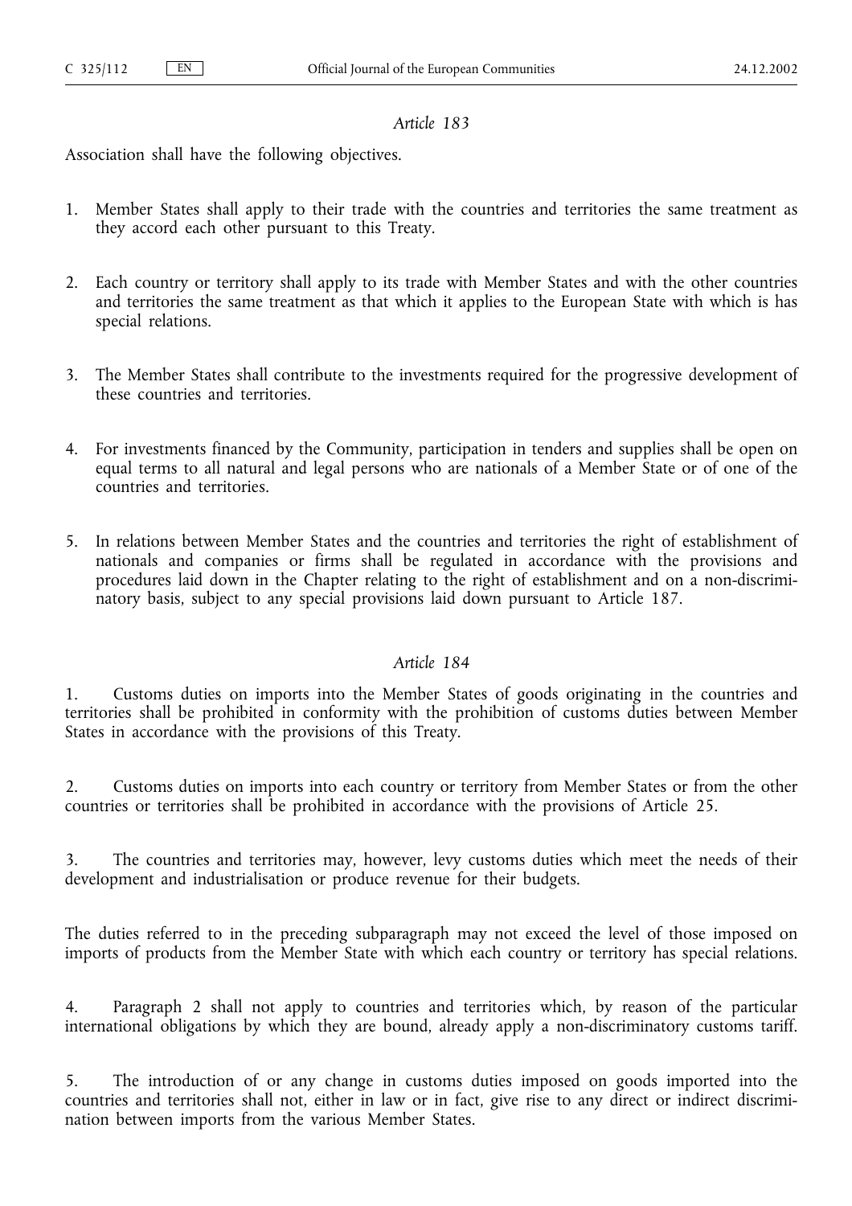*Article 183*

Association shall have the following objectives.

1. Member States shall apply to their trade with the countries and territories the same treatment as they accord each other pursuant to this Treaty.

2. Each country or territory shall apply to its trade with Member States and with the other countries and territories the same treatment as that which it applies to the European State with which is has special relations.

3. The Member States shall contribute to the investments required for the progressive development of these countries and territories.

4. For investments financed by the Community, participation in tenders and supplies shall be open on equal terms to all natural and legal persons who are nationals of a Member State or of one of the countries and territories.

5. In relations between Member States and the countries and territories the right of establishment of nationals and companies or firms shall be regulated in accordance with the provisions and procedures laid down in the Chapter relating to the right of establishment and on a non-discriminatory basis, subject to any special provisions laid down pursuant to Article 187.

*Article 184*

1. Customs duties on imports into the Member States of goods originating in the countries and territories shall be prohibited in conformity with the prohibition of customs duties between Member States in accordance with the provisions of this Treaty.

2. Customs duties on imports into each country or territory from Member States or from the other countries or territories shall be prohibited in accordance with the provisions of Article 25.

3. The countries and territories may, however, levy customs duties which meet the needs of their development and industrialisation or produce revenue for their budgets.

The duties referred to in the preceding subparagraph may not exceed the level of those imposed on imports of products from the Member State with which each country or territory has special relations.

4. Paragraph 2 shall not apply to countries and territories which, by reason of the particular international obligations by which they are bound, already apply a non-discriminatory customs tariff.

5. The introduction of or any change in customs duties imposed on goods imported into the countries and territories shall not, either in law or in fact, give rise to any direct or indirect discrimination between imports from the various Member States.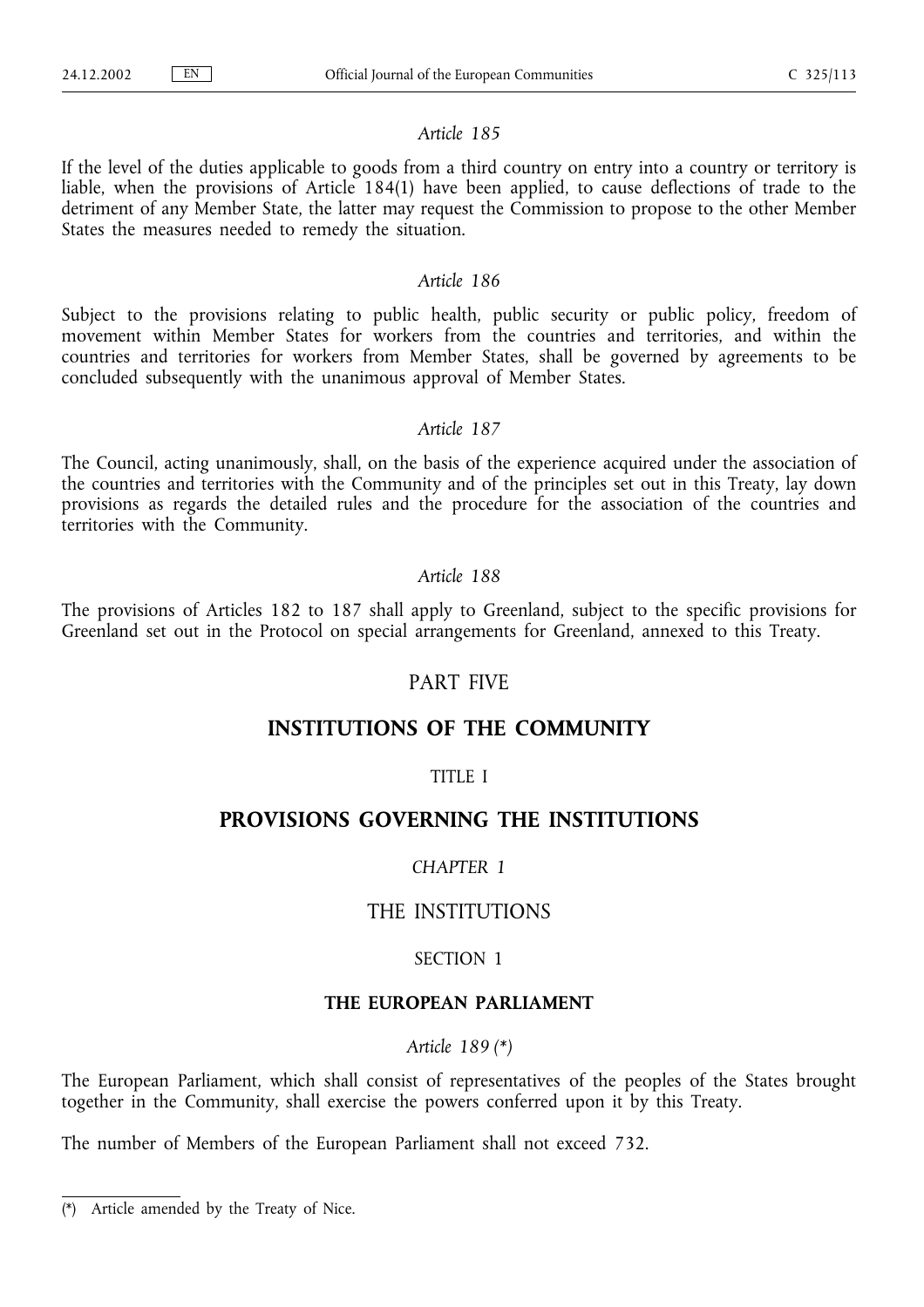*Article 185*

If the level of the duties applicable to goods from a third country on entry into a country or territory is liable, when the provisions of Article 184(1) have been applied, to cause deflections of trade to the detriment of any Member State, the latter may request the Commission to propose to the other Member States the measures needed to remedy the situation.

*Article 186*

Subject to the provisions relating to public health, public security or public policy, freedom of movement within Member States for workers from the countries and territories, and within the countries and territories for workers from Member States, shall be governed by agreements to be concluded subsequently with the unanimous approval of Member States.

*Article 187*

The Council, acting unanimously, shall, on the basis of the experience acquired under the association of the countries and territories with the Community and of the principles set out in this Treaty, lay down provisions as regards the detailed rules and the procedure for the association of the countries and territories with the Community.

*Article 188*

The provisions of Articles 182 to 187 shall apply to Greenland, subject to the specific provisions for Greenland set out in the Protocol on special arrangements for Greenland, annexed to this Treaty.

# PART FIVE

# INSTITUTIONS OF THE COMMUNITY

## TITLE I

## PROVISIONS GOVERNING THE INSTITUTIONS

### *CHAPTER 1*

### THE INSTITUTIONS

#### SECTION 1

#### THE EUROPEAN PARLIAMENT

*Article 189 (\*)*

The European Parliament, which shall consist of representatives of the peoples of the States brought together in the Community, shall exercise the powers conferred upon it by this Treaty.

The number of Members of the European Parliament shall not exceed 732.

(\*) Article amended by the Treaty of Nice.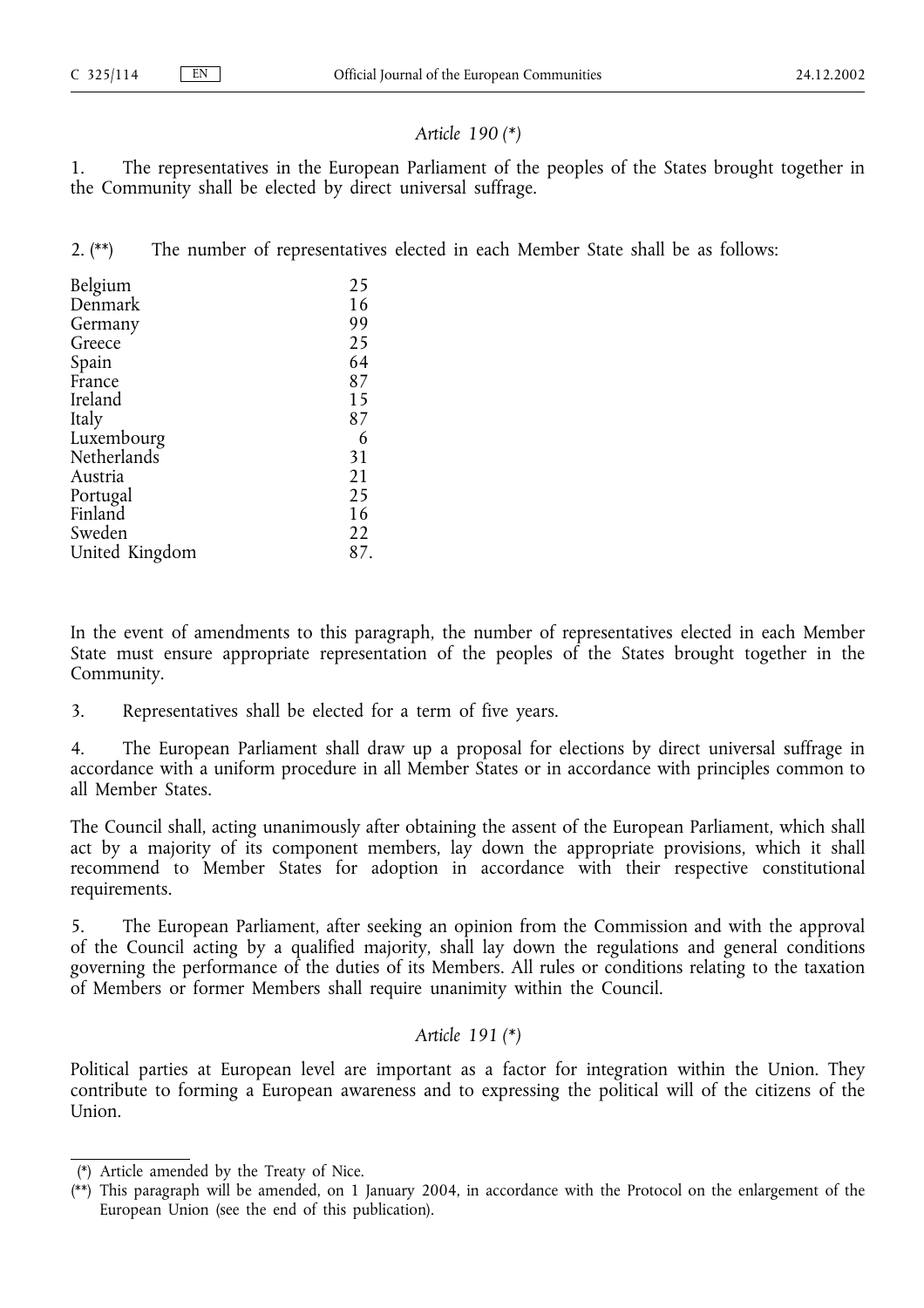### *Article 190 (\*)*

1. The representatives in the European Parliament of the peoples of the States brought together in the Community shall be elected by direct universal suffrage.

2. (\*\*) The number of representatives elected in each Member State shall be as follows:

| | |
|---|---|
| Belgium | 25 |
| Denmark | 16 |
| Germany | 99 |
| Greece | 25 |
| Spain | 64 |
| France | 87 |
| Ireland | 15 |
| Italy | 87 |
| Luxembourg | 6 |
| Netherlands | 31 |
| Austria | 21 |
| Portugal | 25 |
| Finland | 16 |
| Sweden | 22 |
| United Kingdom | 87. |

In the event of amendments to this paragraph, the number of representatives elected in each Member State must ensure appropriate representation of the peoples of the States brought together in the Community.

3. Representatives shall be elected for a term of five years.

4. The European Parliament shall draw up a proposal for elections by direct universal suffrage in accordance with a uniform procedure in all Member States or in accordance with principles common to all Member States.

The Council shall, acting unanimously after obtaining the assent of the European Parliament, which shall act by a majority of its component members, lay down the appropriate provisions, which it shall recommend to Member States for adoption in accordance with their respective constitutional requirements.

5. The European Parliament, after seeking an opinion from the Commission and with the approval of the Council acting by a qualified majority, shall lay down the regulations and general conditions governing the performance of the duties of its Members. All rules or conditions relating to the taxation of Members or former Members shall require unanimity within the Council.

### *Article 191 (\*)*

Political parties at European level are important as a factor for integration within the Union. They contribute to forming a European awareness and to expressing the political will of the citizens of the Union.

---

(\*) Article amended by the Treaty of Nice.

(\*\*) This paragraph will be amended, on 1 January 2004, in accordance with the Protocol on the enlargement of the European Union (see the end of this publication).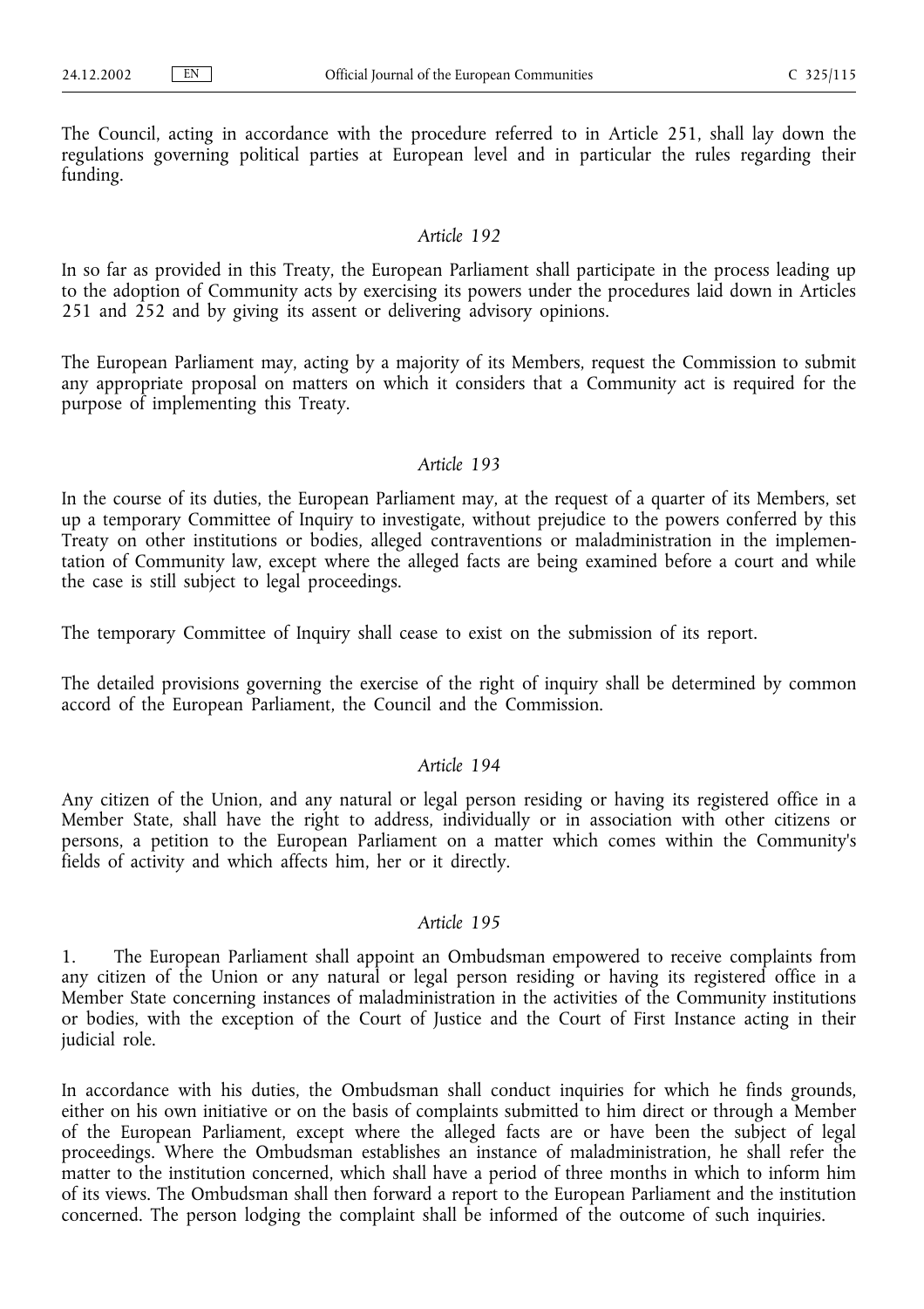The Council, acting in accordance with the procedure referred to in Article 251, shall lay down the regulations governing political parties at European level and in particular the rules regarding their funding.

*Article 192*

In so far as provided in this Treaty, the European Parliament shall participate in the process leading up to the adoption of Community acts by exercising its powers under the procedures laid down in Articles 251 and 252 and by giving its assent or delivering advisory opinions.

The European Parliament may, acting by a majority of its Members, request the Commission to submit any appropriate proposal on matters on which it considers that a Community act is required for the purpose of implementing this Treaty.

*Article 193*

In the course of its duties, the European Parliament may, at the request of a quarter of its Members, set up a temporary Committee of Inquiry to investigate, without prejudice to the powers conferred by this Treaty on other institutions or bodies, alleged contraventions or maladministration in the implementation of Community law, except where the alleged facts are being examined before a court and while the case is still subject to legal proceedings.

The temporary Committee of Inquiry shall cease to exist on the submission of its report.

The detailed provisions governing the exercise of the right of inquiry shall be determined by common accord of the European Parliament, the Council and the Commission.

*Article 194*

Any citizen of the Union, and any natural or legal person residing or having its registered office in a Member State, shall have the right to address, individually or in association with other citizens or persons, a petition to the European Parliament on a matter which comes within the Community's fields of activity and which affects him, her or it directly.

*Article 195*

1. The European Parliament shall appoint an Ombudsman empowered to receive complaints from any citizen of the Union or any natural or legal person residing or having its registered office in a Member State concerning instances of maladministration in the activities of the Community institutions or bodies, with the exception of the Court of Justice and the Court of First Instance acting in their judicial role.

In accordance with his duties, the Ombudsman shall conduct inquiries for which he finds grounds, either on his own initiative or on the basis of complaints submitted to him direct or through a Member of the European Parliament, except where the alleged facts are or have been the subject of legal proceedings. Where the Ombudsman establishes an instance of maladministration, he shall refer the matter to the institution concerned, which shall have a period of three months in which to inform him of its views. The Ombudsman shall then forward a report to the European Parliament and the institution concerned. The person lodging the complaint shall be informed of the outcome of such inquiries.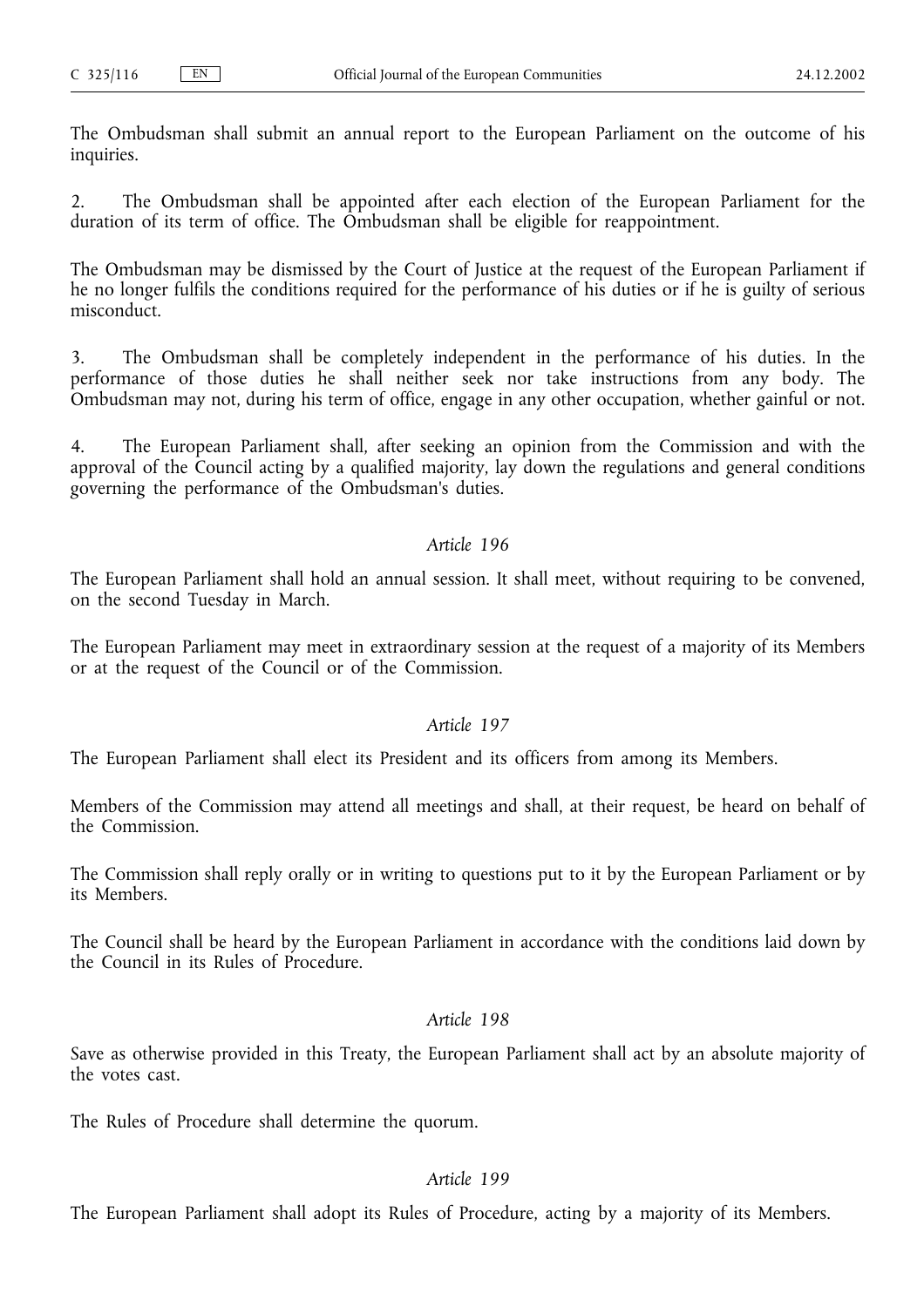The Ombudsman shall submit an annual report to the European Parliament on the outcome of his inquiries.

2. The Ombudsman shall be appointed after each election of the European Parliament for the duration of its term of office. The Ombudsman shall be eligible for reappointment.

The Ombudsman may be dismissed by the Court of Justice at the request of the European Parliament if he no longer fulfils the conditions required for the performance of his duties or if he is guilty of serious misconduct.

3. The Ombudsman shall be completely independent in the performance of his duties. In the performance of those duties he shall neither seek nor take instructions from any body. The Ombudsman may not, during his term of office, engage in any other occupation, whether gainful or not.

4. The European Parliament shall, after seeking an opinion from the Commission and with the approval of the Council acting by a qualified majority, lay down the regulations and general conditions governing the performance of the Ombudsman's duties.

*Article 196*

The European Parliament shall hold an annual session. It shall meet, without requiring to be convened, on the second Tuesday in March.

The European Parliament may meet in extraordinary session at the request of a majority of its Members or at the request of the Council or of the Commission.

*Article 197*

The European Parliament shall elect its President and its officers from among its Members.

Members of the Commission may attend all meetings and shall, at their request, be heard on behalf of the Commission.

The Commission shall reply orally or in writing to questions put to it by the European Parliament or by its Members.

The Council shall be heard by the European Parliament in accordance with the conditions laid down by the Council in its Rules of Procedure.

*Article 198*

Save as otherwise provided in this Treaty, the European Parliament shall act by an absolute majority of the votes cast.

The Rules of Procedure shall determine the quorum.

*Article 199*

The European Parliament shall adopt its Rules of Procedure, acting by a majority of its Members.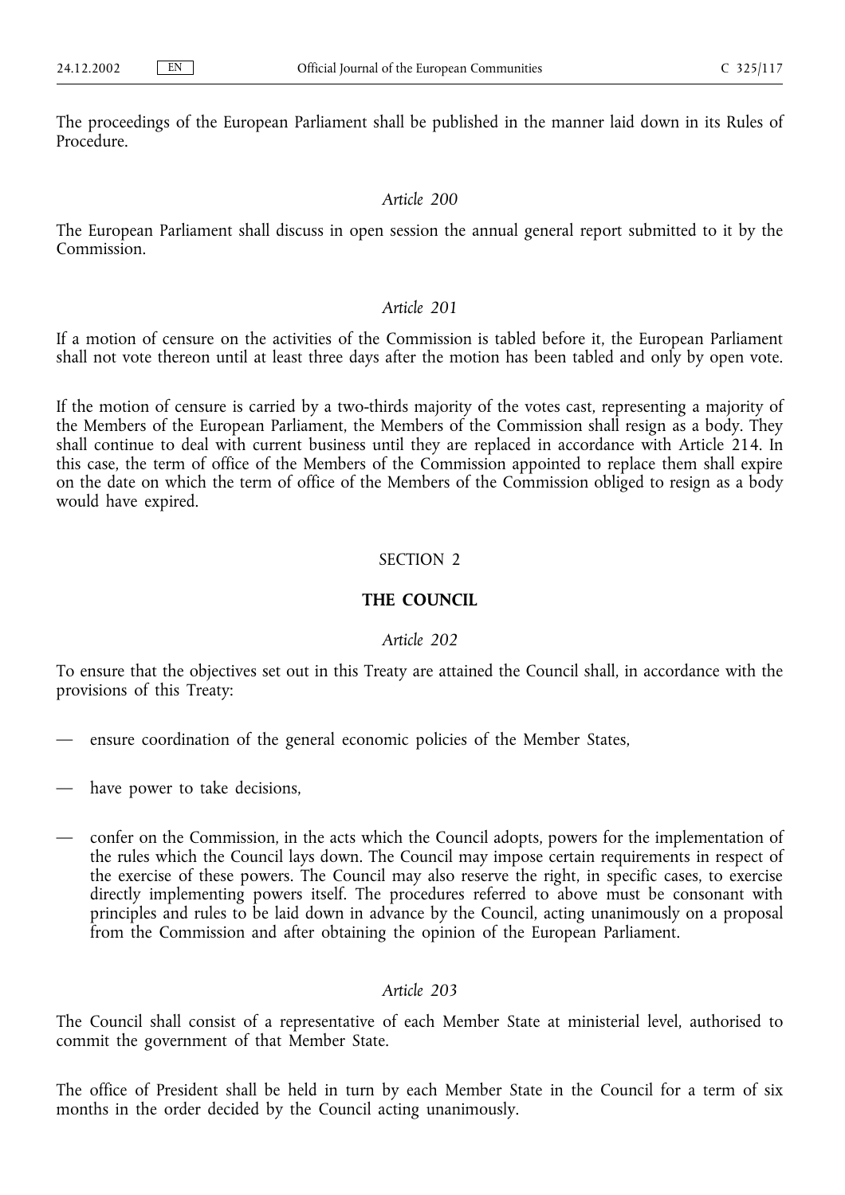The proceedings of the European Parliament shall be published in the manner laid down in its Rules of Procedure.

*Article 200*

The European Parliament shall discuss in open session the annual general report submitted to it by the Commission.

*Article 201*

If a motion of censure on the activities of the Commission is tabled before it, the European Parliament shall not vote thereon until at least three days after the motion has been tabled and only by open vote.

If the motion of censure is carried by a two-thirds majority of the votes cast, representing a majority of the Members of the European Parliament, the Members of the Commission shall resign as a body. They shall continue to deal with current business until they are replaced in accordance with Article 214. In this case, the term of office of the Members of the Commission appointed to replace them shall expire on the date on which the term of office of the Members of the Commission obliged to resign as a body would have expired.

## SECTION 2

## THE COUNCIL

*Article 202*

To ensure that the objectives set out in this Treaty are attained the Council shall, in accordance with the provisions of this Treaty:

— ensure coordination of the general economic policies of the Member States,

— have power to take decisions,

— confer on the Commission, in the acts which the Council adopts, powers for the implementation of the rules which the Council lays down. The Council may impose certain requirements in respect of the exercise of these powers. The Council may also reserve the right, in specific cases, to exercise directly implementing powers itself. The procedures referred to above must be consonant with principles and rules to be laid down in advance by the Council, acting unanimously on a proposal from the Commission and after obtaining the opinion of the European Parliament.

*Article 203*

The Council shall consist of a representative of each Member State at ministerial level, authorised to commit the government of that Member State.

The office of President shall be held in turn by each Member State in the Council for a term of six months in the order decided by the Council acting unanimously.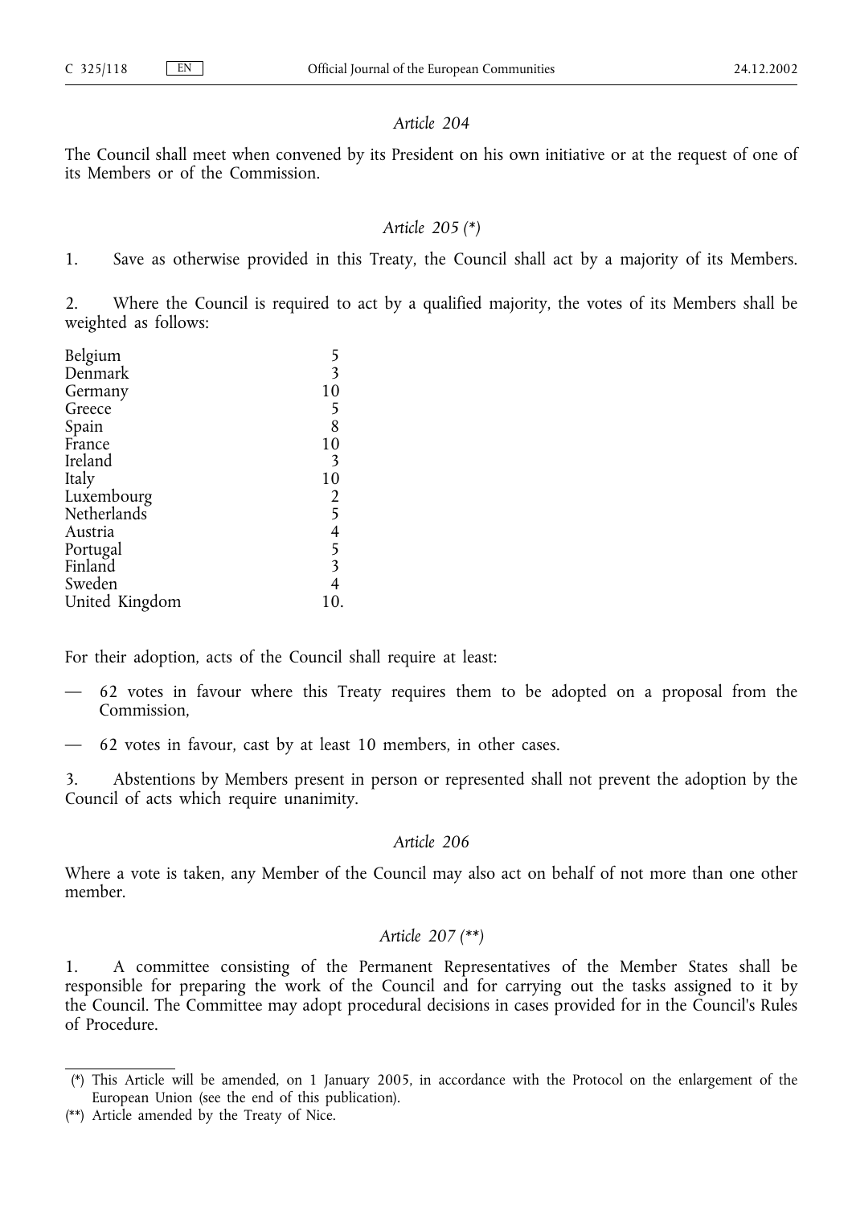*Article 204*

The Council shall meet when convened by its President on his own initiative or at the request of one of its Members or of the Commission.

*Article 205 (\*)*

1. Save as otherwise provided in this Treaty, the Council shall act by a majority of its Members.

2. Where the Council is required to act by a qualified majority, the votes of its Members shall be weighted as follows:

| | |
|---|---|
| Belgium | 5 |
| Denmark | 3 |
| Germany | 10 |
| Greece | 5 |
| Spain | 8 |
| France | 10 |
| Ireland | 3 |
| Italy | 10 |
| Luxembourg | 2 |
| Netherlands | 5 |
| Austria | 4 |
| Portugal | 5 |
| Finland | 3 |
| Sweden | 4 |
| United Kingdom | 10. |

For their adoption, acts of the Council shall require at least:

— 62 votes in favour where this Treaty requires them to be adopted on a proposal from the Commission,

— 62 votes in favour, cast by at least 10 members, in other cases.

3. Abstentions by Members present in person or represented shall not prevent the adoption by the Council of acts which require unanimity.

*Article 206*

Where a vote is taken, any Member of the Council may also act on behalf of not more than one other member.

*Article 207 (\*\*)*

1. A committee consisting of the Permanent Representatives of the Member States shall be responsible for preparing the work of the Council and for carrying out the tasks assigned to it by the Council. The Committee may adopt procedural decisions in cases provided for in the Council's Rules of Procedure.

---

(\*) This Article will be amended, on 1 January 2005, in accordance with the Protocol on the enlargement of the European Union (see the end of this publication).

(\*\*) Article amended by the Treaty of Nice.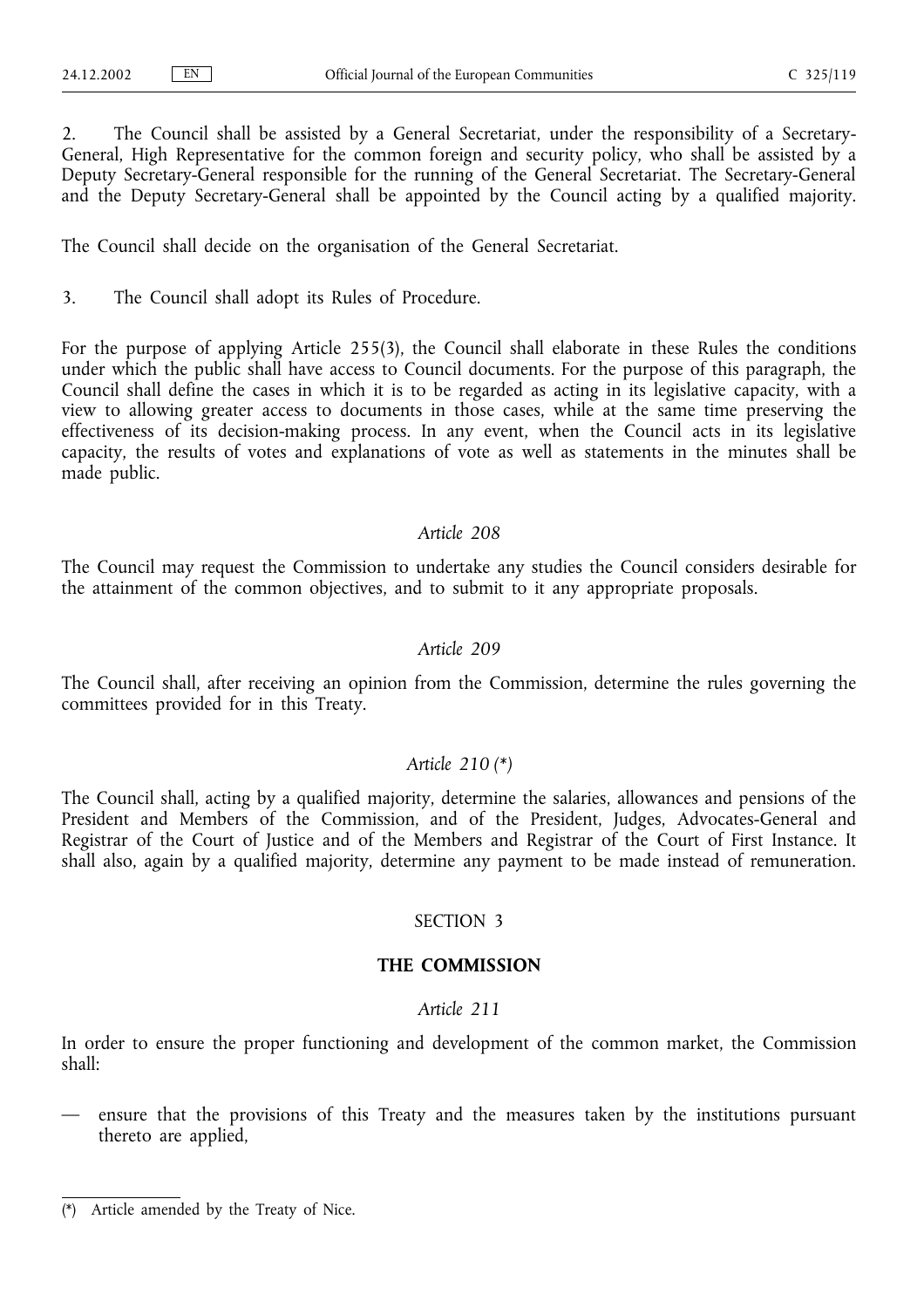2. The Council shall be assisted by a General Secretariat, under the responsibility of a Secretary-General, High Representative for the common foreign and security policy, who shall be assisted by a Deputy Secretary-General responsible for the running of the General Secretariat. The Secretary-General and the Deputy Secretary-General shall be appointed by the Council acting by a qualified majority.

The Council shall decide on the organisation of the General Secretariat.

3. The Council shall adopt its Rules of Procedure.

For the purpose of applying Article 255(3), the Council shall elaborate in these Rules the conditions under which the public shall have access to Council documents. For the purpose of this paragraph, the Council shall define the cases in which it is to be regarded as acting in its legislative capacity, with a view to allowing greater access to documents in those cases, while at the same time preserving the effectiveness of its decision-making process. In any event, when the Council acts in its legislative capacity, the results of votes and explanations of vote as well as statements in the minutes shall be made public.

*Article 208*

The Council may request the Commission to undertake any studies the Council considers desirable for the attainment of the common objectives, and to submit to it any appropriate proposals.

*Article 209*

The Council shall, after receiving an opinion from the Commission, determine the rules governing the committees provided for in this Treaty.

*Article 210 (\*)*

The Council shall, acting by a qualified majority, determine the salaries, allowances and pensions of the President and Members of the Commission, and of the President, Judges, Advocates-General and Registrar of the Court of Justice and of the Members and Registrar of the Court of First Instance. It shall also, again by a qualified majority, determine any payment to be made instead of remuneration.

SECTION 3

**THE COMMISSION**

*Article 211*

In order to ensure the proper functioning and development of the common market, the Commission shall:

— ensure that the provisions of this Treaty and the measures taken by the institutions pursuant thereto are applied,

(*) Article amended by the Treaty of Nice.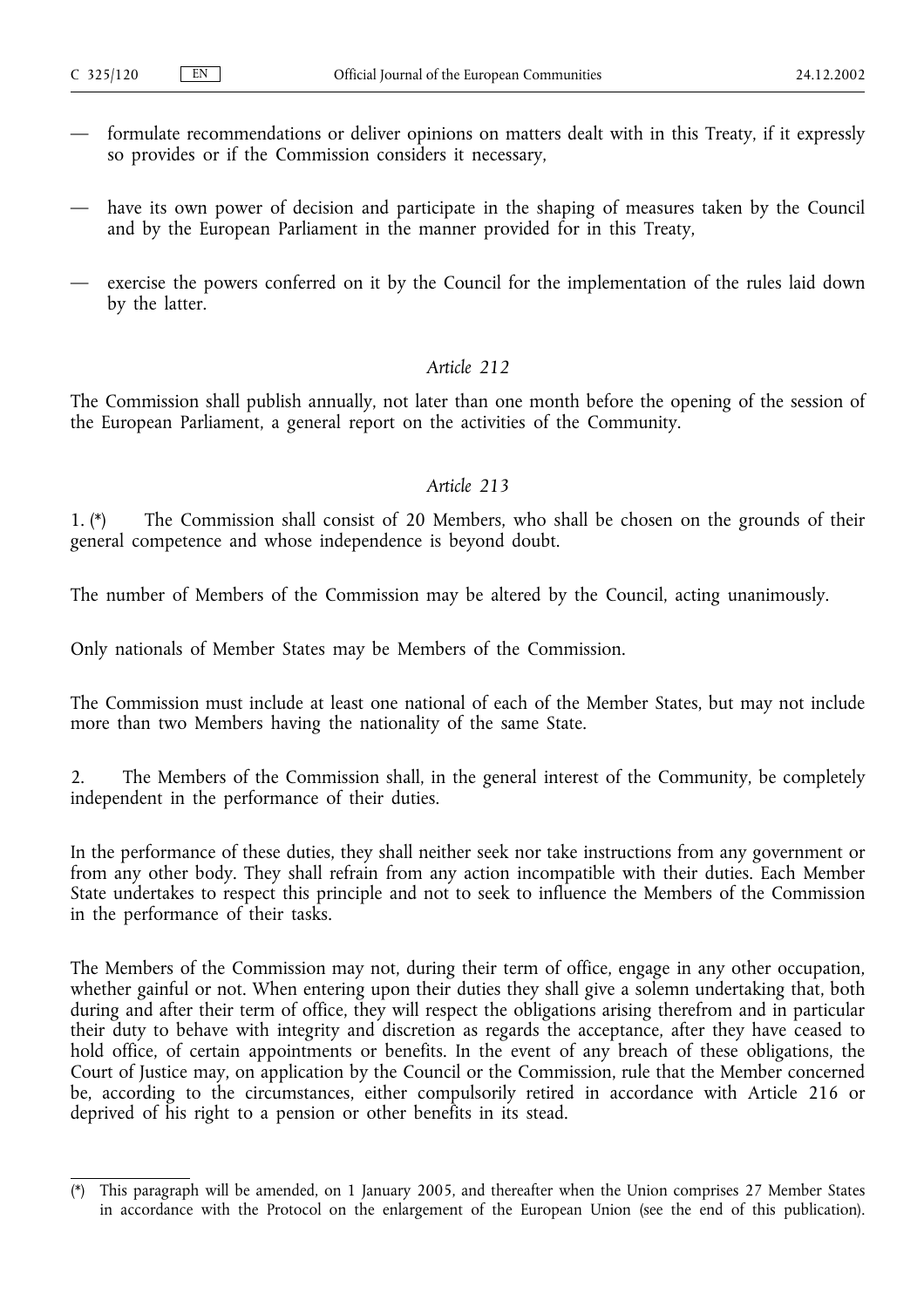— formulate recommendations or deliver opinions on matters dealt with in this Treaty, if it expressly so provides or if the Commission considers it necessary,

— have its own power of decision and participate in the shaping of measures taken by the Council and by the European Parliament in the manner provided for in this Treaty,

— exercise the powers conferred on it by the Council for the implementation of the rules laid down by the latter.

### *Article 212*

The Commission shall publish annually, not later than one month before the opening of the session of the European Parliament, a general report on the activities of the Community.

### *Article 213*

1. (*) The Commission shall consist of 20 Members, who shall be chosen on the grounds of their general competence and whose independence is beyond doubt.

The number of Members of the Commission may be altered by the Council, acting unanimously.

Only nationals of Member States may be Members of the Commission.

The Commission must include at least one national of each of the Member States, but may not include more than two Members having the nationality of the same State.

2. The Members of the Commission shall, in the general interest of the Community, be completely independent in the performance of their duties.

In the performance of these duties, they shall neither seek nor take instructions from any government or from any other body. They shall refrain from any action incompatible with their duties. Each Member State undertakes to respect this principle and not to seek to influence the Members of the Commission in the performance of their tasks.

The Members of the Commission may not, during their term of office, engage in any other occupation, whether gainful or not. When entering upon their duties they shall give a solemn undertaking that, both during and after their term of office, they will respect the obligations arising therefrom and in particular their duty to behave with integrity and discretion as regards the acceptance, after they have ceased to hold office, of certain appointments or benefits. In the event of any breach of these obligations, the Court of Justice may, on application by the Council or the Commission, rule that the Member concerned be, according to the circumstances, either compulsorily retired in accordance with Article 216 or deprived of his right to a pension or other benefits in its stead.

---

(*) This paragraph will be amended, on 1 January 2005, and thereafter when the Union comprises 27 Member States in accordance with the Protocol on the enlargement of the European Union (see the end of this publication).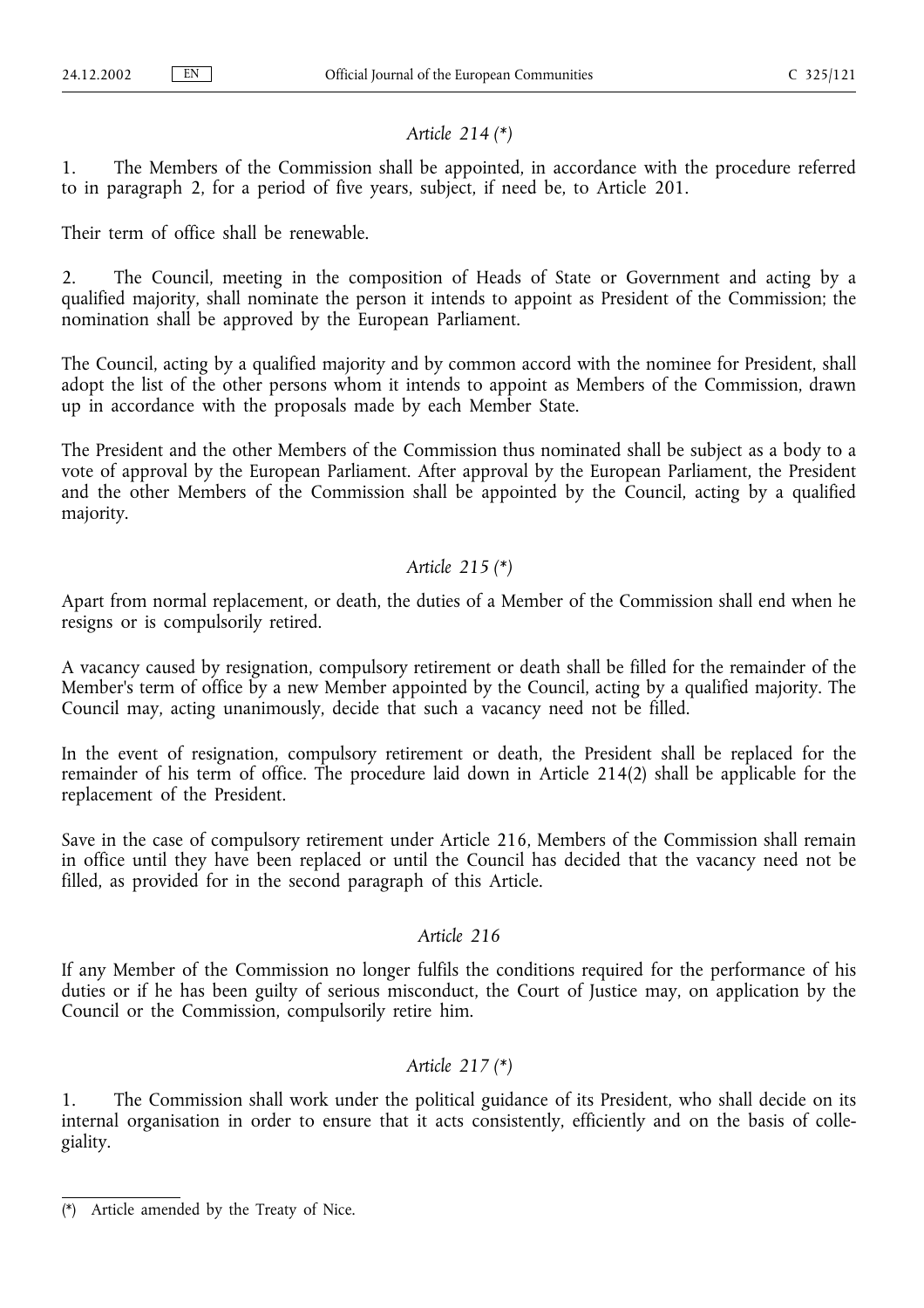*Article 214 (*)*

1. The Members of the Commission shall be appointed, in accordance with the procedure referred to in paragraph 2, for a period of five years, subject, if need be, to Article 201.

Their term of office shall be renewable.

2. The Council, meeting in the composition of Heads of State or Government and acting by a qualified majority, shall nominate the person it intends to appoint as President of the Commission; the nomination shall be approved by the European Parliament.

The Council, acting by a qualified majority and by common accord with the nominee for President, shall adopt the list of the other persons whom it intends to appoint as Members of the Commission, drawn up in accordance with the proposals made by each Member State.

The President and the other Members of the Commission thus nominated shall be subject as a body to a vote of approval by the European Parliament. After approval by the European Parliament, the President and the other Members of the Commission shall be appointed by the Council, acting by a qualified majority.

*Article 215 (*)*

Apart from normal replacement, or death, the duties of a Member of the Commission shall end when he resigns or is compulsorily retired.

A vacancy caused by resignation, compulsory retirement or death shall be filled for the remainder of the Member's term of office by a new Member appointed by the Council, acting by a qualified majority. The Council may, acting unanimously, decide that such a vacancy need not be filled.

In the event of resignation, compulsory retirement or death, the President shall be replaced for the remainder of his term of office. The procedure laid down in Article 214(2) shall be applicable for the replacement of the President.

Save in the case of compulsory retirement under Article 216, Members of the Commission shall remain in office until they have been replaced or until the Council has decided that the vacancy need not be filled, as provided for in the second paragraph of this Article.

*Article 216*

If any Member of the Commission no longer fulfils the conditions required for the performance of his duties or if he has been guilty of serious misconduct, the Court of Justice may, on application by the Council or the Commission, compulsorily retire him.

*Article 217 (*)*

1. The Commission shall work under the political guidance of its President, who shall decide on its internal organisation in order to ensure that it acts consistently, efficiently and on the basis of collegiality.

---

(*) Article amended by the Treaty of Nice.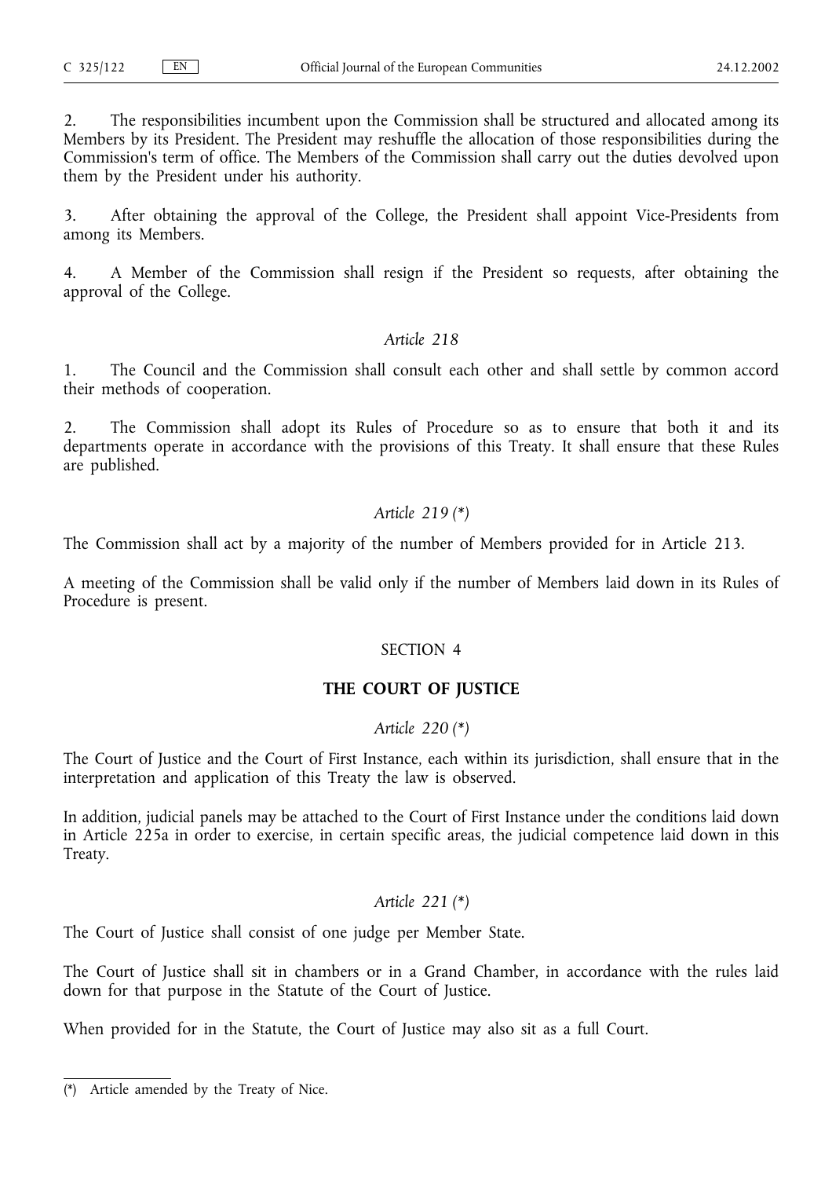2. The responsibilities incumbent upon the Commission shall be structured and allocated among its Members by its President. The President may reshuffle the allocation of those responsibilities during the Commission's term of office. The Members of the Commission shall carry out the duties devolved upon them by the President under his authority.

3. After obtaining the approval of the College, the President shall appoint Vice-Presidents from among its Members.

4. A Member of the Commission shall resign if the President so requests, after obtaining the approval of the College.

*Article 218*

1. The Council and the Commission shall consult each other and shall settle by common accord their methods of cooperation.

2. The Commission shall adopt its Rules of Procedure so as to ensure that both it and its departments operate in accordance with the provisions of this Treaty. It shall ensure that these Rules are published.

*Article 219 (*)*

The Commission shall act by a majority of the number of Members provided for in Article 213.

A meeting of the Commission shall be valid only if the number of Members laid down in its Rules of Procedure is present.

SECTION 4

## THE COURT OF JUSTICE

*Article 220 (*)*

The Court of Justice and the Court of First Instance, each within its jurisdiction, shall ensure that in the interpretation and application of this Treaty the law is observed.

In addition, judicial panels may be attached to the Court of First Instance under the conditions laid down in Article 225a in order to exercise, in certain specific areas, the judicial competence laid down in this Treaty.

*Article 221 (*)*

The Court of Justice shall consist of one judge per Member State.

The Court of Justice shall sit in chambers or in a Grand Chamber, in accordance with the rules laid down for that purpose in the Statute of the Court of Justice.

When provided for in the Statute, the Court of Justice may also sit as a full Court.

(*) Article amended by the Treaty of Nice.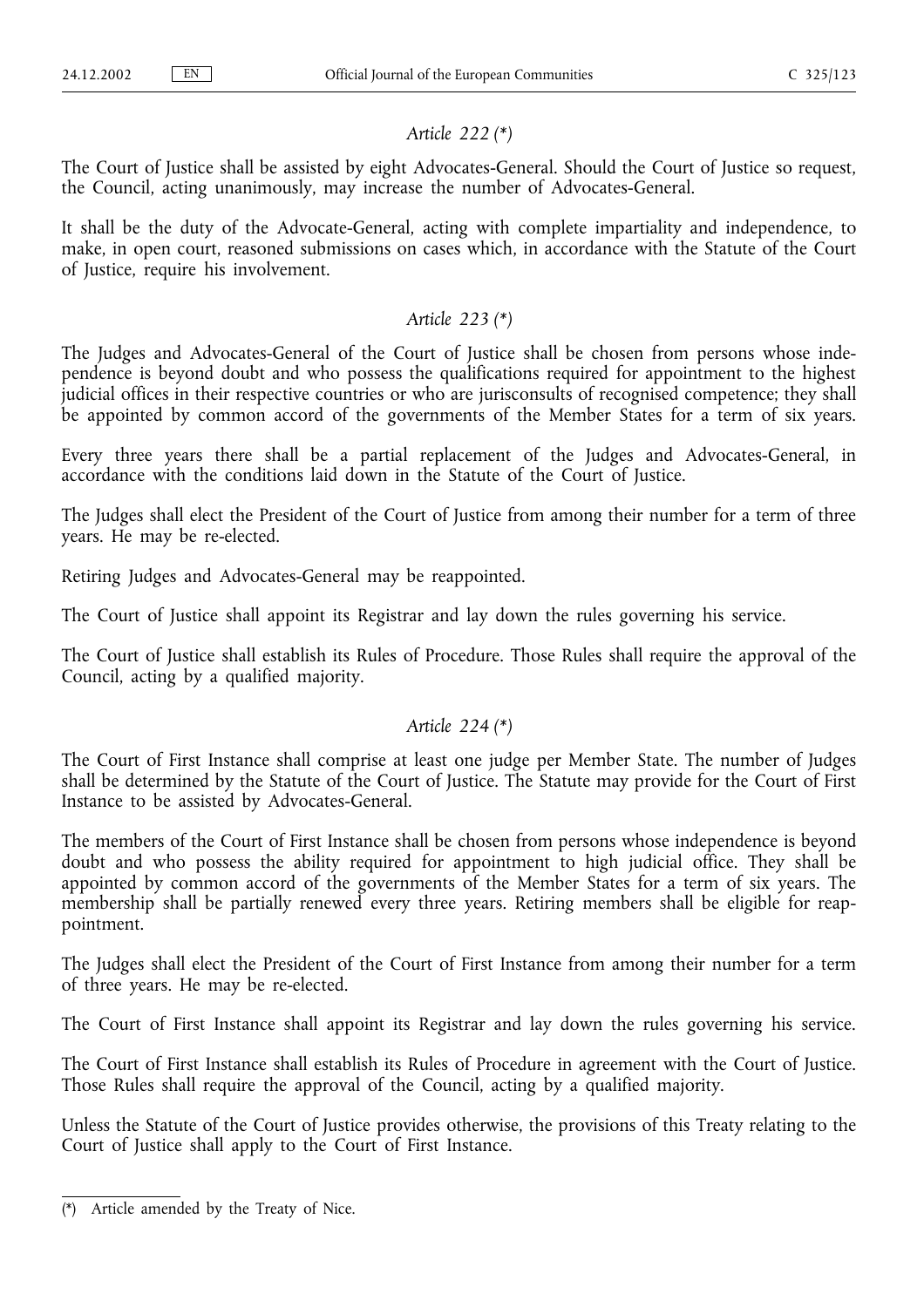*Article 222 (\*)*

The Court of Justice shall be assisted by eight Advocates-General. Should the Court of Justice so request, the Council, acting unanimously, may increase the number of Advocates-General.

It shall be the duty of the Advocate-General, acting with complete impartiality and independence, to make, in open court, reasoned submissions on cases which, in accordance with the Statute of the Court of Justice, require his involvement.

*Article 223 (\*)*

The Judges and Advocates-General of the Court of Justice shall be chosen from persons whose independence is beyond doubt and who possess the qualifications required for appointment to the highest judicial offices in their respective countries or who are jurisconsults of recognised competence; they shall be appointed by common accord of the governments of the Member States for a term of six years.

Every three years there shall be a partial replacement of the Judges and Advocates-General, in accordance with the conditions laid down in the Statute of the Court of Justice.

The Judges shall elect the President of the Court of Justice from among their number for a term of three years. He may be re-elected.

Retiring Judges and Advocates-General may be reappointed.

The Court of Justice shall appoint its Registrar and lay down the rules governing his service.

The Court of Justice shall establish its Rules of Procedure. Those Rules shall require the approval of the Council, acting by a qualified majority.

*Article 224 (\*)*

The Court of First Instance shall comprise at least one judge per Member State. The number of Judges shall be determined by the Statute of the Court of Justice. The Statute may provide for the Court of First Instance to be assisted by Advocates-General.

The members of the Court of First Instance shall be chosen from persons whose independence is beyond doubt and who possess the ability required for appointment to high judicial office. They shall be appointed by common accord of the governments of the Member States for a term of six years. The membership shall be partially renewed every three years. Retiring members shall be eligible for reappointment.

The Judges shall elect the President of the Court of First Instance from among their number for a term of three years. He may be re-elected.

The Court of First Instance shall appoint its Registrar and lay down the rules governing his service.

The Court of First Instance shall establish its Rules of Procedure in agreement with the Court of Justice. Those Rules shall require the approval of the Council, acting by a qualified majority.

Unless the Statute of the Court of Justice provides otherwise, the provisions of this Treaty relating to the Court of Justice shall apply to the Court of First Instance.

---

(\*) Article amended by the Treaty of Nice.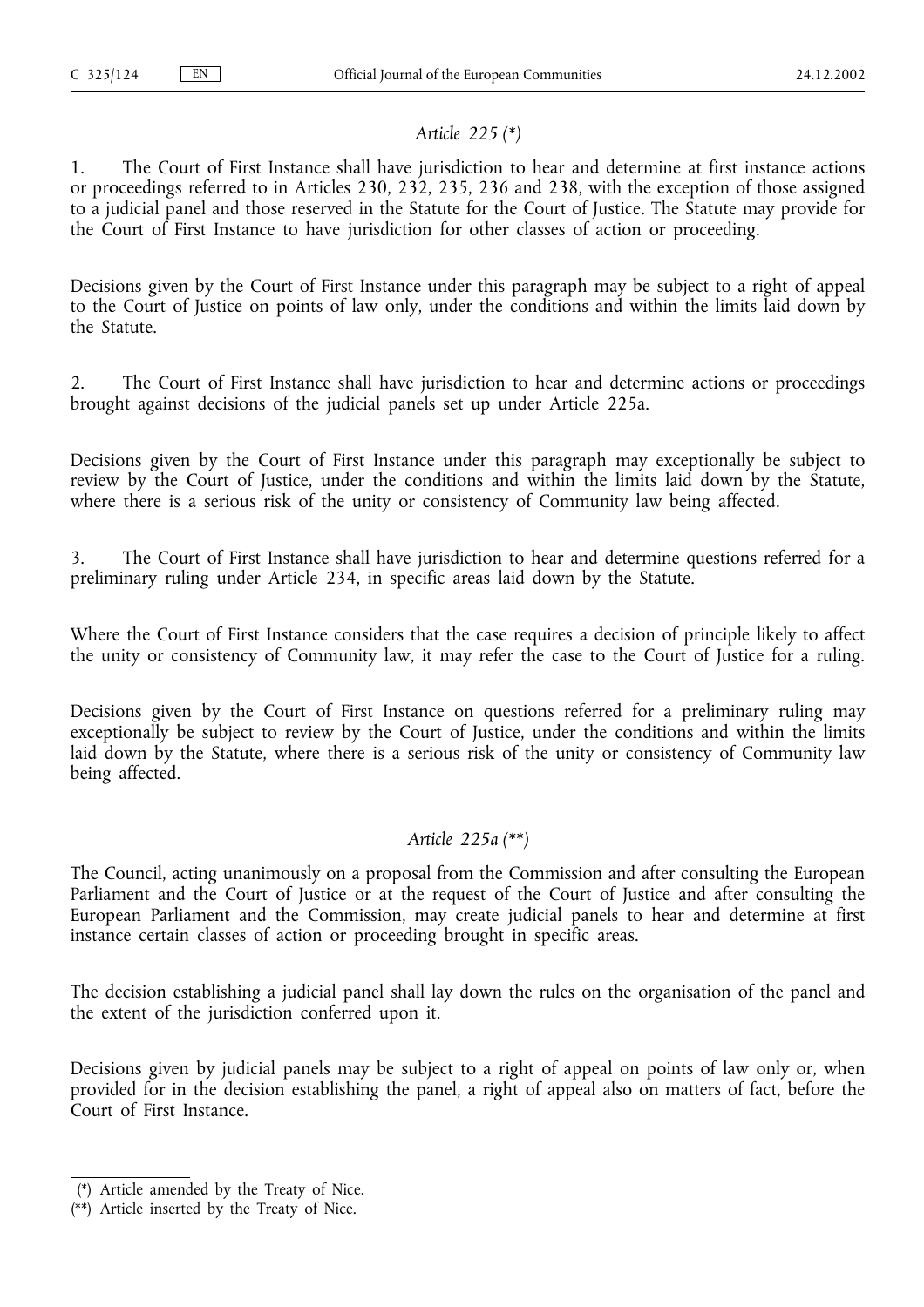*Article 225 (\*)*

1. The Court of First Instance shall have jurisdiction to hear and determine at first instance actions or proceedings referred to in Articles 230, 232, 235, 236 and 238, with the exception of those assigned to a judicial panel and those reserved in the Statute for the Court of Justice. The Statute may provide for the Court of First Instance to have jurisdiction for other classes of action or proceeding.

Decisions given by the Court of First Instance under this paragraph may be subject to a right of appeal to the Court of Justice on points of law only, under the conditions and within the limits laid down by the Statute.

2. The Court of First Instance shall have jurisdiction to hear and determine actions or proceedings brought against decisions of the judicial panels set up under Article 225a.

Decisions given by the Court of First Instance under this paragraph may exceptionally be subject to review by the Court of Justice, under the conditions and within the limits laid down by the Statute, where there is a serious risk of the unity or consistency of Community law being affected.

3. The Court of First Instance shall have jurisdiction to hear and determine questions referred for a preliminary ruling under Article 234, in specific areas laid down by the Statute.

Where the Court of First Instance considers that the case requires a decision of principle likely to affect the unity or consistency of Community law, it may refer the case to the Court of Justice for a ruling.

Decisions given by the Court of First Instance on questions referred for a preliminary ruling may exceptionally be subject to review by the Court of Justice, under the conditions and within the limits laid down by the Statute, where there is a serious risk of the unity or consistency of Community law being affected.

*Article 225a (\*\*)*

The Council, acting unanimously on a proposal from the Commission and after consulting the European Parliament and the Court of Justice or at the request of the Court of Justice and after consulting the European Parliament and the Commission, may create judicial panels to hear and determine at first instance certain classes of action or proceeding brought in specific areas.

The decision establishing a judicial panel shall lay down the rules on the organisation of the panel and the extent of the jurisdiction conferred upon it.

Decisions given by judicial panels may be subject to a right of appeal on points of law only or, when provided for in the decision establishing the panel, a right of appeal also on matters of fact, before the Court of First Instance.

---

(\*) Article amended by the Treaty of Nice.

(\*\*) Article inserted by the Treaty of Nice.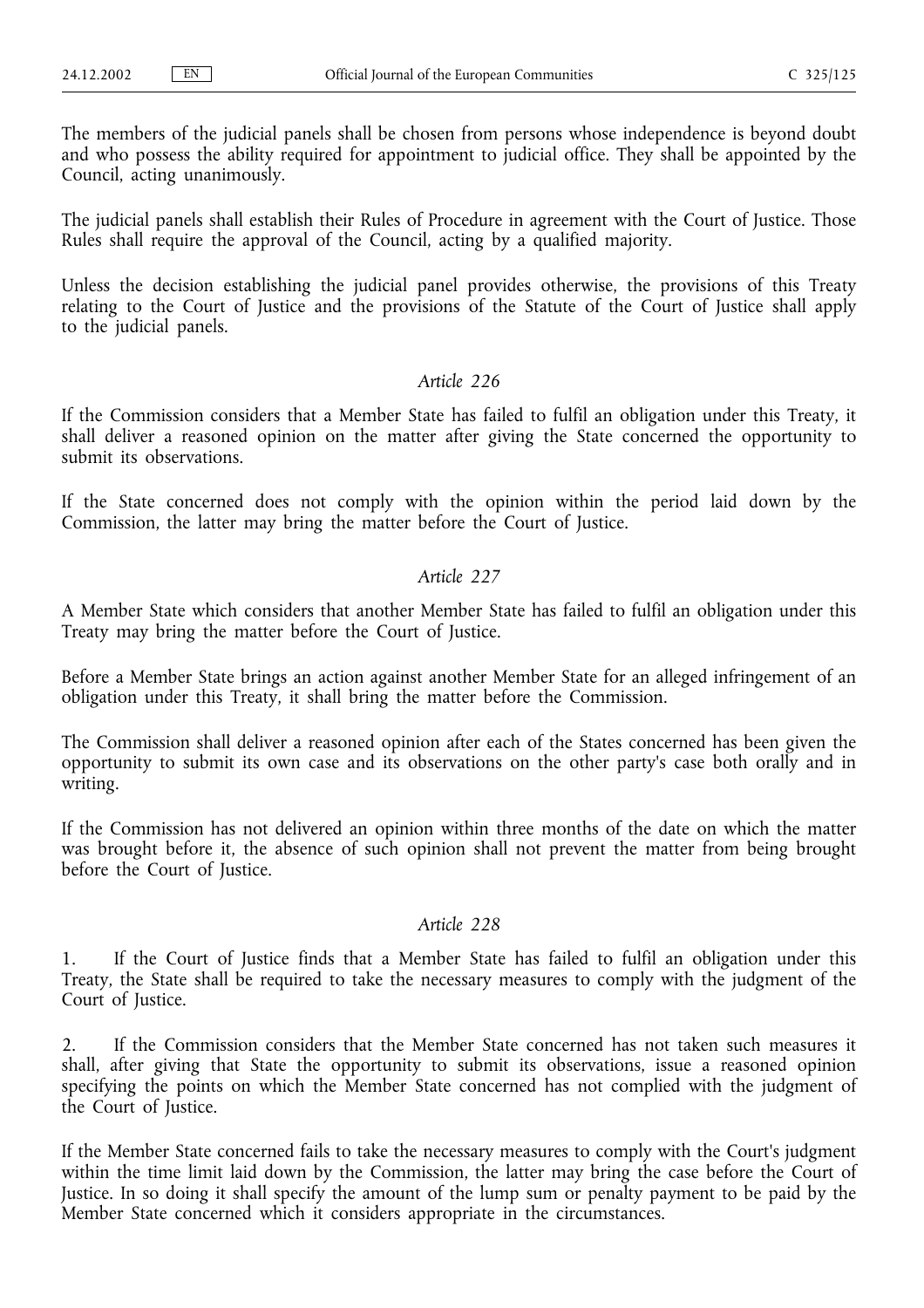The members of the judicial panels shall be chosen from persons whose independence is beyond doubt and who possess the ability required for appointment to judicial office. They shall be appointed by the Council, acting unanimously.

The judicial panels shall establish their Rules of Procedure in agreement with the Court of Justice. Those Rules shall require the approval of the Council, acting by a qualified majority.

Unless the decision establishing the judicial panel provides otherwise, the provisions of this Treaty relating to the Court of Justice and the provisions of the Statute of the Court of Justice shall apply to the judicial panels.

*Article 226*

If the Commission considers that a Member State has failed to fulfil an obligation under this Treaty, it shall deliver a reasoned opinion on the matter after giving the State concerned the opportunity to submit its observations.

If the State concerned does not comply with the opinion within the period laid down by the Commission, the latter may bring the matter before the Court of Justice.

*Article 227*

A Member State which considers that another Member State has failed to fulfil an obligation under this Treaty may bring the matter before the Court of Justice.

Before a Member State brings an action against another Member State for an alleged infringement of an obligation under this Treaty, it shall bring the matter before the Commission.

The Commission shall deliver a reasoned opinion after each of the States concerned has been given the opportunity to submit its own case and its observations on the other party's case both orally and in writing.

If the Commission has not delivered an opinion within three months of the date on which the matter was brought before it, the absence of such opinion shall not prevent the matter from being brought before the Court of Justice.

*Article 228*

1. If the Court of Justice finds that a Member State has failed to fulfil an obligation under this Treaty, the State shall be required to take the necessary measures to comply with the judgment of the Court of Justice.

2. If the Commission considers that the Member State concerned has not taken such measures it shall, after giving that State the opportunity to submit its observations, issue a reasoned opinion specifying the points on which the Member State concerned has not complied with the judgment of the Court of Justice.

If the Member State concerned fails to take the necessary measures to comply with the Court's judgment within the time limit laid down by the Commission, the latter may bring the case before the Court of Justice. In so doing it shall specify the amount of the lump sum or penalty payment to be paid by the Member State concerned which it considers appropriate in the circumstances.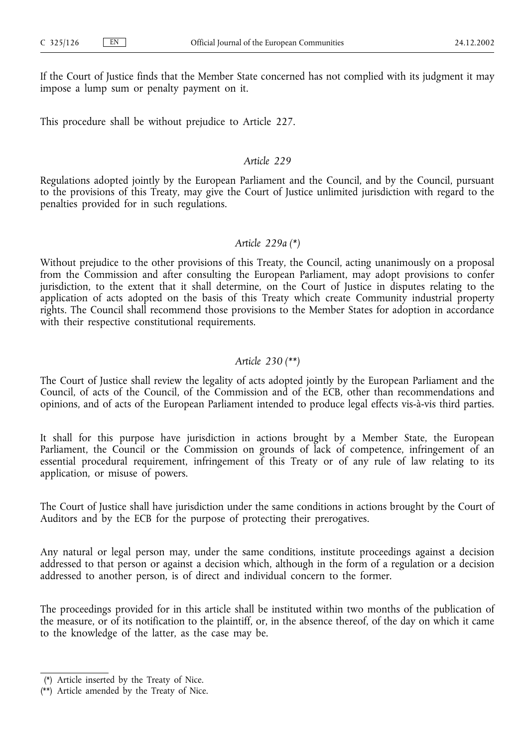If the Court of Justice finds that the Member State concerned has not complied with its judgment it may impose a lump sum or penalty payment on it.

This procedure shall be without prejudice to Article 227.

*Article 229*

Regulations adopted jointly by the European Parliament and the Council, and by the Council, pursuant to the provisions of this Treaty, may give the Court of Justice unlimited jurisdiction with regard to the penalties provided for in such regulations.

*Article 229a (\*)*

Without prejudice to the other provisions of this Treaty, the Council, acting unanimously on a proposal from the Commission and after consulting the European Parliament, may adopt provisions to confer jurisdiction, to the extent that it shall determine, on the Court of Justice in disputes relating to the application of acts adopted on the basis of this Treaty which create Community industrial property rights. The Council shall recommend those provisions to the Member States for adoption in accordance with their respective constitutional requirements.

*Article 230 (\*\*)*

The Court of Justice shall review the legality of acts adopted jointly by the European Parliament and the Council, of acts of the Council, of the Commission and of the ECB, other than recommendations and opinions, and of acts of the European Parliament intended to produce legal effects vis-à-vis third parties.

It shall for this purpose have jurisdiction in actions brought by a Member State, the European Parliament, the Council or the Commission on grounds of lack of competence, infringement of an essential procedural requirement, infringement of this Treaty or of any rule of law relating to its application, or misuse of powers.

The Court of Justice shall have jurisdiction under the same conditions in actions brought by the Court of Auditors and by the ECB for the purpose of protecting their prerogatives.

Any natural or legal person may, under the same conditions, institute proceedings against a decision addressed to that person or against a decision which, although in the form of a regulation or a decision addressed to another person, is of direct and individual concern to the former.

The proceedings provided for in this article shall be instituted within two months of the publication of the measure, or of its notification to the plaintiff, or, in the absence thereof, of the day on which it came to the knowledge of the latter, as the case may be.

---

(\*) Article inserted by the Treaty of Nice.

(\*\*) Article amended by the Treaty of Nice.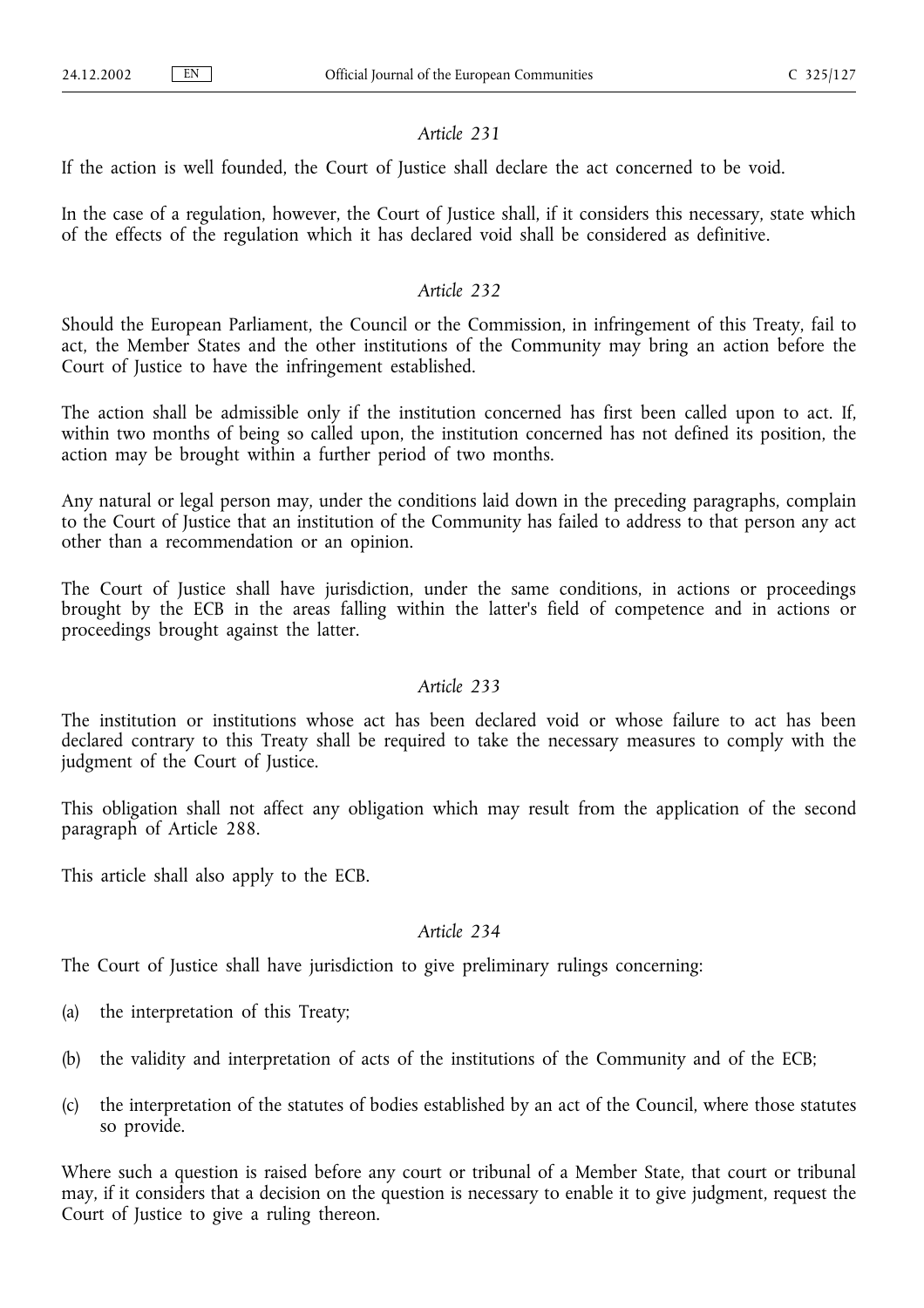*Article 231*

If the action is well founded, the Court of Justice shall declare the act concerned to be void.

In the case of a regulation, however, the Court of Justice shall, if it considers this necessary, state which of the effects of the regulation which it has declared void shall be considered as definitive.

*Article 232*

Should the European Parliament, the Council or the Commission, in infringement of this Treaty, fail to act, the Member States and the other institutions of the Community may bring an action before the Court of Justice to have the infringement established.

The action shall be admissible only if the institution concerned has first been called upon to act. If, within two months of being so called upon, the institution concerned has not defined its position, the action may be brought within a further period of two months.

Any natural or legal person may, under the conditions laid down in the preceding paragraphs, complain to the Court of Justice that an institution of the Community has failed to address to that person any act other than a recommendation or an opinion.

The Court of Justice shall have jurisdiction, under the same conditions, in actions or proceedings brought by the ECB in the areas falling within the latter's field of competence and in actions or proceedings brought against the latter.

*Article 233*

The institution or institutions whose act has been declared void or whose failure to act has been declared contrary to this Treaty shall be required to take the necessary measures to comply with the judgment of the Court of Justice.

This obligation shall not affect any obligation which may result from the application of the second paragraph of Article 288.

This article shall also apply to the ECB.

*Article 234*

The Court of Justice shall have jurisdiction to give preliminary rulings concerning:

(a) the interpretation of this Treaty;

(b) the validity and interpretation of acts of the institutions of the Community and of the ECB;

(c) the interpretation of the statutes of bodies established by an act of the Council, where those statutes so provide.

Where such a question is raised before any court or tribunal of a Member State, that court or tribunal may, if it considers that a decision on the question is necessary to enable it to give judgment, request the Court of Justice to give a ruling thereon.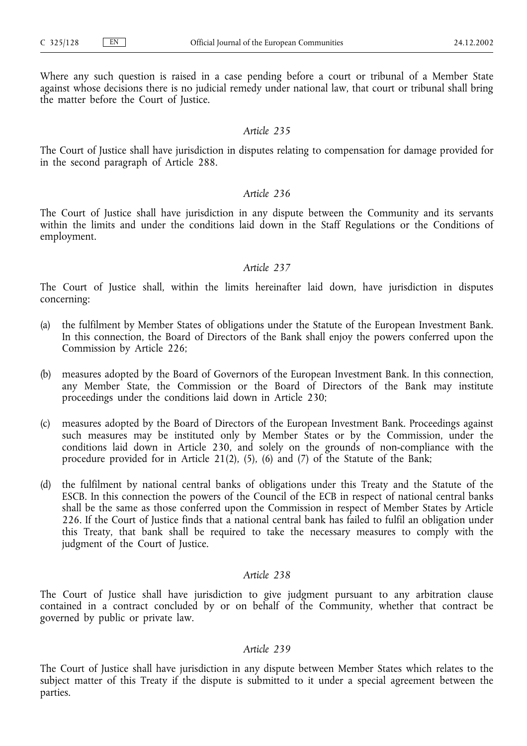Where any such question is raised in a case pending before a court or tribunal of a Member State against whose decisions there is no judicial remedy under national law, that court or tribunal shall bring the matter before the Court of Justice.

### *Article 235*

The Court of Justice shall have jurisdiction in disputes relating to compensation for damage provided for in the second paragraph of Article 288.

### *Article 236*

The Court of Justice shall have jurisdiction in any dispute between the Community and its servants within the limits and under the conditions laid down in the Staff Regulations or the Conditions of employment.

### *Article 237*

The Court of Justice shall, within the limits hereinafter laid down, have jurisdiction in disputes concerning:

(a) the fulfilment by Member States of obligations under the Statute of the European Investment Bank. In this connection, the Board of Directors of the Bank shall enjoy the powers conferred upon the Commission by Article 226;

(b) measures adopted by the Board of Governors of the European Investment Bank. In this connection, any Member State, the Commission or the Board of Directors of the Bank may institute proceedings under the conditions laid down in Article 230;

(c) measures adopted by the Board of Directors of the European Investment Bank. Proceedings against such measures may be instituted only by Member States or by the Commission, under the conditions laid down in Article 230, and solely on the grounds of non-compliance with the procedure provided for in Article 21(2), (5), (6) and (7) of the Statute of the Bank;

(d) the fulfilment by national central banks of obligations under this Treaty and the Statute of the ESCB. In this connection the powers of the Council of the ECB in respect of national central banks shall be the same as those conferred upon the Commission in respect of Member States by Article 226. If the Court of Justice finds that a national central bank has failed to fulfil an obligation under this Treaty, that bank shall be required to take the necessary measures to comply with the judgment of the Court of Justice.

### *Article 238*

The Court of Justice shall have jurisdiction to give judgment pursuant to any arbitration clause contained in a contract concluded by or on behalf of the Community, whether that contract be governed by public or private law.

### *Article 239*

The Court of Justice shall have jurisdiction in any dispute between Member States which relates to the subject matter of this Treaty if the dispute is submitted to it under a special agreement between the parties.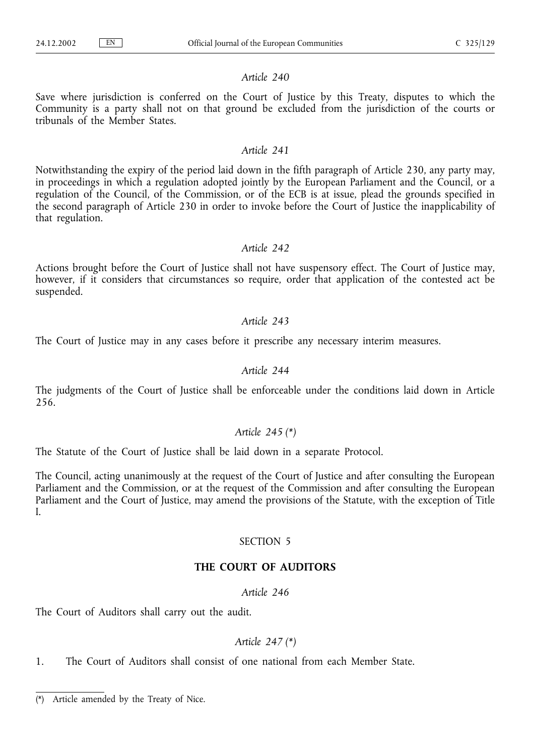*Article 240*

Save where jurisdiction is conferred on the Court of Justice by this Treaty, disputes to which the Community is a party shall not on that ground be excluded from the jurisdiction of the courts or tribunals of the Member States.

*Article 241*

Notwithstanding the expiry of the period laid down in the fifth paragraph of Article 230, any party may, in proceedings in which a regulation adopted jointly by the European Parliament and the Council, or a regulation of the Council, of the Commission, or of the ECB is at issue, plead the grounds specified in the second paragraph of Article 230 in order to invoke before the Court of Justice the inapplicability of that regulation.

*Article 242*

Actions brought before the Court of Justice shall not have suspensory effect. The Court of Justice may, however, if it considers that circumstances so require, order that application of the contested act be suspended.

*Article 243*

The Court of Justice may in any cases before it prescribe any necessary interim measures.

*Article 244*

The judgments of the Court of Justice shall be enforceable under the conditions laid down in Article 256.

*Article 245 (\*)*

The Statute of the Court of Justice shall be laid down in a separate Protocol.

The Council, acting unanimously at the request of the Court of Justice and after consulting the European Parliament and the Commission, or at the request of the Commission and after consulting the European Parliament and the Court of Justice, may amend the provisions of the Statute, with the exception of Title I.

SECTION 5

**THE COURT OF AUDITORS**

*Article 246*

The Court of Auditors shall carry out the audit.

*Article 247 (\*)*

1. The Court of Auditors shall consist of one national from each Member State.

(*) Article amended by the Treaty of Nice.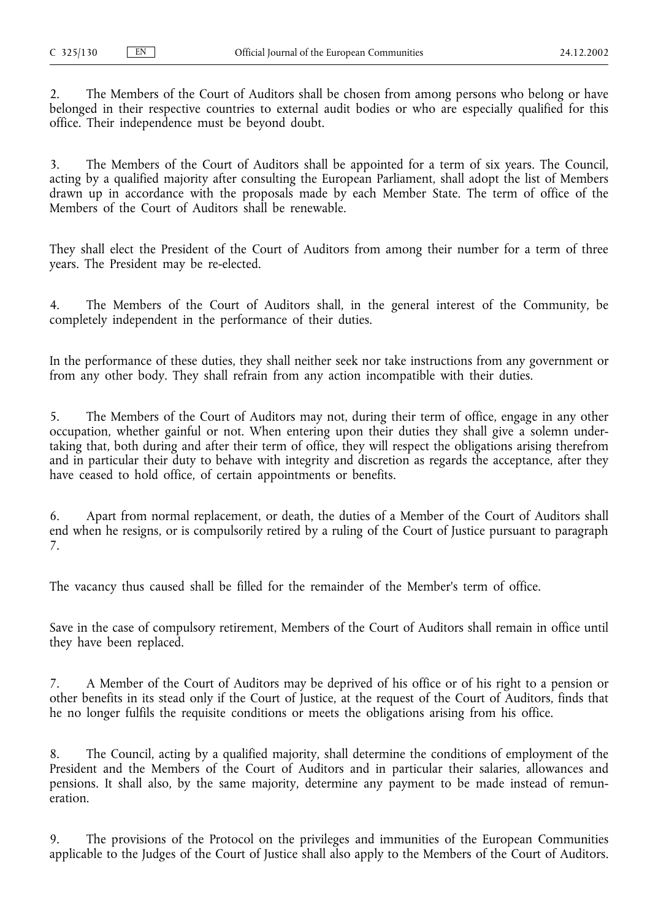2. The Members of the Court of Auditors shall be chosen from among persons who belong or have belonged in their respective countries to external audit bodies or who are especially qualified for this office. Their independence must be beyond doubt.

3. The Members of the Court of Auditors shall be appointed for a term of six years. The Council, acting by a qualified majority after consulting the European Parliament, shall adopt the list of Members drawn up in accordance with the proposals made by each Member State. The term of office of the Members of the Court of Auditors shall be renewable.

They shall elect the President of the Court of Auditors from among their number for a term of three years. The President may be re-elected.

4. The Members of the Court of Auditors shall, in the general interest of the Community, be completely independent in the performance of their duties.

In the performance of these duties, they shall neither seek nor take instructions from any government or from any other body. They shall refrain from any action incompatible with their duties.

5. The Members of the Court of Auditors may not, during their term of office, engage in any other occupation, whether gainful or not. When entering upon their duties they shall give a solemn undertaking that, both during and after their term of office, they will respect the obligations arising therefrom and in particular their duty to behave with integrity and discretion as regards the acceptance, after they have ceased to hold office, of certain appointments or benefits.

6. Apart from normal replacement, or death, the duties of a Member of the Court of Auditors shall end when he resigns, or is compulsorily retired by a ruling of the Court of Justice pursuant to paragraph 7.

The vacancy thus caused shall be filled for the remainder of the Member's term of office.

Save in the case of compulsory retirement, Members of the Court of Auditors shall remain in office until they have been replaced.

7. A Member of the Court of Auditors may be deprived of his office or of his right to a pension or other benefits in its stead only if the Court of Justice, at the request of the Court of Auditors, finds that he no longer fulfils the requisite conditions or meets the obligations arising from his office.

8. The Council, acting by a qualified majority, shall determine the conditions of employment of the President and the Members of the Court of Auditors and in particular their salaries, allowances and pensions. It shall also, by the same majority, determine any payment to be made instead of remuneration.

9. The provisions of the Protocol on the privileges and immunities of the European Communities applicable to the Judges of the Court of Justice shall also apply to the Members of the Court of Auditors.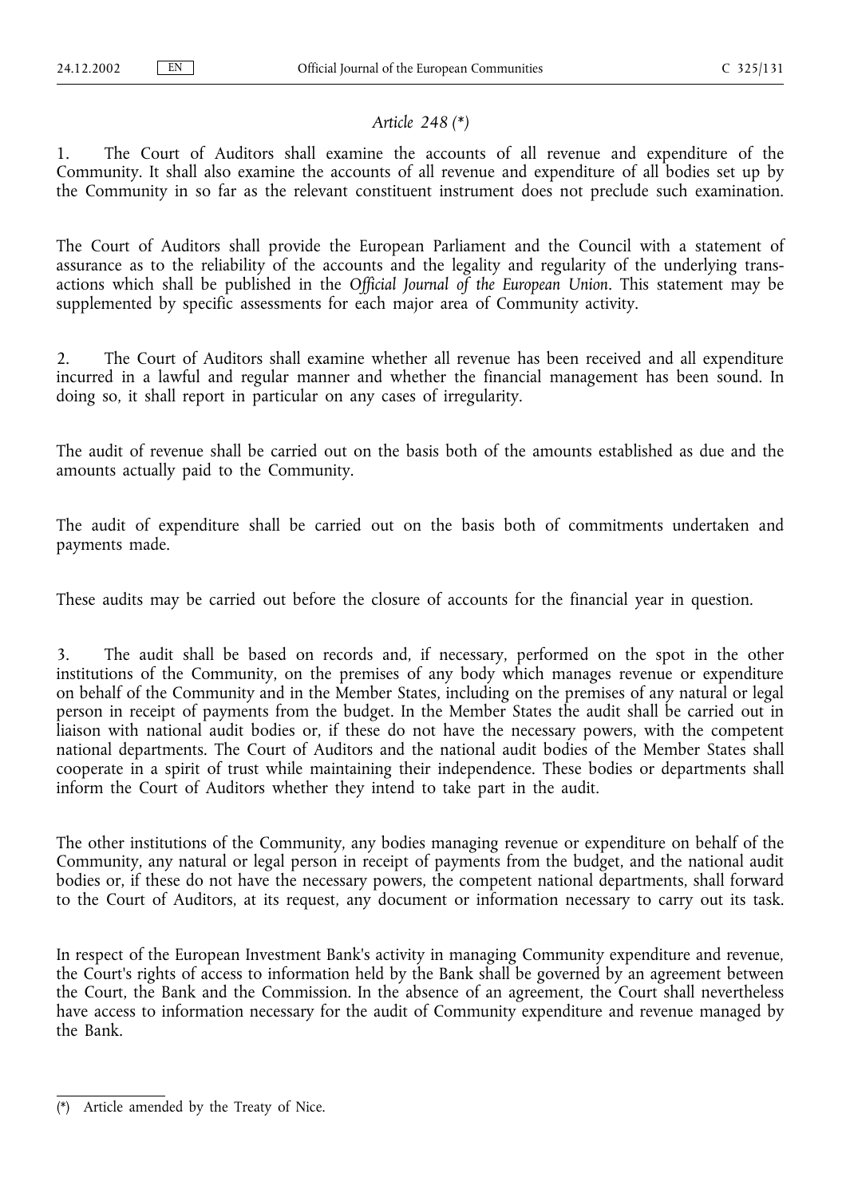*Article 248 (*)*

1. The Court of Auditors shall examine the accounts of all revenue and expenditure of the Community. It shall also examine the accounts of all revenue and expenditure of all bodies set up by the Community in so far as the relevant constituent instrument does not preclude such examination.

The Court of Auditors shall provide the European Parliament and the Council with a statement of assurance as to the reliability of the accounts and the legality and regularity of the underlying transactions which shall be published in the *Official Journal of the European Union*. This statement may be supplemented by specific assessments for each major area of Community activity.

2. The Court of Auditors shall examine whether all revenue has been received and all expenditure incurred in a lawful and regular manner and whether the financial management has been sound. In doing so, it shall report in particular on any cases of irregularity.

The audit of revenue shall be carried out on the basis both of the amounts established as due and the amounts actually paid to the Community.

The audit of expenditure shall be carried out on the basis both of commitments undertaken and payments made.

These audits may be carried out before the closure of accounts for the financial year in question.

3. The audit shall be based on records and, if necessary, performed on the spot in the other institutions of the Community, on the premises of any body which manages revenue or expenditure on behalf of the Community and in the Member States, including on the premises of any natural or legal person in receipt of payments from the budget. In the Member States the audit shall be carried out in liaison with national audit bodies or, if these do not have the necessary powers, with the competent national departments. The Court of Auditors and the national audit bodies of the Member States shall cooperate in a spirit of trust while maintaining their independence. These bodies or departments shall inform the Court of Auditors whether they intend to take part in the audit.

The other institutions of the Community, any bodies managing revenue or expenditure on behalf of the Community, any natural or legal person in receipt of payments from the budget, and the national audit bodies or, if these do not have the necessary powers, the competent national departments, shall forward to the Court of Auditors, at its request, any document or information necessary to carry out its task.

In respect of the European Investment Bank's activity in managing Community expenditure and revenue, the Court's rights of access to information held by the Bank shall be governed by an agreement between the Court, the Bank and the Commission. In the absence of an agreement, the Court shall nevertheless have access to information necessary for the audit of Community expenditure and revenue managed by the Bank.

---

(*) Article amended by the Treaty of Nice.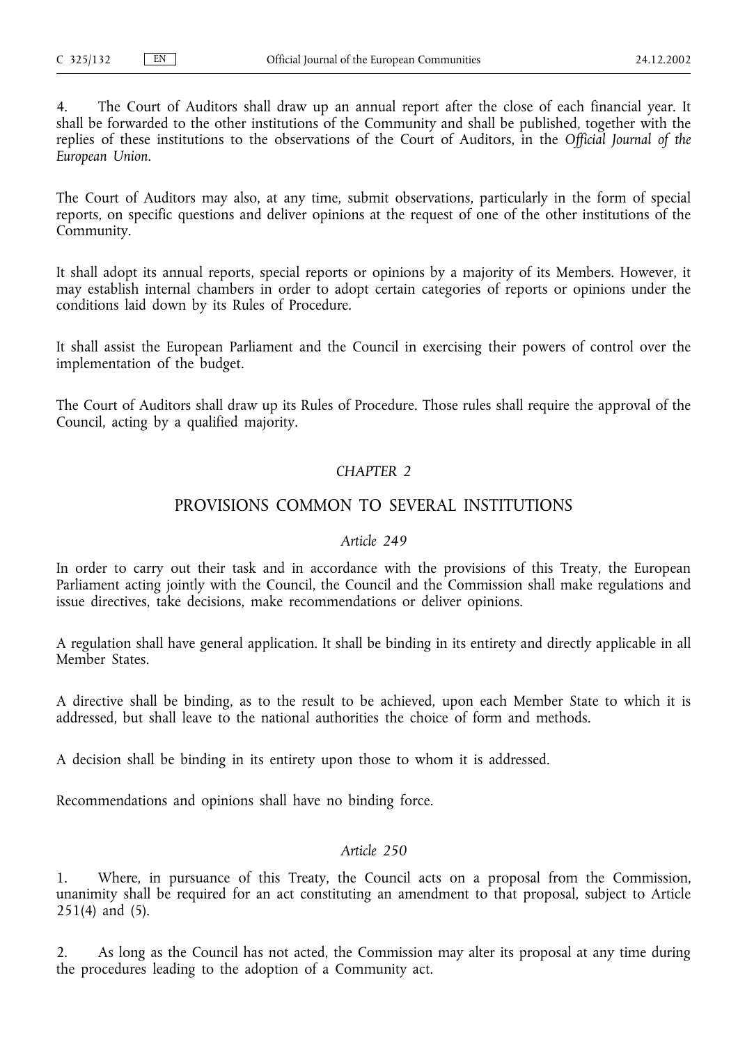4. The Court of Auditors shall draw up an annual report after the close of each financial year. It shall be forwarded to the other institutions of the Community and shall be published, together with the replies of these institutions to the observations of the Court of Auditors, in the *Official Journal of the European Union*.

The Court of Auditors may also, at any time, submit observations, particularly in the form of special reports, on specific questions and deliver opinions at the request of one of the other institutions of the Community.

It shall adopt its annual reports, special reports or opinions by a majority of its Members. However, it may establish internal chambers in order to adopt certain categories of reports or opinions under the conditions laid down by its Rules of Procedure.

It shall assist the European Parliament and the Council in exercising their powers of control over the implementation of the budget.

The Court of Auditors shall draw up its Rules of Procedure. Those rules shall require the approval of the Council, acting by a qualified majority.

## *CHAPTER 2*

## PROVISIONS COMMON TO SEVERAL INSTITUTIONS

### *Article 249*

In order to carry out their task and in accordance with the provisions of this Treaty, the European Parliament acting jointly with the Council, the Council and the Commission shall make regulations and issue directives, take decisions, make recommendations or deliver opinions.

A regulation shall have general application. It shall be binding in its entirety and directly applicable in all Member States.

A directive shall be binding, as to the result to be achieved, upon each Member State to which it is addressed, but shall leave to the national authorities the choice of form and methods.

A decision shall be binding in its entirety upon those to whom it is addressed.

Recommendations and opinions shall have no binding force.

### *Article 250*

1. Where, in pursuance of this Treaty, the Council acts on a proposal from the Commission, unanimity shall be required for an act constituting an amendment to that proposal, subject to Article 251(4) and (5).

2. As long as the Council has not acted, the Commission may alter its proposal at any time during the procedures leading to the adoption of a Community act.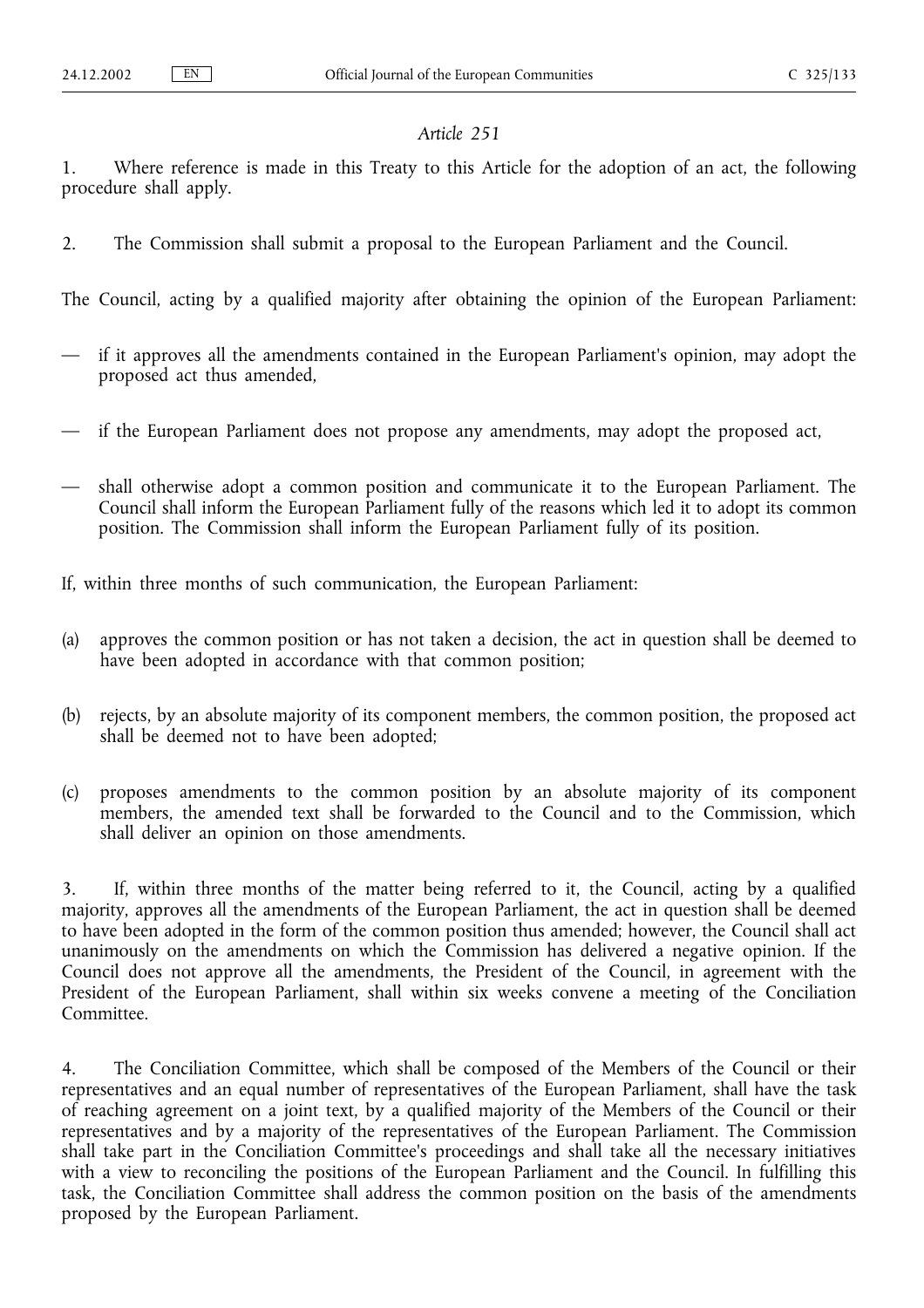*Article 251*

1. Where reference is made in this Treaty to this Article for the adoption of an act, the following procedure shall apply.

2. The Commission shall submit a proposal to the European Parliament and the Council.

The Council, acting by a qualified majority after obtaining the opinion of the European Parliament:

- if it approves all the amendments contained in the European Parliament's opinion, may adopt the proposed act thus amended,
- if the European Parliament does not propose any amendments, may adopt the proposed act,
- shall otherwise adopt a common position and communicate it to the European Parliament. The Council shall inform the European Parliament fully of the reasons which led it to adopt its common position. The Commission shall inform the European Parliament fully of its position.

If, within three months of such communication, the European Parliament:

(a) approves the common position or has not taken a decision, the act in question shall be deemed to have been adopted in accordance with that common position;

(b) rejects, by an absolute majority of its component members, the common position, the proposed act shall be deemed not to have been adopted;

(c) proposes amendments to the common position by an absolute majority of its component members, the amended text shall be forwarded to the Council and to the Commission, which shall deliver an opinion on those amendments.

3. If, within three months of the matter being referred to it, the Council, acting by a qualified majority, approves all the amendments of the European Parliament, the act in question shall be deemed to have been adopted in the form of the common position thus amended; however, the Council shall act unanimously on the amendments on which the Commission has delivered a negative opinion. If the Council does not approve all the amendments, the President of the Council, in agreement with the President of the European Parliament, shall within six weeks convene a meeting of the Conciliation Committee.

4. The Conciliation Committee, which shall be composed of the Members of the Council or their representatives and an equal number of representatives of the European Parliament, shall have the task of reaching agreement on a joint text, by a qualified majority of the Members of the Council or their representatives and by a majority of the representatives of the European Parliament. The Commission shall take part in the Conciliation Committee's proceedings and shall take all the necessary initiatives with a view to reconciling the positions of the European Parliament and the Council. In fulfilling this task, the Conciliation Committee shall address the common position on the basis of the amendments proposed by the European Parliament.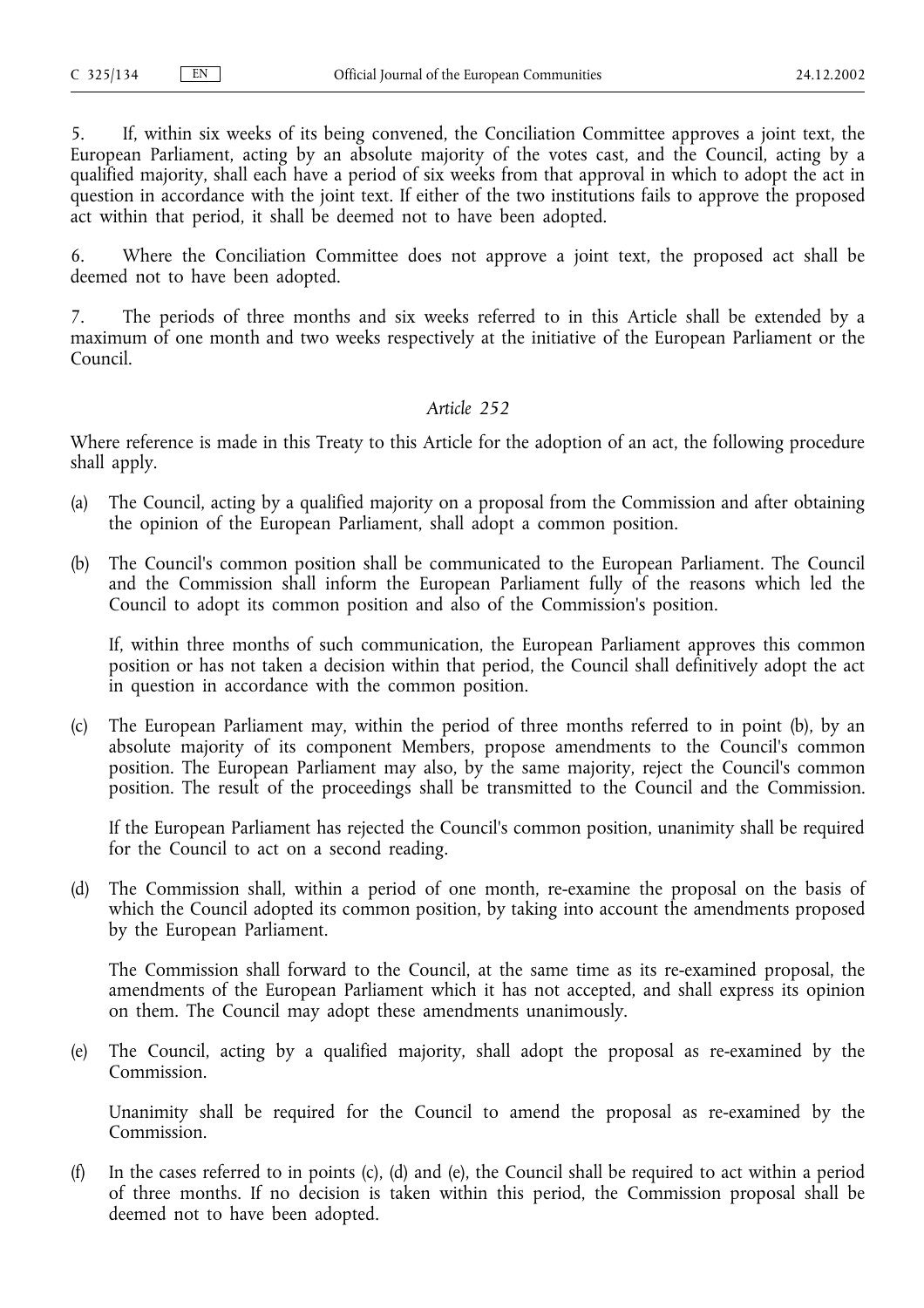5. If, within six weeks of its being convened, the Conciliation Committee approves a joint text, the European Parliament, acting by an absolute majority of the votes cast, and the Council, acting by a qualified majority, shall each have a period of six weeks from that approval in which to adopt the act in question in accordance with the joint text. If either of the two institutions fails to approve the proposed act within that period, it shall be deemed not to have been adopted.

6. Where the Conciliation Committee does not approve a joint text, the proposed act shall be deemed not to have been adopted.

7. The periods of three months and six weeks referred to in this Article shall be extended by a maximum of one month and two weeks respectively at the initiative of the European Parliament or the Council.

*Article 252*

Where reference is made in this Treaty to this Article for the adoption of an act, the following procedure shall apply.

(a) The Council, acting by a qualified majority on a proposal from the Commission and after obtaining the opinion of the European Parliament, shall adopt a common position.

(b) The Council's common position shall be communicated to the European Parliament. The Council and the Commission shall inform the European Parliament fully of the reasons which led the Council to adopt its common position and also of the Commission's position.

   If, within three months of such communication, the European Parliament approves this common position or has not taken a decision within that period, the Council shall definitively adopt the act in question in accordance with the common position.

(c) The European Parliament may, within the period of three months referred to in point (b), by an absolute majority of its component Members, propose amendments to the Council's common position. The European Parliament may also, by the same majority, reject the Council's common position. The result of the proceedings shall be transmitted to the Council and the Commission.

   If the European Parliament has rejected the Council's common position, unanimity shall be required for the Council to act on a second reading.

(d) The Commission shall, within a period of one month, re-examine the proposal on the basis of which the Council adopted its common position, by taking into account the amendments proposed by the European Parliament.

   The Commission shall forward to the Council, at the same time as its re-examined proposal, the amendments of the European Parliament which it has not accepted, and shall express its opinion on them. The Council may adopt these amendments unanimously.

(e) The Council, acting by a qualified majority, shall adopt the proposal as re-examined by the Commission.

   Unanimity shall be required for the Council to amend the proposal as re-examined by the Commission.

(f) In the cases referred to in points (c), (d) and (e), the Council shall be required to act within a period of three months. If no decision is taken within this period, the Commission proposal shall be deemed not to have been adopted.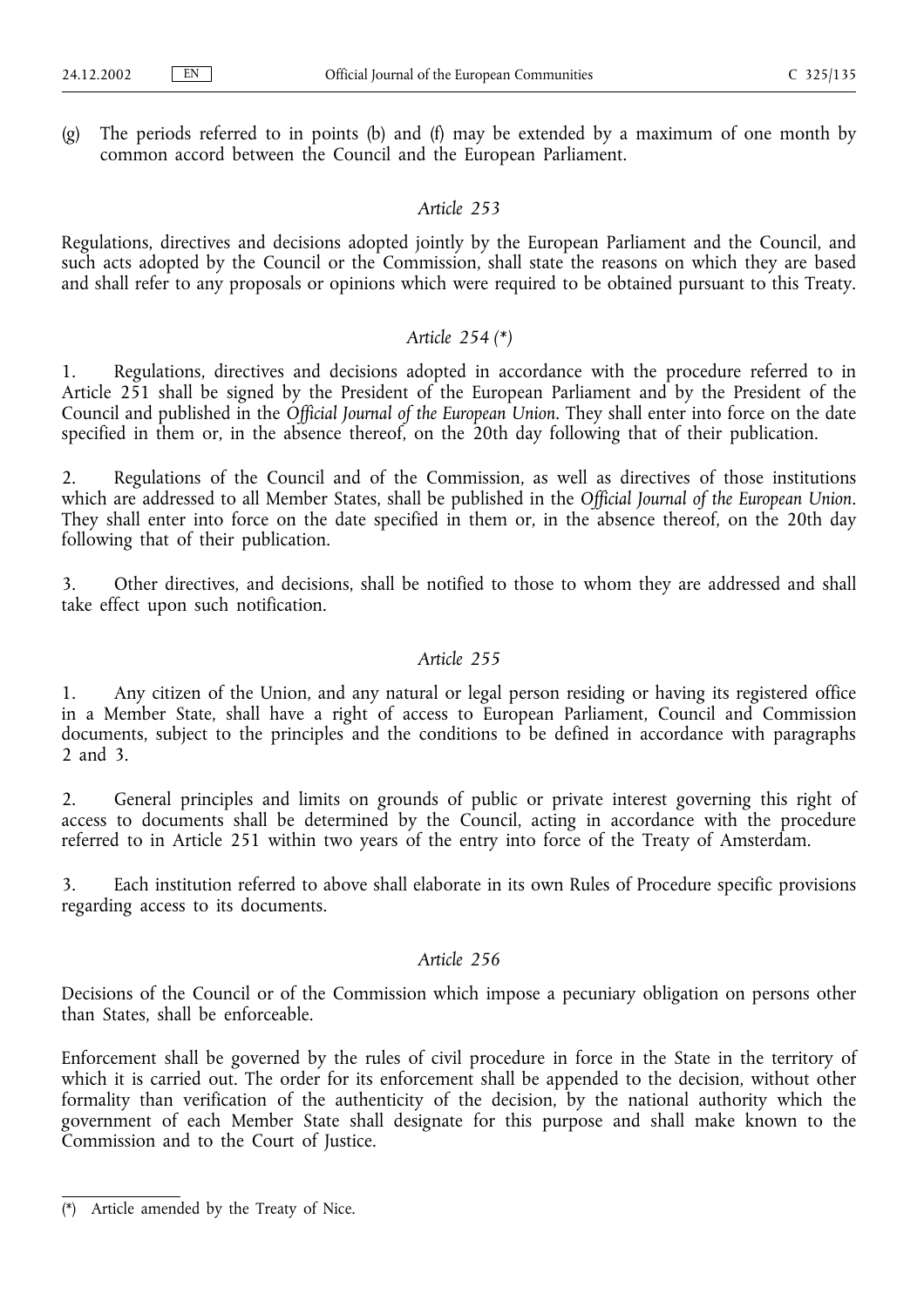(g) The periods referred to in points (b) and (f) may be extended by a maximum of one month by common accord between the Council and the European Parliament.

*Article 253*

Regulations, directives and decisions adopted jointly by the European Parliament and the Council, and such acts adopted by the Council or the Commission, shall state the reasons on which they are based and shall refer to any proposals or opinions which were required to be obtained pursuant to this Treaty.

*Article 254 (\*)*

1. Regulations, directives and decisions adopted in accordance with the procedure referred to in Article 251 shall be signed by the President of the European Parliament and by the President of the Council and published in the *Official Journal of the European Union*. They shall enter into force on the date specified in them or, in the absence thereof, on the 20th day following that of their publication.

2. Regulations of the Council and of the Commission, as well as directives of those institutions which are addressed to all Member States, shall be published in the *Official Journal of the European Union*. They shall enter into force on the date specified in them or, in the absence thereof, on the 20th day following that of their publication.

3. Other directives, and decisions, shall be notified to those to whom they are addressed and shall take effect upon such notification.

*Article 255*

1. Any citizen of the Union, and any natural or legal person residing or having its registered office in a Member State, shall have a right of access to European Parliament, Council and Commission documents, subject to the principles and the conditions to be defined in accordance with paragraphs 2 and 3.

2. General principles and limits on grounds of public or private interest governing this right of access to documents shall be determined by the Council, acting in accordance with the procedure referred to in Article 251 within two years of the entry into force of the Treaty of Amsterdam.

3. Each institution referred to above shall elaborate in its own Rules of Procedure specific provisions regarding access to its documents.

*Article 256*

Decisions of the Council or of the Commission which impose a pecuniary obligation on persons other than States, shall be enforceable.

Enforcement shall be governed by the rules of civil procedure in force in the State in the territory of which it is carried out. The order for its enforcement shall be appended to the decision, without other formality than verification of the authenticity of the decision, by the national authority which the government of each Member State shall designate for this purpose and shall make known to the Commission and to the Court of Justice.

---

(\*) Article amended by the Treaty of Nice.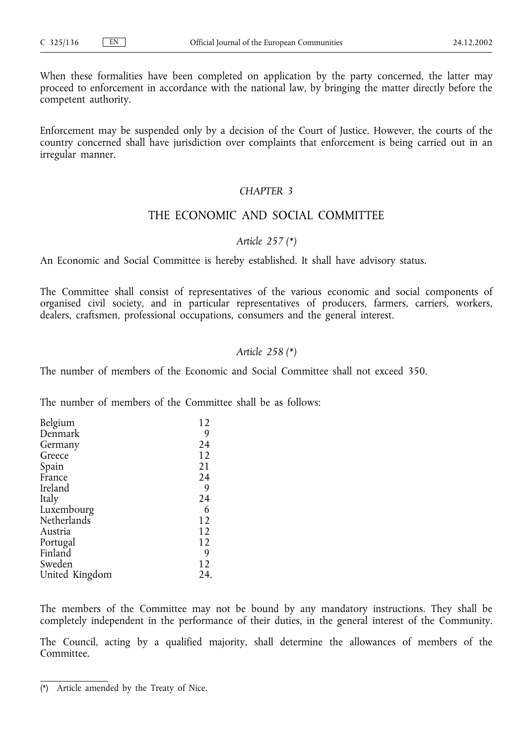When these formalities have been completed on application by the party concerned, the latter may proceed to enforcement in accordance with the national law, by bringing the matter directly before the competent authority.

Enforcement may be suspended only by a decision of the Court of Justice. However, the courts of the country concerned shall have jurisdiction over complaints that enforcement is being carried out in an irregular manner.

## *CHAPTER 3*

## THE ECONOMIC AND SOCIAL COMMITTEE

### *Article 257 (\*)*

An Economic and Social Committee is hereby established. It shall have advisory status.

The Committee shall consist of representatives of the various economic and social components of organised civil society, and in particular representatives of producers, farmers, carriers, workers, dealers, craftsmen, professional occupations, consumers and the general interest.

### *Article 258 (\*)*

The number of members of the Economic and Social Committee shall not exceed 350.

The number of members of the Committee shall be as follows:

| | |
|---|---|
| Belgium | 12 |
| Denmark | 9 |
| Germany | 24 |
| Greece | 12 |
| Spain | 21 |
| France | 24 |
| Ireland | 9 |
| Italy | 24 |
| Luxembourg | 6 |
| Netherlands | 12 |
| Austria | 12 |
| Portugal | 12 |
| Finland | 9 |
| Sweden | 12 |
| United Kingdom | 24. |

The members of the Committee may not be bound by any mandatory instructions. They shall be completely independent in the performance of their duties, in the general interest of the Community.

The Council, acting by a qualified majority, shall determine the allowances of members of the Committee.

(\*) Article amended by the Treaty of Nice.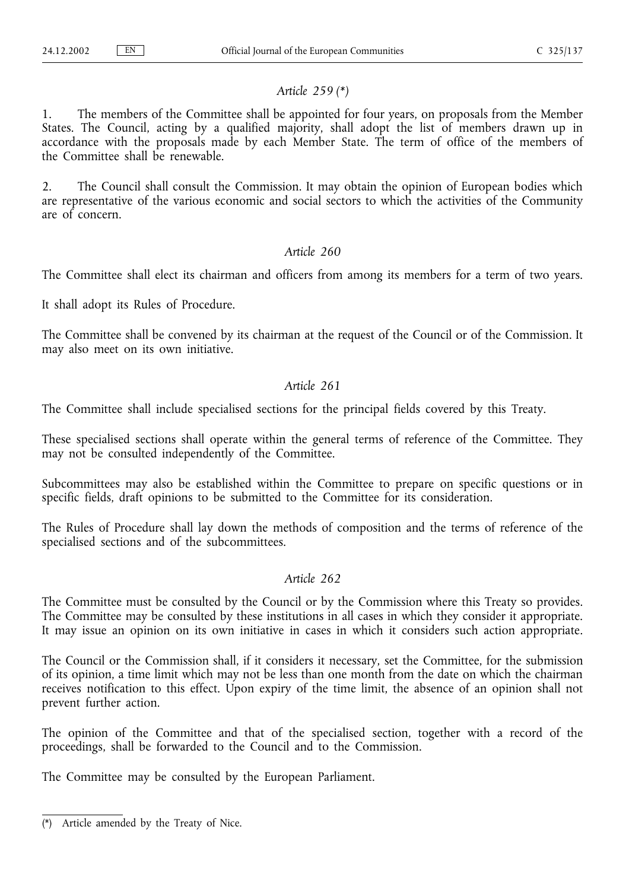*Article 259 (\*)*

1. The members of the Committee shall be appointed for four years, on proposals from the Member States. The Council, acting by a qualified majority, shall adopt the list of members drawn up in accordance with the proposals made by each Member State. The term of office of the members of the Committee shall be renewable.

2. The Council shall consult the Commission. It may obtain the opinion of European bodies which are representative of the various economic and social sectors to which the activities of the Community are of concern.

*Article 260*

The Committee shall elect its chairman and officers from among its members for a term of two years.

It shall adopt its Rules of Procedure.

The Committee shall be convened by its chairman at the request of the Council or of the Commission. It may also meet on its own initiative.

*Article 261*

The Committee shall include specialised sections for the principal fields covered by this Treaty.

These specialised sections shall operate within the general terms of reference of the Committee. They may not be consulted independently of the Committee.

Subcommittees may also be established within the Committee to prepare on specific questions or in specific fields, draft opinions to be submitted to the Committee for its consideration.

The Rules of Procedure shall lay down the methods of composition and the terms of reference of the specialised sections and of the subcommittees.

*Article 262*

The Committee must be consulted by the Council or by the Commission where this Treaty so provides. The Committee may be consulted by these institutions in all cases in which they consider it appropriate. It may issue an opinion on its own initiative in cases in which it considers such action appropriate.

The Council or the Commission shall, if it considers it necessary, set the Committee, for the submission of its opinion, a time limit which may not be less than one month from the date on which the chairman receives notification to this effect. Upon expiry of the time limit, the absence of an opinion shall not prevent further action.

The opinion of the Committee and that of the specialised section, together with a record of the proceedings, shall be forwarded to the Council and to the Commission.

The Committee may be consulted by the European Parliament.

(\*) Article amended by the Treaty of Nice.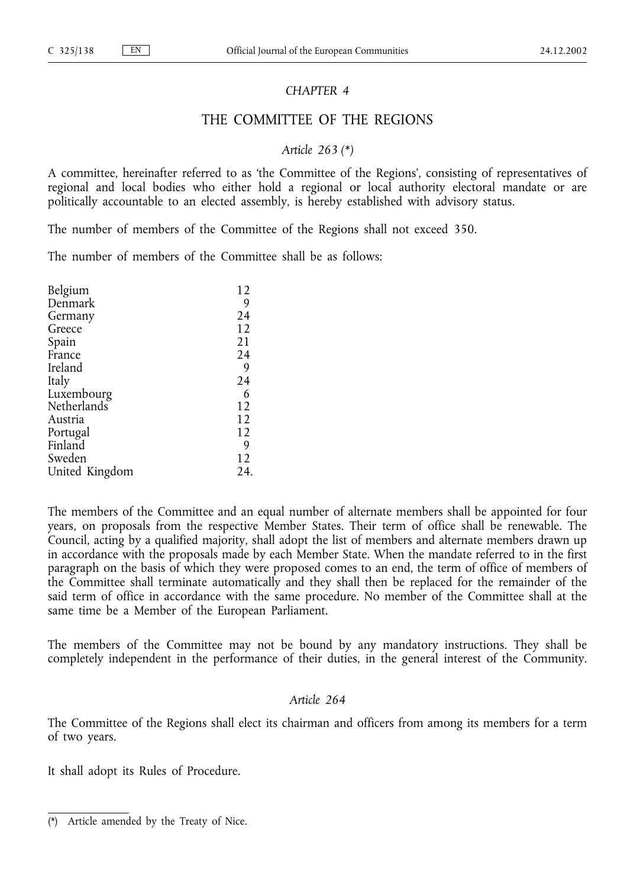*CHAPTER 4*

## THE COMMITTEE OF THE REGIONS

*Article 263 (\*)*

A committee, hereinafter referred to as 'the Committee of the Regions', consisting of representatives of regional and local bodies who either hold a regional or local authority electoral mandate or are politically accountable to an elected assembly, is hereby established with advisory status.

The number of members of the Committee of the Regions shall not exceed 350.

The number of members of the Committee shall be as follows:

| | |
|---|---|
| Belgium | 12 |
| Denmark | 9 |
| Germany | 24 |
| Greece | 12 |
| Spain | 21 |
| France | 24 |
| Ireland | 9 |
| Italy | 24 |
| Luxembourg | 6 |
| Netherlands | 12 |
| Austria | 12 |
| Portugal | 12 |
| Finland | 9 |
| Sweden | 12 |
| United Kingdom | 24. |

The members of the Committee and an equal number of alternate members shall be appointed for four years, on proposals from the respective Member States. Their term of office shall be renewable. The Council, acting by a qualified majority, shall adopt the list of members and alternate members drawn up in accordance with the proposals made by each Member State. When the mandate referred to in the first paragraph on the basis of which they were proposed comes to an end, the term of office of members of the Committee shall terminate automatically and they shall then be replaced for the remainder of the said term of office in accordance with the same procedure. No member of the Committee shall at the same time be a Member of the European Parliament.

The members of the Committee may not be bound by any mandatory instructions. They shall be completely independent in the performance of their duties, in the general interest of the Community.

*Article 264*

The Committee of the Regions shall elect its chairman and officers from among its members for a term of two years.

It shall adopt its Rules of Procedure.

(\*) Article amended by the Treaty of Nice.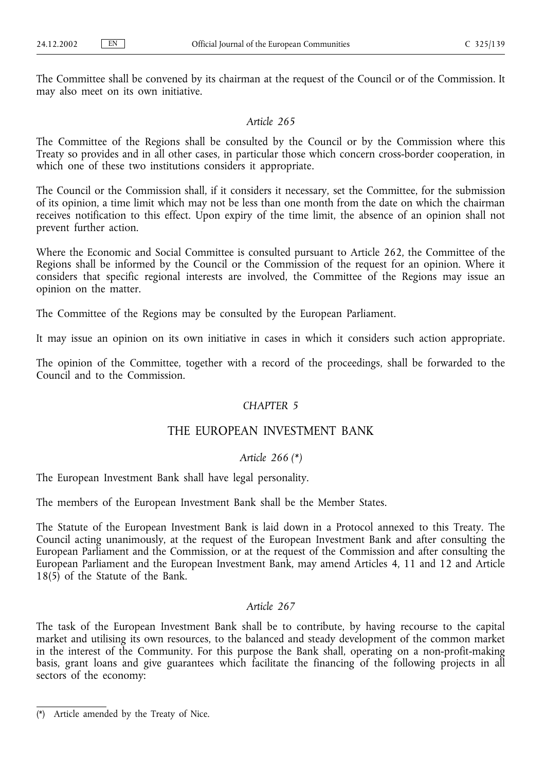The Committee shall be convened by its chairman at the request of the Council or of the Commission. It may also meet on its own initiative.

*Article 265*

The Committee of the Regions shall be consulted by the Council or by the Commission where this Treaty so provides and in all other cases, in particular those which concern cross-border cooperation, in which one of these two institutions considers it appropriate.

The Council or the Commission shall, if it considers it necessary, set the Committee, for the submission of its opinion, a time limit which may not be less than one month from the date on which the chairman receives notification to this effect. Upon expiry of the time limit, the absence of an opinion shall not prevent further action.

Where the Economic and Social Committee is consulted pursuant to Article 262, the Committee of the Regions shall be informed by the Council or the Commission of the request for an opinion. Where it considers that specific regional interests are involved, the Committee of the Regions may issue an opinion on the matter.

The Committee of the Regions may be consulted by the European Parliament.

It may issue an opinion on its own initiative in cases in which it considers such action appropriate.

The opinion of the Committee, together with a record of the proceedings, shall be forwarded to the Council and to the Commission.

*CHAPTER 5*

## THE EUROPEAN INVESTMENT BANK

*Article 266 (\*)*

The European Investment Bank shall have legal personality.

The members of the European Investment Bank shall be the Member States.

The Statute of the European Investment Bank is laid down in a Protocol annexed to this Treaty. The Council acting unanimously, at the request of the European Investment Bank and after consulting the European Parliament and the Commission, or at the request of the Commission and after consulting the European Parliament and the European Investment Bank, may amend Articles 4, 11 and 12 and Article 18(5) of the Statute of the Bank.

*Article 267*

The task of the European Investment Bank shall be to contribute, by having recourse to the capital market and utilising its own resources, to the balanced and steady development of the common market in the interest of the Community. For this purpose the Bank shall, operating on a non-profit-making basis, grant loans and give guarantees which facilitate the financing of the following projects in all sectors of the economy:

(\*) Article amended by the Treaty of Nice.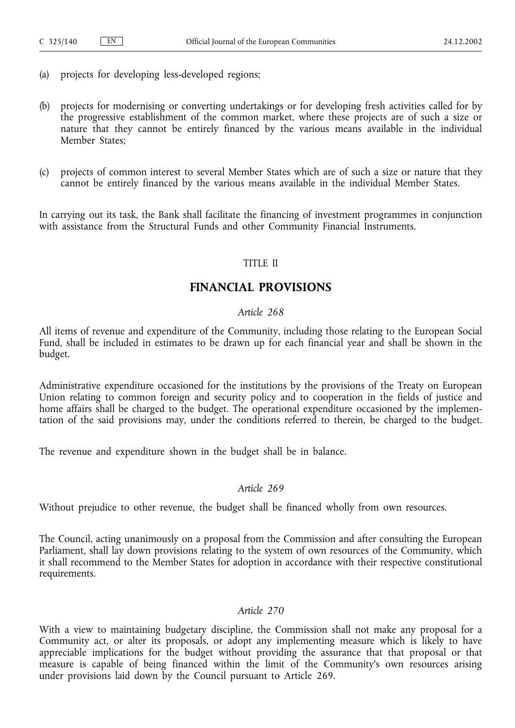(a) projects for developing less-developed regions;

(b) projects for modernising or converting undertakings or for developing fresh activities called for by the progressive establishment of the common market, where these projects are of such a size or nature that they cannot be entirely financed by the various means available in the individual Member States;

(c) projects of common interest to several Member States which are of such a size or nature that they cannot be entirely financed by the various means available in the individual Member States.

In carrying out its task, the Bank shall facilitate the financing of investment programmes in conjunction with assistance from the Structural Funds and other Community Financial Instruments.

TITLE II

## FINANCIAL PROVISIONS

*Article 268*

All items of revenue and expenditure of the Community, including those relating to the European Social Fund, shall be included in estimates to be drawn up for each financial year and shall be shown in the budget.

Administrative expenditure occasioned for the institutions by the provisions of the Treaty on European Union relating to common foreign and security policy and to cooperation in the fields of justice and home affairs shall be charged to the budget. The operational expenditure occasioned by the implementation of the said provisions may, under the conditions referred to therein, be charged to the budget.

The revenue and expenditure shown in the budget shall be in balance.

*Article 269*

Without prejudice to other revenue, the budget shall be financed wholly from own resources.

The Council, acting unanimously on a proposal from the Commission and after consulting the European Parliament, shall lay down provisions relating to the system of own resources of the Community, which it shall recommend to the Member States for adoption in accordance with their respective constitutional requirements.

*Article 270*

With a view to maintaining budgetary discipline, the Commission shall not make any proposal for a Community act, or alter its proposals, or adopt any implementing measure which is likely to have appreciable implications for the budget without providing the assurance that that proposal or that measure is capable of being financed within the limit of the Community's own resources arising under provisions laid down by the Council pursuant to Article 269.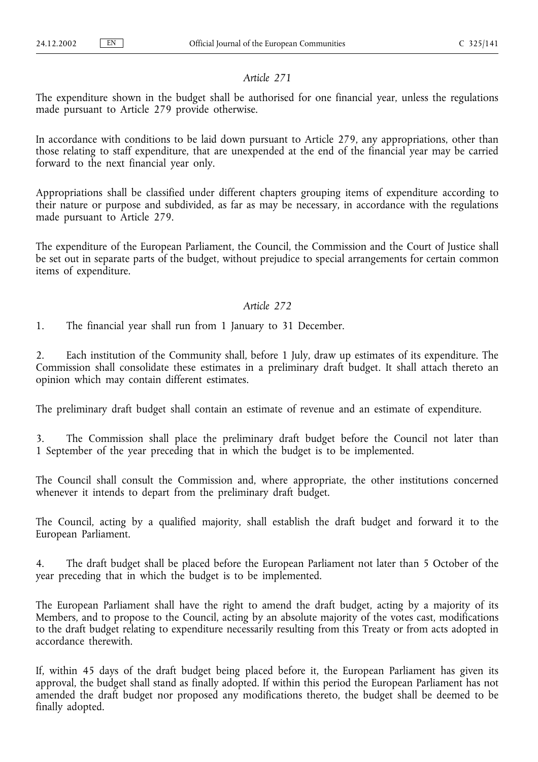*Article 271*

The expenditure shown in the budget shall be authorised for one financial year, unless the regulations made pursuant to Article 279 provide otherwise.

In accordance with conditions to be laid down pursuant to Article 279, any appropriations, other than those relating to staff expenditure, that are unexpended at the end of the financial year may be carried forward to the next financial year only.

Appropriations shall be classified under different chapters grouping items of expenditure according to their nature or purpose and subdivided, as far as may be necessary, in accordance with the regulations made pursuant to Article 279.

The expenditure of the European Parliament, the Council, the Commission and the Court of Justice shall be set out in separate parts of the budget, without prejudice to special arrangements for certain common items of expenditure.

*Article 272*

1. The financial year shall run from 1 January to 31 December.

2. Each institution of the Community shall, before 1 July, draw up estimates of its expenditure. The Commission shall consolidate these estimates in a preliminary draft budget. It shall attach thereto an opinion which may contain different estimates.

The preliminary draft budget shall contain an estimate of revenue and an estimate of expenditure.

3. The Commission shall place the preliminary draft budget before the Council not later than 1 September of the year preceding that in which the budget is to be implemented.

The Council shall consult the Commission and, where appropriate, the other institutions concerned whenever it intends to depart from the preliminary draft budget.

The Council, acting by a qualified majority, shall establish the draft budget and forward it to the European Parliament.

4. The draft budget shall be placed before the European Parliament not later than 5 October of the year preceding that in which the budget is to be implemented.

The European Parliament shall have the right to amend the draft budget, acting by a majority of its Members, and to propose to the Council, acting by an absolute majority of the votes cast, modifications to the draft budget relating to expenditure necessarily resulting from this Treaty or from acts adopted in accordance therewith.

If, within 45 days of the draft budget being placed before it, the European Parliament has given its approval, the budget shall stand as finally adopted. If within this period the European Parliament has not amended the draft budget nor proposed any modifications thereto, the budget shall be deemed to be finally adopted.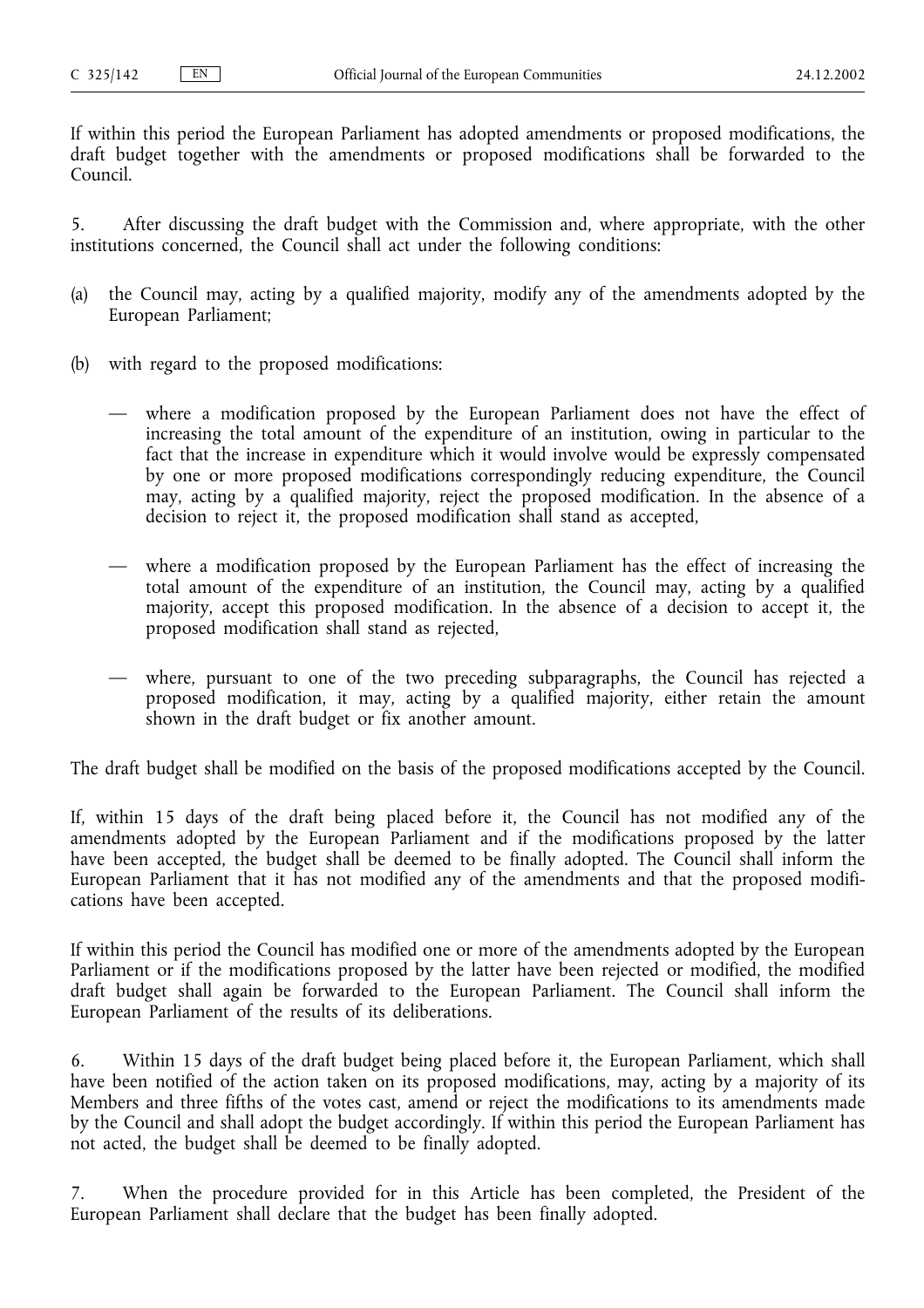If within this period the European Parliament has adopted amendments or proposed modifications, the draft budget together with the amendments or proposed modifications shall be forwarded to the Council.

5. After discussing the draft budget with the Commission and, where appropriate, with the other institutions concerned, the Council shall act under the following conditions:

(a) the Council may, acting by a qualified majority, modify any of the amendments adopted by the European Parliament;

(b) with regard to the proposed modifications:

— where a modification proposed by the European Parliament does not have the effect of increasing the total amount of the expenditure of an institution, owing in particular to the fact that the increase in expenditure which it would involve would be expressly compensated by one or more proposed modifications correspondingly reducing expenditure, the Council may, acting by a qualified majority, reject the proposed modification. In the absence of a decision to reject it, the proposed modification shall stand as accepted,

— where a modification proposed by the European Parliament has the effect of increasing the total amount of the expenditure of an institution, the Council may, acting by a qualified majority, accept this proposed modification. In the absence of a decision to accept it, the proposed modification shall stand as rejected,

— where, pursuant to one of the two preceding subparagraphs, the Council has rejected a proposed modification, it may, acting by a qualified majority, either retain the amount shown in the draft budget or fix another amount.

The draft budget shall be modified on the basis of the proposed modifications accepted by the Council.

If, within 15 days of the draft being placed before it, the Council has not modified any of the amendments adopted by the European Parliament and if the modifications proposed by the latter have been accepted, the budget shall be deemed to be finally adopted. The Council shall inform the European Parliament that it has not modified any of the amendments and that the proposed modifications have been accepted.

If within this period the Council has modified one or more of the amendments adopted by the European Parliament or if the modifications proposed by the latter have been rejected or modified, the modified draft budget shall again be forwarded to the European Parliament. The Council shall inform the European Parliament of the results of its deliberations.

6. Within 15 days of the draft budget being placed before it, the European Parliament, which shall have been notified of the action taken on its proposed modifications, may, acting by a majority of its Members and three fifths of the votes cast, amend or reject the modifications to its amendments made by the Council and shall adopt the budget accordingly. If within this period the European Parliament has not acted, the budget shall be deemed to be finally adopted.

7. When the procedure provided for in this Article has been completed, the President of the European Parliament shall declare that the budget has been finally adopted.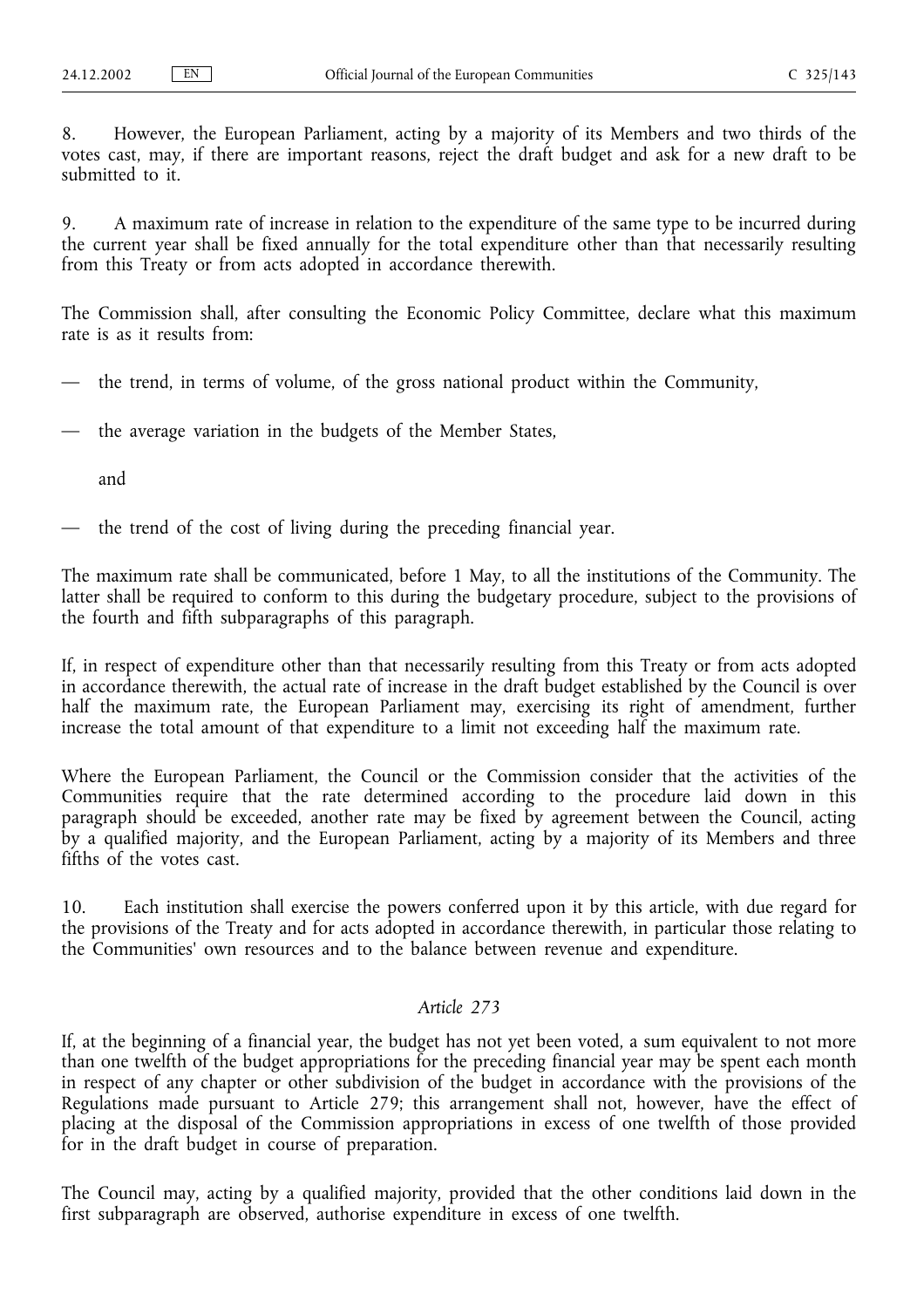8. However, the European Parliament, acting by a majority of its Members and two thirds of the votes cast, may, if there are important reasons, reject the draft budget and ask for a new draft to be submitted to it.

9. A maximum rate of increase in relation to the expenditure of the same type to be incurred during the current year shall be fixed annually for the total expenditure other than that necessarily resulting from this Treaty or from acts adopted in accordance therewith.

The Commission shall, after consulting the Economic Policy Committee, declare what this maximum rate is as it results from:

— the trend, in terms of volume, of the gross national product within the Community,

— the average variation in the budgets of the Member States,

 and

— the trend of the cost of living during the preceding financial year.

The maximum rate shall be communicated, before 1 May, to all the institutions of the Community. The latter shall be required to conform to this during the budgetary procedure, subject to the provisions of the fourth and fifth subparagraphs of this paragraph.

If, in respect of expenditure other than that necessarily resulting from this Treaty or from acts adopted in accordance therewith, the actual rate of increase in the draft budget established by the Council is over half the maximum rate, the European Parliament may, exercising its right of amendment, further increase the total amount of that expenditure to a limit not exceeding half the maximum rate.

Where the European Parliament, the Council or the Commission consider that the activities of the Communities require that the rate determined according to the procedure laid down in this paragraph should be exceeded, another rate may be fixed by agreement between the Council, acting by a qualified majority, and the European Parliament, acting by a majority of its Members and three fifths of the votes cast.

10. Each institution shall exercise the powers conferred upon it by this article, with due regard for the provisions of the Treaty and for acts adopted in accordance therewith, in particular those relating to the Communities' own resources and to the balance between revenue and expenditure.

*Article 273*

If, at the beginning of a financial year, the budget has not yet been voted, a sum equivalent to not more than one twelfth of the budget appropriations for the preceding financial year may be spent each month in respect of any chapter or other subdivision of the budget in accordance with the provisions of the Regulations made pursuant to Article 279; this arrangement shall not, however, have the effect of placing at the disposal of the Commission appropriations in excess of one twelfth of those provided for in the draft budget in course of preparation.

The Council may, acting by a qualified majority, provided that the other conditions laid down in the first subparagraph are observed, authorise expenditure in excess of one twelfth.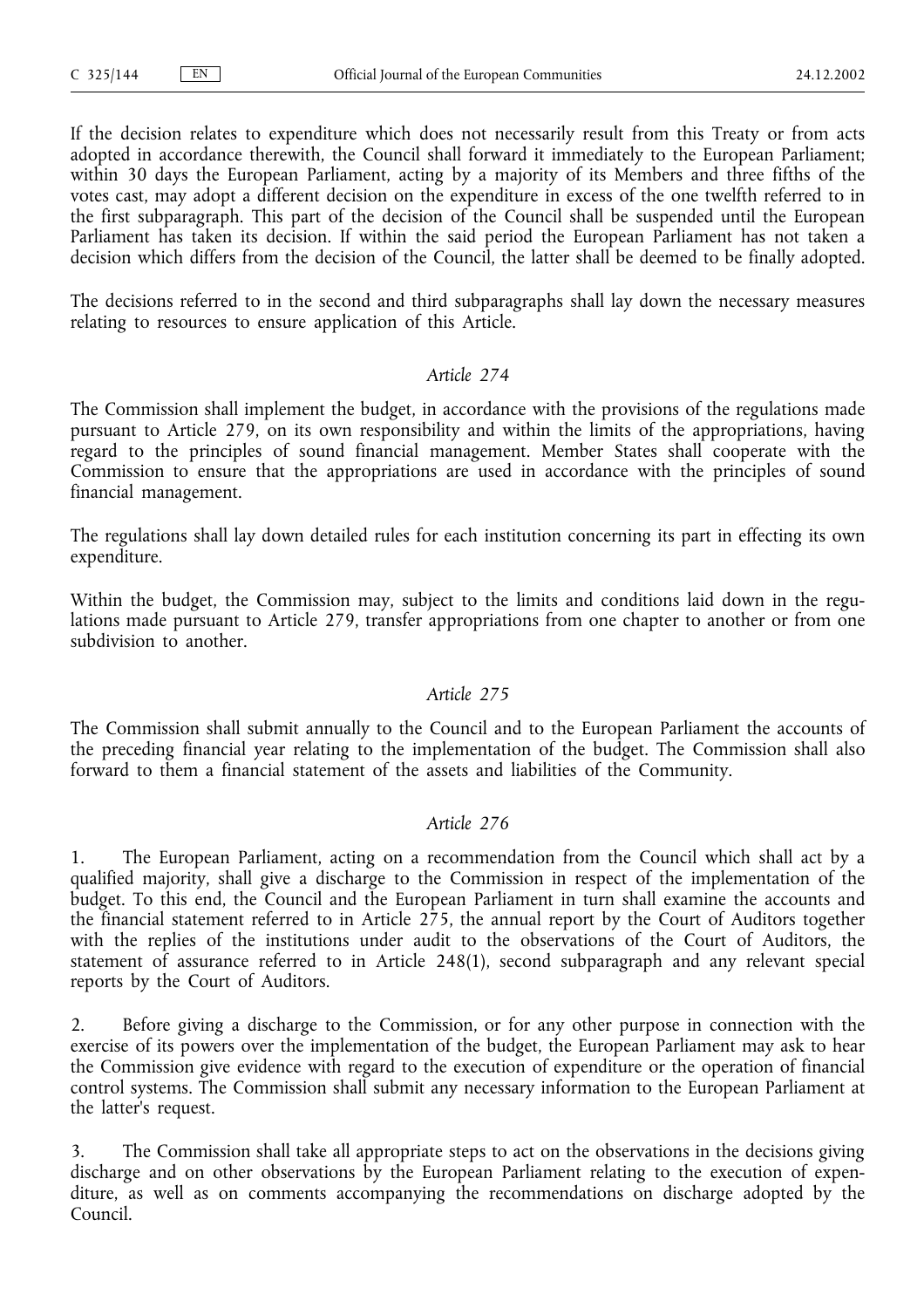If the decision relates to expenditure which does not necessarily result from this Treaty or from acts adopted in accordance therewith, the Council shall forward it immediately to the European Parliament; within 30 days the European Parliament, acting by a majority of its Members and three fifths of the votes cast, may adopt a different decision on the expenditure in excess of the one twelfth referred to in the first subparagraph. This part of the decision of the Council shall be suspended until the European Parliament has taken its decision. If within the said period the European Parliament has not taken a decision which differs from the decision of the Council, the latter shall be deemed to be finally adopted.

The decisions referred to in the second and third subparagraphs shall lay down the necessary measures relating to resources to ensure application of this Article.

*Article 274*

The Commission shall implement the budget, in accordance with the provisions of the regulations made pursuant to Article 279, on its own responsibility and within the limits of the appropriations, having regard to the principles of sound financial management. Member States shall cooperate with the Commission to ensure that the appropriations are used in accordance with the principles of sound financial management.

The regulations shall lay down detailed rules for each institution concerning its part in effecting its own expenditure.

Within the budget, the Commission may, subject to the limits and conditions laid down in the regulations made pursuant to Article 279, transfer appropriations from one chapter to another or from one subdivision to another.

*Article 275*

The Commission shall submit annually to the Council and to the European Parliament the accounts of the preceding financial year relating to the implementation of the budget. The Commission shall also forward to them a financial statement of the assets and liabilities of the Community.

*Article 276*

1. The European Parliament, acting on a recommendation from the Council which shall act by a qualified majority, shall give a discharge to the Commission in respect of the implementation of the budget. To this end, the Council and the European Parliament in turn shall examine the accounts and the financial statement referred to in Article 275, the annual report by the Court of Auditors together with the replies of the institutions under audit to the observations of the Court of Auditors, the statement of assurance referred to in Article 248(1), second subparagraph and any relevant special reports by the Court of Auditors.

2. Before giving a discharge to the Commission, or for any other purpose in connection with the exercise of its powers over the implementation of the budget, the European Parliament may ask to hear the Commission give evidence with regard to the execution of expenditure or the operation of financial control systems. The Commission shall submit any necessary information to the European Parliament at the latter's request.

3. The Commission shall take all appropriate steps to act on the observations in the decisions giving discharge and on other observations by the European Parliament relating to the execution of expenditure, as well as on comments accompanying the recommendations on discharge adopted by the Council.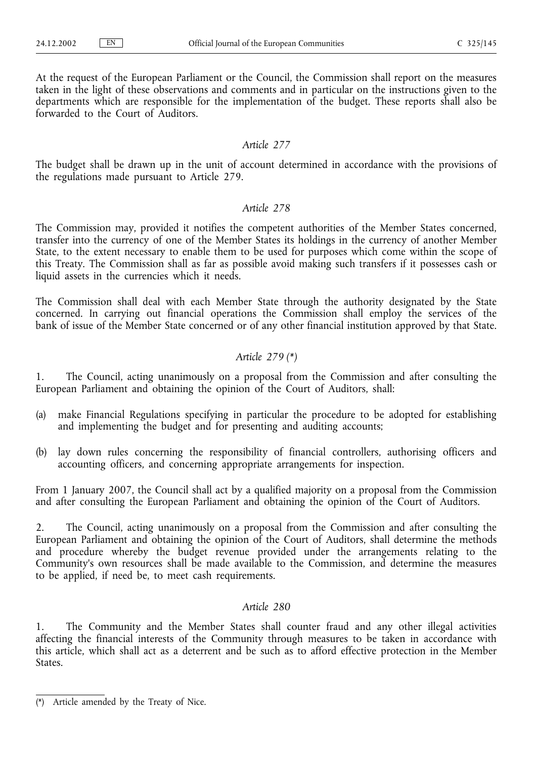At the request of the European Parliament or the Council, the Commission shall report on the measures taken in the light of these observations and comments and in particular on the instructions given to the departments which are responsible for the implementation of the budget. These reports shall also be forwarded to the Court of Auditors.

### *Article 277*

The budget shall be drawn up in the unit of account determined in accordance with the provisions of the regulations made pursuant to Article 279.

### *Article 278*

The Commission may, provided it notifies the competent authorities of the Member States concerned, transfer into the currency of one of the Member States its holdings in the currency of another Member State, to the extent necessary to enable them to be used for purposes which come within the scope of this Treaty. The Commission shall as far as possible avoid making such transfers if it possesses cash or liquid assets in the currencies which it needs.

The Commission shall deal with each Member State through the authority designated by the State concerned. In carrying out financial operations the Commission shall employ the services of the bank of issue of the Member State concerned or of any other financial institution approved by that State.

### *Article 279 (*)*

1. The Council, acting unanimously on a proposal from the Commission and after consulting the European Parliament and obtaining the opinion of the Court of Auditors, shall:

(a) make Financial Regulations specifying in particular the procedure to be adopted for establishing and implementing the budget and for presenting and auditing accounts;

(b) lay down rules concerning the responsibility of financial controllers, authorising officers and accounting officers, and concerning appropriate arrangements for inspection.

From 1 January 2007, the Council shall act by a qualified majority on a proposal from the Commission and after consulting the European Parliament and obtaining the opinion of the Court of Auditors.

2. The Council, acting unanimously on a proposal from the Commission and after consulting the European Parliament and obtaining the opinion of the Court of Auditors, shall determine the methods and procedure whereby the budget revenue provided under the arrangements relating to the Community's own resources shall be made available to the Commission, and determine the measures to be applied, if need be, to meet cash requirements.

### *Article 280*

1. The Community and the Member States shall counter fraud and any other illegal activities affecting the financial interests of the Community through measures to be taken in accordance with this article, which shall act as a deterrent and be such as to afford effective protection in the Member States.

---

(*) Article amended by the Treaty of Nice.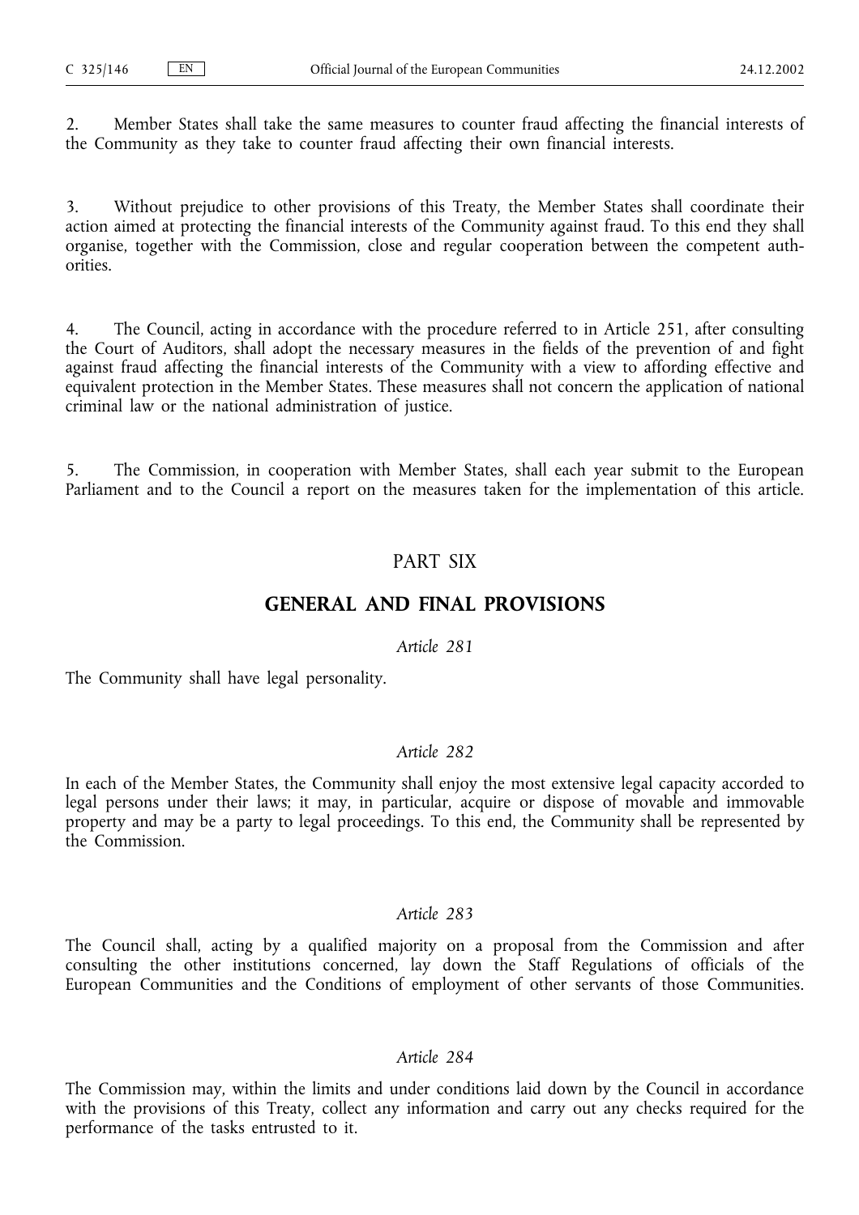2. Member States shall take the same measures to counter fraud affecting the financial interests of the Community as they take to counter fraud affecting their own financial interests.

3. Without prejudice to other provisions of this Treaty, the Member States shall coordinate their action aimed at protecting the financial interests of the Community against fraud. To this end they shall organise, together with the Commission, close and regular cooperation between the competent authorities.

4. The Council, acting in accordance with the procedure referred to in Article 251, after consulting the Court of Auditors, shall adopt the necessary measures in the fields of the prevention of and fight against fraud affecting the financial interests of the Community with a view to affording effective and equivalent protection in the Member States. These measures shall not concern the application of national criminal law or the national administration of justice.

5. The Commission, in cooperation with Member States, shall each year submit to the European Parliament and to the Council a report on the measures taken for the implementation of this article.

# PART SIX

# GENERAL AND FINAL PROVISIONS

*Article 281*

The Community shall have legal personality.

*Article 282*

In each of the Member States, the Community shall enjoy the most extensive legal capacity accorded to legal persons under their laws; it may, in particular, acquire or dispose of movable and immovable property and may be a party to legal proceedings. To this end, the Community shall be represented by the Commission.

*Article 283*

The Council shall, acting by a qualified majority on a proposal from the Commission and after consulting the other institutions concerned, lay down the Staff Regulations of officials of the European Communities and the Conditions of employment of other servants of those Communities.

*Article 284*

The Commission may, within the limits and under conditions laid down by the Council in accordance with the provisions of this Treaty, collect any information and carry out any checks required for the performance of the tasks entrusted to it.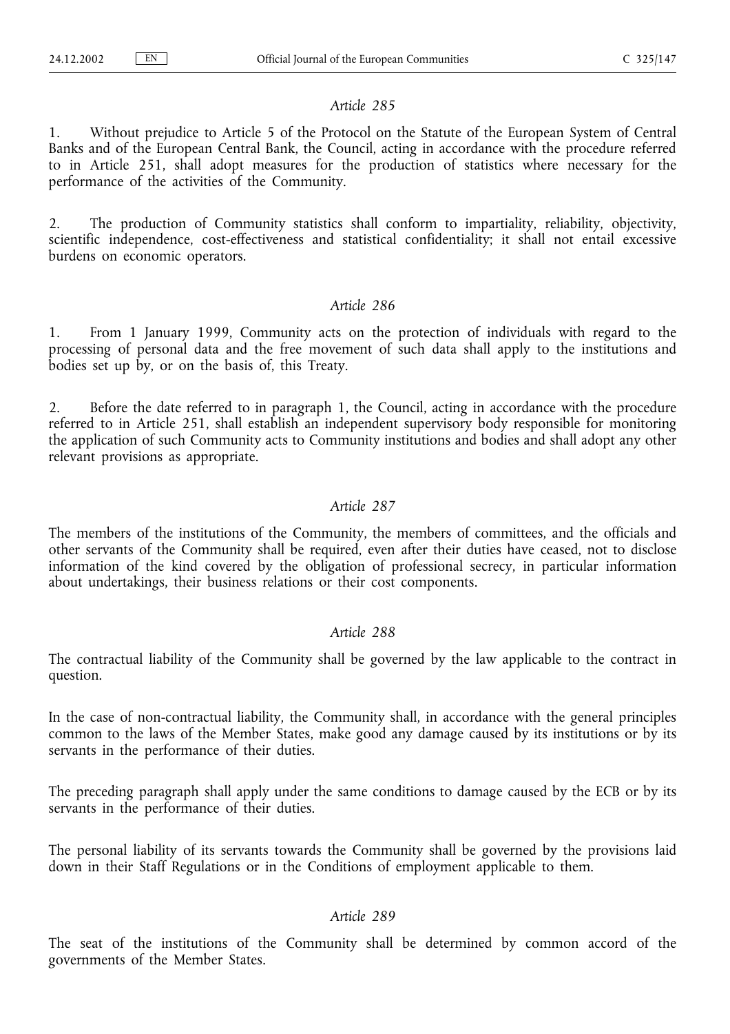*Article 285*

1. Without prejudice to Article 5 of the Protocol on the Statute of the European System of Central Banks and of the European Central Bank, the Council, acting in accordance with the procedure referred to in Article 251, shall adopt measures for the production of statistics where necessary for the performance of the activities of the Community.

2. The production of Community statistics shall conform to impartiality, reliability, objectivity, scientific independence, cost-effectiveness and statistical confidentiality; it shall not entail excessive burdens on economic operators.

*Article 286*

1. From 1 January 1999, Community acts on the protection of individuals with regard to the processing of personal data and the free movement of such data shall apply to the institutions and bodies set up by, or on the basis of, this Treaty.

2. Before the date referred to in paragraph 1, the Council, acting in accordance with the procedure referred to in Article 251, shall establish an independent supervisory body responsible for monitoring the application of such Community acts to Community institutions and bodies and shall adopt any other relevant provisions as appropriate.

*Article 287*

The members of the institutions of the Community, the members of committees, and the officials and other servants of the Community shall be required, even after their duties have ceased, not to disclose information of the kind covered by the obligation of professional secrecy, in particular information about undertakings, their business relations or their cost components.

*Article 288*

The contractual liability of the Community shall be governed by the law applicable to the contract in question.

In the case of non-contractual liability, the Community shall, in accordance with the general principles common to the laws of the Member States, make good any damage caused by its institutions or by its servants in the performance of their duties.

The preceding paragraph shall apply under the same conditions to damage caused by the ECB or by its servants in the performance of their duties.

The personal liability of its servants towards the Community shall be governed by the provisions laid down in their Staff Regulations or in the Conditions of employment applicable to them.

*Article 289*

The seat of the institutions of the Community shall be determined by common accord of the governments of the Member States.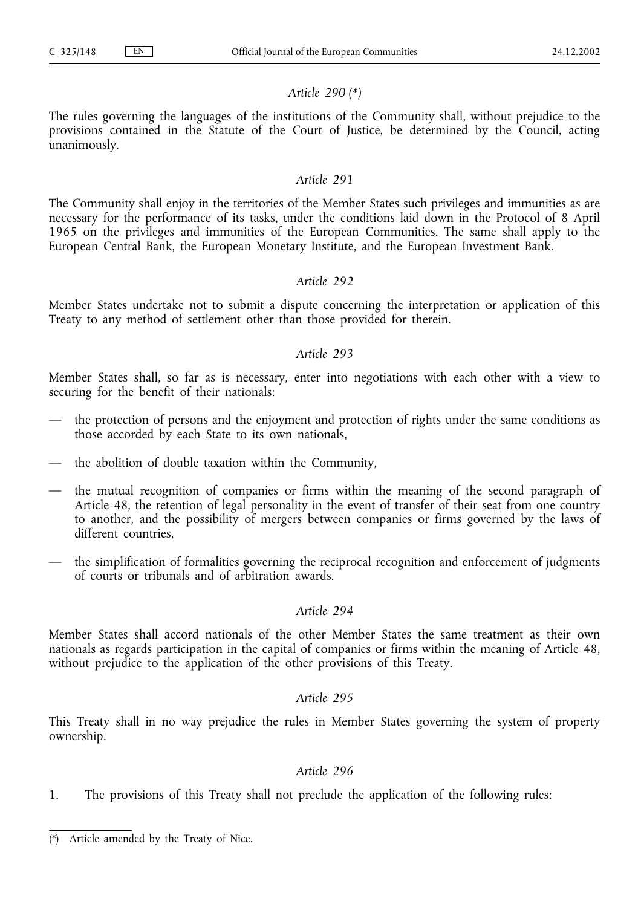*Article 290 (\*)*

The rules governing the languages of the institutions of the Community shall, without prejudice to the provisions contained in the Statute of the Court of Justice, be determined by the Council, acting unanimously.

*Article 291*

The Community shall enjoy in the territories of the Member States such privileges and immunities as are necessary for the performance of its tasks, under the conditions laid down in the Protocol of 8 April 1965 on the privileges and immunities of the European Communities. The same shall apply to the European Central Bank, the European Monetary Institute, and the European Investment Bank.

*Article 292*

Member States undertake not to submit a dispute concerning the interpretation or application of this Treaty to any method of settlement other than those provided for therein.

*Article 293*

Member States shall, so far as is necessary, enter into negotiations with each other with a view to securing for the benefit of their nationals:

- the protection of persons and the enjoyment and protection of rights under the same conditions as those accorded by each State to its own nationals,
- the abolition of double taxation within the Community,
- the mutual recognition of companies or firms within the meaning of the second paragraph of Article 48, the retention of legal personality in the event of transfer of their seat from one country to another, and the possibility of mergers between companies or firms governed by the laws of different countries,
- the simplification of formalities governing the reciprocal recognition and enforcement of judgments of courts or tribunals and of arbitration awards.

*Article 294*

Member States shall accord nationals of the other Member States the same treatment as their own nationals as regards participation in the capital of companies or firms within the meaning of Article 48, without prejudice to the application of the other provisions of this Treaty.

*Article 295*

This Treaty shall in no way prejudice the rules in Member States governing the system of property ownership.

*Article 296*

1. The provisions of this Treaty shall not preclude the application of the following rules:

(\*) Article amended by the Treaty of Nice.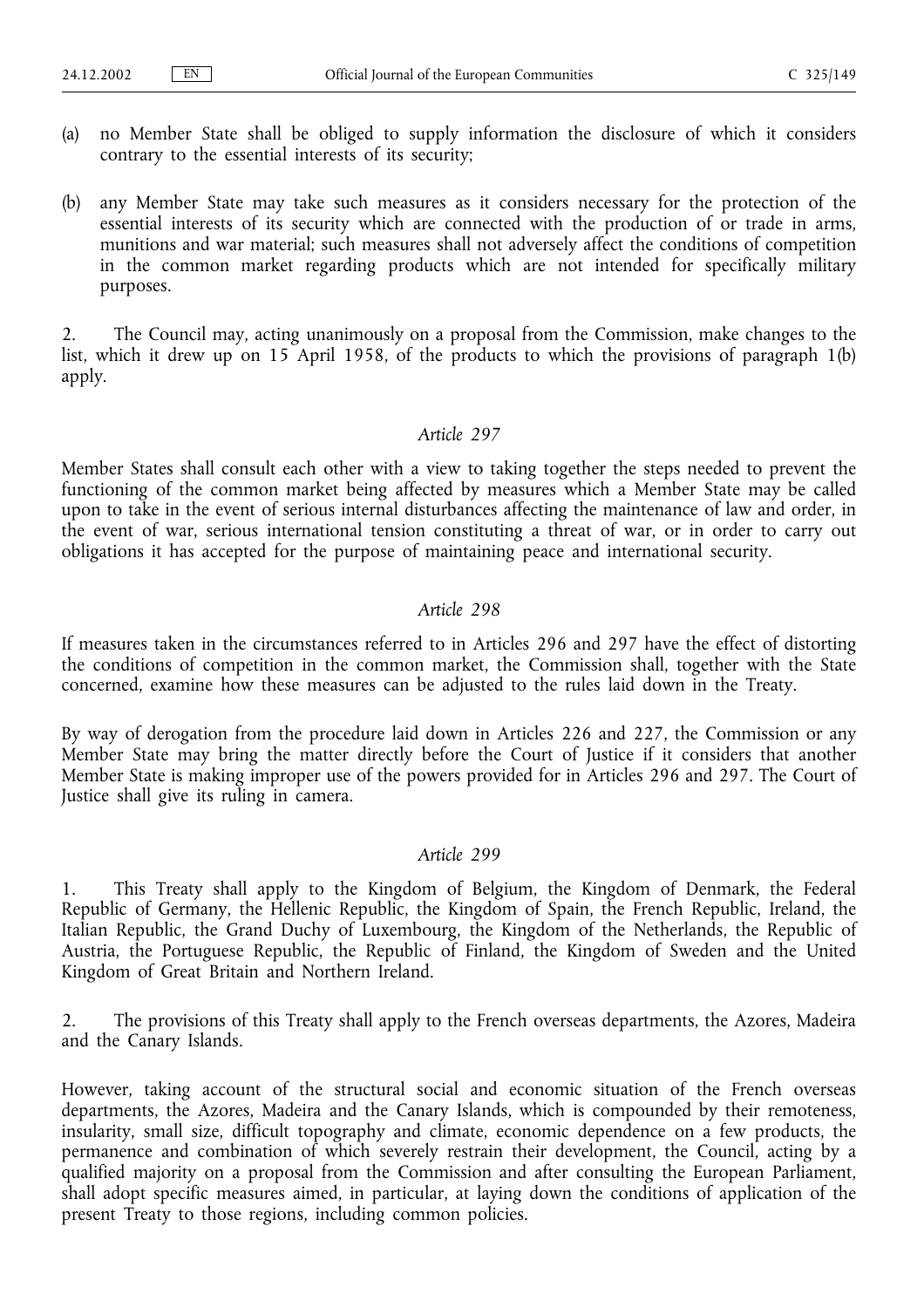(a) no Member State shall be obliged to supply information the disclosure of which it considers contrary to the essential interests of its security;

(b) any Member State may take such measures as it considers necessary for the protection of the essential interests of its security which are connected with the production of or trade in arms, munitions and war material; such measures shall not adversely affect the conditions of competition in the common market regarding products which are not intended for specifically military purposes.

2. The Council may, acting unanimously on a proposal from the Commission, make changes to the list, which it drew up on 15 April 1958, of the products to which the provisions of paragraph 1(b) apply.

*Article 297*

Member States shall consult each other with a view to taking together the steps needed to prevent the functioning of the common market being affected by measures which a Member State may be called upon to take in the event of serious internal disturbances affecting the maintenance of law and order, in the event of war, serious international tension constituting a threat of war, or in order to carry out obligations it has accepted for the purpose of maintaining peace and international security.

*Article 298*

If measures taken in the circumstances referred to in Articles 296 and 297 have the effect of distorting the conditions of competition in the common market, the Commission shall, together with the State concerned, examine how these measures can be adjusted to the rules laid down in the Treaty.

By way of derogation from the procedure laid down in Articles 226 and 227, the Commission or any Member State may bring the matter directly before the Court of Justice if it considers that another Member State is making improper use of the powers provided for in Articles 296 and 297. The Court of Justice shall give its ruling in camera.

*Article 299*

1. This Treaty shall apply to the Kingdom of Belgium, the Kingdom of Denmark, the Federal Republic of Germany, the Hellenic Republic, the Kingdom of Spain, the French Republic, Ireland, the Italian Republic, the Grand Duchy of Luxembourg, the Kingdom of the Netherlands, the Republic of Austria, the Portuguese Republic, the Republic of Finland, the Kingdom of Sweden and the United Kingdom of Great Britain and Northern Ireland.

2. The provisions of this Treaty shall apply to the French overseas departments, the Azores, Madeira and the Canary Islands.

However, taking account of the structural social and economic situation of the French overseas departments, the Azores, Madeira and the Canary Islands, which is compounded by their remoteness, insularity, small size, difficult topography and climate, economic dependence on a few products, the permanence and combination of which severely restrain their development, the Council, acting by a qualified majority on a proposal from the Commission and after consulting the European Parliament, shall adopt specific measures aimed, in particular, at laying down the conditions of application of the present Treaty to those regions, including common policies.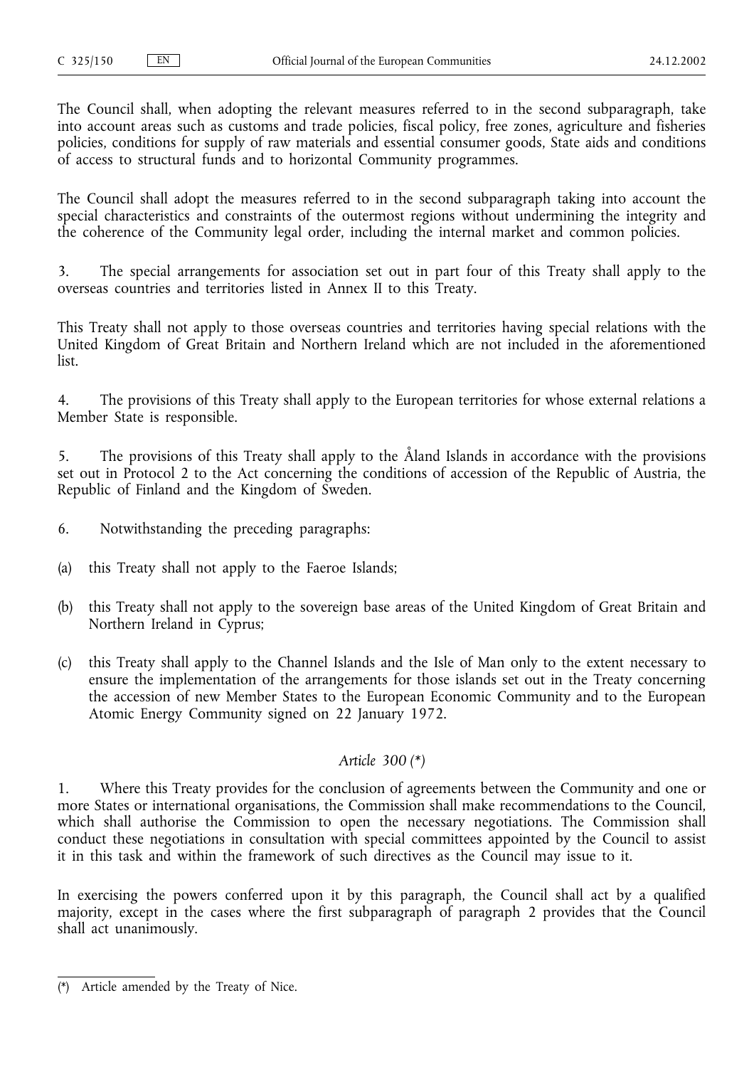The Council shall, when adopting the relevant measures referred to in the second subparagraph, take into account areas such as customs and trade policies, fiscal policy, free zones, agriculture and fisheries policies, conditions for supply of raw materials and essential consumer goods, State aids and conditions of access to structural funds and to horizontal Community programmes.

The Council shall adopt the measures referred to in the second subparagraph taking into account the special characteristics and constraints of the outermost regions without undermining the integrity and the coherence of the Community legal order, including the internal market and common policies.

3. The special arrangements for association set out in part four of this Treaty shall apply to the overseas countries and territories listed in Annex II to this Treaty.

This Treaty shall not apply to those overseas countries and territories having special relations with the United Kingdom of Great Britain and Northern Ireland which are not included in the aforementioned list.

4. The provisions of this Treaty shall apply to the European territories for whose external relations a Member State is responsible.

5. The provisions of this Treaty shall apply to the Åland Islands in accordance with the provisions set out in Protocol 2 to the Act concerning the conditions of accession of the Republic of Austria, the Republic of Finland and the Kingdom of Sweden.

6. Notwithstanding the preceding paragraphs:

(a) this Treaty shall not apply to the Faeroe Islands;

(b) this Treaty shall not apply to the sovereign base areas of the United Kingdom of Great Britain and Northern Ireland in Cyprus;

(c) this Treaty shall apply to the Channel Islands and the Isle of Man only to the extent necessary to ensure the implementation of the arrangements for those islands set out in the Treaty concerning the accession of new Member States to the European Economic Community and to the European Atomic Energy Community signed on 22 January 1972.

### *Article 300 (\*)*

1. Where this Treaty provides for the conclusion of agreements between the Community and one or more States or international organisations, the Commission shall make recommendations to the Council, which shall authorise the Commission to open the necessary negotiations. The Commission shall conduct these negotiations in consultation with special committees appointed by the Council to assist it in this task and within the framework of such directives as the Council may issue to it.

In exercising the powers conferred upon it by this paragraph, the Council shall act by a qualified majority, except in the cases where the first subparagraph of paragraph 2 provides that the Council shall act unanimously.

---

(*) Article amended by the Treaty of Nice.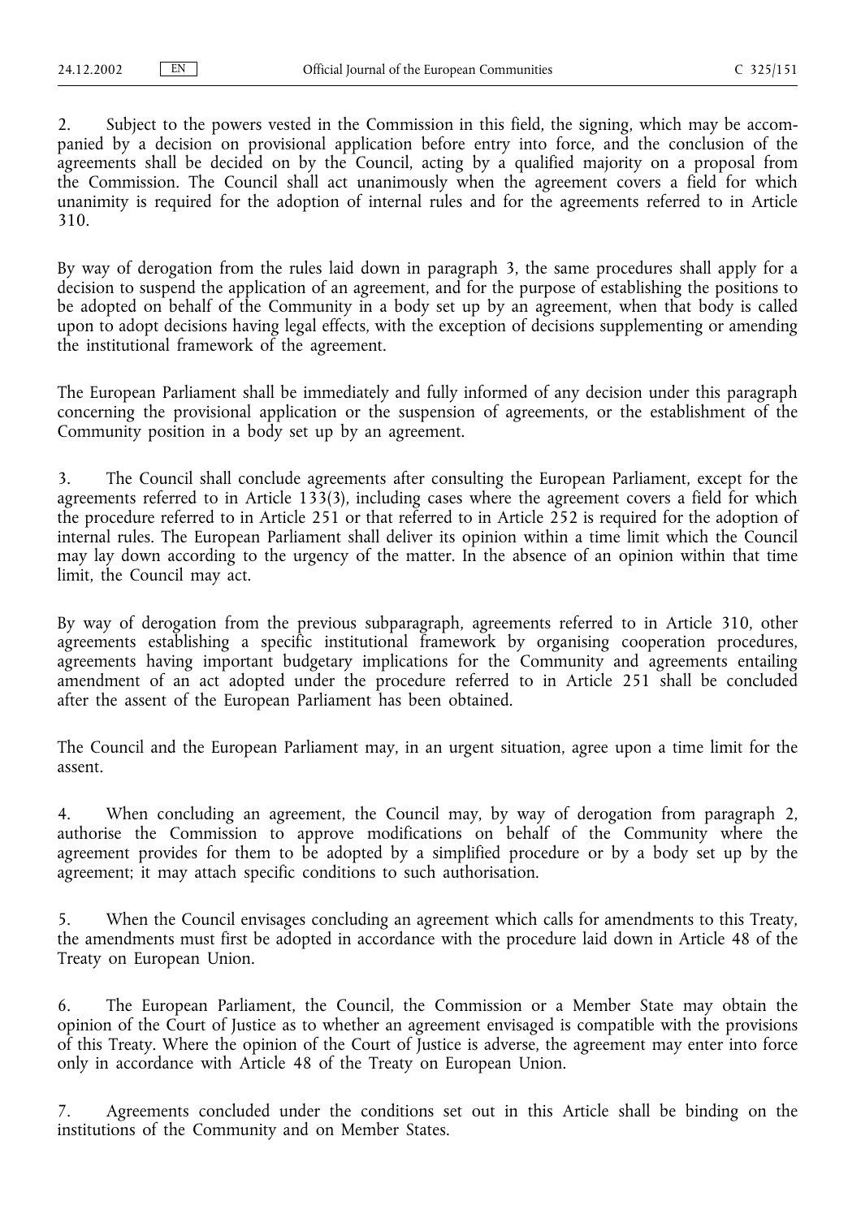2. Subject to the powers vested in the Commission in this field, the signing, which may be accompanied by a decision on provisional application before entry into force, and the conclusion of the agreements shall be decided on by the Council, acting by a qualified majority on a proposal from the Commission. The Council shall act unanimously when the agreement covers a field for which unanimity is required for the adoption of internal rules and for the agreements referred to in Article 310.

By way of derogation from the rules laid down in paragraph 3, the same procedures shall apply for a decision to suspend the application of an agreement, and for the purpose of establishing the positions to be adopted on behalf of the Community in a body set up by an agreement, when that body is called upon to adopt decisions having legal effects, with the exception of decisions supplementing or amending the institutional framework of the agreement.

The European Parliament shall be immediately and fully informed of any decision under this paragraph concerning the provisional application or the suspension of agreements, or the establishment of the Community position in a body set up by an agreement.

3. The Council shall conclude agreements after consulting the European Parliament, except for the agreements referred to in Article 133(3), including cases where the agreement covers a field for which the procedure referred to in Article 251 or that referred to in Article 252 is required for the adoption of internal rules. The European Parliament shall deliver its opinion within a time limit which the Council may lay down according to the urgency of the matter. In the absence of an opinion within that time limit, the Council may act.

By way of derogation from the previous subparagraph, agreements referred to in Article 310, other agreements establishing a specific institutional framework by organising cooperation procedures, agreements having important budgetary implications for the Community and agreements entailing amendment of an act adopted under the procedure referred to in Article 251 shall be concluded after the assent of the European Parliament has been obtained.

The Council and the European Parliament may, in an urgent situation, agree upon a time limit for the assent.

4. When concluding an agreement, the Council may, by way of derogation from paragraph 2, authorise the Commission to approve modifications on behalf of the Community where the agreement provides for them to be adopted by a simplified procedure or by a body set up by the agreement; it may attach specific conditions to such authorisation.

5. When the Council envisages concluding an agreement which calls for amendments to this Treaty, the amendments must first be adopted in accordance with the procedure laid down in Article 48 of the Treaty on European Union.

6. The European Parliament, the Council, the Commission or a Member State may obtain the opinion of the Court of Justice as to whether an agreement envisaged is compatible with the provisions of this Treaty. Where the opinion of the Court of Justice is adverse, the agreement may enter into force only in accordance with Article 48 of the Treaty on European Union.

7. Agreements concluded under the conditions set out in this Article shall be binding on the institutions of the Community and on Member States.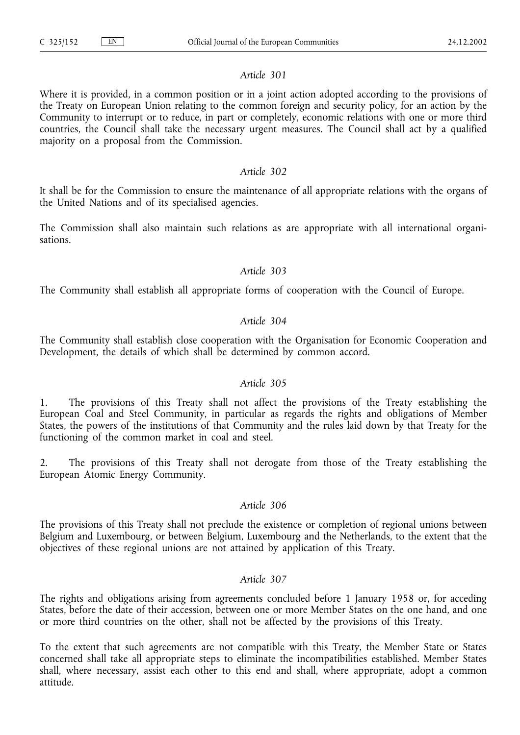*Article 301*

Where it is provided, in a common position or in a joint action adopted according to the provisions of the Treaty on European Union relating to the common foreign and security policy, for an action by the Community to interrupt or to reduce, in part or completely, economic relations with one or more third countries, the Council shall take the necessary urgent measures. The Council shall act by a qualified majority on a proposal from the Commission.

*Article 302*

It shall be for the Commission to ensure the maintenance of all appropriate relations with the organs of the United Nations and of its specialised agencies.

The Commission shall also maintain such relations as are appropriate with all international organisations.

*Article 303*

The Community shall establish all appropriate forms of cooperation with the Council of Europe.

*Article 304*

The Community shall establish close cooperation with the Organisation for Economic Cooperation and Development, the details of which shall be determined by common accord.

*Article 305*

1. The provisions of this Treaty shall not affect the provisions of the Treaty establishing the European Coal and Steel Community, in particular as regards the rights and obligations of Member States, the powers of the institutions of that Community and the rules laid down by that Treaty for the functioning of the common market in coal and steel.

2. The provisions of this Treaty shall not derogate from those of the Treaty establishing the European Atomic Energy Community.

*Article 306*

The provisions of this Treaty shall not preclude the existence or completion of regional unions between Belgium and Luxembourg, or between Belgium, Luxembourg and the Netherlands, to the extent that the objectives of these regional unions are not attained by application of this Treaty.

*Article 307*

The rights and obligations arising from agreements concluded before 1 January 1958 or, for acceding States, before the date of their accession, between one or more Member States on the one hand, and one or more third countries on the other, shall not be affected by the provisions of this Treaty.

To the extent that such agreements are not compatible with this Treaty, the Member State or States concerned shall take all appropriate steps to eliminate the incompatibilities established. Member States shall, where necessary, assist each other to this end and shall, where appropriate, adopt a common attitude.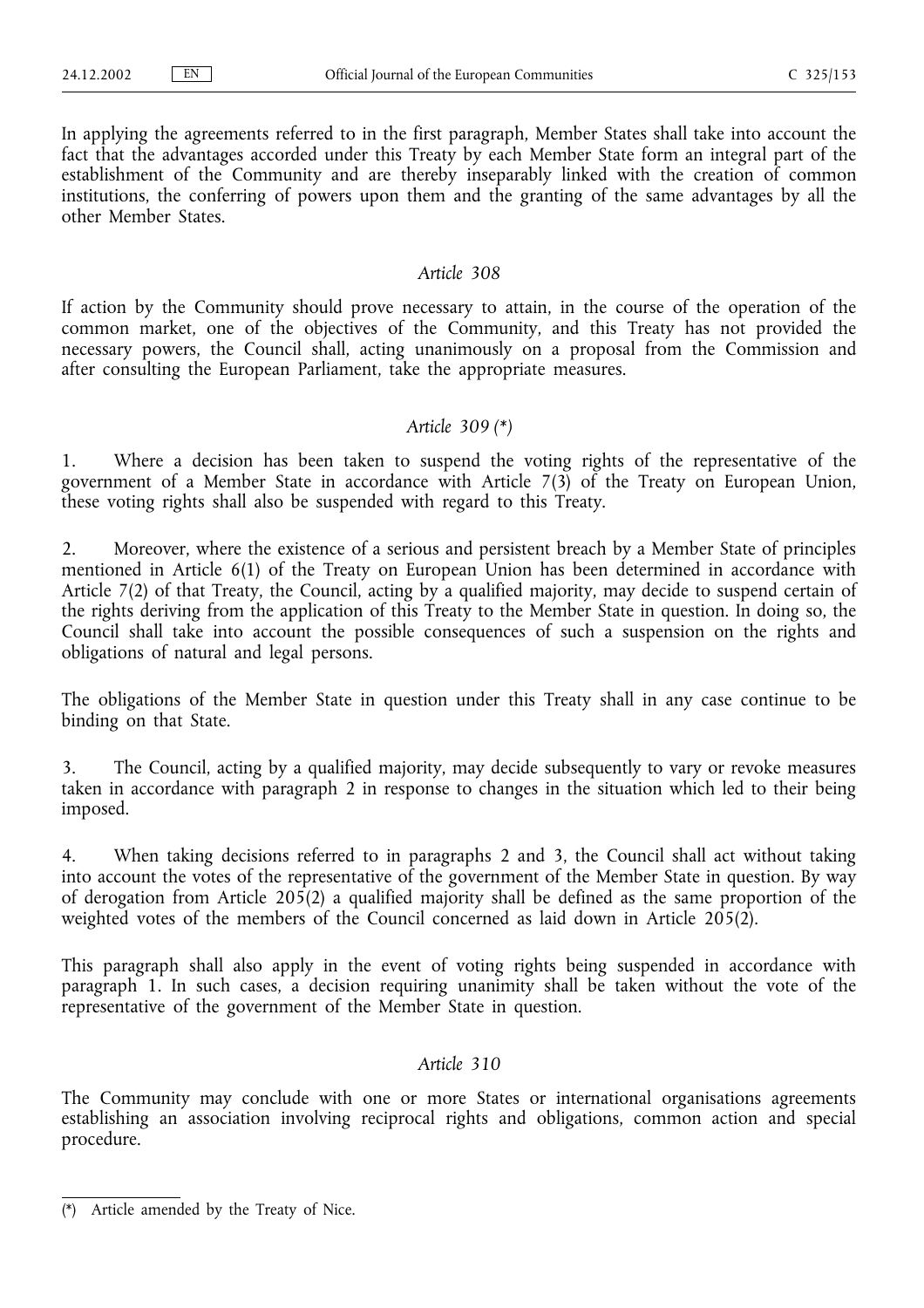In applying the agreements referred to in the first paragraph, Member States shall take into account the fact that the advantages accorded under this Treaty by each Member State form an integral part of the establishment of the Community and are thereby inseparably linked with the creation of common institutions, the conferring of powers upon them and the granting of the same advantages by all the other Member States.

*Article 308*

If action by the Community should prove necessary to attain, in the course of the operation of the common market, one of the objectives of the Community, and this Treaty has not provided the necessary powers, the Council shall, acting unanimously on a proposal from the Commission and after consulting the European Parliament, take the appropriate measures.

*Article 309 (\*)*

1. Where a decision has been taken to suspend the voting rights of the representative of the government of a Member State in accordance with Article 7(3) of the Treaty on European Union, these voting rights shall also be suspended with regard to this Treaty.

2. Moreover, where the existence of a serious and persistent breach by a Member State of principles mentioned in Article 6(1) of the Treaty on European Union has been determined in accordance with Article 7(2) of that Treaty, the Council, acting by a qualified majority, may decide to suspend certain of the rights deriving from the application of this Treaty to the Member State in question. In doing so, the Council shall take into account the possible consequences of such a suspension on the rights and obligations of natural and legal persons.

The obligations of the Member State in question under this Treaty shall in any case continue to be binding on that State.

3. The Council, acting by a qualified majority, may decide subsequently to vary or revoke measures taken in accordance with paragraph 2 in response to changes in the situation which led to their being imposed.

4. When taking decisions referred to in paragraphs 2 and 3, the Council shall act without taking into account the votes of the representative of the government of the Member State in question. By way of derogation from Article 205(2) a qualified majority shall be defined as the same proportion of the weighted votes of the members of the Council concerned as laid down in Article 205(2).

This paragraph shall also apply in the event of voting rights being suspended in accordance with paragraph 1. In such cases, a decision requiring unanimity shall be taken without the vote of the representative of the government of the Member State in question.

*Article 310*

The Community may conclude with one or more States or international organisations agreements establishing an association involving reciprocal rights and obligations, common action and special procedure.

---

(*) Article amended by the Treaty of Nice.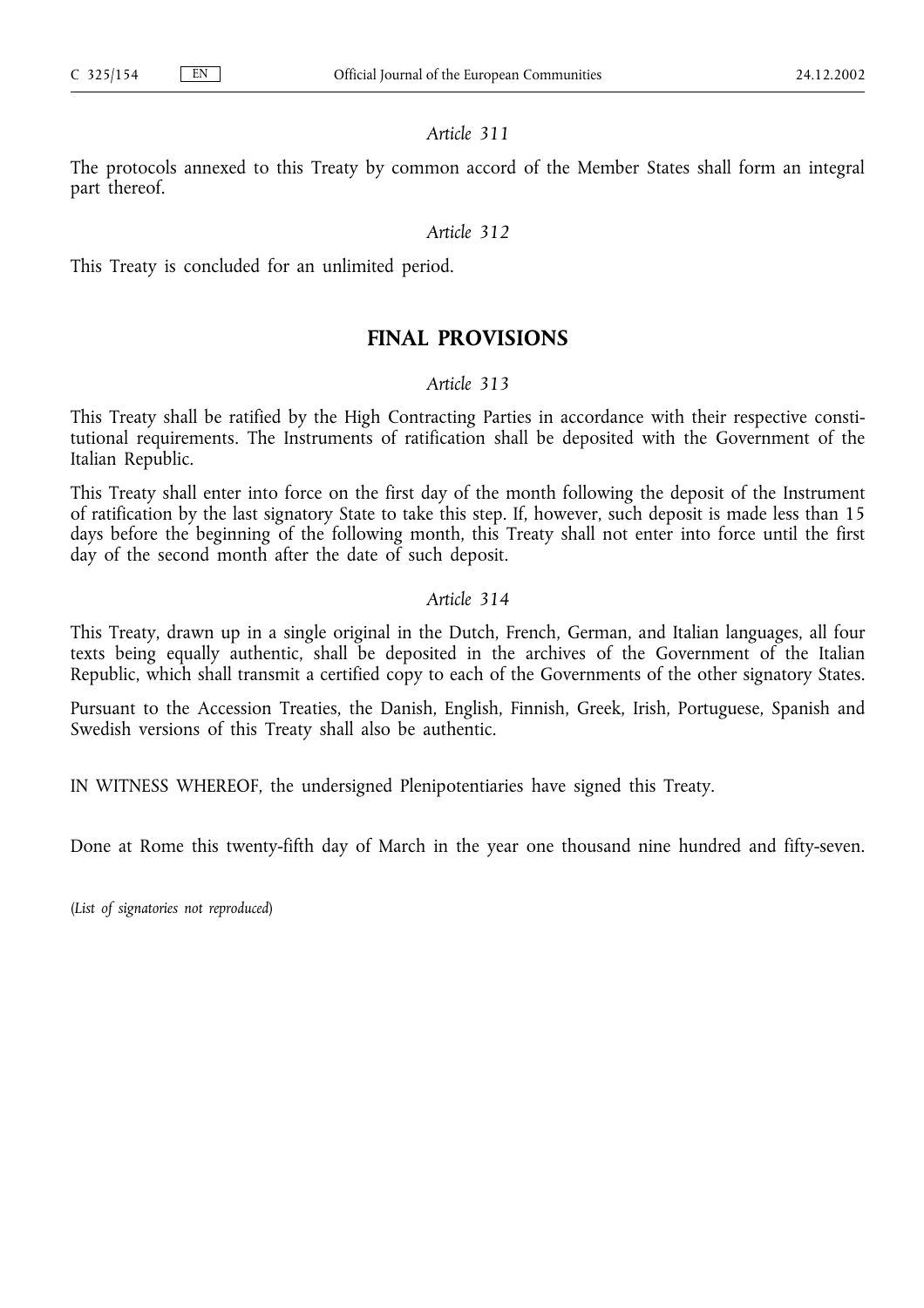*Article 311*

The protocols annexed to this Treaty by common accord of the Member States shall form an integral part thereof.

*Article 312*

This Treaty is concluded for an unlimited period.

## FINAL PROVISIONS

*Article 313*

This Treaty shall be ratified by the High Contracting Parties in accordance with their respective constitutional requirements. The Instruments of ratification shall be deposited with the Government of the Italian Republic.

This Treaty shall enter into force on the first day of the month following the deposit of the Instrument of ratification by the last signatory State to take this step. If, however, such deposit is made less than 15 days before the beginning of the following month, this Treaty shall not enter into force until the first day of the second month after the date of such deposit.

*Article 314*

This Treaty, drawn up in a single original in the Dutch, French, German, and Italian languages, all four texts being equally authentic, shall be deposited in the archives of the Government of the Italian Republic, which shall transmit a certified copy to each of the Governments of the other signatory States.

Pursuant to the Accession Treaties, the Danish, English, Finnish, Greek, Irish, Portuguese, Spanish and Swedish versions of this Treaty shall also be authentic.

IN WITNESS WHEREOF, the undersigned Plenipotentiaries have signed this Treaty.

Done at Rome this twenty-fifth day of March in the year one thousand nine hundred and fifty-seven.

(*List of signatories not reproduced*)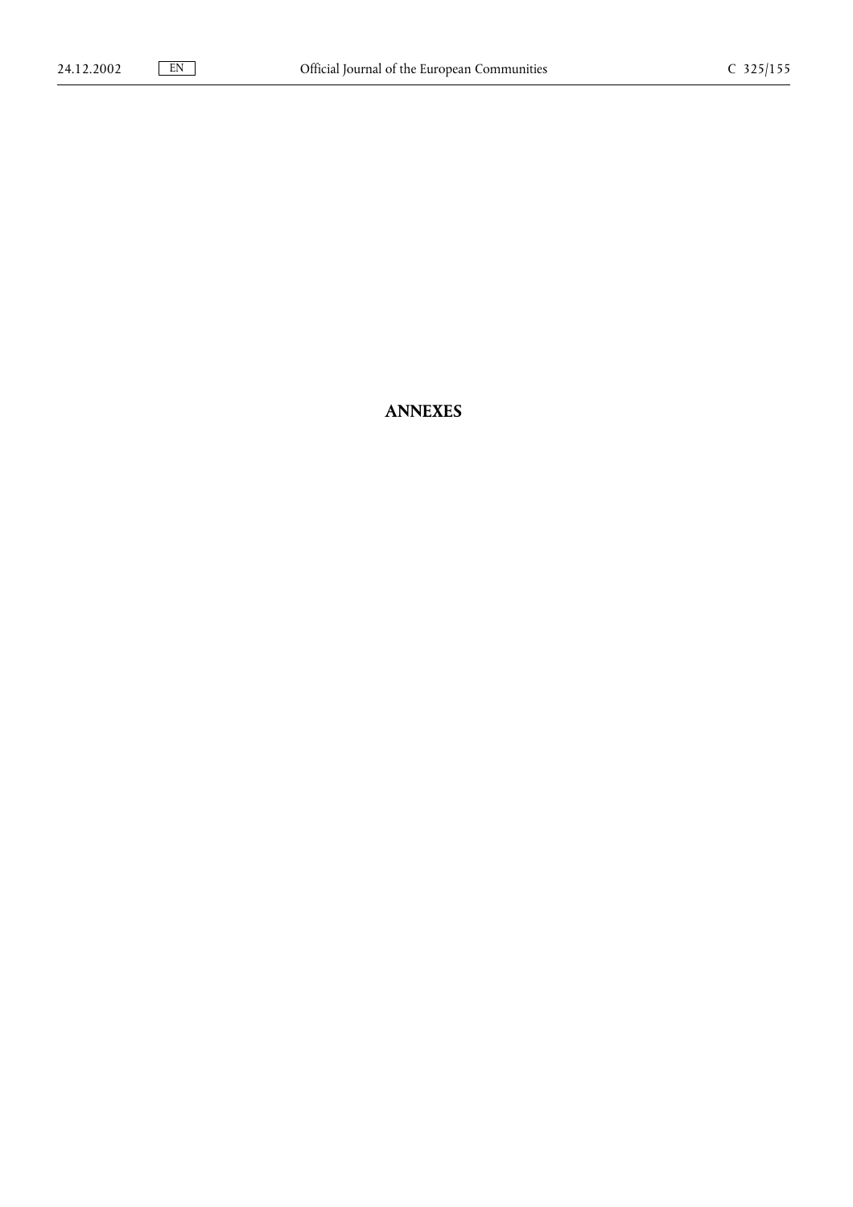# ANNEXES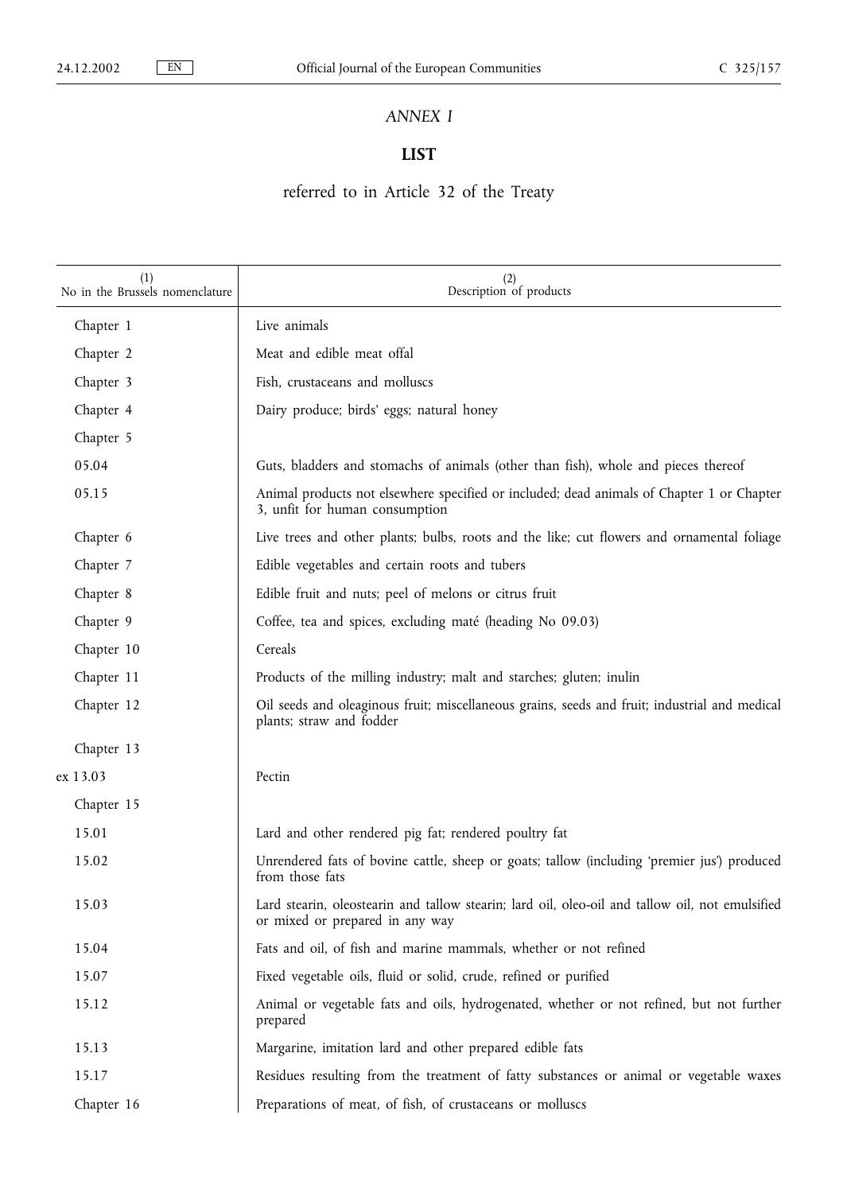*ANNEX I*

**LIST**

referred to in Article 32 of the Treaty

| (1) No in the Brussels nomenclature | (2) Description of products |
|---|---|
| Chapter 1 | Live animals |
| Chapter 2 | Meat and edible meat offal |
| Chapter 3 | Fish, crustaceans and molluscs |
| Chapter 4 | Dairy produce; birds' eggs; natural honey |
| Chapter 5 | |
| 05.04 | Guts, bladders and stomachs of animals (other than fish), whole and pieces thereof |
| 05.15 | Animal products not elsewhere specified or included; dead animals of Chapter 1 or Chapter 3, unfit for human consumption |
| Chapter 6 | Live trees and other plants; bulbs, roots and the like; cut flowers and ornamental foliage |
| Chapter 7 | Edible vegetables and certain roots and tubers |
| Chapter 8 | Edible fruit and nuts; peel of melons or citrus fruit |
| Chapter 9 | Coffee, tea and spices, excluding maté (heading No 09.03) |
| Chapter 10 | Cereals |
| Chapter 11 | Products of the milling industry; malt and starches; gluten; inulin |
| Chapter 12 | Oil seeds and oleaginous fruit; miscellaneous grains, seeds and fruit; industrial and medical plants; straw and fodder |
| Chapter 13 | |
| ex 13.03 | Pectin |
| Chapter 15 | |
| 15.01 | Lard and other rendered pig fat; rendered poultry fat |
| 15.02 | Unrendered fats of bovine cattle, sheep or goats; tallow (including 'premier jus') produced from those fats |
| 15.03 | Lard stearin, oleostearin and tallow stearin; lard oil, oleo-oil and tallow oil, not emulsified or mixed or prepared in any way |
| 15.04 | Fats and oil, of fish and marine mammals, whether or not refined |
| 15.07 | Fixed vegetable oils, fluid or solid, crude, refined or purified |
| 15.12 | Animal or vegetable fats and oils, hydrogenated, whether or not refined, but not further prepared |
| 15.13 | Margarine, imitation lard and other prepared edible fats |
| 15.17 | Residues resulting from the treatment of fatty substances or animal or vegetable waxes |
| Chapter 16 | Preparations of meat, of fish, of crustaceans or molluscs |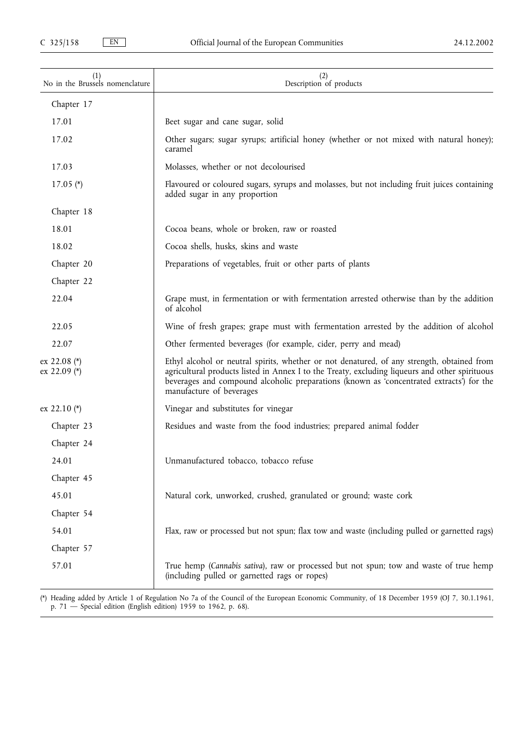| (1) No in the Brussels nomenclature | (2) Description of products |
|---|---|
| Chapter 17 | |
| 17.01 | Beet sugar and cane sugar, solid |
| 17.02 | Other sugars; sugar syrups; artificial honey (whether or not mixed with natural honey); caramel |
| 17.03 | Molasses, whether or not decolourised |
| 17.05 (*) | Flavoured or coloured sugars, syrups and molasses, but not including fruit juices containing added sugar in any proportion |
| Chapter 18 | |
| 18.01 | Cocoa beans, whole or broken, raw or roasted |
| 18.02 | Cocoa shells, husks, skins and waste |
| Chapter 20 | Preparations of vegetables, fruit or other parts of plants |
| Chapter 22 | |
| 22.04 | Grape must, in fermentation or with fermentation arrested otherwise than by the addition of alcohol |
| 22.05 | Wine of fresh grapes; grape must with fermentation arrested by the addition of alcohol |
| 22.07 | Other fermented beverages (for example, cider, perry and mead) |
| ex 22.08 (*) ex 22.09 (*) | Ethyl alcohol or neutral spirits, whether or not denatured, of any strength, obtained from agricultural products listed in Annex I to the Treaty, excluding liqueurs and other spirituous beverages and compound alcoholic preparations (known as 'concentrated extracts') for the manufacture of beverages |
| ex 22.10 (*) | Vinegar and substitutes for vinegar |
| Chapter 23 | Residues and waste from the food industries; prepared animal fodder |
| Chapter 24 | |
| 24.01 | Unmanufactured tobacco, tobacco refuse |
| Chapter 45 | |
| 45.01 | Natural cork, unworked, crushed, granulated or ground; waste cork |
| Chapter 54 | |
| 54.01 | Flax, raw or processed but not spun; flax tow and waste (including pulled or garnetted rags) |
| Chapter 57 | |
| 57.01 | True hemp (*Cannabis sativa*), raw or processed but not spun; tow and waste of true hemp (including pulled or garnetted rags or ropes) |

(*) Heading added by Article 1 of Regulation No 7a of the Council of the European Economic Community, of 18 December 1959 (OJ 7, 30.1.1961, p. 71 — Special edition (English edition) 1959 to 1962, p. 68).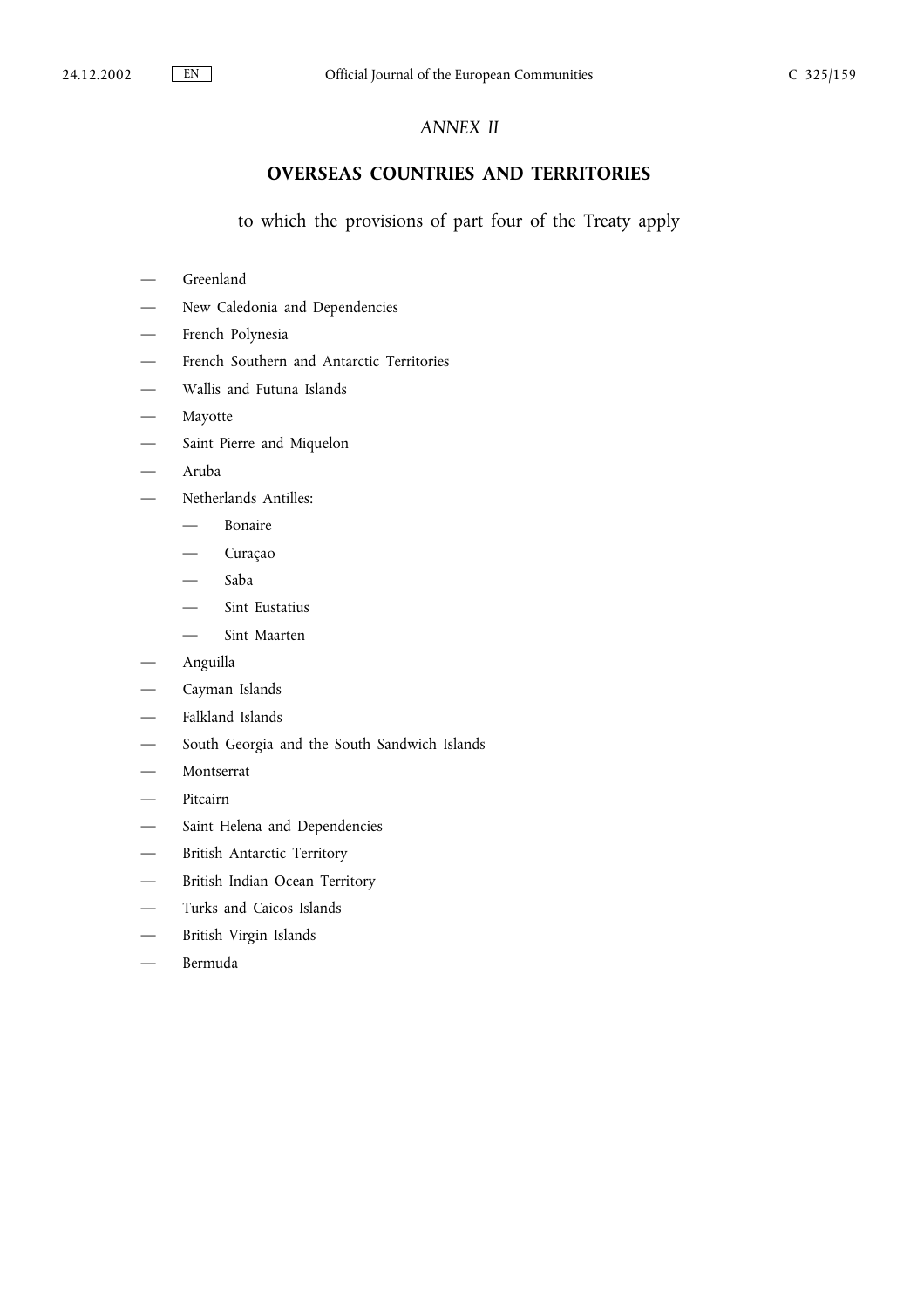*ANNEX II*

# OVERSEAS COUNTRIES AND TERRITORIES

to which the provisions of part four of the Treaty apply

- Greenland
- New Caledonia and Dependencies
- French Polynesia
- French Southern and Antarctic Territories
- Wallis and Futuna Islands
- Mayotte
- Saint Pierre and Miquelon
- Aruba
- Netherlands Antilles:
    - Bonaire
    - Curaçao
    - Saba
    - Sint Eustatius
    - Sint Maarten
- Anguilla
- Cayman Islands
- Falkland Islands
- South Georgia and the South Sandwich Islands
- Montserrat
- Pitcairn
- Saint Helena and Dependencies
- British Antarctic Territory
- British Indian Ocean Territory
- Turks and Caicos Islands
- British Virgin Islands
- Bermuda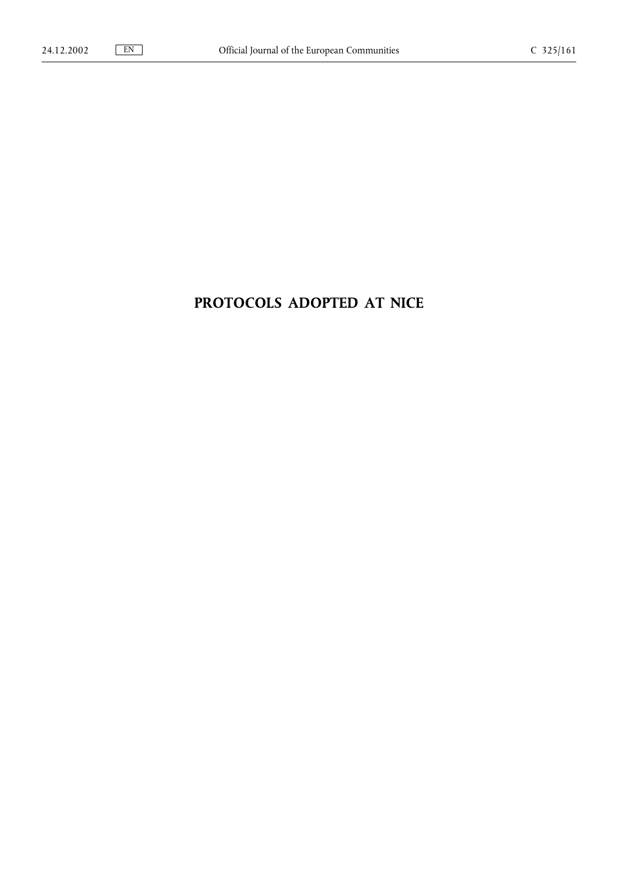# PROTOCOLS ADOPTED AT NICE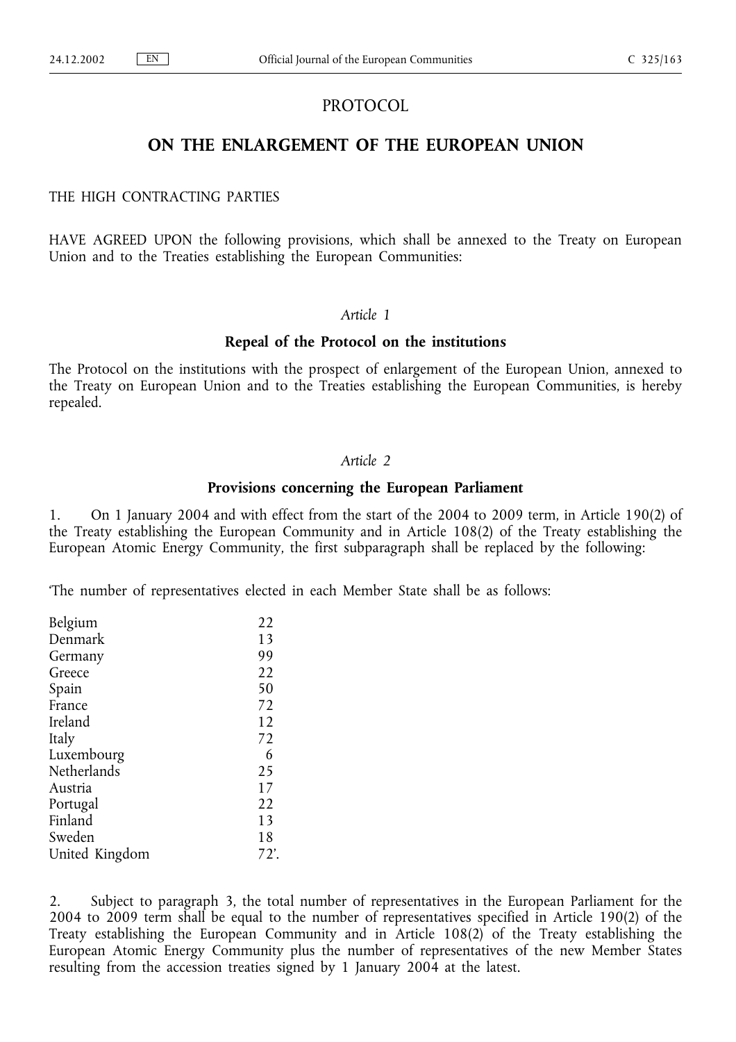# PROTOCOL

## ON THE ENLARGEMENT OF THE EUROPEAN UNION

THE HIGH CONTRACTING PARTIES

HAVE AGREED UPON the following provisions, which shall be annexed to the Treaty on European Union and to the Treaties establishing the European Communities:

*Article 1*

**Repeal of the Protocol on the institutions**

The Protocol on the institutions with the prospect of enlargement of the European Union, annexed to the Treaty on European Union and to the Treaties establishing the European Communities, is hereby repealed.

*Article 2*

**Provisions concerning the European Parliament**

1. On 1 January 2004 and with effect from the start of the 2004 to 2009 term, in Article 190(2) of the Treaty establishing the European Community and in Article 108(2) of the Treaty establishing the European Atomic Energy Community, the first subparagraph shall be replaced by the following:

'The number of representatives elected in each Member State shall be as follows:

| | |
|---|---|
| Belgium | 22 |
| Denmark | 13 |
| Germany | 99 |
| Greece | 22 |
| Spain | 50 |
| France | 72 |
| Ireland | 12 |
| Italy | 72 |
| Luxembourg | 6 |
| Netherlands | 25 |
| Austria | 17 |
| Portugal | 22 |
| Finland | 13 |
| Sweden | 18 |
| United Kingdom | 72'. |

2. Subject to paragraph 3, the total number of representatives in the European Parliament for the 2004 to 2009 term shall be equal to the number of representatives specified in Article 190(2) of the Treaty establishing the European Community and in Article 108(2) of the Treaty establishing the European Atomic Energy Community plus the number of representatives of the new Member States resulting from the accession treaties signed by 1 January 2004 at the latest.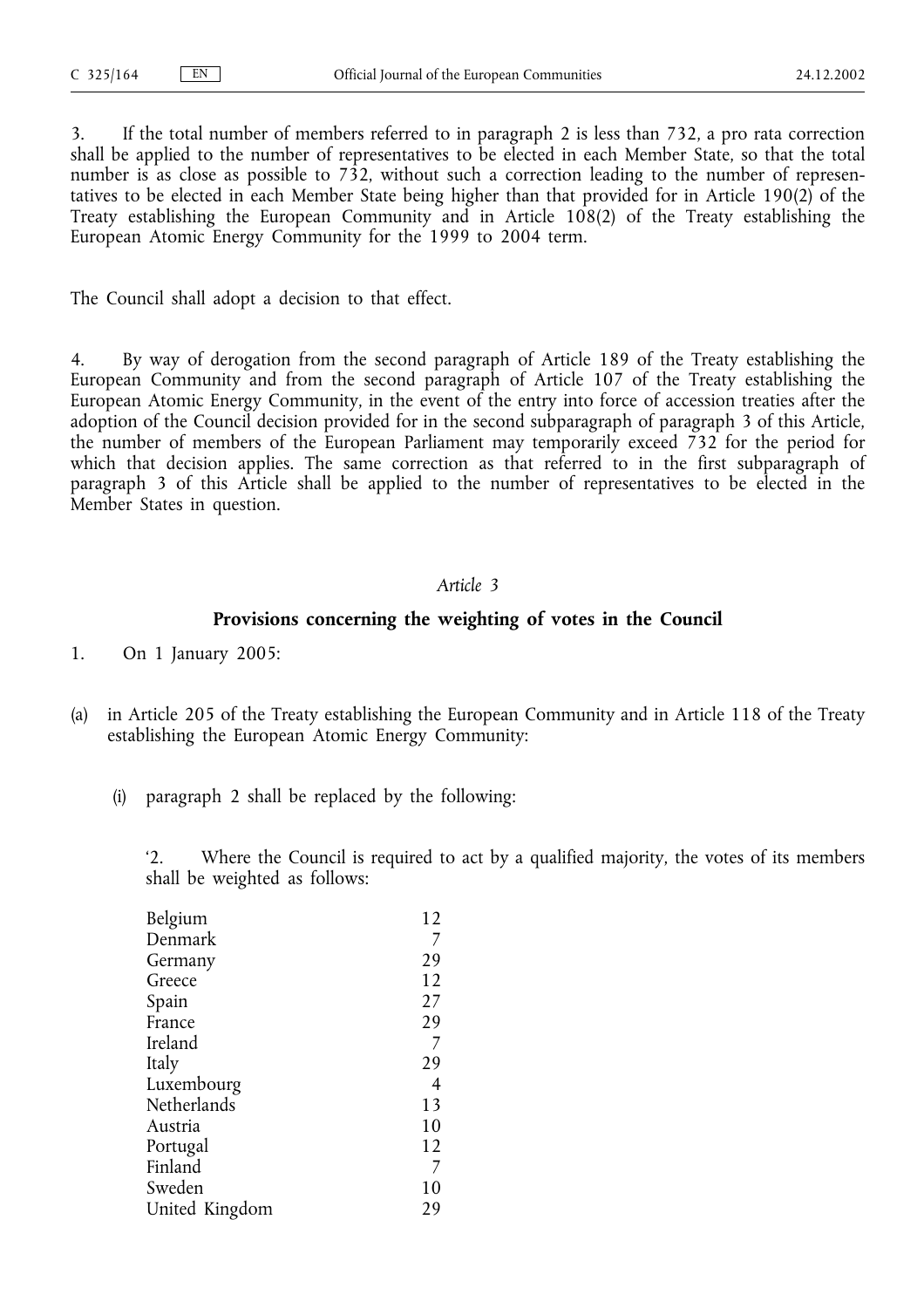3. If the total number of members referred to in paragraph 2 is less than 732, a pro rata correction shall be applied to the number of representatives to be elected in each Member State, so that the total number is as close as possible to 732, without such a correction leading to the number of representatives to be elected in each Member State being higher than that provided for in Article 190(2) of the Treaty establishing the European Community and in Article 108(2) of the Treaty establishing the European Atomic Energy Community for the 1999 to 2004 term.

The Council shall adopt a decision to that effect.

4. By way of derogation from the second paragraph of Article 189 of the Treaty establishing the European Community and from the second paragraph of Article 107 of the Treaty establishing the European Atomic Energy Community, in the event of the entry into force of accession treaties after the adoption of the Council decision provided for in the second subparagraph of paragraph 3 of this Article, the number of members of the European Parliament may temporarily exceed 732 for the period for which that decision applies. The same correction as that referred to in the first subparagraph of paragraph 3 of this Article shall be applied to the number of representatives to be elected in the Member States in question.

*Article 3*

**Provisions concerning the weighting of votes in the Council**

1. On 1 January 2005:

(a) in Article 205 of the Treaty establishing the European Community and in Article 118 of the Treaty establishing the European Atomic Energy Community:

(i) paragraph 2 shall be replaced by the following:

'2. Where the Council is required to act by a qualified majority, the votes of its members shall be weighted as follows:

| | |
|---|---|
| Belgium | 12 |
| Denmark | 7 |
| Germany | 29 |
| Greece | 12 |
| Spain | 27 |
| France | 29 |
| Ireland | 7 |
| Italy | 29 |
| Luxembourg | 4 |
| Netherlands | 13 |
| Austria | 10 |
| Portugal | 12 |
| Finland | 7 |
| Sweden | 10 |
| United Kingdom | 29 |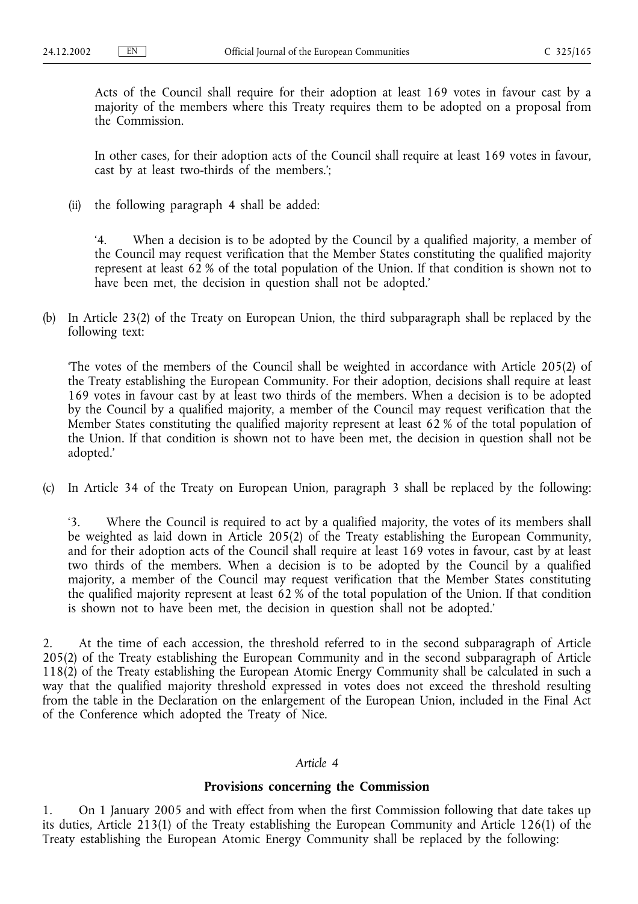Acts of the Council shall require for their adoption at least 169 votes in favour cast by a majority of the members where this Treaty requires them to be adopted on a proposal from the Commission.

In other cases, for their adoption acts of the Council shall require at least 169 votes in favour, cast by at least two-thirds of the members.';

(ii) the following paragraph 4 shall be added:

'4. When a decision is to be adopted by the Council by a qualified majority, a member of the Council may request verification that the Member States constituting the qualified majority represent at least 62 % of the total population of the Union. If that condition is shown not to have been met, the decision in question shall not be adopted.'

(b) In Article 23(2) of the Treaty on European Union, the third subparagraph shall be replaced by the following text:

'The votes of the members of the Council shall be weighted in accordance with Article 205(2) of the Treaty establishing the European Community. For their adoption, decisions shall require at least 169 votes in favour cast by at least two thirds of the members. When a decision is to be adopted by the Council by a qualified majority, a member of the Council may request verification that the Member States constituting the qualified majority represent at least 62 % of the total population of the Union. If that condition is shown not to have been met, the decision in question shall not be adopted.'

(c) In Article 34 of the Treaty on European Union, paragraph 3 shall be replaced by the following:

'3. Where the Council is required to act by a qualified majority, the votes of its members shall be weighted as laid down in Article 205(2) of the Treaty establishing the European Community, and for their adoption acts of the Council shall require at least 169 votes in favour, cast by at least two thirds of the members. When a decision is to be adopted by the Council by a qualified majority, a member of the Council may request verification that the Member States constituting the qualified majority represent at least 62 % of the total population of the Union. If that condition is shown not to have been met, the decision in question shall not be adopted.'

2. At the time of each accession, the threshold referred to in the second subparagraph of Article 205(2) of the Treaty establishing the European Community and in the second subparagraph of Article 118(2) of the Treaty establishing the European Atomic Energy Community shall be calculated in such a way that the qualified majority threshold expressed in votes does not exceed the threshold resulting from the table in the Declaration on the enlargement of the European Union, included in the Final Act of the Conference which adopted the Treaty of Nice.

*Article 4*

**Provisions concerning the Commission**

1. On 1 January 2005 and with effect from when the first Commission following that date takes up its duties, Article 213(1) of the Treaty establishing the European Community and Article 126(1) of the Treaty establishing the European Atomic Energy Community shall be replaced by the following: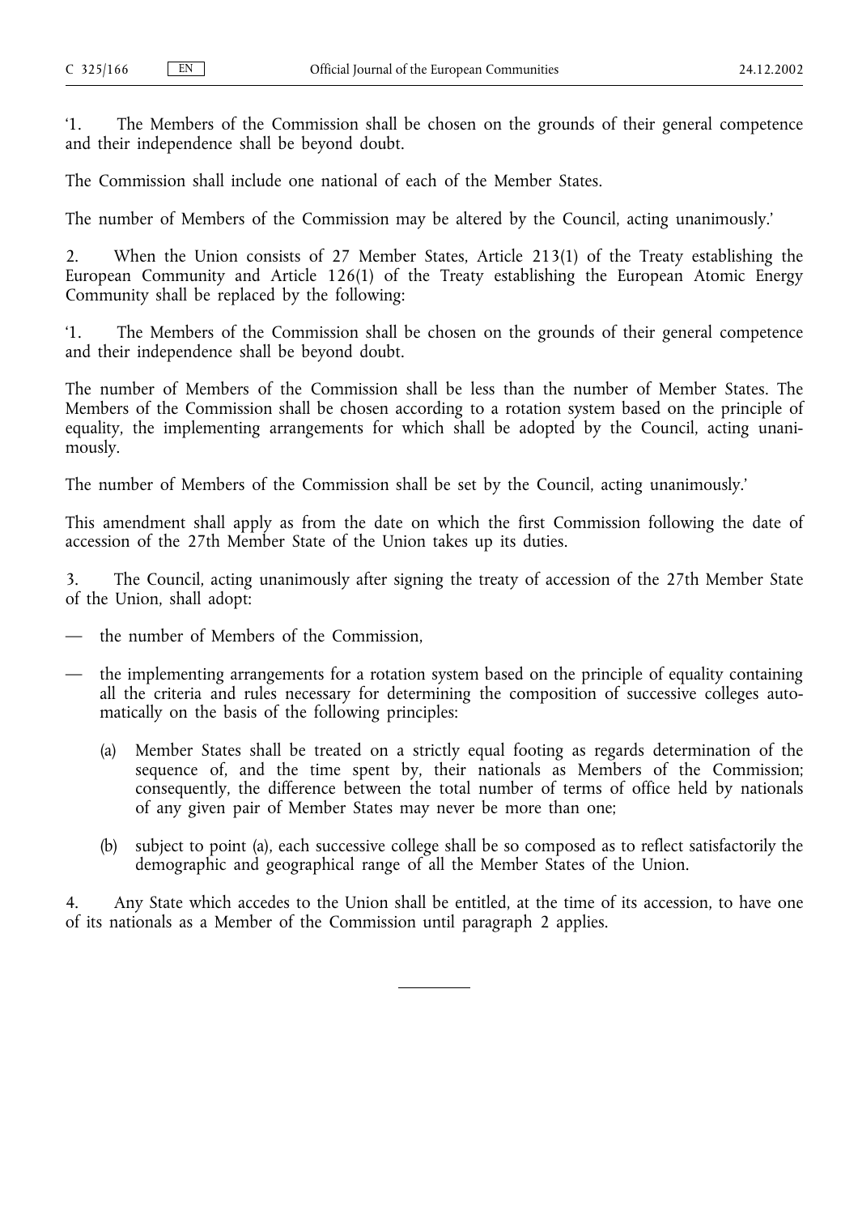'1. The Members of the Commission shall be chosen on the grounds of their general competence and their independence shall be beyond doubt.

The Commission shall include one national of each of the Member States.

The number of Members of the Commission may be altered by the Council, acting unanimously.'

2. When the Union consists of 27 Member States, Article 213(1) of the Treaty establishing the European Community and Article 126(1) of the Treaty establishing the European Atomic Energy Community shall be replaced by the following:

'1. The Members of the Commission shall be chosen on the grounds of their general competence and their independence shall be beyond doubt.

The number of Members of the Commission shall be less than the number of Member States. The Members of the Commission shall be chosen according to a rotation system based on the principle of equality, the implementing arrangements for which shall be adopted by the Council, acting unanimously.

The number of Members of the Commission shall be set by the Council, acting unanimously.'

This amendment shall apply as from the date on which the first Commission following the date of accession of the 27th Member State of the Union takes up its duties.

3. The Council, acting unanimously after signing the treaty of accession of the 27th Member State of the Union, shall adopt:

— the number of Members of the Commission,

— the implementing arrangements for a rotation system based on the principle of equality containing all the criteria and rules necessary for determining the composition of successive colleges automatically on the basis of the following principles:

  (a) Member States shall be treated on a strictly equal footing as regards determination of the sequence of, and the time spent by, their nationals as Members of the Commission; consequently, the difference between the total number of terms of office held by nationals of any given pair of Member States may never be more than one;

  (b) subject to point (a), each successive college shall be so composed as to reflect satisfactorily the demographic and geographical range of all the Member States of the Union.

4. Any State which accedes to the Union shall be entitled, at the time of its accession, to have one of its nationals as a Member of the Commission until paragraph 2 applies.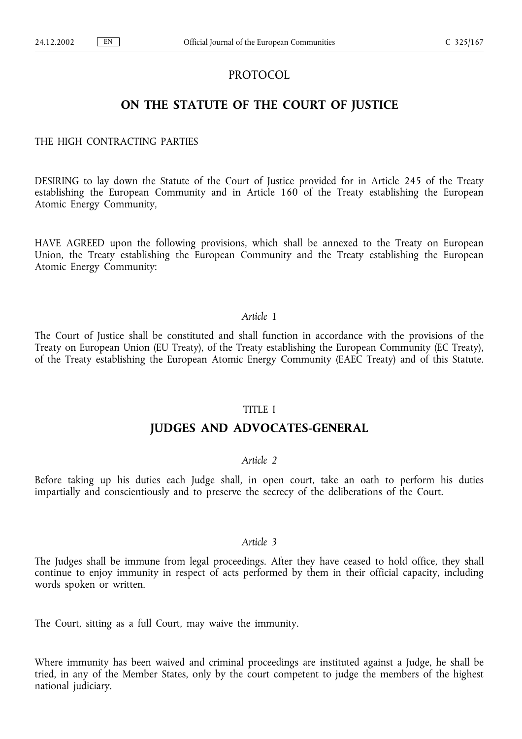# PROTOCOL

## ON THE STATUTE OF THE COURT OF JUSTICE

THE HIGH CONTRACTING PARTIES

DESIRING to lay down the Statute of the Court of Justice provided for in Article 245 of the Treaty establishing the European Community and in Article 160 of the Treaty establishing the European Atomic Energy Community,

HAVE AGREED upon the following provisions, which shall be annexed to the Treaty on European Union, the Treaty establishing the European Community and the Treaty establishing the European Atomic Energy Community:

*Article 1*

The Court of Justice shall be constituted and shall function in accordance with the provisions of the Treaty on European Union (EU Treaty), of the Treaty establishing the European Community (EC Treaty), of the Treaty establishing the European Atomic Energy Community (EAEC Treaty) and of this Statute.

TITLE I

## JUDGES AND ADVOCATES-GENERAL

*Article 2*

Before taking up his duties each Judge shall, in open court, take an oath to perform his duties impartially and conscientiously and to preserve the secrecy of the deliberations of the Court.

*Article 3*

The Judges shall be immune from legal proceedings. After they have ceased to hold office, they shall continue to enjoy immunity in respect of acts performed by them in their official capacity, including words spoken or written.

The Court, sitting as a full Court, may waive the immunity.

Where immunity has been waived and criminal proceedings are instituted against a Judge, he shall be tried, in any of the Member States, only by the court competent to judge the members of the highest national judiciary.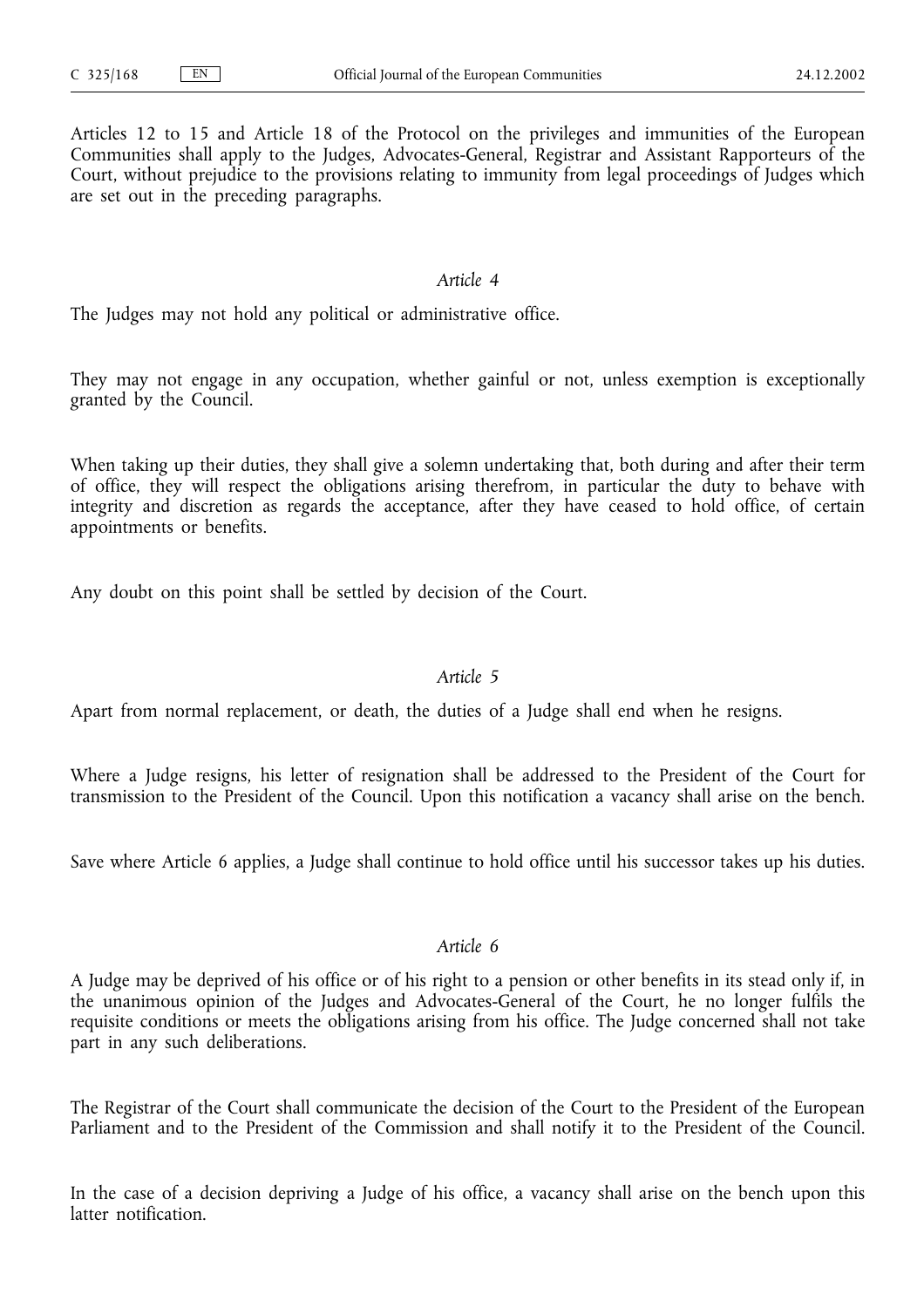Articles 12 to 15 and Article 18 of the Protocol on the privileges and immunities of the European Communities shall apply to the Judges, Advocates-General, Registrar and Assistant Rapporteurs of the Court, without prejudice to the provisions relating to immunity from legal proceedings of Judges which are set out in the preceding paragraphs.

*Article 4*

The Judges may not hold any political or administrative office.

They may not engage in any occupation, whether gainful or not, unless exemption is exceptionally granted by the Council.

When taking up their duties, they shall give a solemn undertaking that, both during and after their term of office, they will respect the obligations arising therefrom, in particular the duty to behave with integrity and discretion as regards the acceptance, after they have ceased to hold office, of certain appointments or benefits.

Any doubt on this point shall be settled by decision of the Court.

*Article 5*

Apart from normal replacement, or death, the duties of a Judge shall end when he resigns.

Where a Judge resigns, his letter of resignation shall be addressed to the President of the Court for transmission to the President of the Council. Upon this notification a vacancy shall arise on the bench.

Save where Article 6 applies, a Judge shall continue to hold office until his successor takes up his duties.

*Article 6*

A Judge may be deprived of his office or of his right to a pension or other benefits in its stead only if, in the unanimous opinion of the Judges and Advocates-General of the Court, he no longer fulfils the requisite conditions or meets the obligations arising from his office. The Judge concerned shall not take part in any such deliberations.

The Registrar of the Court shall communicate the decision of the Court to the President of the European Parliament and to the President of the Commission and shall notify it to the President of the Council.

In the case of a decision depriving a Judge of his office, a vacancy shall arise on the bench upon this latter notification.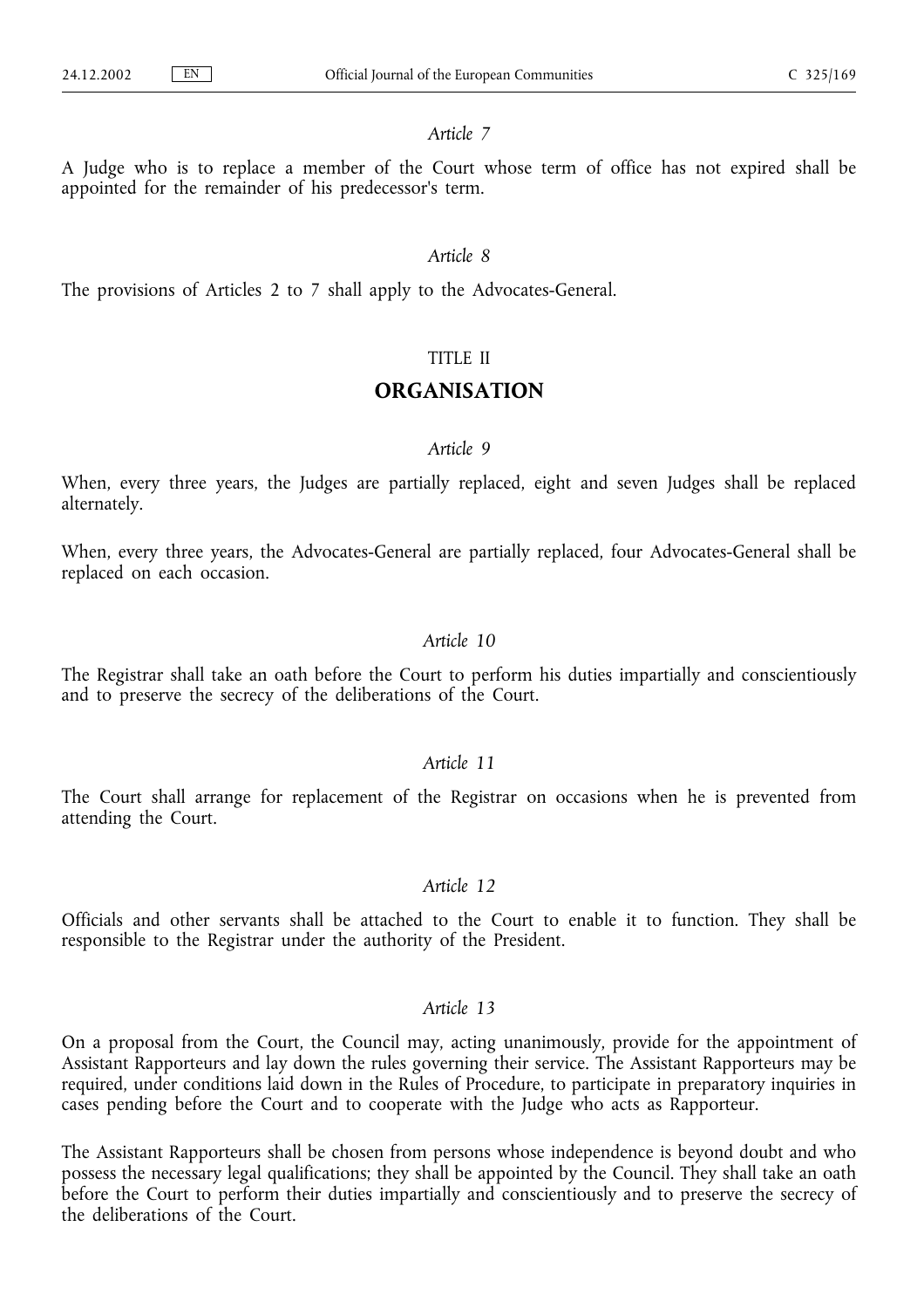*Article 7*

A Judge who is to replace a member of the Court whose term of office has not expired shall be appointed for the remainder of his predecessor's term.

*Article 8*

The provisions of Articles 2 to 7 shall apply to the Advocates-General.

TITLE II

## ORGANISATION

*Article 9*

When, every three years, the Judges are partially replaced, eight and seven Judges shall be replaced alternately.

When, every three years, the Advocates-General are partially replaced, four Advocates-General shall be replaced on each occasion.

*Article 10*

The Registrar shall take an oath before the Court to perform his duties impartially and conscientiously and to preserve the secrecy of the deliberations of the Court.

*Article 11*

The Court shall arrange for replacement of the Registrar on occasions when he is prevented from attending the Court.

*Article 12*

Officials and other servants shall be attached to the Court to enable it to function. They shall be responsible to the Registrar under the authority of the President.

*Article 13*

On a proposal from the Court, the Council may, acting unanimously, provide for the appointment of Assistant Rapporteurs and lay down the rules governing their service. The Assistant Rapporteurs may be required, under conditions laid down in the Rules of Procedure, to participate in preparatory inquiries in cases pending before the Court and to cooperate with the Judge who acts as Rapporteur.

The Assistant Rapporteurs shall be chosen from persons whose independence is beyond doubt and who possess the necessary legal qualifications; they shall be appointed by the Council. They shall take an oath before the Court to perform their duties impartially and conscientiously and to preserve the secrecy of the deliberations of the Court.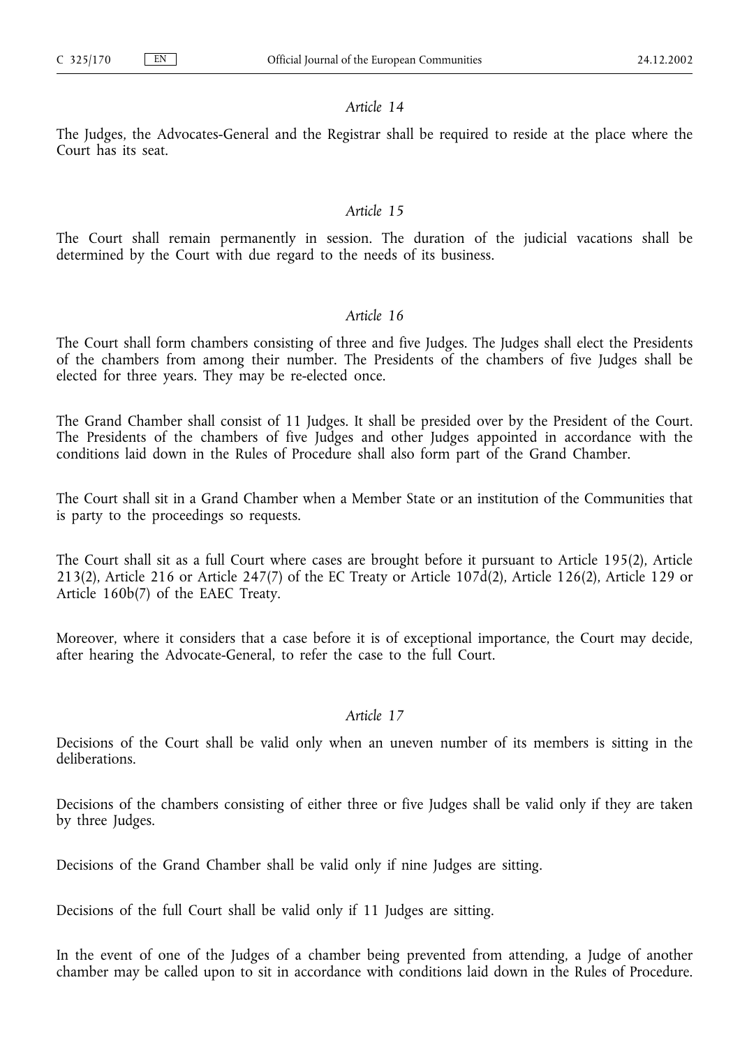*Article 14*

The Judges, the Advocates-General and the Registrar shall be required to reside at the place where the Court has its seat.

*Article 15*

The Court shall remain permanently in session. The duration of the judicial vacations shall be determined by the Court with due regard to the needs of its business.

*Article 16*

The Court shall form chambers consisting of three and five Judges. The Judges shall elect the Presidents of the chambers from among their number. The Presidents of the chambers of five Judges shall be elected for three years. They may be re-elected once.

The Grand Chamber shall consist of 11 Judges. It shall be presided over by the President of the Court. The Presidents of the chambers of five Judges and other Judges appointed in accordance with the conditions laid down in the Rules of Procedure shall also form part of the Grand Chamber.

The Court shall sit in a Grand Chamber when a Member State or an institution of the Communities that is party to the proceedings so requests.

The Court shall sit as a full Court where cases are brought before it pursuant to Article 195(2), Article 213(2), Article 216 or Article 247(7) of the EC Treaty or Article 107d(2), Article 126(2), Article 129 or Article 160b(7) of the EAEC Treaty.

Moreover, where it considers that a case before it is of exceptional importance, the Court may decide, after hearing the Advocate-General, to refer the case to the full Court.

*Article 17*

Decisions of the Court shall be valid only when an uneven number of its members is sitting in the deliberations.

Decisions of the chambers consisting of either three or five Judges shall be valid only if they are taken by three Judges.

Decisions of the Grand Chamber shall be valid only if nine Judges are sitting.

Decisions of the full Court shall be valid only if 11 Judges are sitting.

In the event of one of the Judges of a chamber being prevented from attending, a Judge of another chamber may be called upon to sit in accordance with conditions laid down in the Rules of Procedure.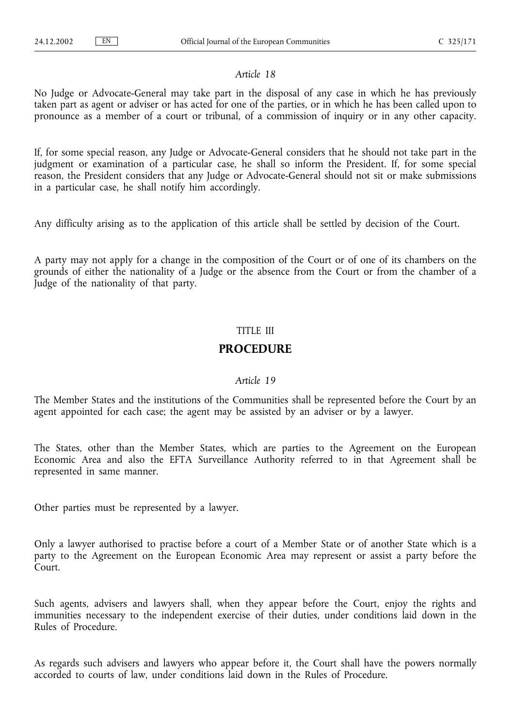*Article 18*

No Judge or Advocate-General may take part in the disposal of any case in which he has previously taken part as agent or adviser or has acted for one of the parties, or in which he has been called upon to pronounce as a member of a court or tribunal, of a commission of inquiry or in any other capacity.

If, for some special reason, any Judge or Advocate-General considers that he should not take part in the judgment or examination of a particular case, he shall so inform the President. If, for some special reason, the President considers that any Judge or Advocate-General should not sit or make submissions in a particular case, he shall notify him accordingly.

Any difficulty arising as to the application of this article shall be settled by decision of the Court.

A party may not apply for a change in the composition of the Court or of one of its chambers on the grounds of either the nationality of a Judge or the absence from the Court or from the chamber of a Judge of the nationality of that party.

TITLE III

## PROCEDURE

*Article 19*

The Member States and the institutions of the Communities shall be represented before the Court by an agent appointed for each case; the agent may be assisted by an adviser or by a lawyer.

The States, other than the Member States, which are parties to the Agreement on the European Economic Area and also the EFTA Surveillance Authority referred to in that Agreement shall be represented in same manner.

Other parties must be represented by a lawyer.

Only a lawyer authorised to practise before a court of a Member State or of another State which is a party to the Agreement on the European Economic Area may represent or assist a party before the Court.

Such agents, advisers and lawyers shall, when they appear before the Court, enjoy the rights and immunities necessary to the independent exercise of their duties, under conditions laid down in the Rules of Procedure.

As regards such advisers and lawyers who appear before it, the Court shall have the powers normally accorded to courts of law, under conditions laid down in the Rules of Procedure.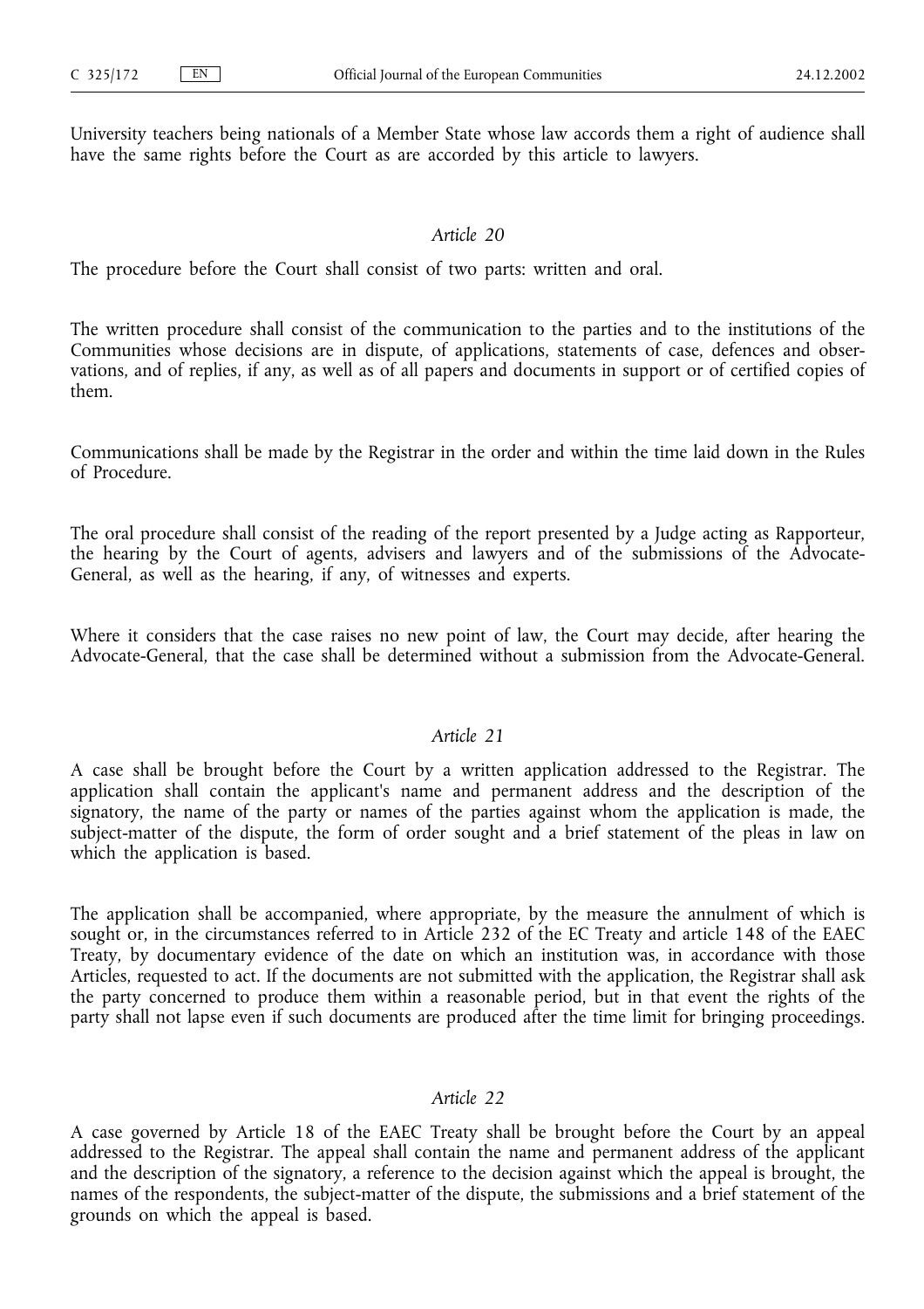University teachers being nationals of a Member State whose law accords them a right of audience shall have the same rights before the Court as are accorded by this article to lawyers.

### *Article 20*

The procedure before the Court shall consist of two parts: written and oral.

The written procedure shall consist of the communication to the parties and to the institutions of the Communities whose decisions are in dispute, of applications, statements of case, defences and observations, and of replies, if any, as well as of all papers and documents in support or of certified copies of them.

Communications shall be made by the Registrar in the order and within the time laid down in the Rules of Procedure.

The oral procedure shall consist of the reading of the report presented by a Judge acting as Rapporteur, the hearing by the Court of agents, advisers and lawyers and of the submissions of the Advocate-General, as well as the hearing, if any, of witnesses and experts.

Where it considers that the case raises no new point of law, the Court may decide, after hearing the Advocate-General, that the case shall be determined without a submission from the Advocate-General.

### *Article 21*

A case shall be brought before the Court by a written application addressed to the Registrar. The application shall contain the applicant's name and permanent address and the description of the signatory, the name of the party or names of the parties against whom the application is made, the subject-matter of the dispute, the form of order sought and a brief statement of the pleas in law on which the application is based.

The application shall be accompanied, where appropriate, by the measure the annulment of which is sought or, in the circumstances referred to in Article 232 of the EC Treaty and article 148 of the EAEC Treaty, by documentary evidence of the date on which an institution was, in accordance with those Articles, requested to act. If the documents are not submitted with the application, the Registrar shall ask the party concerned to produce them within a reasonable period, but in that event the rights of the party shall not lapse even if such documents are produced after the time limit for bringing proceedings.

### *Article 22*

A case governed by Article 18 of the EAEC Treaty shall be brought before the Court by an appeal addressed to the Registrar. The appeal shall contain the name and permanent address of the applicant and the description of the signatory, a reference to the decision against which the appeal is brought, the names of the respondents, the subject-matter of the dispute, the submissions and a brief statement of the grounds on which the appeal is based.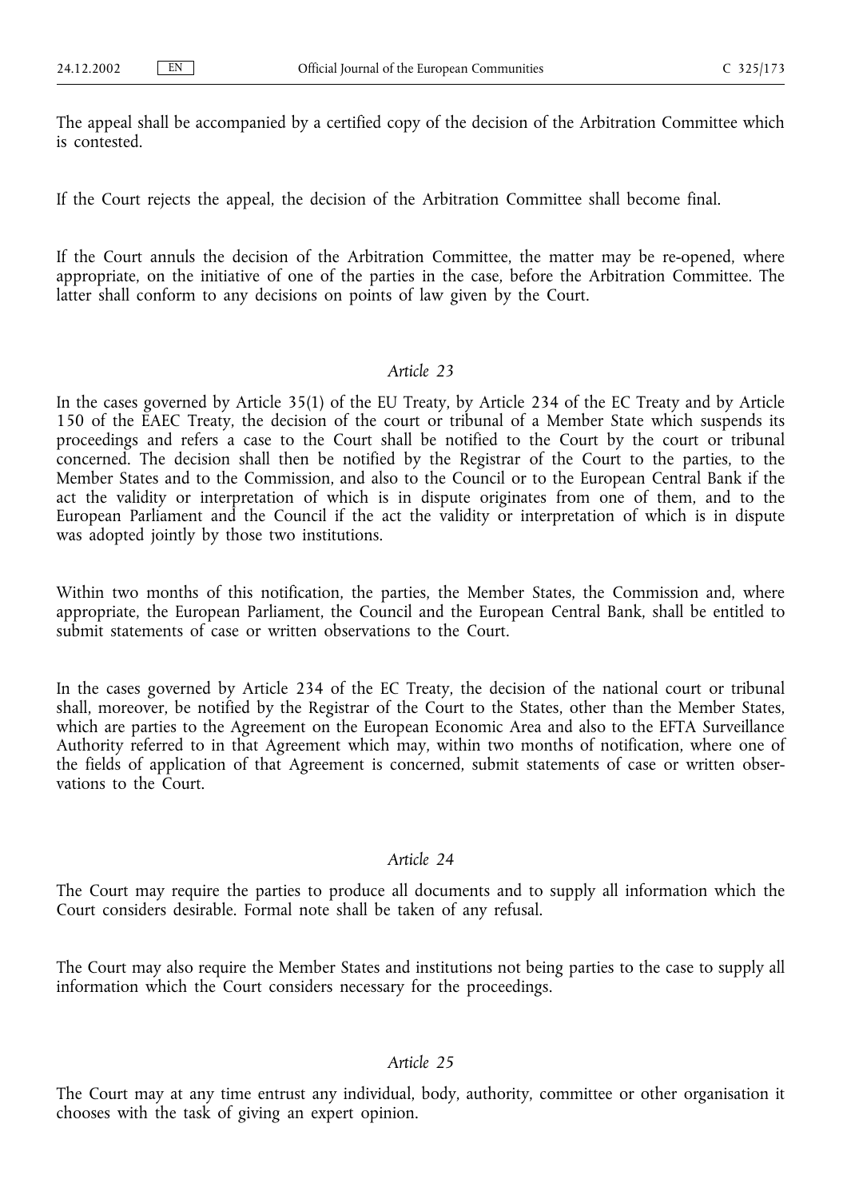The appeal shall be accompanied by a certified copy of the decision of the Arbitration Committee which is contested.

If the Court rejects the appeal, the decision of the Arbitration Committee shall become final.

If the Court annuls the decision of the Arbitration Committee, the matter may be re-opened, where appropriate, on the initiative of one of the parties in the case, before the Arbitration Committee. The latter shall conform to any decisions on points of law given by the Court.

*Article 23*

In the cases governed by Article 35(1) of the EU Treaty, by Article 234 of the EC Treaty and by Article 150 of the EAEC Treaty, the decision of the court or tribunal of a Member State which suspends its proceedings and refers a case to the Court shall be notified to the Court by the court or tribunal concerned. The decision shall then be notified by the Registrar of the Court to the parties, to the Member States and to the Commission, and also to the Council or to the European Central Bank if the act the validity or interpretation of which is in dispute originates from one of them, and to the European Parliament and the Council if the act the validity or interpretation of which is in dispute was adopted jointly by those two institutions.

Within two months of this notification, the parties, the Member States, the Commission and, where appropriate, the European Parliament, the Council and the European Central Bank, shall be entitled to submit statements of case or written observations to the Court.

In the cases governed by Article 234 of the EC Treaty, the decision of the national court or tribunal shall, moreover, be notified by the Registrar of the Court to the States, other than the Member States, which are parties to the Agreement on the European Economic Area and also to the EFTA Surveillance Authority referred to in that Agreement which may, within two months of notification, where one of the fields of application of that Agreement is concerned, submit statements of case or written observations to the Court.

*Article 24*

The Court may require the parties to produce all documents and to supply all information which the Court considers desirable. Formal note shall be taken of any refusal.

The Court may also require the Member States and institutions not being parties to the case to supply all information which the Court considers necessary for the proceedings.

*Article 25*

The Court may at any time entrust any individual, body, authority, committee or other organisation it chooses with the task of giving an expert opinion.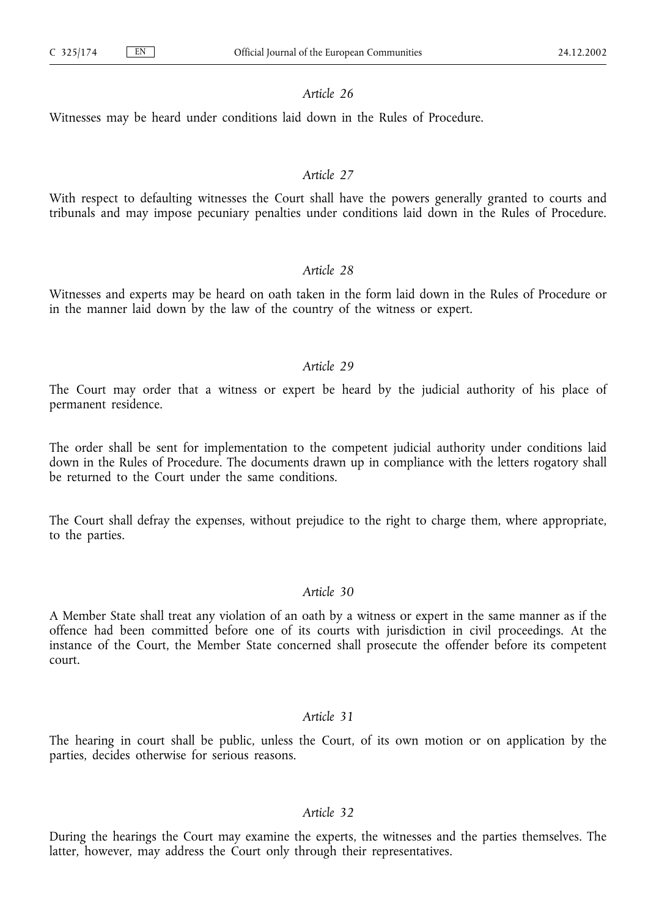*Article 26*

Witnesses may be heard under conditions laid down in the Rules of Procedure.

*Article 27*

With respect to defaulting witnesses the Court shall have the powers generally granted to courts and tribunals and may impose pecuniary penalties under conditions laid down in the Rules of Procedure.

*Article 28*

Witnesses and experts may be heard on oath taken in the form laid down in the Rules of Procedure or in the manner laid down by the law of the country of the witness or expert.

*Article 29*

The Court may order that a witness or expert be heard by the judicial authority of his place of permanent residence.

The order shall be sent for implementation to the competent judicial authority under conditions laid down in the Rules of Procedure. The documents drawn up in compliance with the letters rogatory shall be returned to the Court under the same conditions.

The Court shall defray the expenses, without prejudice to the right to charge them, where appropriate, to the parties.

*Article 30*

A Member State shall treat any violation of an oath by a witness or expert in the same manner as if the offence had been committed before one of its courts with jurisdiction in civil proceedings. At the instance of the Court, the Member State concerned shall prosecute the offender before its competent court.

*Article 31*

The hearing in court shall be public, unless the Court, of its own motion or on application by the parties, decides otherwise for serious reasons.

*Article 32*

During the hearings the Court may examine the experts, the witnesses and the parties themselves. The latter, however, may address the Court only through their representatives.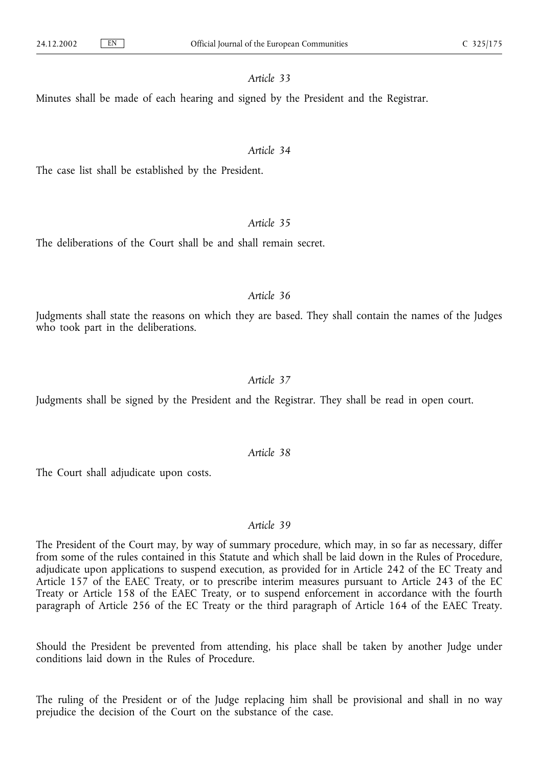*Article 33*

Minutes shall be made of each hearing and signed by the President and the Registrar.

*Article 34*

The case list shall be established by the President.

*Article 35*

The deliberations of the Court shall be and shall remain secret.

*Article 36*

Judgments shall state the reasons on which they are based. They shall contain the names of the Judges who took part in the deliberations.

*Article 37*

Judgments shall be signed by the President and the Registrar. They shall be read in open court.

*Article 38*

The Court shall adjudicate upon costs.

*Article 39*

The President of the Court may, by way of summary procedure, which may, in so far as necessary, differ from some of the rules contained in this Statute and which shall be laid down in the Rules of Procedure, adjudicate upon applications to suspend execution, as provided for in Article 242 of the EC Treaty and Article 157 of the EAEC Treaty, or to prescribe interim measures pursuant to Article 243 of the EC Treaty or Article 158 of the EAEC Treaty, or to suspend enforcement in accordance with the fourth paragraph of Article 256 of the EC Treaty or the third paragraph of Article 164 of the EAEC Treaty.

Should the President be prevented from attending, his place shall be taken by another Judge under conditions laid down in the Rules of Procedure.

The ruling of the President or of the Judge replacing him shall be provisional and shall in no way prejudice the decision of the Court on the substance of the case.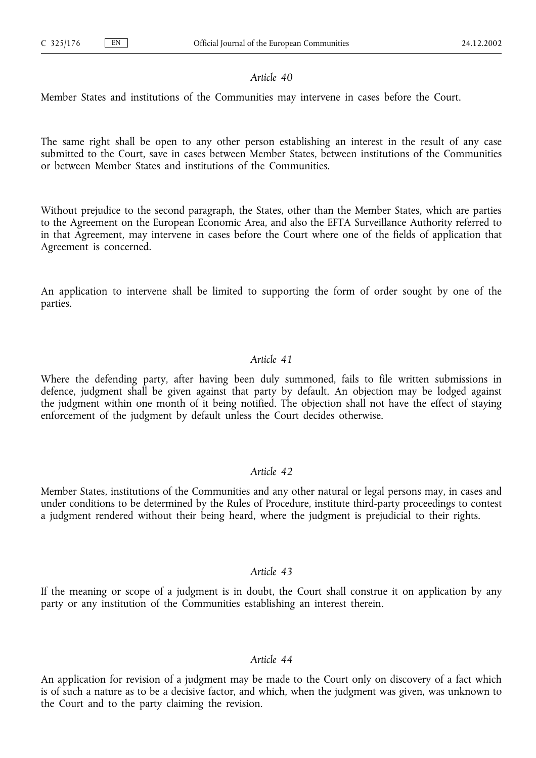*Article 40*

Member States and institutions of the Communities may intervene in cases before the Court.

The same right shall be open to any other person establishing an interest in the result of any case submitted to the Court, save in cases between Member States, between institutions of the Communities or between Member States and institutions of the Communities.

Without prejudice to the second paragraph, the States, other than the Member States, which are parties to the Agreement on the European Economic Area, and also the EFTA Surveillance Authority referred to in that Agreement, may intervene in cases before the Court where one of the fields of application that Agreement is concerned.

An application to intervene shall be limited to supporting the form of order sought by one of the parties.

*Article 41*

Where the defending party, after having been duly summoned, fails to file written submissions in defence, judgment shall be given against that party by default. An objection may be lodged against the judgment within one month of it being notified. The objection shall not have the effect of staying enforcement of the judgment by default unless the Court decides otherwise.

*Article 42*

Member States, institutions of the Communities and any other natural or legal persons may, in cases and under conditions to be determined by the Rules of Procedure, institute third-party proceedings to contest a judgment rendered without their being heard, where the judgment is prejudicial to their rights.

*Article 43*

If the meaning or scope of a judgment is in doubt, the Court shall construe it on application by any party or any institution of the Communities establishing an interest therein.

*Article 44*

An application for revision of a judgment may be made to the Court only on discovery of a fact which is of such a nature as to be a decisive factor, and which, when the judgment was given, was unknown to the Court and to the party claiming the revision.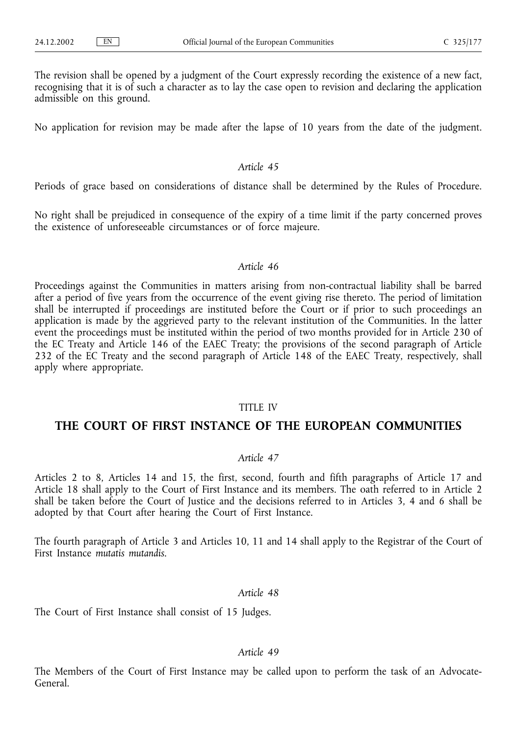The revision shall be opened by a judgment of the Court expressly recording the existence of a new fact, recognising that it is of such a character as to lay the case open to revision and declaring the application admissible on this ground.

No application for revision may be made after the lapse of 10 years from the date of the judgment.

*Article 45*

Periods of grace based on considerations of distance shall be determined by the Rules of Procedure.

No right shall be prejudiced in consequence of the expiry of a time limit if the party concerned proves the existence of unforeseeable circumstances or of force majeure.

*Article 46*

Proceedings against the Communities in matters arising from non-contractual liability shall be barred after a period of five years from the occurrence of the event giving rise thereto. The period of limitation shall be interrupted if proceedings are instituted before the Court or if prior to such proceedings an application is made by the aggrieved party to the relevant institution of the Communities. In the latter event the proceedings must be instituted within the period of two months provided for in Article 230 of the EC Treaty and Article 146 of the EAEC Treaty; the provisions of the second paragraph of Article 232 of the EC Treaty and the second paragraph of Article 148 of the EAEC Treaty, respectively, shall apply where appropriate.

TITLE IV

## THE COURT OF FIRST INSTANCE OF THE EUROPEAN COMMUNITIES

*Article 47*

Articles 2 to 8, Articles 14 and 15, the first, second, fourth and fifth paragraphs of Article 17 and Article 18 shall apply to the Court of First Instance and its members. The oath referred to in Article 2 shall be taken before the Court of Justice and the decisions referred to in Articles 3, 4 and 6 shall be adopted by that Court after hearing the Court of First Instance.

The fourth paragraph of Article 3 and Articles 10, 11 and 14 shall apply to the Registrar of the Court of First Instance *mutatis mutandis*.

*Article 48*

The Court of First Instance shall consist of 15 Judges.

*Article 49*

The Members of the Court of First Instance may be called upon to perform the task of an Advocate-General.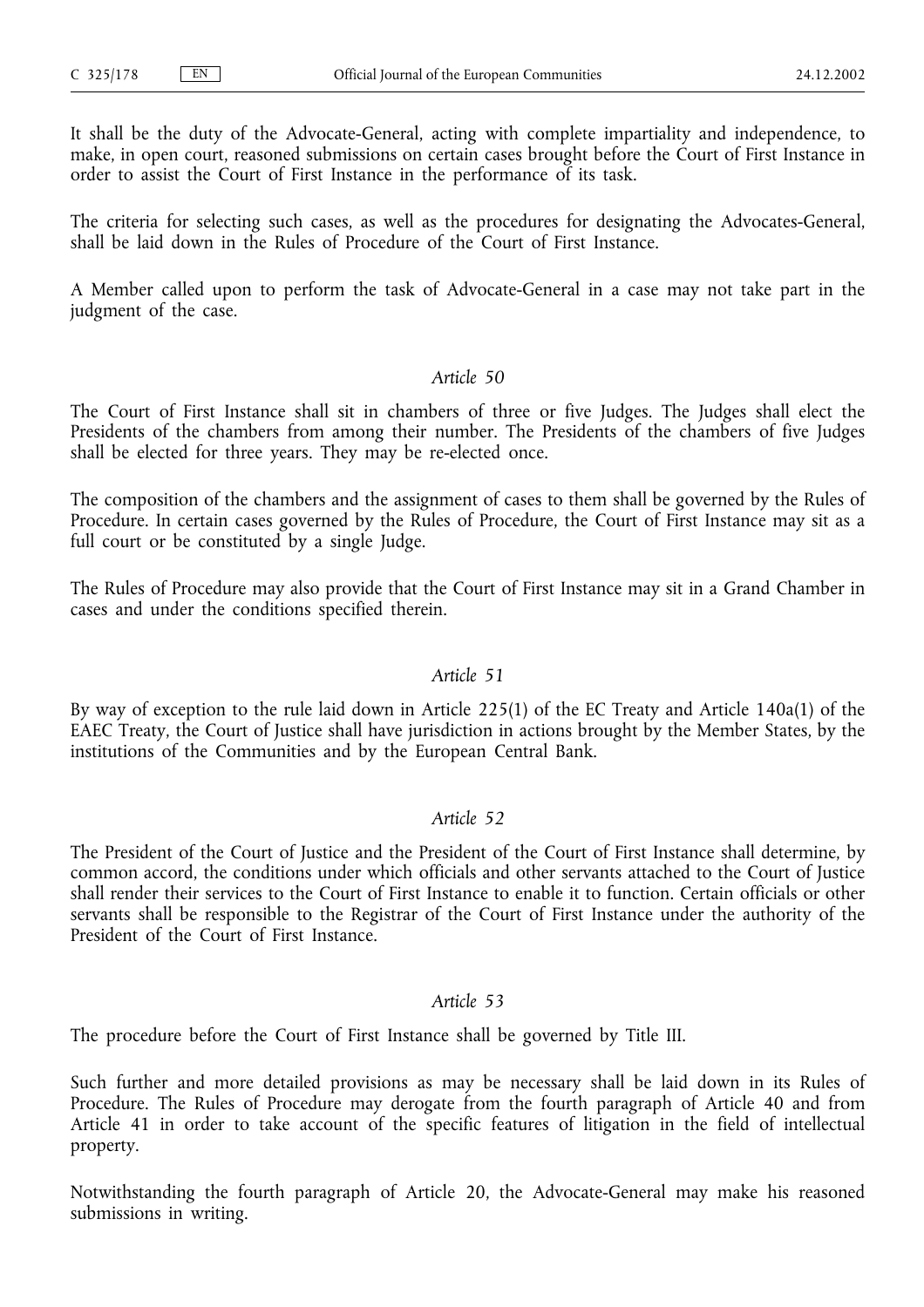It shall be the duty of the Advocate-General, acting with complete impartiality and independence, to make, in open court, reasoned submissions on certain cases brought before the Court of First Instance in order to assist the Court of First Instance in the performance of its task.

The criteria for selecting such cases, as well as the procedures for designating the Advocates-General, shall be laid down in the Rules of Procedure of the Court of First Instance.

A Member called upon to perform the task of Advocate-General in a case may not take part in the judgment of the case.

*Article 50*

The Court of First Instance shall sit in chambers of three or five Judges. The Judges shall elect the Presidents of the chambers from among their number. The Presidents of the chambers of five Judges shall be elected for three years. They may be re-elected once.

The composition of the chambers and the assignment of cases to them shall be governed by the Rules of Procedure. In certain cases governed by the Rules of Procedure, the Court of First Instance may sit as a full court or be constituted by a single Judge.

The Rules of Procedure may also provide that the Court of First Instance may sit in a Grand Chamber in cases and under the conditions specified therein.

*Article 51*

By way of exception to the rule laid down in Article 225(1) of the EC Treaty and Article 140a(1) of the EAEC Treaty, the Court of Justice shall have jurisdiction in actions brought by the Member States, by the institutions of the Communities and by the European Central Bank.

*Article 52*

The President of the Court of Justice and the President of the Court of First Instance shall determine, by common accord, the conditions under which officials and other servants attached to the Court of Justice shall render their services to the Court of First Instance to enable it to function. Certain officials or other servants shall be responsible to the Registrar of the Court of First Instance under the authority of the President of the Court of First Instance.

*Article 53*

The procedure before the Court of First Instance shall be governed by Title III.

Such further and more detailed provisions as may be necessary shall be laid down in its Rules of Procedure. The Rules of Procedure may derogate from the fourth paragraph of Article 40 and from Article 41 in order to take account of the specific features of litigation in the field of intellectual property.

Notwithstanding the fourth paragraph of Article 20, the Advocate-General may make his reasoned submissions in writing.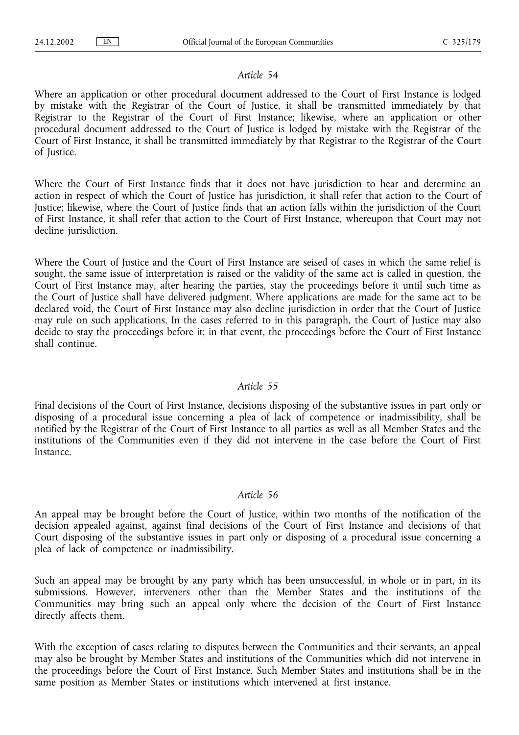*Article 54*

Where an application or other procedural document addressed to the Court of First Instance is lodged by mistake with the Registrar of the Court of Justice, it shall be transmitted immediately by that Registrar to the Registrar of the Court of First Instance; likewise, where an application or other procedural document addressed to the Court of Justice is lodged by mistake with the Registrar of the Court of First Instance, it shall be transmitted immediately by that Registrar to the Registrar of the Court of Justice.

Where the Court of First Instance finds that it does not have jurisdiction to hear and determine an action in respect of which the Court of Justice has jurisdiction, it shall refer that action to the Court of Justice; likewise, where the Court of Justice finds that an action falls within the jurisdiction of the Court of First Instance, it shall refer that action to the Court of First Instance, whereupon that Court may not decline jurisdiction.

Where the Court of Justice and the Court of First Instance are seised of cases in which the same relief is sought, the same issue of interpretation is raised or the validity of the same act is called in question, the Court of First Instance may, after hearing the parties, stay the proceedings before it until such time as the Court of Justice shall have delivered judgment. Where applications are made for the same act to be declared void, the Court of First Instance may also decline jurisdiction in order that the Court of Justice may rule on such applications. In the cases referred to in this paragraph, the Court of Justice may also decide to stay the proceedings before it; in that event, the proceedings before the Court of First Instance shall continue.

*Article 55*

Final decisions of the Court of First Instance, decisions disposing of the substantive issues in part only or disposing of a procedural issue concerning a plea of lack of competence or inadmissibility, shall be notified by the Registrar of the Court of First Instance to all parties as well as all Member States and the institutions of the Communities even if they did not intervene in the case before the Court of First Instance.

*Article 56*

An appeal may be brought before the Court of Justice, within two months of the notification of the decision appealed against, against final decisions of the Court of First Instance and decisions of that Court disposing of the substantive issues in part only or disposing of a procedural issue concerning a plea of lack of competence or inadmissibility.

Such an appeal may be brought by any party which has been unsuccessful, in whole or in part, in its submissions. However, interveners other than the Member States and the institutions of the Communities may bring such an appeal only where the decision of the Court of First Instance directly affects them.

With the exception of cases relating to disputes between the Communities and their servants, an appeal may also be brought by Member States and institutions of the Communities which did not intervene in the proceedings before the Court of First Instance. Such Member States and institutions shall be in the same position as Member States or institutions which intervened at first instance.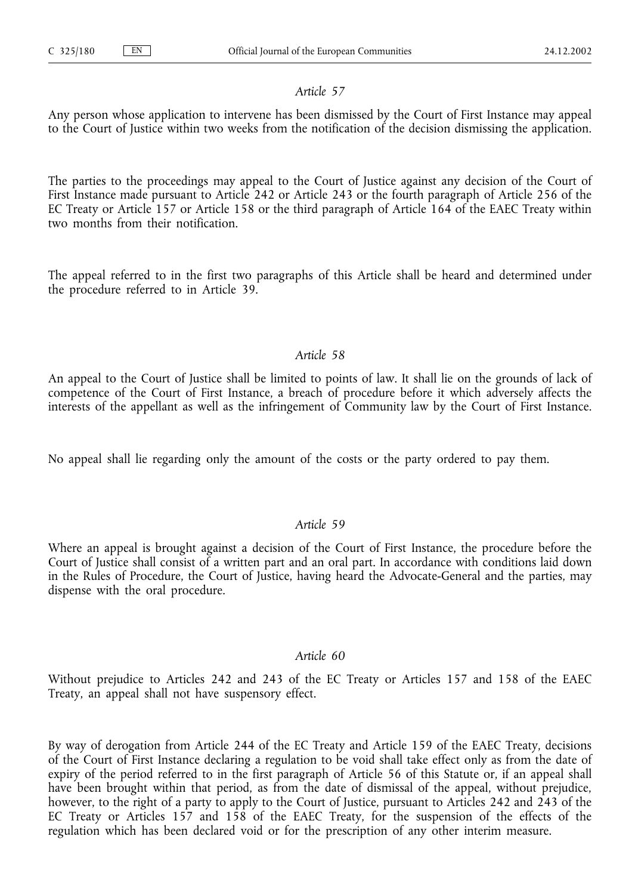*Article 57*

Any person whose application to intervene has been dismissed by the Court of First Instance may appeal to the Court of Justice within two weeks from the notification of the decision dismissing the application.

The parties to the proceedings may appeal to the Court of Justice against any decision of the Court of First Instance made pursuant to Article 242 or Article 243 or the fourth paragraph of Article 256 of the EC Treaty or Article 157 or Article 158 or the third paragraph of Article 164 of the EAEC Treaty within two months from their notification.

The appeal referred to in the first two paragraphs of this Article shall be heard and determined under the procedure referred to in Article 39.

*Article 58*

An appeal to the Court of Justice shall be limited to points of law. It shall lie on the grounds of lack of competence of the Court of First Instance, a breach of procedure before it which adversely affects the interests of the appellant as well as the infringement of Community law by the Court of First Instance.

No appeal shall lie regarding only the amount of the costs or the party ordered to pay them.

*Article 59*

Where an appeal is brought against a decision of the Court of First Instance, the procedure before the Court of Justice shall consist of a written part and an oral part. In accordance with conditions laid down in the Rules of Procedure, the Court of Justice, having heard the Advocate-General and the parties, may dispense with the oral procedure.

*Article 60*

Without prejudice to Articles 242 and 243 of the EC Treaty or Articles 157 and 158 of the EAEC Treaty, an appeal shall not have suspensory effect.

By way of derogation from Article 244 of the EC Treaty and Article 159 of the EAEC Treaty, decisions of the Court of First Instance declaring a regulation to be void shall take effect only as from the date of expiry of the period referred to in the first paragraph of Article 56 of this Statute or, if an appeal shall have been brought within that period, as from the date of dismissal of the appeal, without prejudice, however, to the right of a party to apply to the Court of Justice, pursuant to Articles 242 and 243 of the EC Treaty or Articles 157 and 158 of the EAEC Treaty, for the suspension of the effects of the regulation which has been declared void or for the prescription of any other interim measure.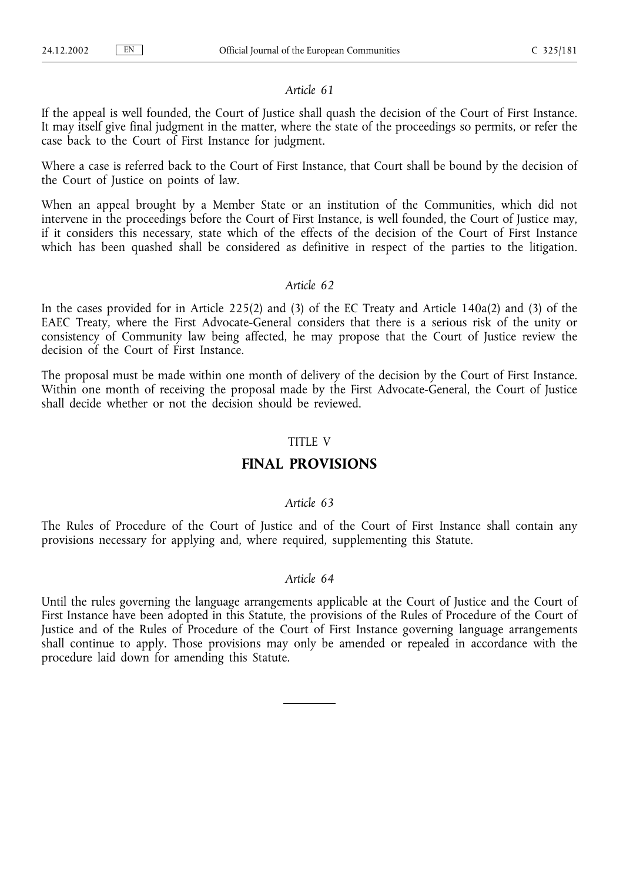*Article 61*

If the appeal is well founded, the Court of Justice shall quash the decision of the Court of First Instance. It may itself give final judgment in the matter, where the state of the proceedings so permits, or refer the case back to the Court of First Instance for judgment.

Where a case is referred back to the Court of First Instance, that Court shall be bound by the decision of the Court of Justice on points of law.

When an appeal brought by a Member State or an institution of the Communities, which did not intervene in the proceedings before the Court of First Instance, is well founded, the Court of Justice may, if it considers this necessary, state which of the effects of the decision of the Court of First Instance which has been quashed shall be considered as definitive in respect of the parties to the litigation.

*Article 62*

In the cases provided for in Article 225(2) and (3) of the EC Treaty and Article 140a(2) and (3) of the EAEC Treaty, where the First Advocate-General considers that there is a serious risk of the unity or consistency of Community law being affected, he may propose that the Court of Justice review the decision of the Court of First Instance.

The proposal must be made within one month of delivery of the decision by the Court of First Instance. Within one month of receiving the proposal made by the First Advocate-General, the Court of Justice shall decide whether or not the decision should be reviewed.

TITLE V

## FINAL PROVISIONS

*Article 63*

The Rules of Procedure of the Court of Justice and of the Court of First Instance shall contain any provisions necessary for applying and, where required, supplementing this Statute.

*Article 64*

Until the rules governing the language arrangements applicable at the Court of Justice and the Court of First Instance have been adopted in this Statute, the provisions of the Rules of Procedure of the Court of Justice and of the Rules of Procedure of the Court of First Instance governing language arrangements shall continue to apply. Those provisions may only be amended or repealed in accordance with the procedure laid down for amending this Statute.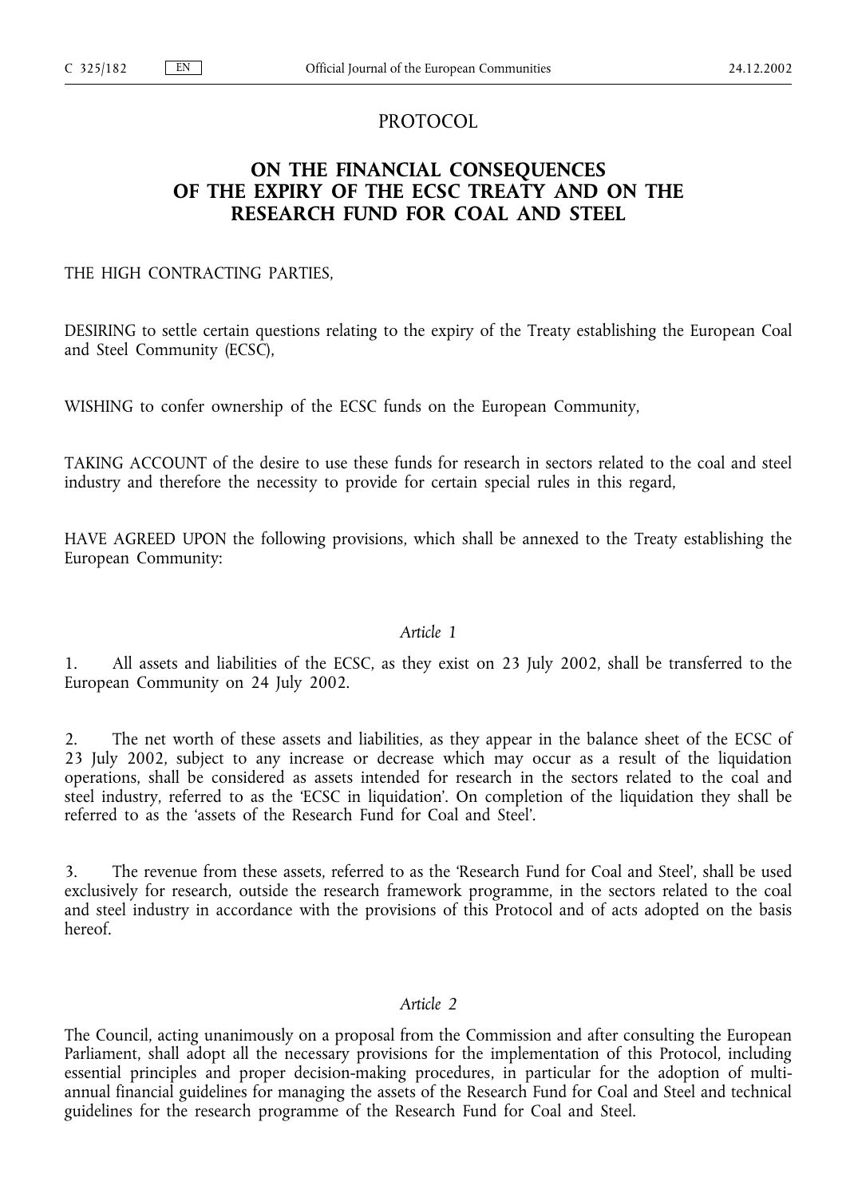# PROTOCOL

## ON THE FINANCIAL CONSEQUENCES OF THE EXPIRY OF THE ECSC TREATY AND ON THE RESEARCH FUND FOR COAL AND STEEL

THE HIGH CONTRACTING PARTIES,

DESIRING to settle certain questions relating to the expiry of the Treaty establishing the European Coal and Steel Community (ECSC),

WISHING to confer ownership of the ECSC funds on the European Community,

TAKING ACCOUNT of the desire to use these funds for research in sectors related to the coal and steel industry and therefore the necessity to provide for certain special rules in this regard,

HAVE AGREED UPON the following provisions, which shall be annexed to the Treaty establishing the European Community:

*Article 1*

1. All assets and liabilities of the ECSC, as they exist on 23 July 2002, shall be transferred to the European Community on 24 July 2002.

2. The net worth of these assets and liabilities, as they appear in the balance sheet of the ECSC of 23 July 2002, subject to any increase or decrease which may occur as a result of the liquidation operations, shall be considered as assets intended for research in the sectors related to the coal and steel industry, referred to as the 'ECSC in liquidation'. On completion of the liquidation they shall be referred to as the 'assets of the Research Fund for Coal and Steel'.

3. The revenue from these assets, referred to as the 'Research Fund for Coal and Steel', shall be used exclusively for research, outside the research framework programme, in the sectors related to the coal and steel industry in accordance with the provisions of this Protocol and of acts adopted on the basis hereof.

*Article 2*

The Council, acting unanimously on a proposal from the Commission and after consulting the European Parliament, shall adopt all the necessary provisions for the implementation of this Protocol, including essential principles and proper decision-making procedures, in particular for the adoption of multi-annual financial guidelines for managing the assets of the Research Fund for Coal and Steel and technical guidelines for the research programme of the Research Fund for Coal and Steel.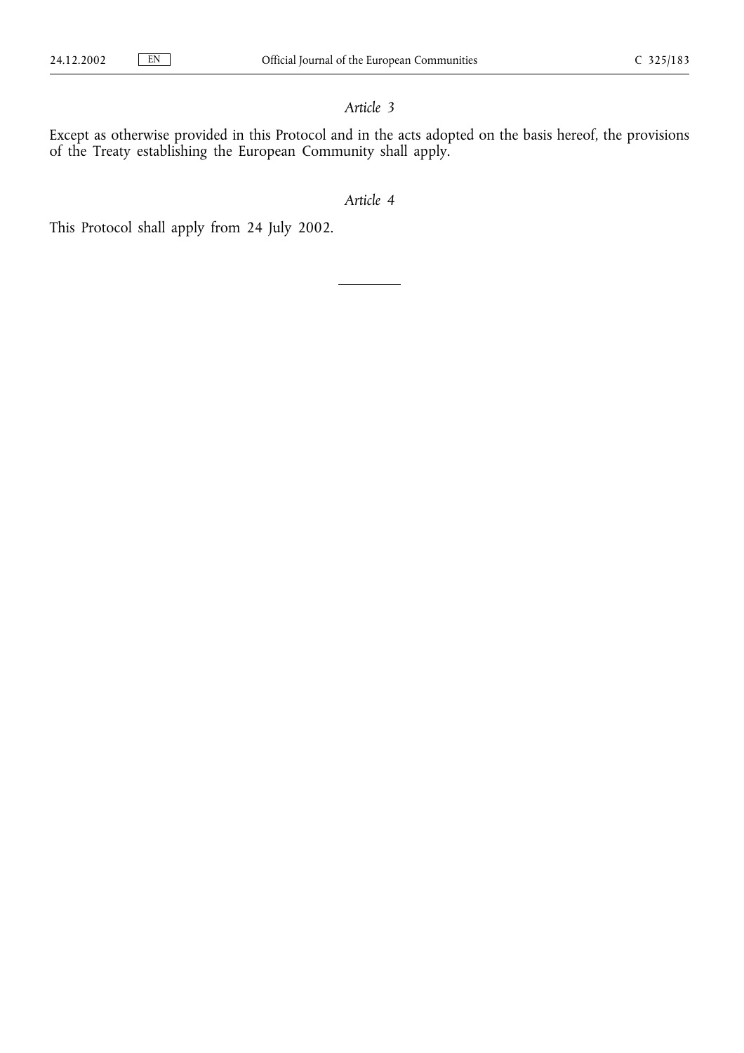*Article 3*

Except as otherwise provided in this Protocol and in the acts adopted on the basis hereof, the provisions of the Treaty establishing the European Community shall apply.

*Article 4*

This Protocol shall apply from 24 July 2002.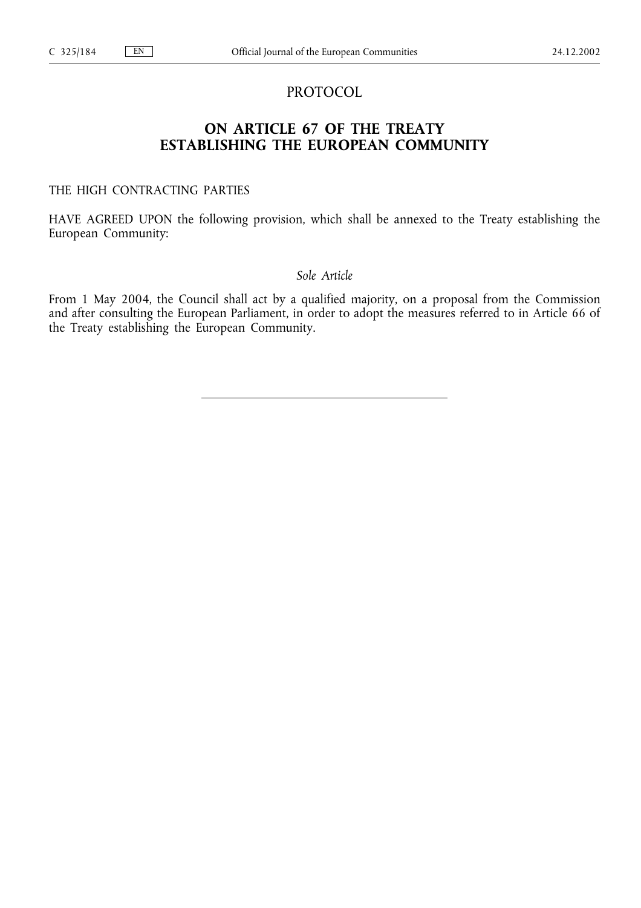PROTOCOL

# ON ARTICLE 67 OF THE TREATY ESTABLISHING THE EUROPEAN COMMUNITY

THE HIGH CONTRACTING PARTIES

HAVE AGREED UPON the following provision, which shall be annexed to the Treaty establishing the European Community:

*Sole Article*

From 1 May 2004, the Council shall act by a qualified majority, on a proposal from the Commission and after consulting the European Parliament, in order to adopt the measures referred to in Article 66 of the Treaty establishing the European Community.